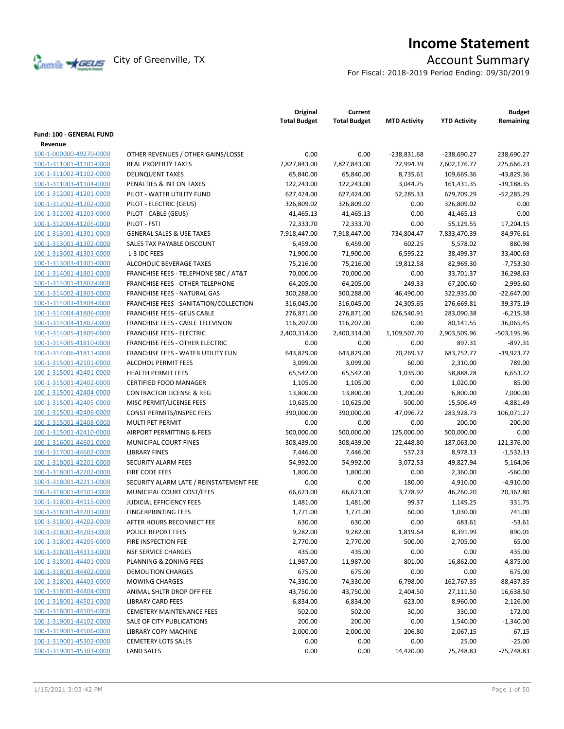# Income Statement

City of Greenville, TX

## Account Summary

For Fiscal: 2018-2019 Period Ending: 09/30/2019

| | | Original Total Budget | Current Total Budget | MTD Activity | YTD Activity | Budget Remaining |
|---|---|---|---|---|---|---|
| **Fund: 100 - GENERAL FUND** | | | | | | |
| **Revenue** | | | | | | |
| 100-1-000000-49270-0000 | OTHER REVENUES / OTHER GAINS/LOSSE | 0.00 | 0.00 | -238,831.68 | -238,690.27 | 238,690.27 |
| 100-1-311001-41101-0000 | REAL PROPERTY TAXES | 7,827,843.00 | 7,827,843.00 | 22,994.39 | 7,602,176.77 | 225,666.23 |
| 100-1-311002-41102-0000 | DELINQUENT TAXES | 65,840.00 | 65,840.00 | 8,735.61 | 109,669.36 | -43,829.36 |
| 100-1-311003-41104-0000 | PENALTIES & INT ON TAXES | 122,243.00 | 122,243.00 | 3,044.75 | 161,431.35 | -39,188.35 |
| 100-1-312001-41201-0000 | PILOT - WATER UTILITY FUND | 627,424.00 | 627,424.00 | 52,285.33 | 679,709.29 | -52,285.29 |
| 100-1-312002-41202-0000 | PILOT - ELECTRIC (GEUS) | 326,809.02 | 326,809.02 | 0.00 | 326,809.02 | 0.00 |
| 100-1-312002-41203-0000 | PILOT - CABLE (GEUS) | 41,465.13 | 41,465.13 | 0.00 | 41,465.13 | 0.00 |
| 100-1-312004-41205-0000 | PILOT - FSTI | 72,333.70 | 72,333.70 | 0.00 | 55,129.55 | 17,204.15 |
| 100-1-313001-41301-0000 | GENERAL SALES & USE TAXES | 7,918,447.00 | 7,918,447.00 | 734,804.47 | 7,833,470.39 | 84,976.61 |
| 100-1-313001-41302-0000 | SALES TAX PAYABLE DISCOUNT | 6,459.00 | 6,459.00 | 602.25 | 5,578.02 | 880.98 |
| 100-1-313002-41303-0000 | L-3 IDC FEES | 71,900.00 | 71,900.00 | 6,595.22 | 38,499.37 | 33,400.63 |
| 100-1-313003-41401-0000 | ALCOHOLIC BEVERAGE TAXES | 75,216.00 | 75,216.00 | 19,812.58 | 82,969.30 | -7,753.30 |
| 100-1-314001-41801-0000 | FRANCHISE FEES - TELEPHONE SBC / AT&T | 70,000.00 | 70,000.00 | 0.00 | 33,701.37 | 36,298.63 |
| 100-1-314001-41802-0000 | FRANCHISE FEES - OTHER TELEPHONE | 64,205.00 | 64,205.00 | 249.33 | 67,200.60 | -2,995.60 |
| 100-1-314002-41803-0000 | FRANCHISE FEES - NATURAL GAS | 300,288.00 | 300,288.00 | 46,490.00 | 322,935.00 | -22,647.00 |
| 100-1-314003-41804-0000 | FRANCHISE FEES - SANITATION/COLLECTION | 316,045.00 | 316,045.00 | 24,305.65 | 276,669.81 | 39,375.19 |
| 100-1-314004-41806-0000 | FRANCHISE FEES - GEUS CABLE | 276,871.00 | 276,871.00 | 626,540.91 | 283,090.38 | -6,219.38 |
| 100-1-314004-41807-0000 | FRANCHISE FEES - CABLE TELEVISION | 116,207.00 | 116,207.00 | 0.00 | 80,141.55 | 36,065.45 |
| 100-1-314005-41809-0000 | FRANCHISE FEES - ELECTRIC | 2,400,314.00 | 2,400,314.00 | 1,109,507.70 | 2,903,509.96 | -503,195.96 |
| 100-1-314005-41810-0000 | FRANCHISE FEES - OTHER ELECTRIC | 0.00 | 0.00 | 0.00 | 897.31 | -897.31 |
| 100-1-314006-41811-0000 | FRANCHISE FEES - WATER UTILITY FUN | 643,829.00 | 643,829.00 | 70,269.37 | 683,752.77 | -39,923.77 |
| 100-1-315001-42101-0000 | ALCOHOL PERMIT FEES | 3,099.00 | 3,099.00 | 60.00 | 2,310.00 | 789.00 |
| 100-1-315001-42401-0000 | HEALTH PERMIT FEES | 65,542.00 | 65,542.00 | 1,035.00 | 58,888.28 | 6,653.72 |
| 100-1-315001-42402-0000 | CERTIFIED FOOD MANAGER | 1,105.00 | 1,105.00 | 0.00 | 1,020.00 | 85.00 |
| 100-1-315001-42404-0000 | CONTRACTOR LICENSE & REG | 13,800.00 | 13,800.00 | 1,200.00 | 6,800.00 | 7,000.00 |
| 100-1-315001-42405-0000 | MISC PERMIT/LICENSE FEES | 10,625.00 | 10,625.00 | 500.00 | 15,506.49 | -4,881.49 |
| 100-1-315001-42406-0000 | CONST PERMITS/INSPEC FEES | 390,000.00 | 390,000.00 | 47,096.72 | 283,928.73 | 106,071.27 |
| 100-1-315001-42408-0000 | MULTI PET PERMIT | 0.00 | 0.00 | 0.00 | 200.00 | -200.00 |
| 100-1-315001-42410-0000 | AIRPORT PERMITTING & FEES | 500,000.00 | 500,000.00 | 125,000.00 | 500,000.00 | 0.00 |
| 100-1-316001-44601-0000 | MUNICIPAL COURT FINES | 308,439.00 | 308,439.00 | -22,448.80 | 187,063.00 | 121,376.00 |
| 100-1-317001-44602-0000 | LIBRARY FINES | 7,446.00 | 7,446.00 | 537.23 | 8,978.13 | -1,532.13 |
| 100-1-318001-42201-0000 | SECURITY ALARM FEES | 54,992.00 | 54,992.00 | 3,072.53 | 49,827.94 | 5,164.06 |
| 100-1-318001-42202-0000 | FIRE CODE FEES | 1,800.00 | 1,800.00 | 0.00 | 2,360.00 | -560.00 |
| 100-1-318001-42211-0000 | SECURITY ALARM LATE / REINSTATEMENT FEE | 0.00 | 0.00 | 180.00 | 4,910.00 | -4,910.00 |
| 100-1-318001-44101-0000 | MUNICIPAL COURT COST/FEES | 66,623.00 | 66,623.00 | 3,778.92 | 46,260.20 | 20,362.80 |
| 100-1-318001-44115-0000 | JUDICIAL EFFICIENCY FEES | 1,481.00 | 1,481.00 | 99.37 | 1,149.25 | 331.75 |
| 100-1-318001-44201-0000 | FINGERPRINTING FEES | 1,771.00 | 1,771.00 | 60.00 | 1,030.00 | 741.00 |
| 100-1-318001-44202-0000 | AFTER HOURS RECONNECT FEE | 630.00 | 630.00 | 0.00 | 683.61 | -53.61 |
| 100-1-318001-44203-0000 | POLICE REPORT FEES | 9,282.00 | 9,282.00 | 1,819.64 | 8,391.99 | 890.01 |
| 100-1-318001-44205-0000 | FIRE INSPECTION FEE | 2,770.00 | 2,770.00 | 500.00 | 2,705.00 | 65.00 |
| 100-1-318001-44311-0000 | NSF SERVICE CHARGES | 435.00 | 435.00 | 0.00 | 0.00 | 435.00 |
| 100-1-318001-44401-0000 | PLANNING & ZONING FEES | 11,987.00 | 11,987.00 | 801.00 | 16,862.00 | -4,875.00 |
| 100-1-318001-44402-0000 | DEMOLITION CHARGES | 675.00 | 675.00 | 0.00 | 0.00 | 675.00 |
| 100-1-318001-44403-0000 | MOWING CHARGES | 74,330.00 | 74,330.00 | 6,798.00 | 162,767.35 | -88,437.35 |
| 100-1-318001-44404-0000 | ANIMAL SHLTR DROP OFF FEE | 43,750.00 | 43,750.00 | 2,404.50 | 27,111.50 | 16,638.50 |
| 100-1-318001-44501-0000 | LIBRARY CARD FEES | 6,834.00 | 6,834.00 | 623.00 | 8,960.00 | -2,126.00 |
| 100-1-318001-44505-0000 | CEMETERY MAINTENANCE FEES | 502.00 | 502.00 | 30.00 | 330.00 | 172.00 |
| 100-1-319001-44102-0000 | SALE OF CITY PUBLICATIONS | 200.00 | 200.00 | 0.00 | 1,540.00 | -1,340.00 |
| 100-1-319001-44506-0000 | LIBRARY COPY MACHINE | 2,000.00 | 2,000.00 | 206.80 | 2,067.15 | -67.15 |
| 100-1-319001-45302-0000 | CEMETERY LOTS SALES | 0.00 | 0.00 | 0.00 | 25.00 | -25.00 |
| 100-1-319001-45303-0000 | LAND SALES | 0.00 | 0.00 | 14,420.00 | 75,748.83 | -75,748.83 |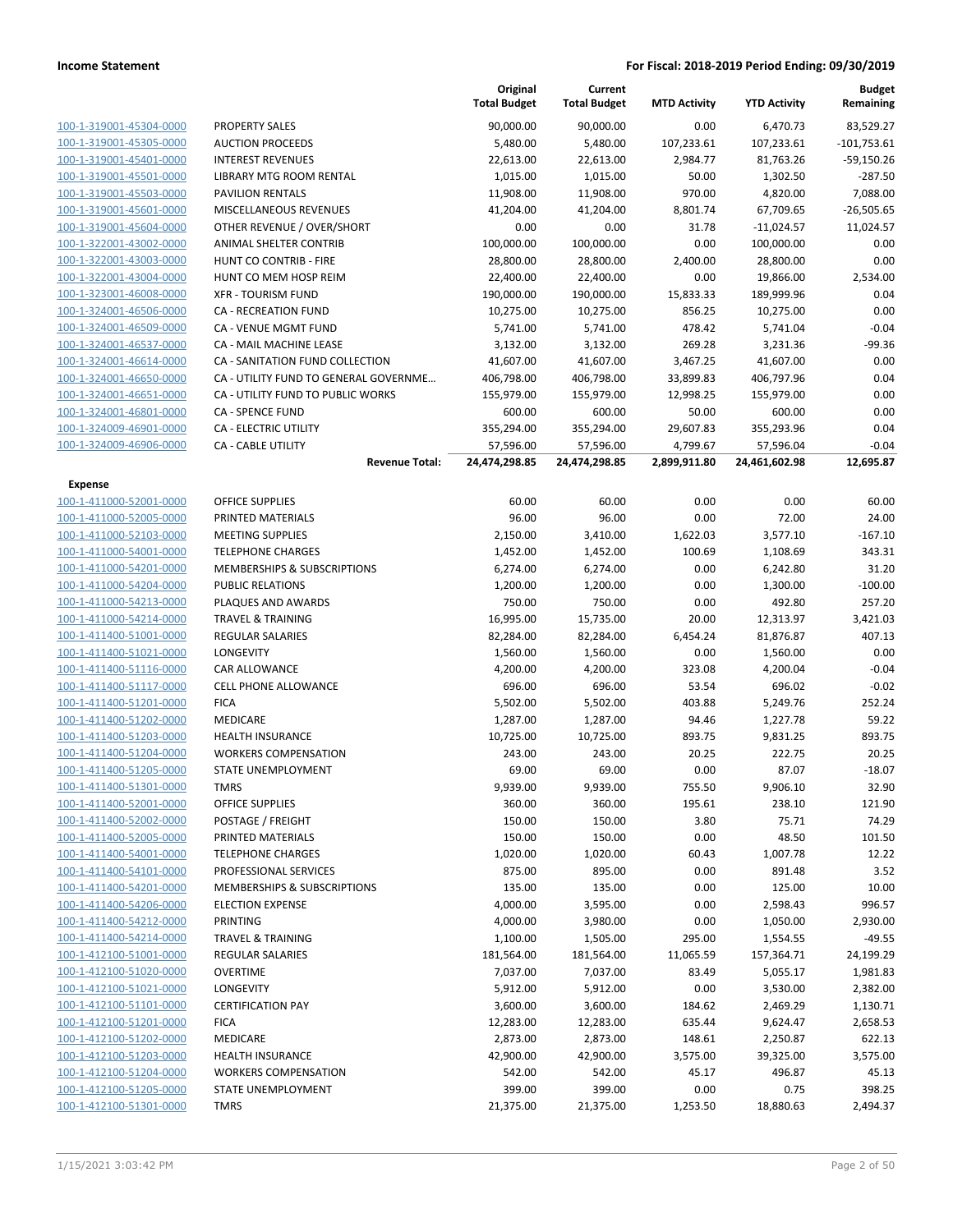| | | Original Total Budget | Current Total Budget | MTD Activity | YTD Activity | Budget Remaining |
|---|---|---|---|---|---|---|
| 100-1-319001-45304-0000 | PROPERTY SALES | 90,000.00 | 90,000.00 | 0.00 | 6,470.73 | 83,529.27 |
| 100-1-319001-45305-0000 | AUCTION PROCEEDS | 5,480.00 | 5,480.00 | 107,233.61 | 107,233.61 | -101,753.61 |
| 100-1-319001-45401-0000 | INTEREST REVENUES | 22,613.00 | 22,613.00 | 2,984.77 | 81,763.26 | -59,150.26 |
| 100-1-319001-45501-0000 | LIBRARY MTG ROOM RENTAL | 1,015.00 | 1,015.00 | 50.00 | 1,302.50 | -287.50 |
| 100-1-319001-45503-0000 | PAVILION RENTALS | 11,908.00 | 11,908.00 | 970.00 | 4,820.00 | 7,088.00 |
| 100-1-319001-45601-0000 | MISCELLANEOUS REVENUES | 41,204.00 | 41,204.00 | 8,801.74 | 67,709.65 | -26,505.65 |
| 100-1-319001-45604-0000 | OTHER REVENUE / OVER/SHORT | 0.00 | 0.00 | 31.78 | -11,024.57 | 11,024.57 |
| 100-1-322001-43002-0000 | ANIMAL SHELTER CONTRIB | 100,000.00 | 100,000.00 | 0.00 | 100,000.00 | 0.00 |
| 100-1-322001-43003-0000 | HUNT CO CONTRIB - FIRE | 28,800.00 | 28,800.00 | 2,400.00 | 28,800.00 | 0.00 |
| 100-1-322001-43004-0000 | HUNT CO MEM HOSP REIM | 22,400.00 | 22,400.00 | 0.00 | 19,866.00 | 2,534.00 |
| 100-1-323001-46008-0000 | XFR - TOURISM FUND | 190,000.00 | 190,000.00 | 15,833.33 | 189,999.96 | 0.04 |
| 100-1-324001-46506-0000 | CA - RECREATION FUND | 10,275.00 | 10,275.00 | 856.25 | 10,275.00 | 0.00 |
| 100-1-324001-46509-0000 | CA - VENUE MGMT FUND | 5,741.00 | 5,741.00 | 478.42 | 5,741.04 | -0.04 |
| 100-1-324001-46537-0000 | CA - MAIL MACHINE LEASE | 3,132.00 | 3,132.00 | 269.28 | 3,231.36 | -99.36 |
| 100-1-324001-46614-0000 | CA - SANITATION FUND COLLECTION | 41,607.00 | 41,607.00 | 3,467.25 | 41,607.00 | 0.00 |
| 100-1-324001-46650-0000 | CA - UTILITY FUND TO GENERAL GOVERNME... | 406,798.00 | 406,798.00 | 33,899.83 | 406,797.96 | 0.04 |
| 100-1-324001-46651-0000 | CA - UTILITY FUND TO PUBLIC WORKS | 155,979.00 | 155,979.00 | 12,998.25 | 155,979.00 | 0.00 |
| 100-1-324001-46801-0000 | CA - SPENCE FUND | 600.00 | 600.00 | 50.00 | 600.00 | 0.00 |
| 100-1-324009-46901-0000 | CA - ELECTRIC UTILITY | 355,294.00 | 355,294.00 | 29,607.83 | 355,293.96 | 0.04 |
| 100-1-324009-46906-0000 | CA - CABLE UTILITY | 57,596.00 | 57,596.00 | 4,799.67 | 57,596.04 | -0.04 |
| | **Revenue Total:** | **24,474,298.85** | **24,474,298.85** | **2,899,911.80** | **24,461,602.98** | **12,695.87** |
| **Expense** | | | | | | |
| 100-1-411000-52001-0000 | OFFICE SUPPLIES | 60.00 | 60.00 | 0.00 | 0.00 | 60.00 |
| 100-1-411000-52005-0000 | PRINTED MATERIALS | 96.00 | 96.00 | 0.00 | 72.00 | 24.00 |
| 100-1-411000-52103-0000 | MEETING SUPPLIES | 2,150.00 | 3,410.00 | 1,622.03 | 3,577.10 | -167.10 |
| 100-1-411000-54001-0000 | TELEPHONE CHARGES | 1,452.00 | 1,452.00 | 100.69 | 1,108.69 | 343.31 |
| 100-1-411000-54201-0000 | MEMBERSHIPS & SUBSCRIPTIONS | 6,274.00 | 6,274.00 | 0.00 | 6,242.80 | 31.20 |
| 100-1-411000-54204-0000 | PUBLIC RELATIONS | 1,200.00 | 1,200.00 | 0.00 | 1,300.00 | -100.00 |
| 100-1-411000-54213-0000 | PLAQUES AND AWARDS | 750.00 | 750.00 | 0.00 | 492.80 | 257.20 |
| 100-1-411000-54214-0000 | TRAVEL & TRAINING | 16,995.00 | 15,735.00 | 20.00 | 12,313.97 | 3,421.03 |
| 100-1-411400-51001-0000 | REGULAR SALARIES | 82,284.00 | 82,284.00 | 6,454.24 | 81,876.87 | 407.13 |
| 100-1-411400-51021-0000 | LONGEVITY | 1,560.00 | 1,560.00 | 0.00 | 1,560.00 | 0.00 |
| 100-1-411400-51116-0000 | CAR ALLOWANCE | 4,200.00 | 4,200.00 | 323.08 | 4,200.04 | -0.04 |
| 100-1-411400-51117-0000 | CELL PHONE ALLOWANCE | 696.00 | 696.00 | 53.54 | 696.02 | -0.02 |
| 100-1-411400-51201-0000 | FICA | 5,502.00 | 5,502.00 | 403.88 | 5,249.76 | 252.24 |
| 100-1-411400-51202-0000 | MEDICARE | 1,287.00 | 1,287.00 | 94.46 | 1,227.78 | 59.22 |
| 100-1-411400-51203-0000 | HEALTH INSURANCE | 10,725.00 | 10,725.00 | 893.75 | 9,831.25 | 893.75 |
| 100-1-411400-51204-0000 | WORKERS COMPENSATION | 243.00 | 243.00 | 20.25 | 222.75 | 20.25 |
| 100-1-411400-51205-0000 | STATE UNEMPLOYMENT | 69.00 | 69.00 | 0.00 | 87.07 | -18.07 |
| 100-1-411400-51301-0000 | TMRS | 9,939.00 | 9,939.00 | 755.50 | 9,906.10 | 32.90 |
| 100-1-411400-52001-0000 | OFFICE SUPPLIES | 360.00 | 360.00 | 195.61 | 238.10 | 121.90 |
| 100-1-411400-52002-0000 | POSTAGE / FREIGHT | 150.00 | 150.00 | 3.80 | 75.71 | 74.29 |
| 100-1-411400-52005-0000 | PRINTED MATERIALS | 150.00 | 150.00 | 0.00 | 48.50 | 101.50 |
| 100-1-411400-54001-0000 | TELEPHONE CHARGES | 1,020.00 | 1,020.00 | 60.43 | 1,007.78 | 12.22 |
| 100-1-411400-54101-0000 | PROFESSIONAL SERVICES | 875.00 | 895.00 | 0.00 | 891.48 | 3.52 |
| 100-1-411400-54201-0000 | MEMBERSHIPS & SUBSCRIPTIONS | 135.00 | 135.00 | 0.00 | 125.00 | 10.00 |
| 100-1-411400-54206-0000 | ELECTION EXPENSE | 4,000.00 | 3,595.00 | 0.00 | 2,598.43 | 996.57 |
| 100-1-411400-54212-0000 | PRINTING | 4,000.00 | 3,980.00 | 0.00 | 1,050.00 | 2,930.00 |
| 100-1-411400-54214-0000 | TRAVEL & TRAINING | 1,100.00 | 1,505.00 | 295.00 | 1,554.55 | -49.55 |
| 100-1-412100-51001-0000 | REGULAR SALARIES | 181,564.00 | 181,564.00 | 11,065.59 | 157,364.71 | 24,199.29 |
| 100-1-412100-51020-0000 | OVERTIME | 7,037.00 | 7,037.00 | 83.49 | 5,055.17 | 1,981.83 |
| 100-1-412100-51021-0000 | LONGEVITY | 5,912.00 | 5,912.00 | 0.00 | 3,530.00 | 2,382.00 |
| 100-1-412100-51101-0000 | CERTIFICATION PAY | 3,600.00 | 3,600.00 | 184.62 | 2,469.29 | 1,130.71 |
| 100-1-412100-51201-0000 | FICA | 12,283.00 | 12,283.00 | 635.44 | 9,624.47 | 2,658.53 |
| 100-1-412100-51202-0000 | MEDICARE | 2,873.00 | 2,873.00 | 148.61 | 2,250.87 | 622.13 |
| 100-1-412100-51203-0000 | HEALTH INSURANCE | 42,900.00 | 42,900.00 | 3,575.00 | 39,325.00 | 3,575.00 |
| 100-1-412100-51204-0000 | WORKERS COMPENSATION | 542.00 | 542.00 | 45.17 | 496.87 | 45.13 |
| 100-1-412100-51205-0000 | STATE UNEMPLOYMENT | 399.00 | 399.00 | 0.00 | 0.75 | 398.25 |
| 100-1-412100-51301-0000 | TMRS | 21,375.00 | 21,375.00 | 1,253.50 | 18,880.63 | 2,494.37 |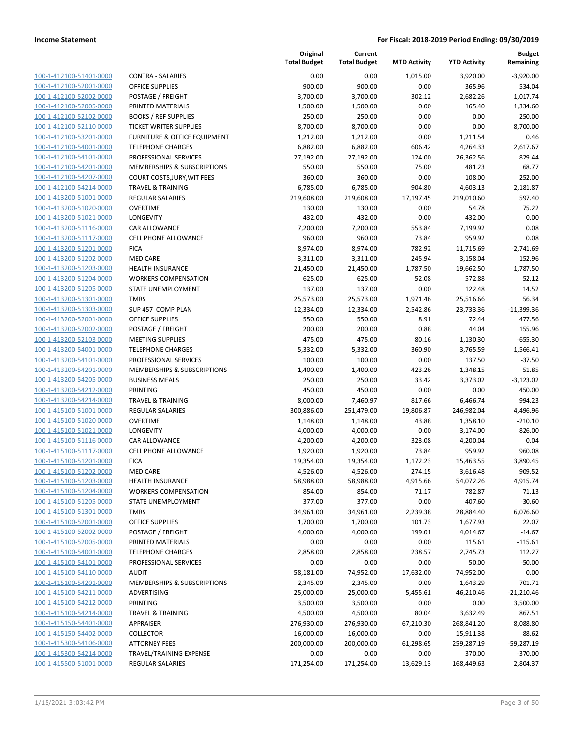| | | Original Total Budget | Current Total Budget | MTD Activity | YTD Activity | Budget Remaining |
|---|---|---|---|---|---|---|
| 100-1-412100-51401-0000 | CONTRA - SALARIES | 0.00 | 0.00 | 1,015.00 | 3,920.00 | -3,920.00 |
| 100-1-412100-52001-0000 | OFFICE SUPPLIES | 900.00 | 900.00 | 0.00 | 365.96 | 534.04 |
| 100-1-412100-52002-0000 | POSTAGE / FREIGHT | 3,700.00 | 3,700.00 | 302.12 | 2,682.26 | 1,017.74 |
| 100-1-412100-52005-0000 | PRINTED MATERIALS | 1,500.00 | 1,500.00 | 0.00 | 165.40 | 1,334.60 |
| 100-1-412100-52102-0000 | BOOKS / REF SUPPLIES | 250.00 | 250.00 | 0.00 | 0.00 | 250.00 |
| 100-1-412100-52110-0000 | TICKET WRITER SUPPLIES | 8,700.00 | 8,700.00 | 0.00 | 0.00 | 8,700.00 |
| 100-1-412100-53201-0000 | FURNITURE & OFFICE EQUIPMENT | 1,212.00 | 1,212.00 | 0.00 | 1,211.54 | 0.46 |
| 100-1-412100-54001-0000 | TELEPHONE CHARGES | 6,882.00 | 6,882.00 | 606.42 | 4,264.33 | 2,617.67 |
| 100-1-412100-54101-0000 | PROFESSIONAL SERVICES | 27,192.00 | 27,192.00 | 124.00 | 26,362.56 | 829.44 |
| 100-1-412100-54201-0000 | MEMBERSHIPS & SUBSCRIPTIONS | 550.00 | 550.00 | 75.00 | 481.23 | 68.77 |
| 100-1-412100-54207-0000 | COURT COSTS,JURY,WIT FEES | 360.00 | 360.00 | 0.00 | 108.00 | 252.00 |
| 100-1-412100-54214-0000 | TRAVEL & TRAINING | 6,785.00 | 6,785.00 | 904.80 | 4,603.13 | 2,181.87 |
| 100-1-413200-51001-0000 | REGULAR SALARIES | 219,608.00 | 219,608.00 | 17,197.45 | 219,010.60 | 597.40 |
| 100-1-413200-51020-0000 | OVERTIME | 130.00 | 130.00 | 0.00 | 54.78 | 75.22 |
| 100-1-413200-51021-0000 | LONGEVITY | 432.00 | 432.00 | 0.00 | 432.00 | 0.00 |
| 100-1-413200-51116-0000 | CAR ALLOWANCE | 7,200.00 | 7,200.00 | 553.84 | 7,199.92 | 0.08 |
| 100-1-413200-51117-0000 | CELL PHONE ALLOWANCE | 960.00 | 960.00 | 73.84 | 959.92 | 0.08 |
| 100-1-413200-51201-0000 | FICA | 8,974.00 | 8,974.00 | 782.92 | 11,715.69 | -2,741.69 |
| 100-1-413200-51202-0000 | MEDICARE | 3,311.00 | 3,311.00 | 245.94 | 3,158.04 | 152.96 |
| 100-1-413200-51203-0000 | HEALTH INSURANCE | 21,450.00 | 21,450.00 | 1,787.50 | 19,662.50 | 1,787.50 |
| 100-1-413200-51204-0000 | WORKERS COMPENSATION | 625.00 | 625.00 | 52.08 | 572.88 | 52.12 |
| 100-1-413200-51205-0000 | STATE UNEMPLOYMENT | 137.00 | 137.00 | 0.00 | 122.48 | 14.52 |
| 100-1-413200-51301-0000 | TMRS | 25,573.00 | 25,573.00 | 1,971.46 | 25,516.66 | 56.34 |
| 100-1-413200-51303-0000 | SUP 457 COMP PLAN | 12,334.00 | 12,334.00 | 2,542.86 | 23,733.36 | -11,399.36 |
| 100-1-413200-52001-0000 | OFFICE SUPPLIES | 550.00 | 550.00 | 8.91 | 72.44 | 477.56 |
| 100-1-413200-52002-0000 | POSTAGE / FREIGHT | 200.00 | 200.00 | 0.88 | 44.04 | 155.96 |
| 100-1-413200-52103-0000 | MEETING SUPPLIES | 475.00 | 475.00 | 80.16 | 1,130.30 | -655.30 |
| 100-1-413200-54001-0000 | TELEPHONE CHARGES | 5,332.00 | 5,332.00 | 360.90 | 3,765.59 | 1,566.41 |
| 100-1-413200-54101-0000 | PROFESSIONAL SERVICES | 100.00 | 100.00 | 0.00 | 137.50 | -37.50 |
| 100-1-413200-54201-0000 | MEMBERSHIPS & SUBSCRIPTIONS | 1,400.00 | 1,400.00 | 423.26 | 1,348.15 | 51.85 |
| 100-1-413200-54205-0000 | BUSINESS MEALS | 250.00 | 250.00 | 33.42 | 3,373.02 | -3,123.02 |
| 100-1-413200-54212-0000 | PRINTING | 450.00 | 450.00 | 0.00 | 0.00 | 450.00 |
| 100-1-413200-54214-0000 | TRAVEL & TRAINING | 8,000.00 | 7,460.97 | 817.66 | 6,466.74 | 994.23 |
| 100-1-415100-51001-0000 | REGULAR SALARIES | 300,886.00 | 251,479.00 | 19,806.87 | 246,982.04 | 4,496.96 |
| 100-1-415100-51020-0000 | OVERTIME | 1,148.00 | 1,148.00 | 43.88 | 1,358.10 | -210.10 |
| 100-1-415100-51021-0000 | LONGEVITY | 4,000.00 | 4,000.00 | 0.00 | 3,174.00 | 826.00 |
| 100-1-415100-51116-0000 | CAR ALLOWANCE | 4,200.00 | 4,200.00 | 323.08 | 4,200.04 | -0.04 |
| 100-1-415100-51117-0000 | CELL PHONE ALLOWANCE | 1,920.00 | 1,920.00 | 73.84 | 959.92 | 960.08 |
| 100-1-415100-51201-0000 | FICA | 19,354.00 | 19,354.00 | 1,172.23 | 15,463.55 | 3,890.45 |
| 100-1-415100-51202-0000 | MEDICARE | 4,526.00 | 4,526.00 | 274.15 | 3,616.48 | 909.52 |
| 100-1-415100-51203-0000 | HEALTH INSURANCE | 58,988.00 | 58,988.00 | 4,915.66 | 54,072.26 | 4,915.74 |
| 100-1-415100-51204-0000 | WORKERS COMPENSATION | 854.00 | 854.00 | 71.17 | 782.87 | 71.13 |
| 100-1-415100-51205-0000 | STATE UNEMPLOYMENT | 377.00 | 377.00 | 0.00 | 407.60 | -30.60 |
| 100-1-415100-51301-0000 | TMRS | 34,961.00 | 34,961.00 | 2,239.38 | 28,884.40 | 6,076.60 |
| 100-1-415100-52001-0000 | OFFICE SUPPLIES | 1,700.00 | 1,700.00 | 101.73 | 1,677.93 | 22.07 |
| 100-1-415100-52002-0000 | POSTAGE / FREIGHT | 4,000.00 | 4,000.00 | 199.01 | 4,014.67 | -14.67 |
| 100-1-415100-52005-0000 | PRINTED MATERIALS | 0.00 | 0.00 | 0.00 | 115.61 | -115.61 |
| 100-1-415100-54001-0000 | TELEPHONE CHARGES | 2,858.00 | 2,858.00 | 238.57 | 2,745.73 | 112.27 |
| 100-1-415100-54101-0000 | PROFESSIONAL SERVICES | 0.00 | 0.00 | 0.00 | 50.00 | -50.00 |
| 100-1-415100-54110-0000 | AUDIT | 58,181.00 | 74,952.00 | 17,632.00 | 74,952.00 | 0.00 |
| 100-1-415100-54201-0000 | MEMBERSHIPS & SUBSCRIPTIONS | 2,345.00 | 2,345.00 | 0.00 | 1,643.29 | 701.71 |
| 100-1-415100-54211-0000 | ADVERTISING | 25,000.00 | 25,000.00 | 5,455.61 | 46,210.46 | -21,210.46 |
| 100-1-415100-54212-0000 | PRINTING | 3,500.00 | 3,500.00 | 0.00 | 0.00 | 3,500.00 |
| 100-1-415100-54214-0000 | TRAVEL & TRAINING | 4,500.00 | 4,500.00 | 80.04 | 3,632.49 | 867.51 |
| 100-1-415150-54401-0000 | APPRAISER | 276,930.00 | 276,930.00 | 67,210.30 | 268,841.20 | 8,088.80 |
| 100-1-415150-54402-0000 | COLLECTOR | 16,000.00 | 16,000.00 | 0.00 | 15,911.38 | 88.62 |
| 100-1-415300-54106-0000 | ATTORNEY FEES | 200,000.00 | 200,000.00 | 61,298.65 | 259,287.19 | -59,287.19 |
| 100-1-415300-54214-0000 | TRAVEL/TRAINING EXPENSE | 0.00 | 0.00 | 0.00 | 370.00 | -370.00 |
| 100-1-415500-51001-0000 | REGULAR SALARIES | 171,254.00 | 171,254.00 | 13,629.13 | 168,449.63 | 2,804.37 |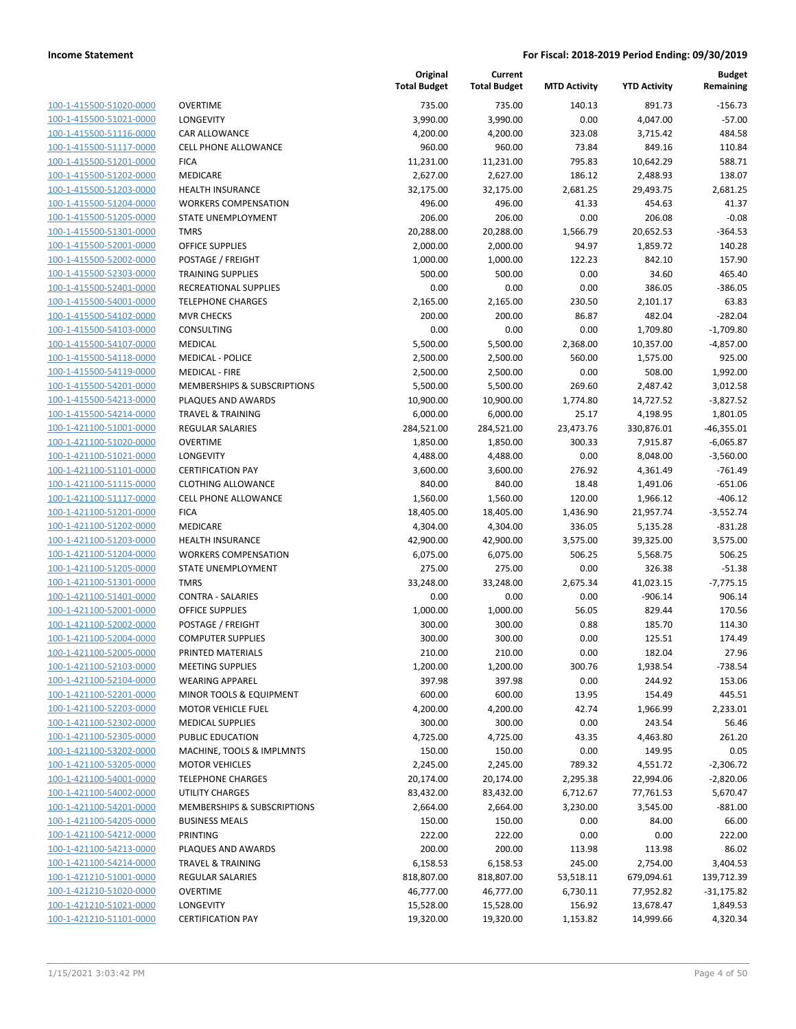| | | Original Total Budget | Current Total Budget | MTD Activity | YTD Activity | Budget Remaining |
|---|---|---|---|---|---|---|
| 100-1-415500-51020-0000 | OVERTIME | 735.00 | 735.00 | 140.13 | 891.73 | -156.73 |
| 100-1-415500-51021-0000 | LONGEVITY | 3,990.00 | 3,990.00 | 0.00 | 4,047.00 | -57.00 |
| 100-1-415500-51116-0000 | CAR ALLOWANCE | 4,200.00 | 4,200.00 | 323.08 | 3,715.42 | 484.58 |
| 100-1-415500-51117-0000 | CELL PHONE ALLOWANCE | 960.00 | 960.00 | 73.84 | 849.16 | 110.84 |
| 100-1-415500-51201-0000 | FICA | 11,231.00 | 11,231.00 | 795.83 | 10,642.29 | 588.71 |
| 100-1-415500-51202-0000 | MEDICARE | 2,627.00 | 2,627.00 | 186.12 | 2,488.93 | 138.07 |
| 100-1-415500-51203-0000 | HEALTH INSURANCE | 32,175.00 | 32,175.00 | 2,681.25 | 29,493.75 | 2,681.25 |
| 100-1-415500-51204-0000 | WORKERS COMPENSATION | 496.00 | 496.00 | 41.33 | 454.63 | 41.37 |
| 100-1-415500-51205-0000 | STATE UNEMPLOYMENT | 206.00 | 206.00 | 0.00 | 206.08 | -0.08 |
| 100-1-415500-51301-0000 | TMRS | 20,288.00 | 20,288.00 | 1,566.79 | 20,652.53 | -364.53 |
| 100-1-415500-52001-0000 | OFFICE SUPPLIES | 2,000.00 | 2,000.00 | 94.97 | 1,859.72 | 140.28 |
| 100-1-415500-52002-0000 | POSTAGE / FREIGHT | 1,000.00 | 1,000.00 | 122.23 | 842.10 | 157.90 |
| 100-1-415500-52303-0000 | TRAINING SUPPLIES | 500.00 | 500.00 | 0.00 | 34.60 | 465.40 |
| 100-1-415500-52401-0000 | RECREATIONAL SUPPLIES | 0.00 | 0.00 | 0.00 | 386.05 | -386.05 |
| 100-1-415500-54001-0000 | TELEPHONE CHARGES | 2,165.00 | 2,165.00 | 230.50 | 2,101.17 | 63.83 |
| 100-1-415500-54102-0000 | MVR CHECKS | 200.00 | 200.00 | 86.87 | 482.04 | -282.04 |
| 100-1-415500-54103-0000 | CONSULTING | 0.00 | 0.00 | 0.00 | 1,709.80 | -1,709.80 |
| 100-1-415500-54107-0000 | MEDICAL | 5,500.00 | 5,500.00 | 2,368.00 | 10,357.00 | -4,857.00 |
| 100-1-415500-54118-0000 | MEDICAL - POLICE | 2,500.00 | 2,500.00 | 560.00 | 1,575.00 | 925.00 |
| 100-1-415500-54119-0000 | MEDICAL - FIRE | 2,500.00 | 2,500.00 | 0.00 | 508.00 | 1,992.00 |
| 100-1-415500-54201-0000 | MEMBERSHIPS & SUBSCRIPTIONS | 5,500.00 | 5,500.00 | 269.60 | 2,487.42 | 3,012.58 |
| 100-1-415500-54213-0000 | PLAQUES AND AWARDS | 10,900.00 | 10,900.00 | 1,774.80 | 14,727.52 | -3,827.52 |
| 100-1-415500-54214-0000 | TRAVEL & TRAINING | 6,000.00 | 6,000.00 | 25.17 | 4,198.95 | 1,801.05 |
| 100-1-421100-51001-0000 | REGULAR SALARIES | 284,521.00 | 284,521.00 | 23,473.76 | 330,876.01 | -46,355.01 |
| 100-1-421100-51020-0000 | OVERTIME | 1,850.00 | 1,850.00 | 300.33 | 7,915.87 | -6,065.87 |
| 100-1-421100-51021-0000 | LONGEVITY | 4,488.00 | 4,488.00 | 0.00 | 8,048.00 | -3,560.00 |
| 100-1-421100-51101-0000 | CERTIFICATION PAY | 3,600.00 | 3,600.00 | 276.92 | 4,361.49 | -761.49 |
| 100-1-421100-51115-0000 | CLOTHING ALLOWANCE | 840.00 | 840.00 | 18.48 | 1,491.06 | -651.06 |
| 100-1-421100-51117-0000 | CELL PHONE ALLOWANCE | 1,560.00 | 1,560.00 | 120.00 | 1,966.12 | -406.12 |
| 100-1-421100-51201-0000 | FICA | 18,405.00 | 18,405.00 | 1,436.90 | 21,957.74 | -3,552.74 |
| 100-1-421100-51202-0000 | MEDICARE | 4,304.00 | 4,304.00 | 336.05 | 5,135.28 | -831.28 |
| 100-1-421100-51203-0000 | HEALTH INSURANCE | 42,900.00 | 42,900.00 | 3,575.00 | 39,325.00 | 3,575.00 |
| 100-1-421100-51204-0000 | WORKERS COMPENSATION | 6,075.00 | 6,075.00 | 506.25 | 5,568.75 | 506.25 |
| 100-1-421100-51205-0000 | STATE UNEMPLOYMENT | 275.00 | 275.00 | 0.00 | 326.38 | -51.38 |
| 100-1-421100-51301-0000 | TMRS | 33,248.00 | 33,248.00 | 2,675.34 | 41,023.15 | -7,775.15 |
| 100-1-421100-51401-0000 | CONTRA - SALARIES | 0.00 | 0.00 | 0.00 | -906.14 | 906.14 |
| 100-1-421100-52001-0000 | OFFICE SUPPLIES | 1,000.00 | 1,000.00 | 56.05 | 829.44 | 170.56 |
| 100-1-421100-52002-0000 | POSTAGE / FREIGHT | 300.00 | 300.00 | 0.88 | 185.70 | 114.30 |
| 100-1-421100-52004-0000 | COMPUTER SUPPLIES | 300.00 | 300.00 | 0.00 | 125.51 | 174.49 |
| 100-1-421100-52005-0000 | PRINTED MATERIALS | 210.00 | 210.00 | 0.00 | 182.04 | 27.96 |
| 100-1-421100-52103-0000 | MEETING SUPPLIES | 1,200.00 | 1,200.00 | 300.76 | 1,938.54 | -738.54 |
| 100-1-421100-52104-0000 | WEARING APPAREL | 397.98 | 397.98 | 0.00 | 244.92 | 153.06 |
| 100-1-421100-52201-0000 | MINOR TOOLS & EQUIPMENT | 600.00 | 600.00 | 13.95 | 154.49 | 445.51 |
| 100-1-421100-52203-0000 | MOTOR VEHICLE FUEL | 4,200.00 | 4,200.00 | 42.74 | 1,966.99 | 2,233.01 |
| 100-1-421100-52302-0000 | MEDICAL SUPPLIES | 300.00 | 300.00 | 0.00 | 243.54 | 56.46 |
| 100-1-421100-52305-0000 | PUBLIC EDUCATION | 4,725.00 | 4,725.00 | 43.35 | 4,463.80 | 261.20 |
| 100-1-421100-53202-0000 | MACHINE, TOOLS & IMPLMNTS | 150.00 | 150.00 | 0.00 | 149.95 | 0.05 |
| 100-1-421100-53205-0000 | MOTOR VEHICLES | 2,245.00 | 2,245.00 | 789.32 | 4,551.72 | -2,306.72 |
| 100-1-421100-54001-0000 | TELEPHONE CHARGES | 20,174.00 | 20,174.00 | 2,295.38 | 22,994.06 | -2,820.06 |
| 100-1-421100-54002-0000 | UTILITY CHARGES | 83,432.00 | 83,432.00 | 6,712.67 | 77,761.53 | 5,670.47 |
| 100-1-421100-54201-0000 | MEMBERSHIPS & SUBSCRIPTIONS | 2,664.00 | 2,664.00 | 3,230.00 | 3,545.00 | -881.00 |
| 100-1-421100-54205-0000 | BUSINESS MEALS | 150.00 | 150.00 | 0.00 | 84.00 | 66.00 |
| 100-1-421100-54212-0000 | PRINTING | 222.00 | 222.00 | 0.00 | 0.00 | 222.00 |
| 100-1-421100-54213-0000 | PLAQUES AND AWARDS | 200.00 | 200.00 | 113.98 | 113.98 | 86.02 |
| 100-1-421100-54214-0000 | TRAVEL & TRAINING | 6,158.53 | 6,158.53 | 245.00 | 2,754.00 | 3,404.53 |
| 100-1-421210-51001-0000 | REGULAR SALARIES | 818,807.00 | 818,807.00 | 53,518.11 | 679,094.61 | 139,712.39 |
| 100-1-421210-51020-0000 | OVERTIME | 46,777.00 | 46,777.00 | 6,730.11 | 77,952.82 | -31,175.82 |
| 100-1-421210-51021-0000 | LONGEVITY | 15,528.00 | 15,528.00 | 156.92 | 13,678.47 | 1,849.53 |
| 100-1-421210-51101-0000 | CERTIFICATION PAY | 19,320.00 | 19,320.00 | 1,153.82 | 14,999.66 | 4,320.34 |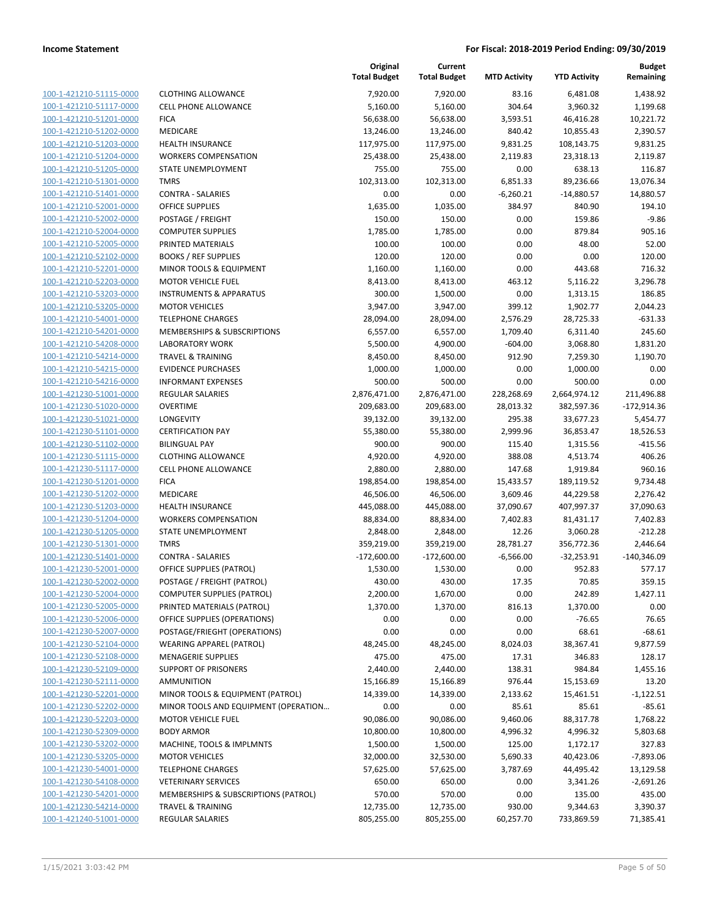**Income Statement** **For Fiscal: 2018-2019 Period Ending: 09/30/2019**

| | | Original Total Budget | Current Total Budget | MTD Activity | YTD Activity | Budget Remaining |
|---|---|---|---|---|---|---|
| 100-1-421210-51115-0000 | CLOTHING ALLOWANCE | 7,920.00 | 7,920.00 | 83.16 | 6,481.08 | 1,438.92 |
| 100-1-421210-51117-0000 | CELL PHONE ALLOWANCE | 5,160.00 | 5,160.00 | 304.64 | 3,960.32 | 1,199.68 |
| 100-1-421210-51201-0000 | FICA | 56,638.00 | 56,638.00 | 3,593.51 | 46,416.28 | 10,221.72 |
| 100-1-421210-51202-0000 | MEDICARE | 13,246.00 | 13,246.00 | 840.42 | 10,855.43 | 2,390.57 |
| 100-1-421210-51203-0000 | HEALTH INSURANCE | 117,975.00 | 117,975.00 | 9,831.25 | 108,143.75 | 9,831.25 |
| 100-1-421210-51204-0000 | WORKERS COMPENSATION | 25,438.00 | 25,438.00 | 2,119.83 | 23,318.13 | 2,119.87 |
| 100-1-421210-51205-0000 | STATE UNEMPLOYMENT | 755.00 | 755.00 | 0.00 | 638.13 | 116.87 |
| 100-1-421210-51301-0000 | TMRS | 102,313.00 | 102,313.00 | 6,851.33 | 89,236.66 | 13,076.34 |
| 100-1-421210-51401-0000 | CONTRA - SALARIES | 0.00 | 0.00 | -6,260.21 | -14,880.57 | 14,880.57 |
| 100-1-421210-52001-0000 | OFFICE SUPPLIES | 1,635.00 | 1,035.00 | 384.97 | 840.90 | 194.10 |
| 100-1-421210-52002-0000 | POSTAGE / FREIGHT | 150.00 | 150.00 | 0.00 | 159.86 | -9.86 |
| 100-1-421210-52004-0000 | COMPUTER SUPPLIES | 1,785.00 | 1,785.00 | 0.00 | 879.84 | 905.16 |
| 100-1-421210-52005-0000 | PRINTED MATERIALS | 100.00 | 100.00 | 0.00 | 48.00 | 52.00 |
| 100-1-421210-52102-0000 | BOOKS / REF SUPPLIES | 120.00 | 120.00 | 0.00 | 0.00 | 120.00 |
| 100-1-421210-52201-0000 | MINOR TOOLS & EQUIPMENT | 1,160.00 | 1,160.00 | 0.00 | 443.68 | 716.32 |
| 100-1-421210-52203-0000 | MOTOR VEHICLE FUEL | 8,413.00 | 8,413.00 | 463.12 | 5,116.22 | 3,296.78 |
| 100-1-421210-53203-0000 | INSTRUMENTS & APPARATUS | 300.00 | 1,500.00 | 0.00 | 1,313.15 | 186.85 |
| 100-1-421210-53205-0000 | MOTOR VEHICLES | 3,947.00 | 3,947.00 | 399.12 | 1,902.77 | 2,044.23 |
| 100-1-421210-54001-0000 | TELEPHONE CHARGES | 28,094.00 | 28,094.00 | 2,576.29 | 28,725.33 | -631.33 |
| 100-1-421210-54201-0000 | MEMBERSHIPS & SUBSCRIPTIONS | 6,557.00 | 6,557.00 | 1,709.40 | 6,311.40 | 245.60 |
| 100-1-421210-54208-0000 | LABORATORY WORK | 5,500.00 | 4,900.00 | -604.00 | 3,068.80 | 1,831.20 |
| 100-1-421210-54214-0000 | TRAVEL & TRAINING | 8,450.00 | 8,450.00 | 912.90 | 7,259.30 | 1,190.70 |
| 100-1-421210-54215-0000 | EVIDENCE PURCHASES | 1,000.00 | 1,000.00 | 0.00 | 1,000.00 | 0.00 |
| 100-1-421210-54216-0000 | INFORMANT EXPENSES | 500.00 | 500.00 | 0.00 | 500.00 | 0.00 |
| 100-1-421230-51001-0000 | REGULAR SALARIES | 2,876,471.00 | 2,876,471.00 | 228,268.69 | 2,664,974.12 | 211,496.88 |
| 100-1-421230-51020-0000 | OVERTIME | 209,683.00 | 209,683.00 | 28,013.32 | 382,597.36 | -172,914.36 |
| 100-1-421230-51021-0000 | LONGEVITY | 39,132.00 | 39,132.00 | 295.38 | 33,677.23 | 5,454.77 |
| 100-1-421230-51101-0000 | CERTIFICATION PAY | 55,380.00 | 55,380.00 | 2,999.96 | 36,853.47 | 18,526.53 |
| 100-1-421230-51102-0000 | BILINGUAL PAY | 900.00 | 900.00 | 115.40 | 1,315.56 | -415.56 |
| 100-1-421230-51115-0000 | CLOTHING ALLOWANCE | 4,920.00 | 4,920.00 | 388.08 | 4,513.74 | 406.26 |
| 100-1-421230-51117-0000 | CELL PHONE ALLOWANCE | 2,880.00 | 2,880.00 | 147.68 | 1,919.84 | 960.16 |
| 100-1-421230-51201-0000 | FICA | 198,854.00 | 198,854.00 | 15,433.57 | 189,119.52 | 9,734.48 |
| 100-1-421230-51202-0000 | MEDICARE | 46,506.00 | 46,506.00 | 3,609.46 | 44,229.58 | 2,276.42 |
| 100-1-421230-51203-0000 | HEALTH INSURANCE | 445,088.00 | 445,088.00 | 37,090.67 | 407,997.37 | 37,090.63 |
| 100-1-421230-51204-0000 | WORKERS COMPENSATION | 88,834.00 | 88,834.00 | 7,402.83 | 81,431.17 | 7,402.83 |
| 100-1-421230-51205-0000 | STATE UNEMPLOYMENT | 2,848.00 | 2,848.00 | 12.26 | 3,060.28 | -212.28 |
| 100-1-421230-51301-0000 | TMRS | 359,219.00 | 359,219.00 | 28,781.27 | 356,772.36 | 2,446.64 |
| 100-1-421230-51401-0000 | CONTRA - SALARIES | -172,600.00 | -172,600.00 | -6,566.00 | -32,253.91 | -140,346.09 |
| 100-1-421230-52001-0000 | OFFICE SUPPLIES (PATROL) | 1,530.00 | 1,530.00 | 0.00 | 952.83 | 577.17 |
| 100-1-421230-52002-0000 | POSTAGE / FREIGHT (PATROL) | 430.00 | 430.00 | 17.35 | 70.85 | 359.15 |
| 100-1-421230-52004-0000 | COMPUTER SUPPLIES (PATROL) | 2,200.00 | 1,670.00 | 0.00 | 242.89 | 1,427.11 |
| 100-1-421230-52005-0000 | PRINTED MATERIALS (PATROL) | 1,370.00 | 1,370.00 | 816.13 | 1,370.00 | 0.00 |
| 100-1-421230-52006-0000 | OFFICE SUPPLIES (OPERATIONS) | 0.00 | 0.00 | 0.00 | -76.65 | 76.65 |
| 100-1-421230-52007-0000 | POSTAGE/FRIEGHT (OPERATIONS) | 0.00 | 0.00 | 0.00 | 68.61 | -68.61 |
| 100-1-421230-52104-0000 | WEARING APPAREL (PATROL) | 48,245.00 | 48,245.00 | 8,024.03 | 38,367.41 | 9,877.59 |
| 100-1-421230-52108-0000 | MENAGERIE SUPPLIES | 475.00 | 475.00 | 17.31 | 346.83 | 128.17 |
| 100-1-421230-52109-0000 | SUPPORT OF PRISONERS | 2,440.00 | 2,440.00 | 138.31 | 984.84 | 1,455.16 |
| 100-1-421230-52111-0000 | AMMUNITION | 15,166.89 | 15,166.89 | 976.44 | 15,153.69 | 13.20 |
| 100-1-421230-52201-0000 | MINOR TOOLS & EQUIPMENT (PATROL) | 14,339.00 | 14,339.00 | 2,133.62 | 15,461.51 | -1,122.51 |
| 100-1-421230-52202-0000 | MINOR TOOLS AND EQUIPMENT (OPERATION… | 0.00 | 0.00 | 85.61 | 85.61 | -85.61 |
| 100-1-421230-52203-0000 | MOTOR VEHICLE FUEL | 90,086.00 | 90,086.00 | 9,460.06 | 88,317.78 | 1,768.22 |
| 100-1-421230-52309-0000 | BODY ARMOR | 10,800.00 | 10,800.00 | 4,996.32 | 4,996.32 | 5,803.68 |
| 100-1-421230-53202-0000 | MACHINE, TOOLS & IMPLMNTS | 1,500.00 | 1,500.00 | 125.00 | 1,172.17 | 327.83 |
| 100-1-421230-53205-0000 | MOTOR VEHICLES | 32,000.00 | 32,530.00 | 5,690.33 | 40,423.06 | -7,893.06 |
| 100-1-421230-54001-0000 | TELEPHONE CHARGES | 57,625.00 | 57,625.00 | 3,787.69 | 44,495.42 | 13,129.58 |
| 100-1-421230-54108-0000 | VETERINARY SERVICES | 650.00 | 650.00 | 0.00 | 3,341.26 | -2,691.26 |
| 100-1-421230-54201-0000 | MEMBERSHIPS & SUBSCRIPTIONS (PATROL) | 570.00 | 570.00 | 0.00 | 135.00 | 435.00 |
| 100-1-421230-54214-0000 | TRAVEL & TRAINING | 12,735.00 | 12,735.00 | 930.00 | 9,344.63 | 3,390.37 |
| 100-1-421240-51001-0000 | REGULAR SALARIES | 805,255.00 | 805,255.00 | 60,257.70 | 733,869.59 | 71,385.41 |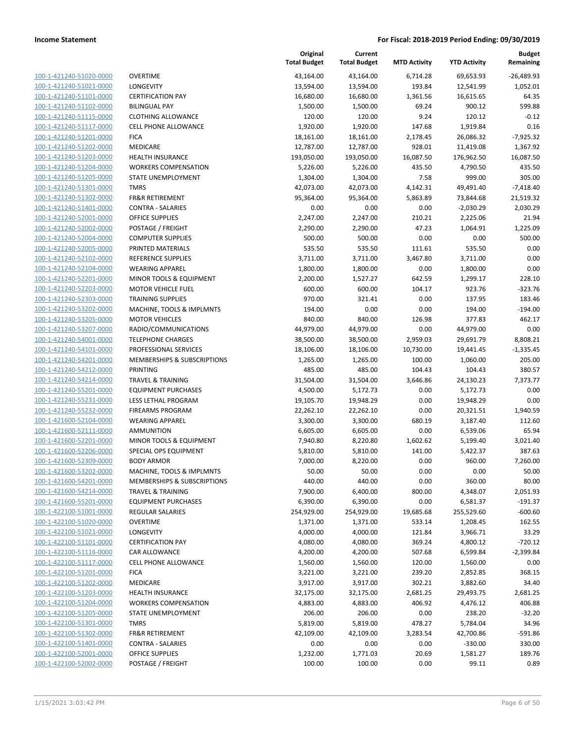| | | Original Total Budget | Current Total Budget | MTD Activity | YTD Activity | Budget Remaining |
|---|---|---|---|---|---|---|
| 100-1-421240-51020-0000 | OVERTIME | 43,164.00 | 43,164.00 | 6,714.28 | 69,653.93 | -26,489.93 |
| 100-1-421240-51021-0000 | LONGEVITY | 13,594.00 | 13,594.00 | 193.84 | 12,541.99 | 1,052.01 |
| 100-1-421240-51101-0000 | CERTIFICATION PAY | 16,680.00 | 16,680.00 | 1,361.56 | 16,615.65 | 64.35 |
| 100-1-421240-51102-0000 | BILINGUAL PAY | 1,500.00 | 1,500.00 | 69.24 | 900.12 | 599.88 |
| 100-1-421240-51115-0000 | CLOTHING ALLOWANCE | 120.00 | 120.00 | 9.24 | 120.12 | -0.12 |
| 100-1-421240-51117-0000 | CELL PHONE ALLOWANCE | 1,920.00 | 1,920.00 | 147.68 | 1,919.84 | 0.16 |
| 100-1-421240-51201-0000 | FICA | 18,161.00 | 18,161.00 | 2,178.45 | 26,086.32 | -7,925.32 |
| 100-1-421240-51202-0000 | MEDICARE | 12,787.00 | 12,787.00 | 928.01 | 11,419.08 | 1,367.92 |
| 100-1-421240-51203-0000 | HEALTH INSURANCE | 193,050.00 | 193,050.00 | 16,087.50 | 176,962.50 | 16,087.50 |
| 100-1-421240-51204-0000 | WORKERS COMPENSATION | 5,226.00 | 5,226.00 | 435.50 | 4,790.50 | 435.50 |
| 100-1-421240-51205-0000 | STATE UNEMPLOYMENT | 1,304.00 | 1,304.00 | 7.58 | 999.00 | 305.00 |
| 100-1-421240-51301-0000 | TMRS | 42,073.00 | 42,073.00 | 4,142.31 | 49,491.40 | -7,418.40 |
| 100-1-421240-51302-0000 | FR&R RETIREMENT | 95,364.00 | 95,364.00 | 5,863.89 | 73,844.68 | 21,519.32 |
| 100-1-421240-51401-0000 | CONTRA - SALARIES | 0.00 | 0.00 | 0.00 | -2,030.29 | 2,030.29 |
| 100-1-421240-52001-0000 | OFFICE SUPPLIES | 2,247.00 | 2,247.00 | 210.21 | 2,225.06 | 21.94 |
| 100-1-421240-52002-0000 | POSTAGE / FREIGHT | 2,290.00 | 2,290.00 | 47.23 | 1,064.91 | 1,225.09 |
| 100-1-421240-52004-0000 | COMPUTER SUPPLIES | 500.00 | 500.00 | 0.00 | 0.00 | 500.00 |
| 100-1-421240-52005-0000 | PRINTED MATERIALS | 535.50 | 535.50 | 111.61 | 535.50 | 0.00 |
| 100-1-421240-52102-0000 | REFERENCE SUPPLIES | 3,711.00 | 3,711.00 | 3,467.80 | 3,711.00 | 0.00 |
| 100-1-421240-52104-0000 | WEARING APPAREL | 1,800.00 | 1,800.00 | 0.00 | 1,800.00 | 0.00 |
| 100-1-421240-52201-0000 | MINOR TOOLS & EQUIPMENT | 2,200.00 | 1,527.27 | 642.59 | 1,299.17 | 228.10 |
| 100-1-421240-52203-0000 | MOTOR VEHICLE FUEL | 600.00 | 600.00 | 104.17 | 923.76 | -323.76 |
| 100-1-421240-52303-0000 | TRAINING SUPPLIES | 970.00 | 321.41 | 0.00 | 137.95 | 183.46 |
| 100-1-421240-53202-0000 | MACHINE, TOOLS & IMPLMNTS | 194.00 | 0.00 | 0.00 | 194.00 | -194.00 |
| 100-1-421240-53205-0000 | MOTOR VEHICLES | 840.00 | 840.00 | 126.98 | 377.83 | 462.17 |
| 100-1-421240-53207-0000 | RADIO/COMMUNICATIONS | 44,979.00 | 44,979.00 | 0.00 | 44,979.00 | 0.00 |
| 100-1-421240-54001-0000 | TELEPHONE CHARGES | 38,500.00 | 38,500.00 | 2,959.03 | 29,691.79 | 8,808.21 |
| 100-1-421240-54101-0000 | PROFESSIONAL SERVICES | 18,106.00 | 18,106.00 | 10,730.00 | 19,441.45 | -1,335.45 |
| 100-1-421240-54201-0000 | MEMBERSHIPS & SUBSCRIPTIONS | 1,265.00 | 1,265.00 | 100.00 | 1,060.00 | 205.00 |
| 100-1-421240-54212-0000 | PRINTING | 485.00 | 485.00 | 104.43 | 104.43 | 380.57 |
| 100-1-421240-54214-0000 | TRAVEL & TRAINING | 31,504.00 | 31,504.00 | 3,646.86 | 24,130.23 | 7,373.77 |
| 100-1-421240-55201-0000 | EQUIPMENT PURCHASES | 4,500.00 | 5,172.73 | 0.00 | 5,172.73 | 0.00 |
| 100-1-421240-55231-0000 | LESS LETHAL PROGRAM | 19,105.70 | 19,948.29 | 0.00 | 19,948.29 | 0.00 |
| 100-1-421240-55232-0000 | FIREARMS PROGRAM | 22,262.10 | 22,262.10 | 0.00 | 20,321.51 | 1,940.59 |
| 100-1-421600-52104-0000 | WEARING APPAREL | 3,300.00 | 3,300.00 | 680.19 | 3,187.40 | 112.60 |
| 100-1-421600-52111-0000 | AMMUNITION | 6,605.00 | 6,605.00 | 0.00 | 6,539.06 | 65.94 |
| 100-1-421600-52201-0000 | MINOR TOOLS & EQUIPMENT | 7,940.80 | 8,220.80 | 1,602.62 | 5,199.40 | 3,021.40 |
| 100-1-421600-52206-0000 | SPECIAL OPS EQUIPMENT | 5,810.00 | 5,810.00 | 141.00 | 5,422.37 | 387.63 |
| 100-1-421600-52309-0000 | BODY ARMOR | 7,000.00 | 8,220.00 | 0.00 | 960.00 | 7,260.00 |
| 100-1-421600-53202-0000 | MACHINE, TOOLS & IMPLMNTS | 50.00 | 50.00 | 0.00 | 0.00 | 50.00 |
| 100-1-421600-54201-0000 | MEMBERSHIPS & SUBSCRIPTIONS | 440.00 | 440.00 | 0.00 | 360.00 | 80.00 |
| 100-1-421600-54214-0000 | TRAVEL & TRAINING | 7,900.00 | 6,400.00 | 800.00 | 4,348.07 | 2,051.93 |
| 100-1-421600-55201-0000 | EQUIPMENT PURCHASES | 6,390.00 | 6,390.00 | 0.00 | 6,581.37 | -191.37 |
| 100-1-422100-51001-0000 | REGULAR SALARIES | 254,929.00 | 254,929.00 | 19,685.68 | 255,529.60 | -600.60 |
| 100-1-422100-51020-0000 | OVERTIME | 1,371.00 | 1,371.00 | 533.14 | 1,208.45 | 162.55 |
| 100-1-422100-51021-0000 | LONGEVITY | 4,000.00 | 4,000.00 | 121.84 | 3,966.71 | 33.29 |
| 100-1-422100-51101-0000 | CERTIFICATION PAY | 4,080.00 | 4,080.00 | 369.24 | 4,800.12 | -720.12 |
| 100-1-422100-51116-0000 | CAR ALLOWANCE | 4,200.00 | 4,200.00 | 507.68 | 6,599.84 | -2,399.84 |
| 100-1-422100-51117-0000 | CELL PHONE ALLOWANCE | 1,560.00 | 1,560.00 | 120.00 | 1,560.00 | 0.00 |
| 100-1-422100-51201-0000 | FICA | 3,221.00 | 3,221.00 | 239.20 | 2,852.85 | 368.15 |
| 100-1-422100-51202-0000 | MEDICARE | 3,917.00 | 3,917.00 | 302.21 | 3,882.60 | 34.40 |
| 100-1-422100-51203-0000 | HEALTH INSURANCE | 32,175.00 | 32,175.00 | 2,681.25 | 29,493.75 | 2,681.25 |
| 100-1-422100-51204-0000 | WORKERS COMPENSATION | 4,883.00 | 4,883.00 | 406.92 | 4,476.12 | 406.88 |
| 100-1-422100-51205-0000 | STATE UNEMPLOYMENT | 206.00 | 206.00 | 0.00 | 238.20 | -32.20 |
| 100-1-422100-51301-0000 | TMRS | 5,819.00 | 5,819.00 | 478.27 | 5,784.04 | 34.96 |
| 100-1-422100-51302-0000 | FR&R RETIREMENT | 42,109.00 | 42,109.00 | 3,283.54 | 42,700.86 | -591.86 |
| 100-1-422100-51401-0000 | CONTRA - SALARIES | 0.00 | 0.00 | 0.00 | -330.00 | 330.00 |
| 100-1-422100-52001-0000 | OFFICE SUPPLIES | 1,232.00 | 1,771.03 | 20.69 | 1,581.27 | 189.76 |
| 100-1-422100-52002-0000 | POSTAGE / FREIGHT | 100.00 | 100.00 | 0.00 | 99.11 | 0.89 |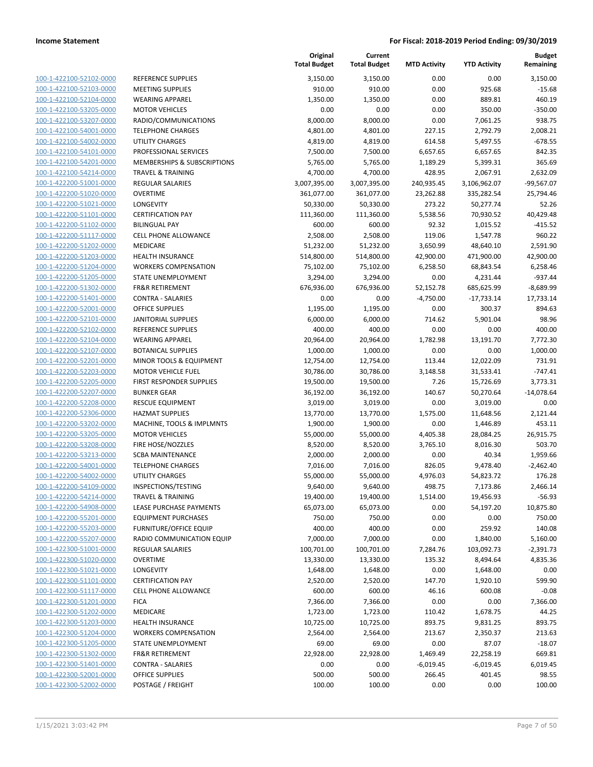| | | Original Total Budget | Current Total Budget | MTD Activity | YTD Activity | Budget Remaining |
|---|---|---|---|---|---|---|
| 100-1-422100-52102-0000 | REFERENCE SUPPLIES | 3,150.00 | 3,150.00 | 0.00 | 0.00 | 3,150.00 |
| 100-1-422100-52103-0000 | MEETING SUPPLIES | 910.00 | 910.00 | 0.00 | 925.68 | -15.68 |
| 100-1-422100-52104-0000 | WEARING APPAREL | 1,350.00 | 1,350.00 | 0.00 | 889.81 | 460.19 |
| 100-1-422100-53205-0000 | MOTOR VEHICLES | 0.00 | 0.00 | 0.00 | 350.00 | -350.00 |
| 100-1-422100-53207-0000 | RADIO/COMMUNICATIONS | 8,000.00 | 8,000.00 | 0.00 | 7,061.25 | 938.75 |
| 100-1-422100-54001-0000 | TELEPHONE CHARGES | 4,801.00 | 4,801.00 | 227.15 | 2,792.79 | 2,008.21 |
| 100-1-422100-54002-0000 | UTILITY CHARGES | 4,819.00 | 4,819.00 | 614.58 | 5,497.55 | -678.55 |
| 100-1-422100-54101-0000 | PROFESSIONAL SERVICES | 7,500.00 | 7,500.00 | 6,657.65 | 6,657.65 | 842.35 |
| 100-1-422100-54201-0000 | MEMBERSHIPS & SUBSCRIPTIONS | 5,765.00 | 5,765.00 | 1,189.29 | 5,399.31 | 365.69 |
| 100-1-422100-54214-0000 | TRAVEL & TRAINING | 4,700.00 | 4,700.00 | 428.95 | 2,067.91 | 2,632.09 |
| 100-1-422200-51001-0000 | REGULAR SALARIES | 3,007,395.00 | 3,007,395.00 | 240,935.45 | 3,106,962.07 | -99,567.07 |
| 100-1-422200-51020-0000 | OVERTIME | 361,077.00 | 361,077.00 | 23,262.88 | 335,282.54 | 25,794.46 |
| 100-1-422200-51021-0000 | LONGEVITY | 50,330.00 | 50,330.00 | 273.22 | 50,277.74 | 52.26 |
| 100-1-422200-51101-0000 | CERTIFICATION PAY | 111,360.00 | 111,360.00 | 5,538.56 | 70,930.52 | 40,429.48 |
| 100-1-422200-51102-0000 | BILINGUAL PAY | 600.00 | 600.00 | 92.32 | 1,015.52 | -415.52 |
| 100-1-422200-51117-0000 | CELL PHONE ALLOWANCE | 2,508.00 | 2,508.00 | 119.06 | 1,547.78 | 960.22 |
| 100-1-422200-51202-0000 | MEDICARE | 51,232.00 | 51,232.00 | 3,650.99 | 48,640.10 | 2,591.90 |
| 100-1-422200-51203-0000 | HEALTH INSURANCE | 514,800.00 | 514,800.00 | 42,900.00 | 471,900.00 | 42,900.00 |
| 100-1-422200-51204-0000 | WORKERS COMPENSATION | 75,102.00 | 75,102.00 | 6,258.50 | 68,843.54 | 6,258.46 |
| 100-1-422200-51205-0000 | STATE UNEMPLOYMENT | 3,294.00 | 3,294.00 | 0.00 | 4,231.44 | -937.44 |
| 100-1-422200-51302-0000 | FR&R RETIREMENT | 676,936.00 | 676,936.00 | 52,152.78 | 685,625.99 | -8,689.99 |
| 100-1-422200-51401-0000 | CONTRA - SALARIES | 0.00 | 0.00 | -4,750.00 | -17,733.14 | 17,733.14 |
| 100-1-422200-52001-0000 | OFFICE SUPPLIES | 1,195.00 | 1,195.00 | 0.00 | 300.37 | 894.63 |
| 100-1-422200-52101-0000 | JANITORIAL SUPPLIES | 6,000.00 | 6,000.00 | 714.62 | 5,901.04 | 98.96 |
| 100-1-422200-52102-0000 | REFERENCE SUPPLIES | 400.00 | 400.00 | 0.00 | 0.00 | 400.00 |
| 100-1-422200-52104-0000 | WEARING APPAREL | 20,964.00 | 20,964.00 | 1,782.98 | 13,191.70 | 7,772.30 |
| 100-1-422200-52107-0000 | BOTANICAL SUPPLIES | 1,000.00 | 1,000.00 | 0.00 | 0.00 | 1,000.00 |
| 100-1-422200-52201-0000 | MINOR TOOLS & EQUIPMENT | 12,754.00 | 12,754.00 | 113.44 | 12,022.09 | 731.91 |
| 100-1-422200-52203-0000 | MOTOR VEHICLE FUEL | 30,786.00 | 30,786.00 | 3,148.58 | 31,533.41 | -747.41 |
| 100-1-422200-52205-0000 | FIRST RESPONDER SUPPLIES | 19,500.00 | 19,500.00 | 7.26 | 15,726.69 | 3,773.31 |
| 100-1-422200-52207-0000 | BUNKER GEAR | 36,192.00 | 36,192.00 | 140.67 | 50,270.64 | -14,078.64 |
| 100-1-422200-52208-0000 | RESCUE EQUIPMENT | 3,019.00 | 3,019.00 | 0.00 | 3,019.00 | 0.00 |
| 100-1-422200-52306-0000 | HAZMAT SUPPLIES | 13,770.00 | 13,770.00 | 1,575.00 | 11,648.56 | 2,121.44 |
| 100-1-422200-53202-0000 | MACHINE, TOOLS & IMPLMNTS | 1,900.00 | 1,900.00 | 0.00 | 1,446.89 | 453.11 |
| 100-1-422200-53205-0000 | MOTOR VEHICLES | 55,000.00 | 55,000.00 | 4,405.38 | 28,084.25 | 26,915.75 |
| 100-1-422200-53208-0000 | FIRE HOSE/NOZZLES | 8,520.00 | 8,520.00 | 3,765.10 | 8,016.30 | 503.70 |
| 100-1-422200-53213-0000 | SCBA MAINTENANCE | 2,000.00 | 2,000.00 | 0.00 | 40.34 | 1,959.66 |
| 100-1-422200-54001-0000 | TELEPHONE CHARGES | 7,016.00 | 7,016.00 | 826.05 | 9,478.40 | -2,462.40 |
| 100-1-422200-54002-0000 | UTILITY CHARGES | 55,000.00 | 55,000.00 | 4,976.03 | 54,823.72 | 176.28 |
| 100-1-422200-54109-0000 | INSPECTIONS/TESTING | 9,640.00 | 9,640.00 | 498.75 | 7,173.86 | 2,466.14 |
| 100-1-422200-54214-0000 | TRAVEL & TRAINING | 19,400.00 | 19,400.00 | 1,514.00 | 19,456.93 | -56.93 |
| 100-1-422200-54908-0000 | LEASE PURCHASE PAYMENTS | 65,073.00 | 65,073.00 | 0.00 | 54,197.20 | 10,875.80 |
| 100-1-422200-55201-0000 | EQUIPMENT PURCHASES | 750.00 | 750.00 | 0.00 | 0.00 | 750.00 |
| 100-1-422200-55203-0000 | FURNITURE/OFFICE EQUIP | 400.00 | 400.00 | 0.00 | 259.92 | 140.08 |
| 100-1-422200-55207-0000 | RADIO COMMUNICATION EQUIP | 7,000.00 | 7,000.00 | 0.00 | 1,840.00 | 5,160.00 |
| 100-1-422300-51001-0000 | REGULAR SALARIES | 100,701.00 | 100,701.00 | 7,284.76 | 103,092.73 | -2,391.73 |
| 100-1-422300-51020-0000 | OVERTIME | 13,330.00 | 13,330.00 | 135.32 | 8,494.64 | 4,835.36 |
| 100-1-422300-51021-0000 | LONGEVITY | 1,648.00 | 1,648.00 | 0.00 | 1,648.00 | 0.00 |
| 100-1-422300-51101-0000 | CERTIFICATION PAY | 2,520.00 | 2,520.00 | 147.70 | 1,920.10 | 599.90 |
| 100-1-422300-51117-0000 | CELL PHONE ALLOWANCE | 600.00 | 600.00 | 46.16 | 600.08 | -0.08 |
| 100-1-422300-51201-0000 | FICA | 7,366.00 | 7,366.00 | 0.00 | 0.00 | 7,366.00 |
| 100-1-422300-51202-0000 | MEDICARE | 1,723.00 | 1,723.00 | 110.42 | 1,678.75 | 44.25 |
| 100-1-422300-51203-0000 | HEALTH INSURANCE | 10,725.00 | 10,725.00 | 893.75 | 9,831.25 | 893.75 |
| 100-1-422300-51204-0000 | WORKERS COMPENSATION | 2,564.00 | 2,564.00 | 213.67 | 2,350.37 | 213.63 |
| 100-1-422300-51205-0000 | STATE UNEMPLOYMENT | 69.00 | 69.00 | 0.00 | 87.07 | -18.07 |
| 100-1-422300-51302-0000 | FR&R RETIREMENT | 22,928.00 | 22,928.00 | 1,469.49 | 22,258.19 | 669.81 |
| 100-1-422300-51401-0000 | CONTRA - SALARIES | 0.00 | 0.00 | -6,019.45 | -6,019.45 | 6,019.45 |
| 100-1-422300-52001-0000 | OFFICE SUPPLIES | 500.00 | 500.00 | 266.45 | 401.45 | 98.55 |
| 100-1-422300-52002-0000 | POSTAGE / FREIGHT | 100.00 | 100.00 | 0.00 | 0.00 | 100.00 |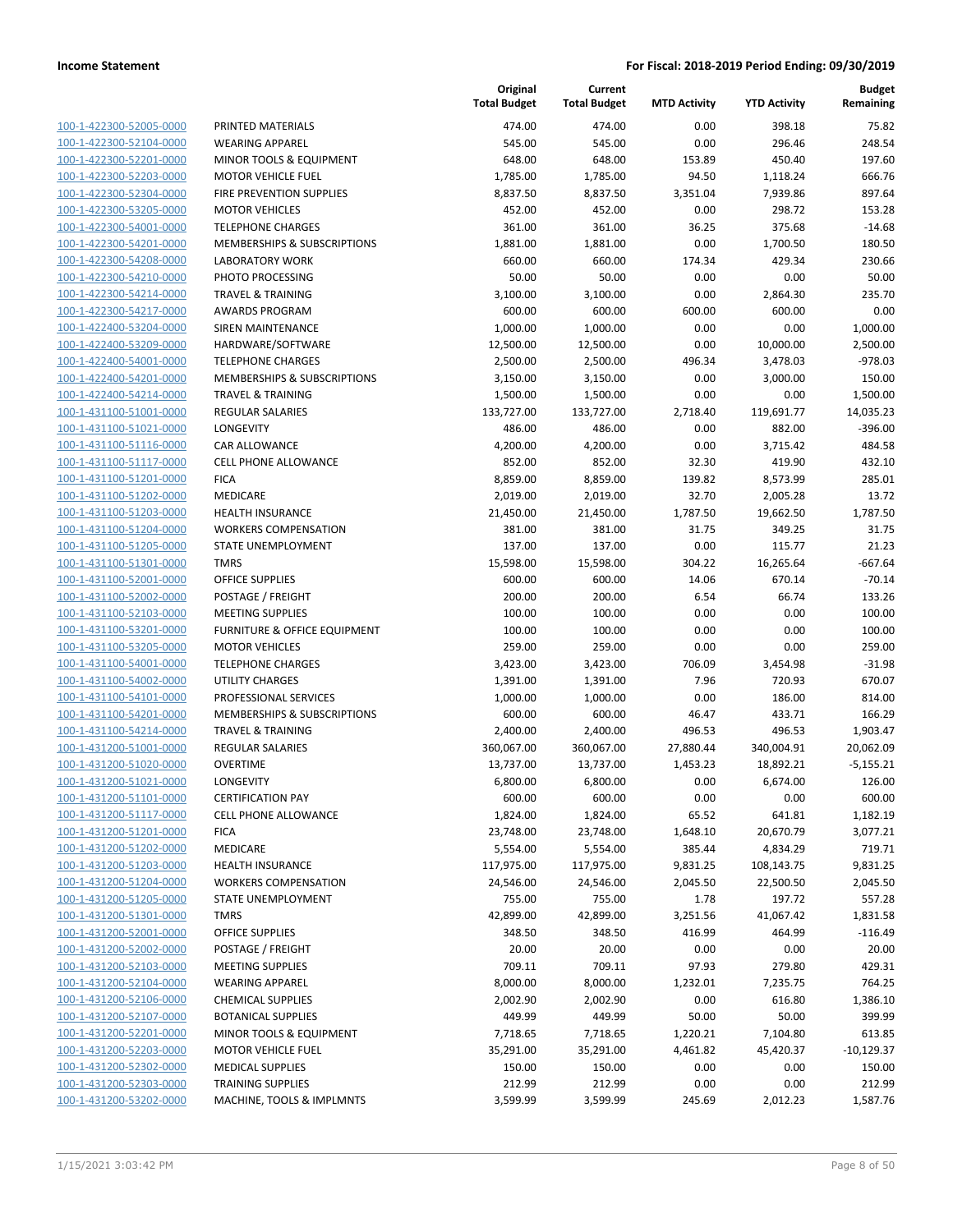| | | Original Total Budget | Current Total Budget | MTD Activity | YTD Activity | Budget Remaining |
|---|---|---|---|---|---|---|
| 100-1-422300-52005-0000 | PRINTED MATERIALS | 474.00 | 474.00 | 0.00 | 398.18 | 75.82 |
| 100-1-422300-52104-0000 | WEARING APPAREL | 545.00 | 545.00 | 0.00 | 296.46 | 248.54 |
| 100-1-422300-52201-0000 | MINOR TOOLS & EQUIPMENT | 648.00 | 648.00 | 153.89 | 450.40 | 197.60 |
| 100-1-422300-52203-0000 | MOTOR VEHICLE FUEL | 1,785.00 | 1,785.00 | 94.50 | 1,118.24 | 666.76 |
| 100-1-422300-52304-0000 | FIRE PREVENTION SUPPLIES | 8,837.50 | 8,837.50 | 3,351.04 | 7,939.86 | 897.64 |
| 100-1-422300-53205-0000 | MOTOR VEHICLES | 452.00 | 452.00 | 0.00 | 298.72 | 153.28 |
| 100-1-422300-54001-0000 | TELEPHONE CHARGES | 361.00 | 361.00 | 36.25 | 375.68 | -14.68 |
| 100-1-422300-54201-0000 | MEMBERSHIPS & SUBSCRIPTIONS | 1,881.00 | 1,881.00 | 0.00 | 1,700.50 | 180.50 |
| 100-1-422300-54208-0000 | LABORATORY WORK | 660.00 | 660.00 | 174.34 | 429.34 | 230.66 |
| 100-1-422300-54210-0000 | PHOTO PROCESSING | 50.00 | 50.00 | 0.00 | 0.00 | 50.00 |
| 100-1-422300-54214-0000 | TRAVEL & TRAINING | 3,100.00 | 3,100.00 | 0.00 | 2,864.30 | 235.70 |
| 100-1-422300-54217-0000 | AWARDS PROGRAM | 600.00 | 600.00 | 600.00 | 600.00 | 0.00 |
| 100-1-422400-53204-0000 | SIREN MAINTENANCE | 1,000.00 | 1,000.00 | 0.00 | 0.00 | 1,000.00 |
| 100-1-422400-53209-0000 | HARDWARE/SOFTWARE | 12,500.00 | 12,500.00 | 0.00 | 10,000.00 | 2,500.00 |
| 100-1-422400-54001-0000 | TELEPHONE CHARGES | 2,500.00 | 2,500.00 | 496.34 | 3,478.03 | -978.03 |
| 100-1-422400-54201-0000 | MEMBERSHIPS & SUBSCRIPTIONS | 3,150.00 | 3,150.00 | 0.00 | 3,000.00 | 150.00 |
| 100-1-422400-54214-0000 | TRAVEL & TRAINING | 1,500.00 | 1,500.00 | 0.00 | 0.00 | 1,500.00 |
| 100-1-431100-51001-0000 | REGULAR SALARIES | 133,727.00 | 133,727.00 | 2,718.40 | 119,691.77 | 14,035.23 |
| 100-1-431100-51021-0000 | LONGEVITY | 486.00 | 486.00 | 0.00 | 882.00 | -396.00 |
| 100-1-431100-51116-0000 | CAR ALLOWANCE | 4,200.00 | 4,200.00 | 0.00 | 3,715.42 | 484.58 |
| 100-1-431100-51117-0000 | CELL PHONE ALLOWANCE | 852.00 | 852.00 | 32.30 | 419.90 | 432.10 |
| 100-1-431100-51201-0000 | FICA | 8,859.00 | 8,859.00 | 139.82 | 8,573.99 | 285.01 |
| 100-1-431100-51202-0000 | MEDICARE | 2,019.00 | 2,019.00 | 32.70 | 2,005.28 | 13.72 |
| 100-1-431100-51203-0000 | HEALTH INSURANCE | 21,450.00 | 21,450.00 | 1,787.50 | 19,662.50 | 1,787.50 |
| 100-1-431100-51204-0000 | WORKERS COMPENSATION | 381.00 | 381.00 | 31.75 | 349.25 | 31.75 |
| 100-1-431100-51205-0000 | STATE UNEMPLOYMENT | 137.00 | 137.00 | 0.00 | 115.77 | 21.23 |
| 100-1-431100-51301-0000 | TMRS | 15,598.00 | 15,598.00 | 304.22 | 16,265.64 | -667.64 |
| 100-1-431100-52001-0000 | OFFICE SUPPLIES | 600.00 | 600.00 | 14.06 | 670.14 | -70.14 |
| 100-1-431100-52002-0000 | POSTAGE / FREIGHT | 200.00 | 200.00 | 6.54 | 66.74 | 133.26 |
| 100-1-431100-52103-0000 | MEETING SUPPLIES | 100.00 | 100.00 | 0.00 | 0.00 | 100.00 |
| 100-1-431100-53201-0000 | FURNITURE & OFFICE EQUIPMENT | 100.00 | 100.00 | 0.00 | 0.00 | 100.00 |
| 100-1-431100-53205-0000 | MOTOR VEHICLES | 259.00 | 259.00 | 0.00 | 0.00 | 259.00 |
| 100-1-431100-54001-0000 | TELEPHONE CHARGES | 3,423.00 | 3,423.00 | 706.09 | 3,454.98 | -31.98 |
| 100-1-431100-54002-0000 | UTILITY CHARGES | 1,391.00 | 1,391.00 | 7.96 | 720.93 | 670.07 |
| 100-1-431100-54101-0000 | PROFESSIONAL SERVICES | 1,000.00 | 1,000.00 | 0.00 | 186.00 | 814.00 |
| 100-1-431100-54201-0000 | MEMBERSHIPS & SUBSCRIPTIONS | 600.00 | 600.00 | 46.47 | 433.71 | 166.29 |
| 100-1-431100-54214-0000 | TRAVEL & TRAINING | 2,400.00 | 2,400.00 | 496.53 | 496.53 | 1,903.47 |
| 100-1-431200-51001-0000 | REGULAR SALARIES | 360,067.00 | 360,067.00 | 27,880.44 | 340,004.91 | 20,062.09 |
| 100-1-431200-51020-0000 | OVERTIME | 13,737.00 | 13,737.00 | 1,453.23 | 18,892.21 | -5,155.21 |
| 100-1-431200-51021-0000 | LONGEVITY | 6,800.00 | 6,800.00 | 0.00 | 6,674.00 | 126.00 |
| 100-1-431200-51101-0000 | CERTIFICATION PAY | 600.00 | 600.00 | 0.00 | 0.00 | 600.00 |
| 100-1-431200-51117-0000 | CELL PHONE ALLOWANCE | 1,824.00 | 1,824.00 | 65.52 | 641.81 | 1,182.19 |
| 100-1-431200-51201-0000 | FICA | 23,748.00 | 23,748.00 | 1,648.10 | 20,670.79 | 3,077.21 |
| 100-1-431200-51202-0000 | MEDICARE | 5,554.00 | 5,554.00 | 385.44 | 4,834.29 | 719.71 |
| 100-1-431200-51203-0000 | HEALTH INSURANCE | 117,975.00 | 117,975.00 | 9,831.25 | 108,143.75 | 9,831.25 |
| 100-1-431200-51204-0000 | WORKERS COMPENSATION | 24,546.00 | 24,546.00 | 2,045.50 | 22,500.50 | 2,045.50 |
| 100-1-431200-51205-0000 | STATE UNEMPLOYMENT | 755.00 | 755.00 | 1.78 | 197.72 | 557.28 |
| 100-1-431200-51301-0000 | TMRS | 42,899.00 | 42,899.00 | 3,251.56 | 41,067.42 | 1,831.58 |
| 100-1-431200-52001-0000 | OFFICE SUPPLIES | 348.50 | 348.50 | 416.99 | 464.99 | -116.49 |
| 100-1-431200-52002-0000 | POSTAGE / FREIGHT | 20.00 | 20.00 | 0.00 | 0.00 | 20.00 |
| 100-1-431200-52103-0000 | MEETING SUPPLIES | 709.11 | 709.11 | 97.93 | 279.80 | 429.31 |
| 100-1-431200-52104-0000 | WEARING APPAREL | 8,000.00 | 8,000.00 | 1,232.01 | 7,235.75 | 764.25 |
| 100-1-431200-52106-0000 | CHEMICAL SUPPLIES | 2,002.90 | 2,002.90 | 0.00 | 616.80 | 1,386.10 |
| 100-1-431200-52107-0000 | BOTANICAL SUPPLIES | 449.99 | 449.99 | 50.00 | 50.00 | 399.99 |
| 100-1-431200-52201-0000 | MINOR TOOLS & EQUIPMENT | 7,718.65 | 7,718.65 | 1,220.21 | 7,104.80 | 613.85 |
| 100-1-431200-52203-0000 | MOTOR VEHICLE FUEL | 35,291.00 | 35,291.00 | 4,461.82 | 45,420.37 | -10,129.37 |
| 100-1-431200-52302-0000 | MEDICAL SUPPLIES | 150.00 | 150.00 | 0.00 | 0.00 | 150.00 |
| 100-1-431200-52303-0000 | TRAINING SUPPLIES | 212.99 | 212.99 | 0.00 | 0.00 | 212.99 |
| 100-1-431200-53202-0000 | MACHINE, TOOLS & IMPLMNTS | 3,599.99 | 3,599.99 | 245.69 | 2,012.23 | 1,587.76 |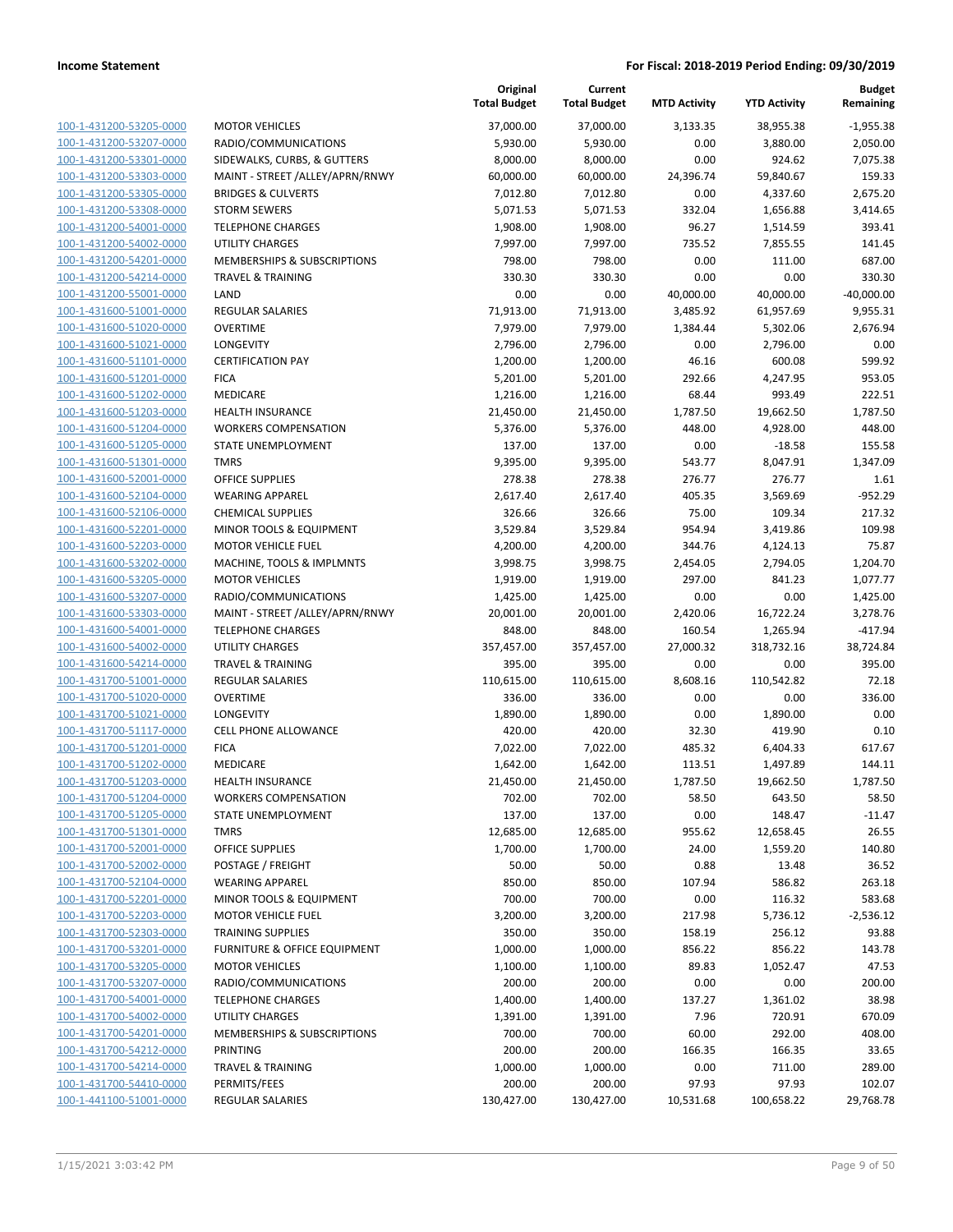| | | Original Total Budget | Current Total Budget | MTD Activity | YTD Activity | Budget Remaining |
|---|---|---|---|---|---|---|
| 100-1-431200-53205-0000 | MOTOR VEHICLES | 37,000.00 | 37,000.00 | 3,133.35 | 38,955.38 | -1,955.38 |
| 100-1-431200-53207-0000 | RADIO/COMMUNICATIONS | 5,930.00 | 5,930.00 | 0.00 | 3,880.00 | 2,050.00 |
| 100-1-431200-53301-0000 | SIDEWALKS, CURBS, & GUTTERS | 8,000.00 | 8,000.00 | 0.00 | 924.62 | 7,075.38 |
| 100-1-431200-53303-0000 | MAINT - STREET /ALLEY/APRN/RNWY | 60,000.00 | 60,000.00 | 24,396.74 | 59,840.67 | 159.33 |
| 100-1-431200-53305-0000 | BRIDGES & CULVERTS | 7,012.80 | 7,012.80 | 0.00 | 4,337.60 | 2,675.20 |
| 100-1-431200-53308-0000 | STORM SEWERS | 5,071.53 | 5,071.53 | 332.04 | 1,656.88 | 3,414.65 |
| 100-1-431200-54001-0000 | TELEPHONE CHARGES | 1,908.00 | 1,908.00 | 96.27 | 1,514.59 | 393.41 |
| 100-1-431200-54002-0000 | UTILITY CHARGES | 7,997.00 | 7,997.00 | 735.52 | 7,855.55 | 141.45 |
| 100-1-431200-54201-0000 | MEMBERSHIPS & SUBSCRIPTIONS | 798.00 | 798.00 | 0.00 | 111.00 | 687.00 |
| 100-1-431200-54214-0000 | TRAVEL & TRAINING | 330.30 | 330.30 | 0.00 | 0.00 | 330.30 |
| 100-1-431200-55001-0000 | LAND | 0.00 | 0.00 | 40,000.00 | 40,000.00 | -40,000.00 |
| 100-1-431600-51001-0000 | REGULAR SALARIES | 71,913.00 | 71,913.00 | 3,485.92 | 61,957.69 | 9,955.31 |
| 100-1-431600-51020-0000 | OVERTIME | 7,979.00 | 7,979.00 | 1,384.44 | 5,302.06 | 2,676.94 |
| 100-1-431600-51021-0000 | LONGEVITY | 2,796.00 | 2,796.00 | 0.00 | 2,796.00 | 0.00 |
| 100-1-431600-51101-0000 | CERTIFICATION PAY | 1,200.00 | 1,200.00 | 46.16 | 600.08 | 599.92 |
| 100-1-431600-51201-0000 | FICA | 5,201.00 | 5,201.00 | 292.66 | 4,247.95 | 953.05 |
| 100-1-431600-51202-0000 | MEDICARE | 1,216.00 | 1,216.00 | 68.44 | 993.49 | 222.51 |
| 100-1-431600-51203-0000 | HEALTH INSURANCE | 21,450.00 | 21,450.00 | 1,787.50 | 19,662.50 | 1,787.50 |
| 100-1-431600-51204-0000 | WORKERS COMPENSATION | 5,376.00 | 5,376.00 | 448.00 | 4,928.00 | 448.00 |
| 100-1-431600-51205-0000 | STATE UNEMPLOYMENT | 137.00 | 137.00 | 0.00 | -18.58 | 155.58 |
| 100-1-431600-51301-0000 | TMRS | 9,395.00 | 9,395.00 | 543.77 | 8,047.91 | 1,347.09 |
| 100-1-431600-52001-0000 | OFFICE SUPPLIES | 278.38 | 278.38 | 276.77 | 276.77 | 1.61 |
| 100-1-431600-52104-0000 | WEARING APPAREL | 2,617.40 | 2,617.40 | 405.35 | 3,569.69 | -952.29 |
| 100-1-431600-52106-0000 | CHEMICAL SUPPLIES | 326.66 | 326.66 | 75.00 | 109.34 | 217.32 |
| 100-1-431600-52201-0000 | MINOR TOOLS & EQUIPMENT | 3,529.84 | 3,529.84 | 954.94 | 3,419.86 | 109.98 |
| 100-1-431600-52203-0000 | MOTOR VEHICLE FUEL | 4,200.00 | 4,200.00 | 344.76 | 4,124.13 | 75.87 |
| 100-1-431600-53202-0000 | MACHINE, TOOLS & IMPLMNTS | 3,998.75 | 3,998.75 | 2,454.05 | 2,794.05 | 1,204.70 |
| 100-1-431600-53205-0000 | MOTOR VEHICLES | 1,919.00 | 1,919.00 | 297.00 | 841.23 | 1,077.77 |
| 100-1-431600-53207-0000 | RADIO/COMMUNICATIONS | 1,425.00 | 1,425.00 | 0.00 | 0.00 | 1,425.00 |
| 100-1-431600-53303-0000 | MAINT - STREET /ALLEY/APRN/RNWY | 20,001.00 | 20,001.00 | 2,420.06 | 16,722.24 | 3,278.76 |
| 100-1-431600-54001-0000 | TELEPHONE CHARGES | 848.00 | 848.00 | 160.54 | 1,265.94 | -417.94 |
| 100-1-431600-54002-0000 | UTILITY CHARGES | 357,457.00 | 357,457.00 | 27,000.32 | 318,732.16 | 38,724.84 |
| 100-1-431600-54214-0000 | TRAVEL & TRAINING | 395.00 | 395.00 | 0.00 | 0.00 | 395.00 |
| 100-1-431700-51001-0000 | REGULAR SALARIES | 110,615.00 | 110,615.00 | 8,608.16 | 110,542.82 | 72.18 |
| 100-1-431700-51020-0000 | OVERTIME | 336.00 | 336.00 | 0.00 | 0.00 | 336.00 |
| 100-1-431700-51021-0000 | LONGEVITY | 1,890.00 | 1,890.00 | 0.00 | 1,890.00 | 0.00 |
| 100-1-431700-51117-0000 | CELL PHONE ALLOWANCE | 420.00 | 420.00 | 32.30 | 419.90 | 0.10 |
| 100-1-431700-51201-0000 | FICA | 7,022.00 | 7,022.00 | 485.32 | 6,404.33 | 617.67 |
| 100-1-431700-51202-0000 | MEDICARE | 1,642.00 | 1,642.00 | 113.51 | 1,497.89 | 144.11 |
| 100-1-431700-51203-0000 | HEALTH INSURANCE | 21,450.00 | 21,450.00 | 1,787.50 | 19,662.50 | 1,787.50 |
| 100-1-431700-51204-0000 | WORKERS COMPENSATION | 702.00 | 702.00 | 58.50 | 643.50 | 58.50 |
| 100-1-431700-51205-0000 | STATE UNEMPLOYMENT | 137.00 | 137.00 | 0.00 | 148.47 | -11.47 |
| 100-1-431700-51301-0000 | TMRS | 12,685.00 | 12,685.00 | 955.62 | 12,658.45 | 26.55 |
| 100-1-431700-52001-0000 | OFFICE SUPPLIES | 1,700.00 | 1,700.00 | 24.00 | 1,559.20 | 140.80 |
| 100-1-431700-52002-0000 | POSTAGE / FREIGHT | 50.00 | 50.00 | 0.88 | 13.48 | 36.52 |
| 100-1-431700-52104-0000 | WEARING APPAREL | 850.00 | 850.00 | 107.94 | 586.82 | 263.18 |
| 100-1-431700-52201-0000 | MINOR TOOLS & EQUIPMENT | 700.00 | 700.00 | 0.00 | 116.32 | 583.68 |
| 100-1-431700-52203-0000 | MOTOR VEHICLE FUEL | 3,200.00 | 3,200.00 | 217.98 | 5,736.12 | -2,536.12 |
| 100-1-431700-52303-0000 | TRAINING SUPPLIES | 350.00 | 350.00 | 158.19 | 256.12 | 93.88 |
| 100-1-431700-53201-0000 | FURNITURE & OFFICE EQUIPMENT | 1,000.00 | 1,000.00 | 856.22 | 856.22 | 143.78 |
| 100-1-431700-53205-0000 | MOTOR VEHICLES | 1,100.00 | 1,100.00 | 89.83 | 1,052.47 | 47.53 |
| 100-1-431700-53207-0000 | RADIO/COMMUNICATIONS | 200.00 | 200.00 | 0.00 | 0.00 | 200.00 |
| 100-1-431700-54001-0000 | TELEPHONE CHARGES | 1,400.00 | 1,400.00 | 137.27 | 1,361.02 | 38.98 |
| 100-1-431700-54002-0000 | UTILITY CHARGES | 1,391.00 | 1,391.00 | 7.96 | 720.91 | 670.09 |
| 100-1-431700-54201-0000 | MEMBERSHIPS & SUBSCRIPTIONS | 700.00 | 700.00 | 60.00 | 292.00 | 408.00 |
| 100-1-431700-54212-0000 | PRINTING | 200.00 | 200.00 | 166.35 | 166.35 | 33.65 |
| 100-1-431700-54214-0000 | TRAVEL & TRAINING | 1,000.00 | 1,000.00 | 0.00 | 711.00 | 289.00 |
| 100-1-431700-54410-0000 | PERMITS/FEES | 200.00 | 200.00 | 97.93 | 97.93 | 102.07 |
| 100-1-441100-51001-0000 | REGULAR SALARIES | 130,427.00 | 130,427.00 | 10,531.68 | 100,658.22 | 29,768.78 |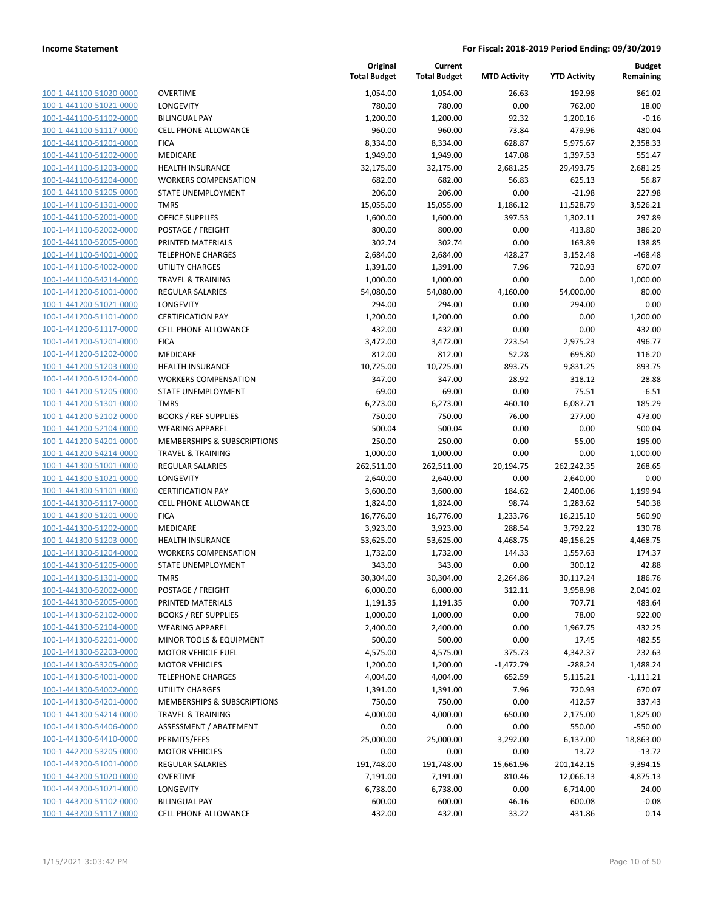**Income Statement** | **For Fiscal: 2018-2019 Period Ending: 09/30/2019**

| | | Original Total Budget | Current Total Budget | MTD Activity | YTD Activity | Budget Remaining |
|---|---|---|---|---|---|---|
| 100-1-441100-51020-0000 | OVERTIME | 1,054.00 | 1,054.00 | 26.63 | 192.98 | 861.02 |
| 100-1-441100-51021-0000 | LONGEVITY | 780.00 | 780.00 | 0.00 | 762.00 | 18.00 |
| 100-1-441100-51102-0000 | BILINGUAL PAY | 1,200.00 | 1,200.00 | 92.32 | 1,200.16 | -0.16 |
| 100-1-441100-51117-0000 | CELL PHONE ALLOWANCE | 960.00 | 960.00 | 73.84 | 479.96 | 480.04 |
| 100-1-441100-51201-0000 | FICA | 8,334.00 | 8,334.00 | 628.87 | 5,975.67 | 2,358.33 |
| 100-1-441100-51202-0000 | MEDICARE | 1,949.00 | 1,949.00 | 147.08 | 1,397.53 | 551.47 |
| 100-1-441100-51203-0000 | HEALTH INSURANCE | 32,175.00 | 32,175.00 | 2,681.25 | 29,493.75 | 2,681.25 |
| 100-1-441100-51204-0000 | WORKERS COMPENSATION | 682.00 | 682.00 | 56.83 | 625.13 | 56.87 |
| 100-1-441100-51205-0000 | STATE UNEMPLOYMENT | 206.00 | 206.00 | 0.00 | -21.98 | 227.98 |
| 100-1-441100-51301-0000 | TMRS | 15,055.00 | 15,055.00 | 1,186.12 | 11,528.79 | 3,526.21 |
| 100-1-441100-52001-0000 | OFFICE SUPPLIES | 1,600.00 | 1,600.00 | 397.53 | 1,302.11 | 297.89 |
| 100-1-441100-52002-0000 | POSTAGE / FREIGHT | 800.00 | 800.00 | 0.00 | 413.80 | 386.20 |
| 100-1-441100-52005-0000 | PRINTED MATERIALS | 302.74 | 302.74 | 0.00 | 163.89 | 138.85 |
| 100-1-441100-54001-0000 | TELEPHONE CHARGES | 2,684.00 | 2,684.00 | 428.27 | 3,152.48 | -468.48 |
| 100-1-441100-54002-0000 | UTILITY CHARGES | 1,391.00 | 1,391.00 | 7.96 | 720.93 | 670.07 |
| 100-1-441100-54214-0000 | TRAVEL & TRAINING | 1,000.00 | 1,000.00 | 0.00 | 0.00 | 1,000.00 |
| 100-1-441200-51001-0000 | REGULAR SALARIES | 54,080.00 | 54,080.00 | 4,160.00 | 54,000.00 | 80.00 |
| 100-1-441200-51021-0000 | LONGEVITY | 294.00 | 294.00 | 0.00 | 294.00 | 0.00 |
| 100-1-441200-51101-0000 | CERTIFICATION PAY | 1,200.00 | 1,200.00 | 0.00 | 0.00 | 1,200.00 |
| 100-1-441200-51117-0000 | CELL PHONE ALLOWANCE | 432.00 | 432.00 | 0.00 | 0.00 | 432.00 |
| 100-1-441200-51201-0000 | FICA | 3,472.00 | 3,472.00 | 223.54 | 2,975.23 | 496.77 |
| 100-1-441200-51202-0000 | MEDICARE | 812.00 | 812.00 | 52.28 | 695.80 | 116.20 |
| 100-1-441200-51203-0000 | HEALTH INSURANCE | 10,725.00 | 10,725.00 | 893.75 | 9,831.25 | 893.75 |
| 100-1-441200-51204-0000 | WORKERS COMPENSATION | 347.00 | 347.00 | 28.92 | 318.12 | 28.88 |
| 100-1-441200-51205-0000 | STATE UNEMPLOYMENT | 69.00 | 69.00 | 0.00 | 75.51 | -6.51 |
| 100-1-441200-51301-0000 | TMRS | 6,273.00 | 6,273.00 | 460.10 | 6,087.71 | 185.29 |
| 100-1-441200-52102-0000 | BOOKS / REF SUPPLIES | 750.00 | 750.00 | 76.00 | 277.00 | 473.00 |
| 100-1-441200-52104-0000 | WEARING APPAREL | 500.04 | 500.04 | 0.00 | 0.00 | 500.04 |
| 100-1-441200-54201-0000 | MEMBERSHIPS & SUBSCRIPTIONS | 250.00 | 250.00 | 0.00 | 55.00 | 195.00 |
| 100-1-441200-54214-0000 | TRAVEL & TRAINING | 1,000.00 | 1,000.00 | 0.00 | 0.00 | 1,000.00 |
| 100-1-441300-51001-0000 | REGULAR SALARIES | 262,511.00 | 262,511.00 | 20,194.75 | 262,242.35 | 268.65 |
| 100-1-441300-51021-0000 | LONGEVITY | 2,640.00 | 2,640.00 | 0.00 | 2,640.00 | 0.00 |
| 100-1-441300-51101-0000 | CERTIFICATION PAY | 3,600.00 | 3,600.00 | 184.62 | 2,400.06 | 1,199.94 |
| 100-1-441300-51117-0000 | CELL PHONE ALLOWANCE | 1,824.00 | 1,824.00 | 98.74 | 1,283.62 | 540.38 |
| 100-1-441300-51201-0000 | FICA | 16,776.00 | 16,776.00 | 1,233.76 | 16,215.10 | 560.90 |
| 100-1-441300-51202-0000 | MEDICARE | 3,923.00 | 3,923.00 | 288.54 | 3,792.22 | 130.78 |
| 100-1-441300-51203-0000 | HEALTH INSURANCE | 53,625.00 | 53,625.00 | 4,468.75 | 49,156.25 | 4,468.75 |
| 100-1-441300-51204-0000 | WORKERS COMPENSATION | 1,732.00 | 1,732.00 | 144.33 | 1,557.63 | 174.37 |
| 100-1-441300-51205-0000 | STATE UNEMPLOYMENT | 343.00 | 343.00 | 0.00 | 300.12 | 42.88 |
| 100-1-441300-51301-0000 | TMRS | 30,304.00 | 30,304.00 | 2,264.86 | 30,117.24 | 186.76 |
| 100-1-441300-52002-0000 | POSTAGE / FREIGHT | 6,000.00 | 6,000.00 | 312.11 | 3,958.98 | 2,041.02 |
| 100-1-441300-52005-0000 | PRINTED MATERIALS | 1,191.35 | 1,191.35 | 0.00 | 707.71 | 483.64 |
| 100-1-441300-52102-0000 | BOOKS / REF SUPPLIES | 1,000.00 | 1,000.00 | 0.00 | 78.00 | 922.00 |
| 100-1-441300-52104-0000 | WEARING APPAREL | 2,400.00 | 2,400.00 | 0.00 | 1,967.75 | 432.25 |
| 100-1-441300-52201-0000 | MINOR TOOLS & EQUIPMENT | 500.00 | 500.00 | 0.00 | 17.45 | 482.55 |
| 100-1-441300-52203-0000 | MOTOR VEHICLE FUEL | 4,575.00 | 4,575.00 | 375.73 | 4,342.37 | 232.63 |
| 100-1-441300-53205-0000 | MOTOR VEHICLES | 1,200.00 | 1,200.00 | -1,472.79 | -288.24 | 1,488.24 |
| 100-1-441300-54001-0000 | TELEPHONE CHARGES | 4,004.00 | 4,004.00 | 652.59 | 5,115.21 | -1,111.21 |
| 100-1-441300-54002-0000 | UTILITY CHARGES | 1,391.00 | 1,391.00 | 7.96 | 720.93 | 670.07 |
| 100-1-441300-54201-0000 | MEMBERSHIPS & SUBSCRIPTIONS | 750.00 | 750.00 | 0.00 | 412.57 | 337.43 |
| 100-1-441300-54214-0000 | TRAVEL & TRAINING | 4,000.00 | 4,000.00 | 650.00 | 2,175.00 | 1,825.00 |
| 100-1-441300-54406-0000 | ASSESSMENT / ABATEMENT | 0.00 | 0.00 | 0.00 | 550.00 | -550.00 |
| 100-1-441300-54410-0000 | PERMITS/FEES | 25,000.00 | 25,000.00 | 3,292.00 | 6,137.00 | 18,863.00 |
| 100-1-442200-53205-0000 | MOTOR VEHICLES | 0.00 | 0.00 | 0.00 | 13.72 | -13.72 |
| 100-1-443200-51001-0000 | REGULAR SALARIES | 191,748.00 | 191,748.00 | 15,661.96 | 201,142.15 | -9,394.15 |
| 100-1-443200-51020-0000 | OVERTIME | 7,191.00 | 7,191.00 | 810.46 | 12,066.13 | -4,875.13 |
| 100-1-443200-51021-0000 | LONGEVITY | 6,738.00 | 6,738.00 | 0.00 | 6,714.00 | 24.00 |
| 100-1-443200-51102-0000 | BILINGUAL PAY | 600.00 | 600.00 | 46.16 | 600.08 | -0.08 |
| 100-1-443200-51117-0000 | CELL PHONE ALLOWANCE | 432.00 | 432.00 | 33.22 | 431.86 | 0.14 |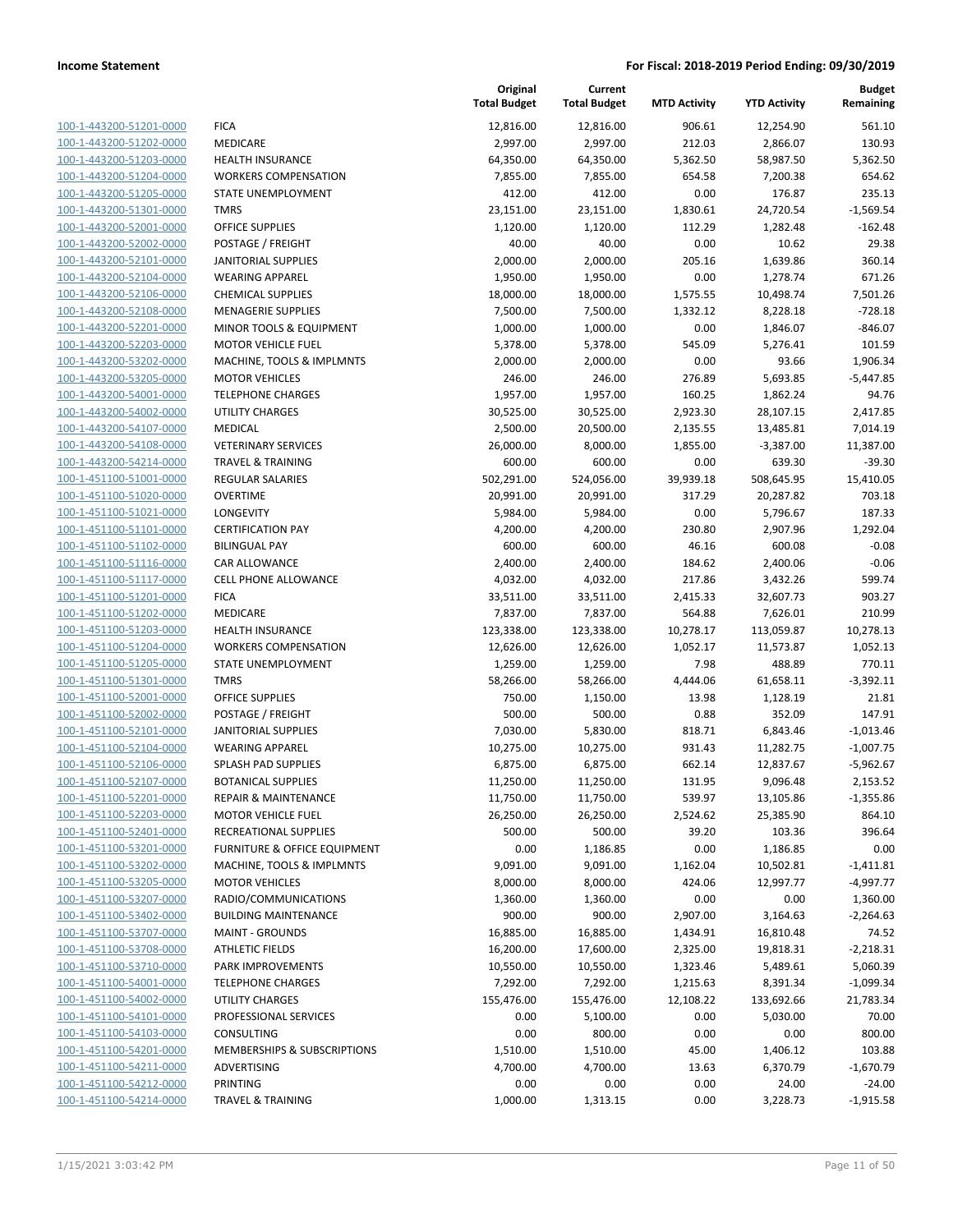**Income Statement** — For Fiscal: 2018-2019 Period Ending: 09/30/2019

| | | Original Total Budget | Current Total Budget | MTD Activity | YTD Activity | Budget Remaining |
|---|---|---|---|---|---|---|
| 100-1-443200-51201-0000 | FICA | 12,816.00 | 12,816.00 | 906.61 | 12,254.90 | 561.10 |
| 100-1-443200-51202-0000 | MEDICARE | 2,997.00 | 2,997.00 | 212.03 | 2,866.07 | 130.93 |
| 100-1-443200-51203-0000 | HEALTH INSURANCE | 64,350.00 | 64,350.00 | 5,362.50 | 58,987.50 | 5,362.50 |
| 100-1-443200-51204-0000 | WORKERS COMPENSATION | 7,855.00 | 7,855.00 | 654.58 | 7,200.38 | 654.62 |
| 100-1-443200-51205-0000 | STATE UNEMPLOYMENT | 412.00 | 412.00 | 0.00 | 176.87 | 235.13 |
| 100-1-443200-51301-0000 | TMRS | 23,151.00 | 23,151.00 | 1,830.61 | 24,720.54 | -1,569.54 |
| 100-1-443200-52001-0000 | OFFICE SUPPLIES | 1,120.00 | 1,120.00 | 112.29 | 1,282.48 | -162.48 |
| 100-1-443200-52002-0000 | POSTAGE / FREIGHT | 40.00 | 40.00 | 0.00 | 10.62 | 29.38 |
| 100-1-443200-52101-0000 | JANITORIAL SUPPLIES | 2,000.00 | 2,000.00 | 205.16 | 1,639.86 | 360.14 |
| 100-1-443200-52104-0000 | WEARING APPAREL | 1,950.00 | 1,950.00 | 0.00 | 1,278.74 | 671.26 |
| 100-1-443200-52106-0000 | CHEMICAL SUPPLIES | 18,000.00 | 18,000.00 | 1,575.55 | 10,498.74 | 7,501.26 |
| 100-1-443200-52108-0000 | MENAGERIE SUPPLIES | 7,500.00 | 7,500.00 | 1,332.12 | 8,228.18 | -728.18 |
| 100-1-443200-52201-0000 | MINOR TOOLS & EQUIPMENT | 1,000.00 | 1,000.00 | 0.00 | 1,846.07 | -846.07 |
| 100-1-443200-52203-0000 | MOTOR VEHICLE FUEL | 5,378.00 | 5,378.00 | 545.09 | 5,276.41 | 101.59 |
| 100-1-443200-53202-0000 | MACHINE, TOOLS & IMPLMNTS | 2,000.00 | 2,000.00 | 0.00 | 93.66 | 1,906.34 |
| 100-1-443200-53205-0000 | MOTOR VEHICLES | 246.00 | 246.00 | 276.89 | 5,693.85 | -5,447.85 |
| 100-1-443200-54001-0000 | TELEPHONE CHARGES | 1,957.00 | 1,957.00 | 160.25 | 1,862.24 | 94.76 |
| 100-1-443200-54002-0000 | UTILITY CHARGES | 30,525.00 | 30,525.00 | 2,923.30 | 28,107.15 | 2,417.85 |
| 100-1-443200-54107-0000 | MEDICAL | 2,500.00 | 20,500.00 | 2,135.55 | 13,485.81 | 7,014.19 |
| 100-1-443200-54108-0000 | VETERINARY SERVICES | 26,000.00 | 8,000.00 | 1,855.00 | -3,387.00 | 11,387.00 |
| 100-1-443200-54214-0000 | TRAVEL & TRAINING | 600.00 | 600.00 | 0.00 | 639.30 | -39.30 |
| 100-1-451100-51001-0000 | REGULAR SALARIES | 502,291.00 | 524,056.00 | 39,939.18 | 508,645.95 | 15,410.05 |
| 100-1-451100-51020-0000 | OVERTIME | 20,991.00 | 20,991.00 | 317.29 | 20,287.82 | 703.18 |
| 100-1-451100-51021-0000 | LONGEVITY | 5,984.00 | 5,984.00 | 0.00 | 5,796.67 | 187.33 |
| 100-1-451100-51101-0000 | CERTIFICATION PAY | 4,200.00 | 4,200.00 | 230.80 | 2,907.96 | 1,292.04 |
| 100-1-451100-51102-0000 | BILINGUAL PAY | 600.00 | 600.00 | 46.16 | 600.08 | -0.08 |
| 100-1-451100-51116-0000 | CAR ALLOWANCE | 2,400.00 | 2,400.00 | 184.62 | 2,400.06 | -0.06 |
| 100-1-451100-51117-0000 | CELL PHONE ALLOWANCE | 4,032.00 | 4,032.00 | 217.86 | 3,432.26 | 599.74 |
| 100-1-451100-51201-0000 | FICA | 33,511.00 | 33,511.00 | 2,415.33 | 32,607.73 | 903.27 |
| 100-1-451100-51202-0000 | MEDICARE | 7,837.00 | 7,837.00 | 564.88 | 7,626.01 | 210.99 |
| 100-1-451100-51203-0000 | HEALTH INSURANCE | 123,338.00 | 123,338.00 | 10,278.17 | 113,059.87 | 10,278.13 |
| 100-1-451100-51204-0000 | WORKERS COMPENSATION | 12,626.00 | 12,626.00 | 1,052.17 | 11,573.87 | 1,052.13 |
| 100-1-451100-51205-0000 | STATE UNEMPLOYMENT | 1,259.00 | 1,259.00 | 7.98 | 488.89 | 770.11 |
| 100-1-451100-51301-0000 | TMRS | 58,266.00 | 58,266.00 | 4,444.06 | 61,658.11 | -3,392.11 |
| 100-1-451100-52001-0000 | OFFICE SUPPLIES | 750.00 | 1,150.00 | 13.98 | 1,128.19 | 21.81 |
| 100-1-451100-52002-0000 | POSTAGE / FREIGHT | 500.00 | 500.00 | 0.88 | 352.09 | 147.91 |
| 100-1-451100-52101-0000 | JANITORIAL SUPPLIES | 7,030.00 | 5,830.00 | 818.71 | 6,843.46 | -1,013.46 |
| 100-1-451100-52104-0000 | WEARING APPAREL | 10,275.00 | 10,275.00 | 931.43 | 11,282.75 | -1,007.75 |
| 100-1-451100-52106-0000 | SPLASH PAD SUPPLIES | 6,875.00 | 6,875.00 | 662.14 | 12,837.67 | -5,962.67 |
| 100-1-451100-52107-0000 | BOTANICAL SUPPLIES | 11,250.00 | 11,250.00 | 131.95 | 9,096.48 | 2,153.52 |
| 100-1-451100-52201-0000 | REPAIR & MAINTENANCE | 11,750.00 | 11,750.00 | 539.97 | 13,105.86 | -1,355.86 |
| 100-1-451100-52203-0000 | MOTOR VEHICLE FUEL | 26,250.00 | 26,250.00 | 2,524.62 | 25,385.90 | 864.10 |
| 100-1-451100-52401-0000 | RECREATIONAL SUPPLIES | 500.00 | 500.00 | 39.20 | 103.36 | 396.64 |
| 100-1-451100-53201-0000 | FURNITURE & OFFICE EQUIPMENT | 0.00 | 1,186.85 | 0.00 | 1,186.85 | 0.00 |
| 100-1-451100-53202-0000 | MACHINE, TOOLS & IMPLMNTS | 9,091.00 | 9,091.00 | 1,162.04 | 10,502.81 | -1,411.81 |
| 100-1-451100-53205-0000 | MOTOR VEHICLES | 8,000.00 | 8,000.00 | 424.06 | 12,997.77 | -4,997.77 |
| 100-1-451100-53207-0000 | RADIO/COMMUNICATIONS | 1,360.00 | 1,360.00 | 0.00 | 0.00 | 1,360.00 |
| 100-1-451100-53402-0000 | BUILDING MAINTENANCE | 900.00 | 900.00 | 2,907.00 | 3,164.63 | -2,264.63 |
| 100-1-451100-53707-0000 | MAINT - GROUNDS | 16,885.00 | 16,885.00 | 1,434.91 | 16,810.48 | 74.52 |
| 100-1-451100-53708-0000 | ATHLETIC FIELDS | 16,200.00 | 17,600.00 | 2,325.00 | 19,818.31 | -2,218.31 |
| 100-1-451100-53710-0000 | PARK IMPROVEMENTS | 10,550.00 | 10,550.00 | 1,323.46 | 5,489.61 | 5,060.39 |
| 100-1-451100-54001-0000 | TELEPHONE CHARGES | 7,292.00 | 7,292.00 | 1,215.63 | 8,391.34 | -1,099.34 |
| 100-1-451100-54002-0000 | UTILITY CHARGES | 155,476.00 | 155,476.00 | 12,108.22 | 133,692.66 | 21,783.34 |
| 100-1-451100-54101-0000 | PROFESSIONAL SERVICES | 0.00 | 5,100.00 | 0.00 | 5,030.00 | 70.00 |
| 100-1-451100-54103-0000 | CONSULTING | 0.00 | 800.00 | 0.00 | 0.00 | 800.00 |
| 100-1-451100-54201-0000 | MEMBERSHIPS & SUBSCRIPTIONS | 1,510.00 | 1,510.00 | 45.00 | 1,406.12 | 103.88 |
| 100-1-451100-54211-0000 | ADVERTISING | 4,700.00 | 4,700.00 | 13.63 | 6,370.79 | -1,670.79 |
| 100-1-451100-54212-0000 | PRINTING | 0.00 | 0.00 | 0.00 | 24.00 | -24.00 |
| 100-1-451100-54214-0000 | TRAVEL & TRAINING | 1,000.00 | 1,313.15 | 0.00 | 3,228.73 | -1,915.58 |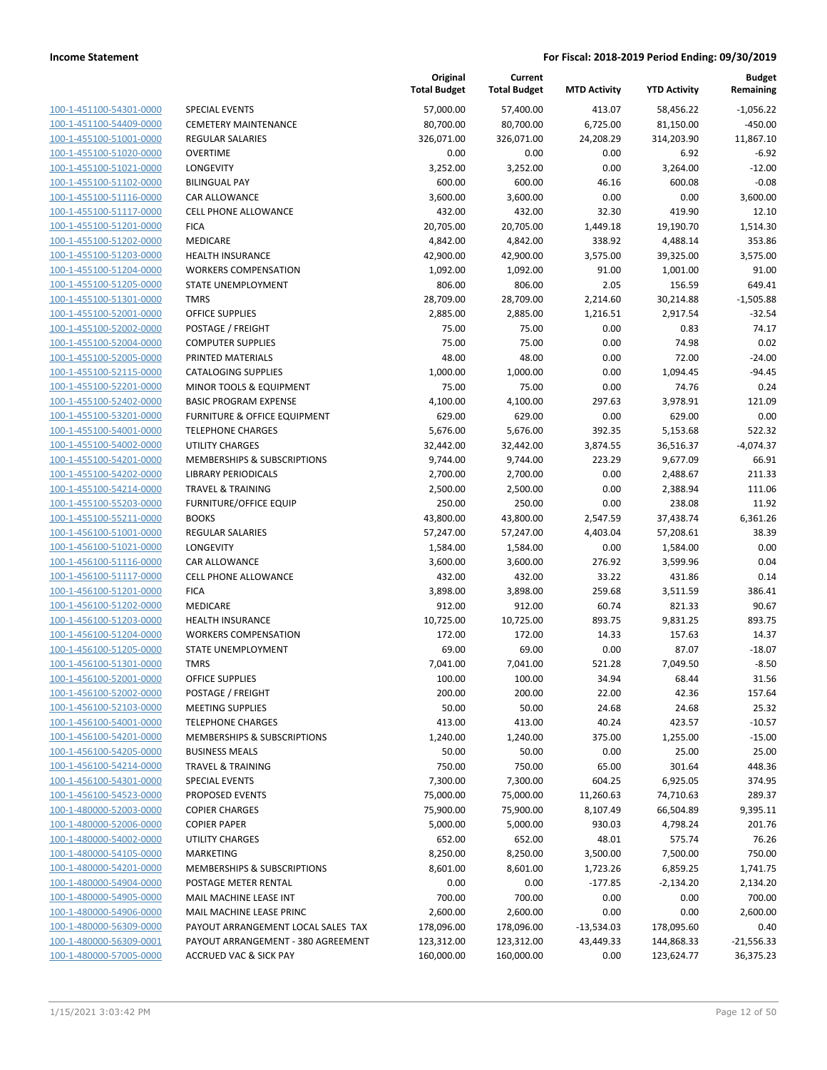| | | Original Total Budget | Current Total Budget | MTD Activity | YTD Activity | Budget Remaining |
|---|---|---|---|---|---|---|
| 100-1-451100-54301-0000 | SPECIAL EVENTS | 57,000.00 | 57,400.00 | 413.07 | 58,456.22 | -1,056.22 |
| 100-1-451100-54409-0000 | CEMETERY MAINTENANCE | 80,700.00 | 80,700.00 | 6,725.00 | 81,150.00 | -450.00 |
| 100-1-455100-51001-0000 | REGULAR SALARIES | 326,071.00 | 326,071.00 | 24,208.29 | 314,203.90 | 11,867.10 |
| 100-1-455100-51020-0000 | OVERTIME | 0.00 | 0.00 | 0.00 | 6.92 | -6.92 |
| 100-1-455100-51021-0000 | LONGEVITY | 3,252.00 | 3,252.00 | 0.00 | 3,264.00 | -12.00 |
| 100-1-455100-51102-0000 | BILINGUAL PAY | 600.00 | 600.00 | 46.16 | 600.08 | -0.08 |
| 100-1-455100-51116-0000 | CAR ALLOWANCE | 3,600.00 | 3,600.00 | 0.00 | 0.00 | 3,600.00 |
| 100-1-455100-51117-0000 | CELL PHONE ALLOWANCE | 432.00 | 432.00 | 32.30 | 419.90 | 12.10 |
| 100-1-455100-51201-0000 | FICA | 20,705.00 | 20,705.00 | 1,449.18 | 19,190.70 | 1,514.30 |
| 100-1-455100-51202-0000 | MEDICARE | 4,842.00 | 4,842.00 | 338.92 | 4,488.14 | 353.86 |
| 100-1-455100-51203-0000 | HEALTH INSURANCE | 42,900.00 | 42,900.00 | 3,575.00 | 39,325.00 | 3,575.00 |
| 100-1-455100-51204-0000 | WORKERS COMPENSATION | 1,092.00 | 1,092.00 | 91.00 | 1,001.00 | 91.00 |
| 100-1-455100-51205-0000 | STATE UNEMPLOYMENT | 806.00 | 806.00 | 2.05 | 156.59 | 649.41 |
| 100-1-455100-51301-0000 | TMRS | 28,709.00 | 28,709.00 | 2,214.60 | 30,214.88 | -1,505.88 |
| 100-1-455100-52001-0000 | OFFICE SUPPLIES | 2,885.00 | 2,885.00 | 1,216.51 | 2,917.54 | -32.54 |
| 100-1-455100-52002-0000 | POSTAGE / FREIGHT | 75.00 | 75.00 | 0.00 | 0.83 | 74.17 |
| 100-1-455100-52004-0000 | COMPUTER SUPPLIES | 75.00 | 75.00 | 0.00 | 74.98 | 0.02 |
| 100-1-455100-52005-0000 | PRINTED MATERIALS | 48.00 | 48.00 | 0.00 | 72.00 | -24.00 |
| 100-1-455100-52115-0000 | CATALOGING SUPPLIES | 1,000.00 | 1,000.00 | 0.00 | 1,094.45 | -94.45 |
| 100-1-455100-52201-0000 | MINOR TOOLS & EQUIPMENT | 75.00 | 75.00 | 0.00 | 74.76 | 0.24 |
| 100-1-455100-52402-0000 | BASIC PROGRAM EXPENSE | 4,100.00 | 4,100.00 | 297.63 | 3,978.91 | 121.09 |
| 100-1-455100-53201-0000 | FURNITURE & OFFICE EQUIPMENT | 629.00 | 629.00 | 0.00 | 629.00 | 0.00 |
| 100-1-455100-54001-0000 | TELEPHONE CHARGES | 5,676.00 | 5,676.00 | 392.35 | 5,153.68 | 522.32 |
| 100-1-455100-54002-0000 | UTILITY CHARGES | 32,442.00 | 32,442.00 | 3,874.55 | 36,516.37 | -4,074.37 |
| 100-1-455100-54201-0000 | MEMBERSHIPS & SUBSCRIPTIONS | 9,744.00 | 9,744.00 | 223.29 | 9,677.09 | 66.91 |
| 100-1-455100-54202-0000 | LIBRARY PERIODICALS | 2,700.00 | 2,700.00 | 0.00 | 2,488.67 | 211.33 |
| 100-1-455100-54214-0000 | TRAVEL & TRAINING | 2,500.00 | 2,500.00 | 0.00 | 2,388.94 | 111.06 |
| 100-1-455100-55203-0000 | FURNITURE/OFFICE EQUIP | 250.00 | 250.00 | 0.00 | 238.08 | 11.92 |
| 100-1-455100-55211-0000 | BOOKS | 43,800.00 | 43,800.00 | 2,547.59 | 37,438.74 | 6,361.26 |
| 100-1-456100-51001-0000 | REGULAR SALARIES | 57,247.00 | 57,247.00 | 4,403.04 | 57,208.61 | 38.39 |
| 100-1-456100-51021-0000 | LONGEVITY | 1,584.00 | 1,584.00 | 0.00 | 1,584.00 | 0.00 |
| 100-1-456100-51116-0000 | CAR ALLOWANCE | 3,600.00 | 3,600.00 | 276.92 | 3,599.96 | 0.04 |
| 100-1-456100-51117-0000 | CELL PHONE ALLOWANCE | 432.00 | 432.00 | 33.22 | 431.86 | 0.14 |
| 100-1-456100-51201-0000 | FICA | 3,898.00 | 3,898.00 | 259.68 | 3,511.59 | 386.41 |
| 100-1-456100-51202-0000 | MEDICARE | 912.00 | 912.00 | 60.74 | 821.33 | 90.67 |
| 100-1-456100-51203-0000 | HEALTH INSURANCE | 10,725.00 | 10,725.00 | 893.75 | 9,831.25 | 893.75 |
| 100-1-456100-51204-0000 | WORKERS COMPENSATION | 172.00 | 172.00 | 14.33 | 157.63 | 14.37 |
| 100-1-456100-51205-0000 | STATE UNEMPLOYMENT | 69.00 | 69.00 | 0.00 | 87.07 | -18.07 |
| 100-1-456100-51301-0000 | TMRS | 7,041.00 | 7,041.00 | 521.28 | 7,049.50 | -8.50 |
| 100-1-456100-52001-0000 | OFFICE SUPPLIES | 100.00 | 100.00 | 34.94 | 68.44 | 31.56 |
| 100-1-456100-52002-0000 | POSTAGE / FREIGHT | 200.00 | 200.00 | 22.00 | 42.36 | 157.64 |
| 100-1-456100-52103-0000 | MEETING SUPPLIES | 50.00 | 50.00 | 24.68 | 24.68 | 25.32 |
| 100-1-456100-54001-0000 | TELEPHONE CHARGES | 413.00 | 413.00 | 40.24 | 423.57 | -10.57 |
| 100-1-456100-54201-0000 | MEMBERSHIPS & SUBSCRIPTIONS | 1,240.00 | 1,240.00 | 375.00 | 1,255.00 | -15.00 |
| 100-1-456100-54205-0000 | BUSINESS MEALS | 50.00 | 50.00 | 0.00 | 25.00 | 25.00 |
| 100-1-456100-54214-0000 | TRAVEL & TRAINING | 750.00 | 750.00 | 65.00 | 301.64 | 448.36 |
| 100-1-456100-54301-0000 | SPECIAL EVENTS | 7,300.00 | 7,300.00 | 604.25 | 6,925.05 | 374.95 |
| 100-1-456100-54523-0000 | PROPOSED EVENTS | 75,000.00 | 75,000.00 | 11,260.63 | 74,710.63 | 289.37 |
| 100-1-480000-52003-0000 | COPIER CHARGES | 75,900.00 | 75,900.00 | 8,107.49 | 66,504.89 | 9,395.11 |
| 100-1-480000-52006-0000 | COPIER PAPER | 5,000.00 | 5,000.00 | 930.03 | 4,798.24 | 201.76 |
| 100-1-480000-54002-0000 | UTILITY CHARGES | 652.00 | 652.00 | 48.01 | 575.74 | 76.26 |
| 100-1-480000-54105-0000 | MARKETING | 8,250.00 | 8,250.00 | 3,500.00 | 7,500.00 | 750.00 |
| 100-1-480000-54201-0000 | MEMBERSHIPS & SUBSCRIPTIONS | 8,601.00 | 8,601.00 | 1,723.26 | 6,859.25 | 1,741.75 |
| 100-1-480000-54904-0000 | POSTAGE METER RENTAL | 0.00 | 0.00 | -177.85 | -2,134.20 | 2,134.20 |
| 100-1-480000-54905-0000 | MAIL MACHINE LEASE INT | 700.00 | 700.00 | 0.00 | 0.00 | 700.00 |
| 100-1-480000-54906-0000 | MAIL MACHINE LEASE PRINC | 2,600.00 | 2,600.00 | 0.00 | 0.00 | 2,600.00 |
| 100-1-480000-56309-0000 | PAYOUT ARRANGEMENT LOCAL SALES TAX | 178,096.00 | 178,096.00 | -13,534.03 | 178,095.60 | 0.40 |
| 100-1-480000-56309-0001 | PAYOUT ARRANGEMENT - 380 AGREEMENT | 123,312.00 | 123,312.00 | 43,449.33 | 144,868.33 | -21,556.33 |
| 100-1-480000-57005-0000 | ACCRUED VAC & SICK PAY | 160,000.00 | 160,000.00 | 0.00 | 123,624.77 | 36,375.23 |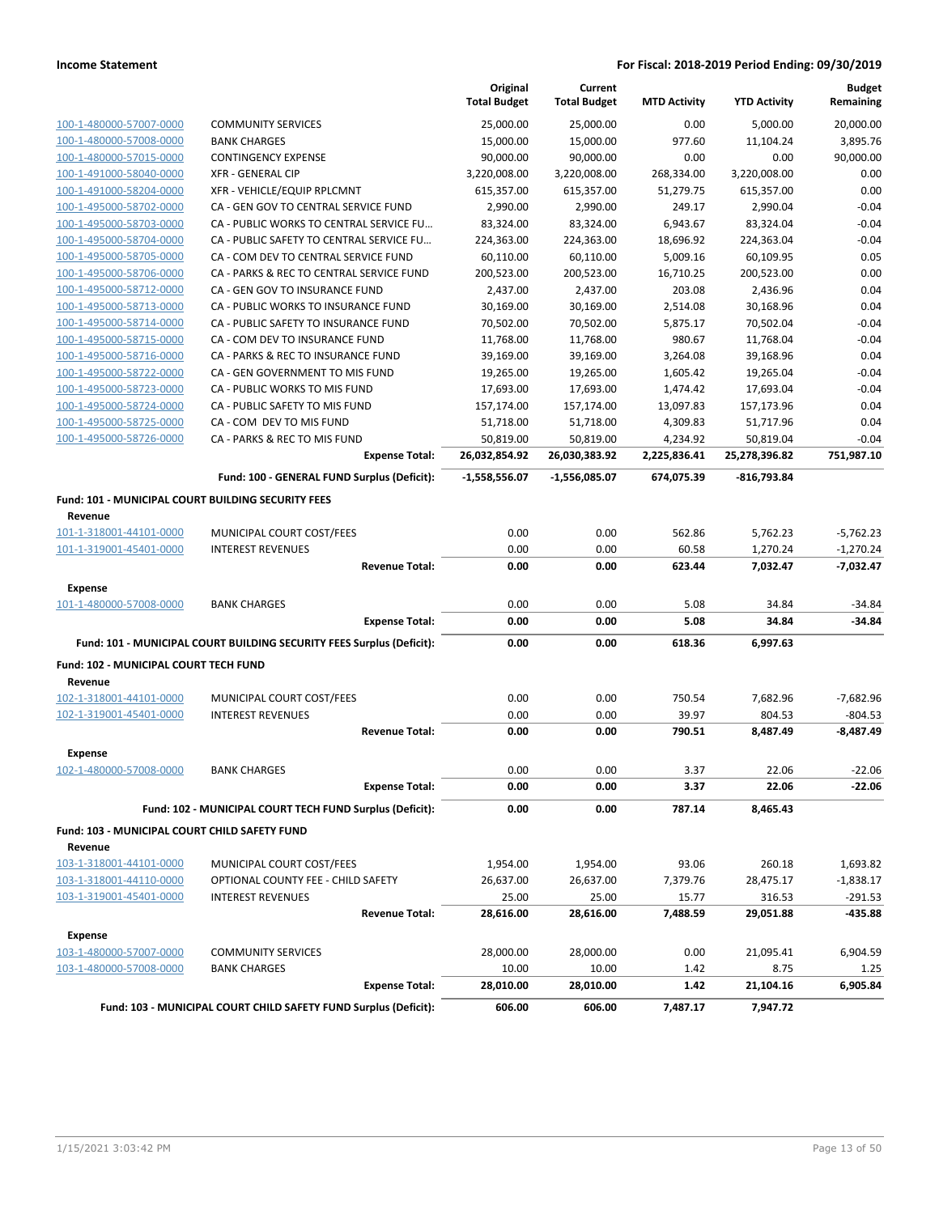**Income Statement** | **For Fiscal: 2018-2019 Period Ending: 09/30/2019**

| | | Original Total Budget | Current Total Budget | MTD Activity | YTD Activity | Budget Remaining |
|---|---|---|---|---|---|---|
| 100-1-480000-57007-0000 | COMMUNITY SERVICES | 25,000.00 | 25,000.00 | 0.00 | 5,000.00 | 20,000.00 |
| 100-1-480000-57008-0000 | BANK CHARGES | 15,000.00 | 15,000.00 | 977.60 | 11,104.24 | 3,895.76 |
| 100-1-480000-57015-0000 | CONTINGENCY EXPENSE | 90,000.00 | 90,000.00 | 0.00 | 0.00 | 90,000.00 |
| 100-1-491000-58040-0000 | XFR - GENERAL CIP | 3,220,008.00 | 3,220,008.00 | 268,334.00 | 3,220,008.00 | 0.00 |
| 100-1-491000-58204-0000 | XFR - VEHICLE/EQUIP RPLCMNT | 615,357.00 | 615,357.00 | 51,279.75 | 615,357.00 | 0.00 |
| 100-1-495000-58702-0000 | CA - GEN GOV TO CENTRAL SERVICE FUND | 2,990.00 | 2,990.00 | 249.17 | 2,990.04 | -0.04 |
| 100-1-495000-58703-0000 | CA - PUBLIC WORKS TO CENTRAL SERVICE FU... | 83,324.00 | 83,324.00 | 6,943.67 | 83,324.04 | -0.04 |
| 100-1-495000-58704-0000 | CA - PUBLIC SAFETY TO CENTRAL SERVICE FU... | 224,363.00 | 224,363.00 | 18,696.92 | 224,363.04 | -0.04 |
| 100-1-495000-58705-0000 | CA - COM DEV TO CENTRAL SERVICE FUND | 60,110.00 | 60,110.00 | 5,009.16 | 60,109.95 | 0.05 |
| 100-1-495000-58706-0000 | CA - PARKS & REC TO CENTRAL SERVICE FUND | 200,523.00 | 200,523.00 | 16,710.25 | 200,523.00 | 0.00 |
| 100-1-495000-58712-0000 | CA - GEN GOV TO INSURANCE FUND | 2,437.00 | 2,437.00 | 203.08 | 2,436.96 | 0.04 |
| 100-1-495000-58713-0000 | CA - PUBLIC WORKS TO INSURANCE FUND | 30,169.00 | 30,169.00 | 2,514.08 | 30,168.96 | 0.04 |
| 100-1-495000-58714-0000 | CA - PUBLIC SAFETY TO INSURANCE FUND | 70,502.00 | 70,502.00 | 5,875.17 | 70,502.04 | -0.04 |
| 100-1-495000-58715-0000 | CA - COM DEV TO INSURANCE FUND | 11,768.00 | 11,768.00 | 980.67 | 11,768.04 | -0.04 |
| 100-1-495000-58716-0000 | CA - PARKS & REC TO INSURANCE FUND | 39,169.00 | 39,169.00 | 3,264.08 | 39,168.96 | 0.04 |
| 100-1-495000-58722-0000 | CA - GEN GOVERNMENT TO MIS FUND | 19,265.00 | 19,265.00 | 1,605.42 | 19,265.04 | -0.04 |
| 100-1-495000-58723-0000 | CA - PUBLIC WORKS TO MIS FUND | 17,693.00 | 17,693.00 | 1,474.42 | 17,693.04 | -0.04 |
| 100-1-495000-58724-0000 | CA - PUBLIC SAFETY TO MIS FUND | 157,174.00 | 157,174.00 | 13,097.83 | 157,173.96 | 0.04 |
| 100-1-495000-58725-0000 | CA - COM DEV TO MIS FUND | 51,718.00 | 51,718.00 | 4,309.83 | 51,717.96 | 0.04 |
| 100-1-495000-58726-0000 | CA - PARKS & REC TO MIS FUND | 50,819.00 | 50,819.00 | 4,234.92 | 50,819.04 | -0.04 |
| | **Expense Total:** | **26,032,854.92** | **26,030,383.92** | **2,225,836.41** | **25,278,396.82** | **751,987.10** |
| | **Fund: 100 - GENERAL FUND Surplus (Deficit):** | **-1,558,556.07** | **-1,556,085.07** | **674,075.39** | **-816,793.84** | |
| **Fund: 101 - MUNICIPAL COURT BUILDING SECURITY FEES** | | | | | | |
| **Revenue** | | | | | | |
| 101-1-318001-44101-0000 | MUNICIPAL COURT COST/FEES | 0.00 | 0.00 | 562.86 | 5,762.23 | -5,762.23 |
| 101-1-319001-45401-0000 | INTEREST REVENUES | 0.00 | 0.00 | 60.58 | 1,270.24 | -1,270.24 |
| | **Revenue Total:** | **0.00** | **0.00** | **623.44** | **7,032.47** | **-7,032.47** |
| **Expense** | | | | | | |
| 101-1-480000-57008-0000 | BANK CHARGES | 0.00 | 0.00 | 5.08 | 34.84 | -34.84 |
| | **Expense Total:** | **0.00** | **0.00** | **5.08** | **34.84** | **-34.84** |
| | **Fund: 101 - MUNICIPAL COURT BUILDING SECURITY FEES Surplus (Deficit):** | **0.00** | **0.00** | **618.36** | **6,997.63** | |
| **Fund: 102 - MUNICIPAL COURT TECH FUND** | | | | | | |
| **Revenue** | | | | | | |
| 102-1-318001-44101-0000 | MUNICIPAL COURT COST/FEES | 0.00 | 0.00 | 750.54 | 7,682.96 | -7,682.96 |
| 102-1-319001-45401-0000 | INTEREST REVENUES | 0.00 | 0.00 | 39.97 | 804.53 | -804.53 |
| | **Revenue Total:** | **0.00** | **0.00** | **790.51** | **8,487.49** | **-8,487.49** |
| **Expense** | | | | | | |
| 102-1-480000-57008-0000 | BANK CHARGES | 0.00 | 0.00 | 3.37 | 22.06 | -22.06 |
| | **Expense Total:** | **0.00** | **0.00** | **3.37** | **22.06** | **-22.06** |
| | **Fund: 102 - MUNICIPAL COURT TECH FUND Surplus (Deficit):** | **0.00** | **0.00** | **787.14** | **8,465.43** | |
| **Fund: 103 - MUNICIPAL COURT CHILD SAFETY FUND** | | | | | | |
| **Revenue** | | | | | | |
| 103-1-318001-44101-0000 | MUNICIPAL COURT COST/FEES | 1,954.00 | 1,954.00 | 93.06 | 260.18 | 1,693.82 |
| 103-1-318001-44110-0000 | OPTIONAL COUNTY FEE - CHILD SAFETY | 26,637.00 | 26,637.00 | 7,379.76 | 28,475.17 | -1,838.17 |
| 103-1-319001-45401-0000 | INTEREST REVENUES | 25.00 | 25.00 | 15.77 | 316.53 | -291.53 |
| | **Revenue Total:** | **28,616.00** | **28,616.00** | **7,488.59** | **29,051.88** | **-435.88** |
| **Expense** | | | | | | |
| 103-1-480000-57007-0000 | COMMUNITY SERVICES | 28,000.00 | 28,000.00 | 0.00 | 21,095.41 | 6,904.59 |
| 103-1-480000-57008-0000 | BANK CHARGES | 10.00 | 10.00 | 1.42 | 8.75 | 1.25 |
| | **Expense Total:** | **28,010.00** | **28,010.00** | **1.42** | **21,104.16** | **6,905.84** |
| | **Fund: 103 - MUNICIPAL COURT CHILD SAFETY FUND Surplus (Deficit):** | **606.00** | **606.00** | **7,487.17** | **7,947.72** | |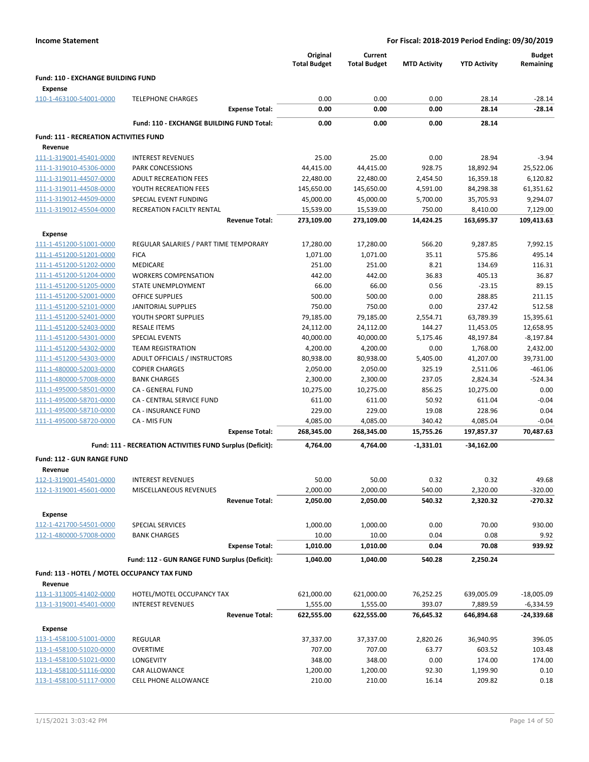**Income Statement** — **For Fiscal: 2018-2019 Period Ending: 09/30/2019**

| | | Original Total Budget | Current Total Budget | MTD Activity | YTD Activity | Budget Remaining |
|---|---|---|---|---|---|---|
| **Fund: 110 - EXCHANGE BUILDING FUND** | | | | | | |
| **Expense** | | | | | | |
| 110-1-463100-54001-0000 | TELEPHONE CHARGES | 0.00 | 0.00 | 0.00 | 28.14 | -28.14 |
| | **Expense Total:** | **0.00** | **0.00** | **0.00** | **28.14** | **-28.14** |
| | **Fund: 110 - EXCHANGE BUILDING FUND Total:** | **0.00** | **0.00** | **0.00** | **28.14** | |
| **Fund: 111 - RECREATION ACTIVITIES FUND** | | | | | | |
| **Revenue** | | | | | | |
| 111-1-319001-45401-0000 | INTEREST REVENUES | 25.00 | 25.00 | 0.00 | 28.94 | -3.94 |
| 111-1-319010-45306-0000 | PARK CONCESSIONS | 44,415.00 | 44,415.00 | 928.75 | 18,892.94 | 25,522.06 |
| 111-1-319011-44507-0000 | ADULT RECREATION FEES | 22,480.00 | 22,480.00 | 2,454.50 | 16,359.18 | 6,120.82 |
| 111-1-319011-44508-0000 | YOUTH RECREATION FEES | 145,650.00 | 145,650.00 | 4,591.00 | 84,298.38 | 61,351.62 |
| 111-1-319012-44509-0000 | SPECIAL EVENT FUNDING | 45,000.00 | 45,000.00 | 5,700.00 | 35,705.93 | 9,294.07 |
| 111-1-319012-45504-0000 | RECREATION FACILTY RENTAL | 15,539.00 | 15,539.00 | 750.00 | 8,410.00 | 7,129.00 |
| | **Revenue Total:** | **273,109.00** | **273,109.00** | **14,424.25** | **163,695.37** | **109,413.63** |
| **Expense** | | | | | | |
| 111-1-451200-51001-0000 | REGULAR SALARIES / PART TIME TEMPORARY | 17,280.00 | 17,280.00 | 566.20 | 9,287.85 | 7,992.15 |
| 111-1-451200-51201-0000 | FICA | 1,071.00 | 1,071.00 | 35.11 | 575.86 | 495.14 |
| 111-1-451200-51202-0000 | MEDICARE | 251.00 | 251.00 | 8.21 | 134.69 | 116.31 |
| 111-1-451200-51204-0000 | WORKERS COMPENSATION | 442.00 | 442.00 | 36.83 | 405.13 | 36.87 |
| 111-1-451200-51205-0000 | STATE UNEMPLOYMENT | 66.00 | 66.00 | 0.56 | -23.15 | 89.15 |
| 111-1-451200-52001-0000 | OFFICE SUPPLIES | 500.00 | 500.00 | 0.00 | 288.85 | 211.15 |
| 111-1-451200-52101-0000 | JANITORIAL SUPPLIES | 750.00 | 750.00 | 0.00 | 237.42 | 512.58 |
| 111-1-451200-52401-0000 | YOUTH SPORT SUPPLIES | 79,185.00 | 79,185.00 | 2,554.71 | 63,789.39 | 15,395.61 |
| 111-1-451200-52403-0000 | RESALE ITEMS | 24,112.00 | 24,112.00 | 144.27 | 11,453.05 | 12,658.95 |
| 111-1-451200-54301-0000 | SPECIAL EVENTS | 40,000.00 | 40,000.00 | 5,175.46 | 48,197.84 | -8,197.84 |
| 111-1-451200-54302-0000 | TEAM REGISTRATION | 4,200.00 | 4,200.00 | 0.00 | 1,768.00 | 2,432.00 |
| 111-1-451200-54303-0000 | ADULT OFFICIALS / INSTRUCTORS | 80,938.00 | 80,938.00 | 5,405.00 | 41,207.00 | 39,731.00 |
| 111-1-480000-52003-0000 | COPIER CHARGES | 2,050.00 | 2,050.00 | 325.19 | 2,511.06 | -461.06 |
| 111-1-480000-57008-0000 | BANK CHARGES | 2,300.00 | 2,300.00 | 237.05 | 2,824.34 | -524.34 |
| 111-1-495000-58501-0000 | CA - GENERAL FUND | 10,275.00 | 10,275.00 | 856.25 | 10,275.00 | 0.00 |
| 111-1-495000-58701-0000 | CA - CENTRAL SERVICE FUND | 611.00 | 611.00 | 50.92 | 611.04 | -0.04 |
| 111-1-495000-58710-0000 | CA - INSURANCE FUND | 229.00 | 229.00 | 19.08 | 228.96 | 0.04 |
| 111-1-495000-58720-0000 | CA - MIS FUN | 4,085.00 | 4,085.00 | 340.42 | 4,085.04 | -0.04 |
| | **Expense Total:** | **268,345.00** | **268,345.00** | **15,755.26** | **197,857.37** | **70,487.63** |
| | **Fund: 111 - RECREATION ACTIVITIES FUND Surplus (Deficit):** | **4,764.00** | **4,764.00** | **-1,331.01** | **-34,162.00** | |
| **Fund: 112 - GUN RANGE FUND** | | | | | | |
| **Revenue** | | | | | | |
| 112-1-319001-45401-0000 | INTEREST REVENUES | 50.00 | 50.00 | 0.32 | 0.32 | 49.68 |
| 112-1-319001-45601-0000 | MISCELLANEOUS REVENUES | 2,000.00 | 2,000.00 | 540.00 | 2,320.00 | -320.00 |
| | **Revenue Total:** | **2,050.00** | **2,050.00** | **540.32** | **2,320.32** | **-270.32** |
| **Expense** | | | | | | |
| 112-1-421700-54501-0000 | SPECIAL SERVICES | 1,000.00 | 1,000.00 | 0.00 | 70.00 | 930.00 |
| 112-1-480000-57008-0000 | BANK CHARGES | 10.00 | 10.00 | 0.04 | 0.08 | 9.92 |
| | **Expense Total:** | **1,010.00** | **1,010.00** | **0.04** | **70.08** | **939.92** |
| | **Fund: 112 - GUN RANGE FUND Surplus (Deficit):** | **1,040.00** | **1,040.00** | **540.28** | **2,250.24** | |
| **Fund: 113 - HOTEL / MOTEL OCCUPANCY TAX FUND** | | | | | | |
| **Revenue** | | | | | | |
| 113-1-313005-41402-0000 | HOTEL/MOTEL OCCUPANCY TAX | 621,000.00 | 621,000.00 | 76,252.25 | 639,005.09 | -18,005.09 |
| 113-1-319001-45401-0000 | INTEREST REVENUES | 1,555.00 | 1,555.00 | 393.07 | 7,889.59 | -6,334.59 |
| | **Revenue Total:** | **622,555.00** | **622,555.00** | **76,645.32** | **646,894.68** | **-24,339.68** |
| **Expense** | | | | | | |
| 113-1-458100-51001-0000 | REGULAR | 37,337.00 | 37,337.00 | 2,820.26 | 36,940.95 | 396.05 |
| 113-1-458100-51020-0000 | OVERTIME | 707.00 | 707.00 | 63.77 | 603.52 | 103.48 |
| 113-1-458100-51021-0000 | LONGEVITY | 348.00 | 348.00 | 0.00 | 174.00 | 174.00 |
| 113-1-458100-51116-0000 | CAR ALLOWANCE | 1,200.00 | 1,200.00 | 92.30 | 1,199.90 | 0.10 |
| 113-1-458100-51117-0000 | CELL PHONE ALLOWANCE | 210.00 | 210.00 | 16.14 | 209.82 | 0.18 |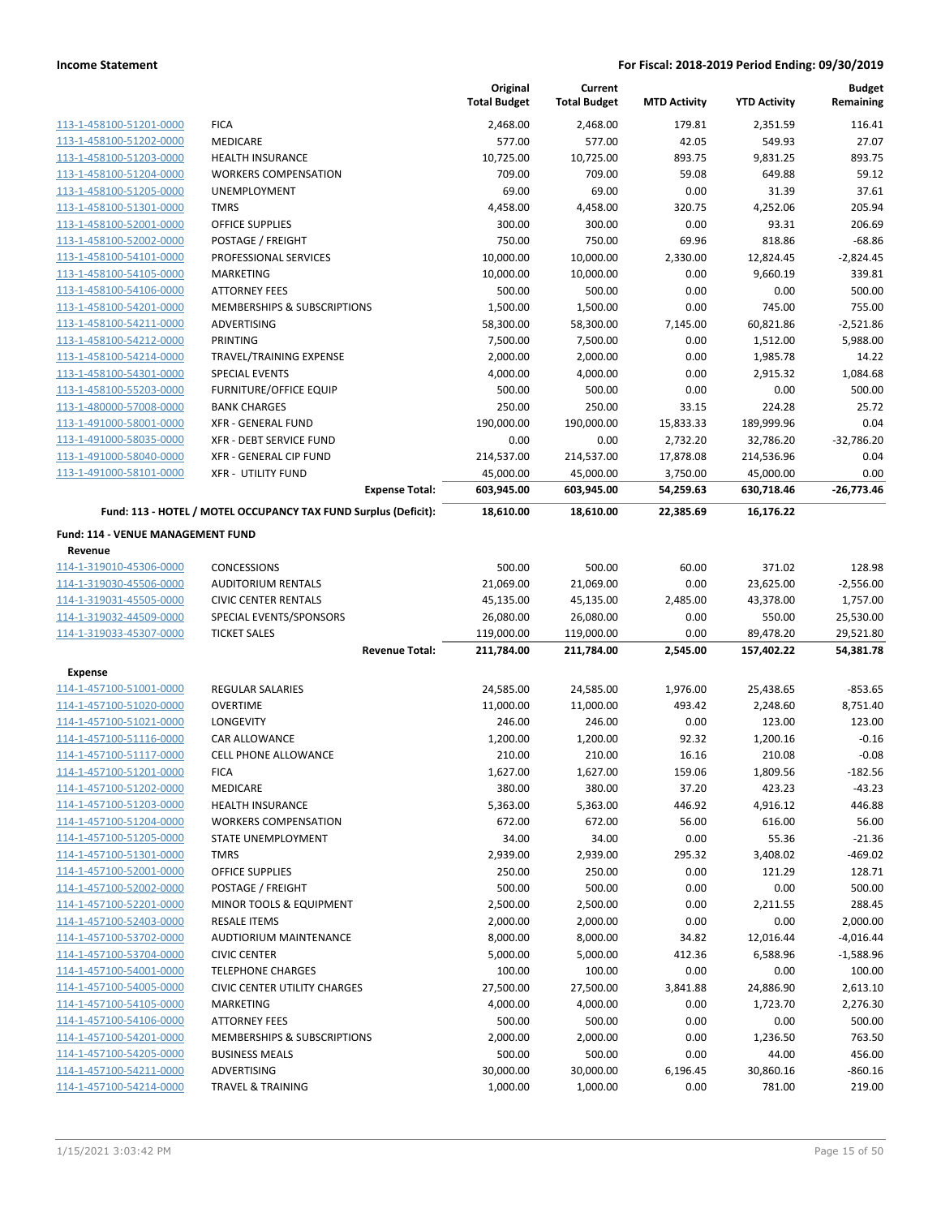**Income Statement** | **For Fiscal: 2018-2019 Period Ending: 09/30/2019**

| | | Original Total Budget | Current Total Budget | MTD Activity | YTD Activity | Budget Remaining |
|---|---|---|---|---|---|---|
| 113-1-458100-51201-0000 | FICA | 2,468.00 | 2,468.00 | 179.81 | 2,351.59 | 116.41 |
| 113-1-458100-51202-0000 | MEDICARE | 577.00 | 577.00 | 42.05 | 549.93 | 27.07 |
| 113-1-458100-51203-0000 | HEALTH INSURANCE | 10,725.00 | 10,725.00 | 893.75 | 9,831.25 | 893.75 |
| 113-1-458100-51204-0000 | WORKERS COMPENSATION | 709.00 | 709.00 | 59.08 | 649.88 | 59.12 |
| 113-1-458100-51205-0000 | UNEMPLOYMENT | 69.00 | 69.00 | 0.00 | 31.39 | 37.61 |
| 113-1-458100-51301-0000 | TMRS | 4,458.00 | 4,458.00 | 320.75 | 4,252.06 | 205.94 |
| 113-1-458100-52001-0000 | OFFICE SUPPLIES | 300.00 | 300.00 | 0.00 | 93.31 | 206.69 |
| 113-1-458100-52002-0000 | POSTAGE / FREIGHT | 750.00 | 750.00 | 69.96 | 818.86 | -68.86 |
| 113-1-458100-54101-0000 | PROFESSIONAL SERVICES | 10,000.00 | 10,000.00 | 2,330.00 | 12,824.45 | -2,824.45 |
| 113-1-458100-54105-0000 | MARKETING | 10,000.00 | 10,000.00 | 0.00 | 9,660.19 | 339.81 |
| 113-1-458100-54106-0000 | ATTORNEY FEES | 500.00 | 500.00 | 0.00 | 0.00 | 500.00 |
| 113-1-458100-54201-0000 | MEMBERSHIPS & SUBSCRIPTIONS | 1,500.00 | 1,500.00 | 0.00 | 745.00 | 755.00 |
| 113-1-458100-54211-0000 | ADVERTISING | 58,300.00 | 58,300.00 | 7,145.00 | 60,821.86 | -2,521.86 |
| 113-1-458100-54212-0000 | PRINTING | 7,500.00 | 7,500.00 | 0.00 | 1,512.00 | 5,988.00 |
| 113-1-458100-54214-0000 | TRAVEL/TRAINING EXPENSE | 2,000.00 | 2,000.00 | 0.00 | 1,985.78 | 14.22 |
| 113-1-458100-54301-0000 | SPECIAL EVENTS | 4,000.00 | 4,000.00 | 0.00 | 2,915.32 | 1,084.68 |
| 113-1-458100-55203-0000 | FURNITURE/OFFICE EQUIP | 500.00 | 500.00 | 0.00 | 0.00 | 500.00 |
| 113-1-480000-57008-0000 | BANK CHARGES | 250.00 | 250.00 | 33.15 | 224.28 | 25.72 |
| 113-1-491000-58001-0000 | XFR - GENERAL FUND | 190,000.00 | 190,000.00 | 15,833.33 | 189,999.96 | 0.04 |
| 113-1-491000-58035-0000 | XFR - DEBT SERVICE FUND | 0.00 | 0.00 | 2,732.20 | 32,786.20 | -32,786.20 |
| 113-1-491000-58040-0000 | XFR - GENERAL CIP FUND | 214,537.00 | 214,537.00 | 17,878.08 | 214,536.96 | 0.04 |
| 113-1-491000-58101-0000 | XFR - UTILITY FUND | 45,000.00 | 45,000.00 | 3,750.00 | 45,000.00 | 0.00 |
| | **Expense Total:** | **603,945.00** | **603,945.00** | **54,259.63** | **630,718.46** | **-26,773.46** |
| | **Fund: 113 - HOTEL / MOTEL OCCUPANCY TAX FUND Surplus (Deficit):** | **18,610.00** | **18,610.00** | **22,385.69** | **16,176.22** | |

**Fund: 114 - VENUE MANAGEMENT FUND**

**Revenue**

| | | Original Total Budget | Current Total Budget | MTD Activity | YTD Activity | Budget Remaining |
|---|---|---|---|---|---|---|
| 114-1-319010-45306-0000 | CONCESSIONS | 500.00 | 500.00 | 60.00 | 371.02 | 128.98 |
| 114-1-319030-45506-0000 | AUDITORIUM RENTALS | 21,069.00 | 21,069.00 | 0.00 | 23,625.00 | -2,556.00 |
| 114-1-319031-45505-0000 | CIVIC CENTER RENTALS | 45,135.00 | 45,135.00 | 2,485.00 | 43,378.00 | 1,757.00 |
| 114-1-319032-44509-0000 | SPECIAL EVENTS/SPONSORS | 26,080.00 | 26,080.00 | 0.00 | 550.00 | 25,530.00 |
| 114-1-319033-45307-0000 | TICKET SALES | 119,000.00 | 119,000.00 | 0.00 | 89,478.20 | 29,521.80 |
| | **Revenue Total:** | **211,784.00** | **211,784.00** | **2,545.00** | **157,402.22** | **54,381.78** |

**Expense**

| | | Original Total Budget | Current Total Budget | MTD Activity | YTD Activity | Budget Remaining |
|---|---|---|---|---|---|---|
| 114-1-457100-51001-0000 | REGULAR SALARIES | 24,585.00 | 24,585.00 | 1,976.00 | 25,438.65 | -853.65 |
| 114-1-457100-51020-0000 | OVERTIME | 11,000.00 | 11,000.00 | 493.42 | 2,248.60 | 8,751.40 |
| 114-1-457100-51021-0000 | LONGEVITY | 246.00 | 246.00 | 0.00 | 123.00 | 123.00 |
| 114-1-457100-51116-0000 | CAR ALLOWANCE | 1,200.00 | 1,200.00 | 92.32 | 1,200.16 | -0.16 |
| 114-1-457100-51117-0000 | CELL PHONE ALLOWANCE | 210.00 | 210.00 | 16.16 | 210.08 | -0.08 |
| 114-1-457100-51201-0000 | FICA | 1,627.00 | 1,627.00 | 159.06 | 1,809.56 | -182.56 |
| 114-1-457100-51202-0000 | MEDICARE | 380.00 | 380.00 | 37.20 | 423.23 | -43.23 |
| 114-1-457100-51203-0000 | HEALTH INSURANCE | 5,363.00 | 5,363.00 | 446.92 | 4,916.12 | 446.88 |
| 114-1-457100-51204-0000 | WORKERS COMPENSATION | 672.00 | 672.00 | 56.00 | 616.00 | 56.00 |
| 114-1-457100-51205-0000 | STATE UNEMPLOYMENT | 34.00 | 34.00 | 0.00 | 55.36 | -21.36 |
| 114-1-457100-51301-0000 | TMRS | 2,939.00 | 2,939.00 | 295.32 | 3,408.02 | -469.02 |
| 114-1-457100-52001-0000 | OFFICE SUPPLIES | 250.00 | 250.00 | 0.00 | 121.29 | 128.71 |
| 114-1-457100-52002-0000 | POSTAGE / FREIGHT | 500.00 | 500.00 | 0.00 | 0.00 | 500.00 |
| 114-1-457100-52201-0000 | MINOR TOOLS & EQUIPMENT | 2,500.00 | 2,500.00 | 0.00 | 2,211.55 | 288.45 |
| 114-1-457100-52403-0000 | RESALE ITEMS | 2,000.00 | 2,000.00 | 0.00 | 0.00 | 2,000.00 |
| 114-1-457100-53702-0000 | AUDTIORIUM MAINTENANCE | 8,000.00 | 8,000.00 | 34.82 | 12,016.44 | -4,016.44 |
| 114-1-457100-53704-0000 | CIVIC CENTER | 5,000.00 | 5,000.00 | 412.36 | 6,588.96 | -1,588.96 |
| 114-1-457100-54001-0000 | TELEPHONE CHARGES | 100.00 | 100.00 | 0.00 | 0.00 | 100.00 |
| 114-1-457100-54005-0000 | CIVIC CENTER UTILITY CHARGES | 27,500.00 | 27,500.00 | 3,841.88 | 24,886.90 | 2,613.10 |
| 114-1-457100-54105-0000 | MARKETING | 4,000.00 | 4,000.00 | 0.00 | 1,723.70 | 2,276.30 |
| 114-1-457100-54106-0000 | ATTORNEY FEES | 500.00 | 500.00 | 0.00 | 0.00 | 500.00 |
| 114-1-457100-54201-0000 | MEMBERSHIPS & SUBSCRIPTIONS | 2,000.00 | 2,000.00 | 0.00 | 1,236.50 | 763.50 |
| 114-1-457100-54205-0000 | BUSINESS MEALS | 500.00 | 500.00 | 0.00 | 44.00 | 456.00 |
| 114-1-457100-54211-0000 | ADVERTISING | 30,000.00 | 30,000.00 | 6,196.45 | 30,860.16 | -860.16 |
| 114-1-457100-54214-0000 | TRAVEL & TRAINING | 1,000.00 | 1,000.00 | 0.00 | 781.00 | 219.00 |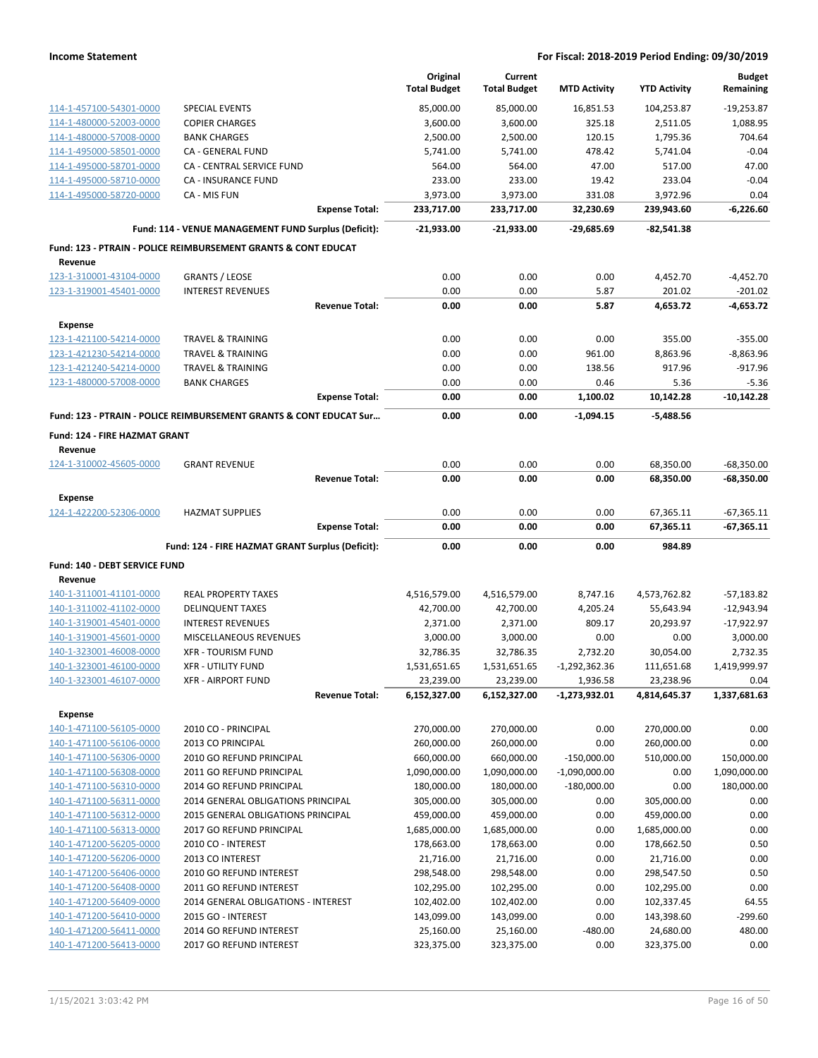| | | Original Total Budget | Current Total Budget | MTD Activity | YTD Activity | Budget Remaining |
|---|---|---|---|---|---|---|
| 114-1-457100-54301-0000 | SPECIAL EVENTS | 85,000.00 | 85,000.00 | 16,851.53 | 104,253.87 | -19,253.87 |
| 114-1-480000-52003-0000 | COPIER CHARGES | 3,600.00 | 3,600.00 | 325.18 | 2,511.05 | 1,088.95 |
| 114-1-480000-57008-0000 | BANK CHARGES | 2,500.00 | 2,500.00 | 120.15 | 1,795.36 | 704.64 |
| 114-1-495000-58501-0000 | CA - GENERAL FUND | 5,741.00 | 5,741.00 | 478.42 | 5,741.04 | -0.04 |
| 114-1-495000-58701-0000 | CA - CENTRAL SERVICE FUND | 564.00 | 564.00 | 47.00 | 517.00 | 47.00 |
| 114-1-495000-58710-0000 | CA - INSURANCE FUND | 233.00 | 233.00 | 19.42 | 233.04 | -0.04 |
| 114-1-495000-58720-0000 | CA - MIS FUN | 3,973.00 | 3,973.00 | 331.08 | 3,972.96 | 0.04 |
| | **Expense Total:** | **233,717.00** | **233,717.00** | **32,230.69** | **239,943.60** | **-6,226.60** |
| | **Fund: 114 - VENUE MANAGEMENT FUND Surplus (Deficit):** | **-21,933.00** | **-21,933.00** | **-29,685.69** | **-82,541.38** | |
| **Fund: 123 - PTRAIN - POLICE REIMBURSEMENT GRANTS & CONT EDUCAT** | | | | | | |
| **Revenue** | | | | | | |
| 123-1-310001-43104-0000 | GRANTS / LEOSE | 0.00 | 0.00 | 0.00 | 4,452.70 | -4,452.70 |
| 123-1-319001-45401-0000 | INTEREST REVENUES | 0.00 | 0.00 | 5.87 | 201.02 | -201.02 |
| | **Revenue Total:** | **0.00** | **0.00** | **5.87** | **4,653.72** | **-4,653.72** |
| **Expense** | | | | | | |
| 123-1-421100-54214-0000 | TRAVEL & TRAINING | 0.00 | 0.00 | 0.00 | 355.00 | -355.00 |
| 123-1-421230-54214-0000 | TRAVEL & TRAINING | 0.00 | 0.00 | 961.00 | 8,863.96 | -8,863.96 |
| 123-1-421240-54214-0000 | TRAVEL & TRAINING | 0.00 | 0.00 | 138.56 | 917.96 | -917.96 |
| 123-1-480000-57008-0000 | BANK CHARGES | 0.00 | 0.00 | 0.46 | 5.36 | -5.36 |
| | **Expense Total:** | **0.00** | **0.00** | **1,100.02** | **10,142.28** | **-10,142.28** |
| | **Fund: 123 - PTRAIN - POLICE REIMBURSEMENT GRANTS & CONT EDUCAT Sur...** | **0.00** | **0.00** | **-1,094.15** | **-5,488.56** | |
| **Fund: 124 - FIRE HAZMAT GRANT** | | | | | | |
| **Revenue** | | | | | | |
| 124-1-310002-45605-0000 | GRANT REVENUE | 0.00 | 0.00 | 0.00 | 68,350.00 | -68,350.00 |
| | **Revenue Total:** | **0.00** | **0.00** | **0.00** | **68,350.00** | **-68,350.00** |
| **Expense** | | | | | | |
| 124-1-422200-52306-0000 | HAZMAT SUPPLIES | 0.00 | 0.00 | 0.00 | 67,365.11 | -67,365.11 |
| | **Expense Total:** | **0.00** | **0.00** | **0.00** | **67,365.11** | **-67,365.11** |
| | **Fund: 124 - FIRE HAZMAT GRANT Surplus (Deficit):** | **0.00** | **0.00** | **0.00** | **984.89** | |
| **Fund: 140 - DEBT SERVICE FUND** | | | | | | |
| **Revenue** | | | | | | |
| 140-1-311001-41101-0000 | REAL PROPERTY TAXES | 4,516,579.00 | 4,516,579.00 | 8,747.16 | 4,573,762.82 | -57,183.82 |
| 140-1-311002-41102-0000 | DELINQUENT TAXES | 42,700.00 | 42,700.00 | 4,205.24 | 55,643.94 | -12,943.94 |
| 140-1-319001-45401-0000 | INTEREST REVENUES | 2,371.00 | 2,371.00 | 809.17 | 20,293.97 | -17,922.97 |
| 140-1-319001-45601-0000 | MISCELLANEOUS REVENUES | 3,000.00 | 3,000.00 | 0.00 | 0.00 | 3,000.00 |
| 140-1-323001-46008-0000 | XFR - TOURISM FUND | 32,786.35 | 32,786.35 | 2,732.20 | 30,054.00 | 2,732.35 |
| 140-1-323001-46100-0000 | XFR - UTILITY FUND | 1,531,651.65 | 1,531,651.65 | -1,292,362.36 | 111,651.68 | 1,419,999.97 |
| 140-1-323001-46107-0000 | XFR - AIRPORT FUND | 23,239.00 | 23,239.00 | 1,936.58 | 23,238.96 | 0.04 |
| | **Revenue Total:** | **6,152,327.00** | **6,152,327.00** | **-1,273,932.01** | **4,814,645.37** | **1,337,681.63** |
| **Expense** | | | | | | |
| 140-1-471100-56105-0000 | 2010 CO - PRINCIPAL | 270,000.00 | 270,000.00 | 0.00 | 270,000.00 | 0.00 |
| 140-1-471100-56106-0000 | 2013 CO PRINCIPAL | 260,000.00 | 260,000.00 | 0.00 | 260,000.00 | 0.00 |
| 140-1-471100-56306-0000 | 2010 GO REFUND PRINCIPAL | 660,000.00 | 660,000.00 | -150,000.00 | 510,000.00 | 150,000.00 |
| 140-1-471100-56308-0000 | 2011 GO REFUND PRINCIPAL | 1,090,000.00 | 1,090,000.00 | -1,090,000.00 | 0.00 | 1,090,000.00 |
| 140-1-471100-56310-0000 | 2014 GO REFUND PRINCIPAL | 180,000.00 | 180,000.00 | -180,000.00 | 0.00 | 180,000.00 |
| 140-1-471100-56311-0000 | 2014 GENERAL OBLIGATIONS PRINCIPAL | 305,000.00 | 305,000.00 | 0.00 | 305,000.00 | 0.00 |
| 140-1-471100-56312-0000 | 2015 GENERAL OBLIGATIONS PRINCIPAL | 459,000.00 | 459,000.00 | 0.00 | 459,000.00 | 0.00 |
| 140-1-471100-56313-0000 | 2017 GO REFUND PRINCIPAL | 1,685,000.00 | 1,685,000.00 | 0.00 | 1,685,000.00 | 0.00 |
| 140-1-471200-56205-0000 | 2010 CO - INTEREST | 178,663.00 | 178,663.00 | 0.00 | 178,662.50 | 0.50 |
| 140-1-471200-56206-0000 | 2013 CO INTEREST | 21,716.00 | 21,716.00 | 0.00 | 21,716.00 | 0.00 |
| 140-1-471200-56406-0000 | 2010 GO REFUND INTEREST | 298,548.00 | 298,548.00 | 0.00 | 298,547.50 | 0.50 |
| 140-1-471200-56408-0000 | 2011 GO REFUND INTEREST | 102,295.00 | 102,295.00 | 0.00 | 102,295.00 | 0.00 |
| 140-1-471200-56409-0000 | 2014 GENERAL OBLIGATIONS - INTEREST | 102,402.00 | 102,402.00 | 0.00 | 102,337.45 | 64.55 |
| 140-1-471200-56410-0000 | 2015 GO - INTEREST | 143,099.00 | 143,099.00 | 0.00 | 143,398.60 | -299.60 |
| 140-1-471200-56411-0000 | 2014 GO REFUND INTEREST | 25,160.00 | 25,160.00 | -480.00 | 24,680.00 | 480.00 |
| 140-1-471200-56413-0000 | 2017 GO REFUND INTEREST | 323,375.00 | 323,375.00 | 0.00 | 323,375.00 | 0.00 |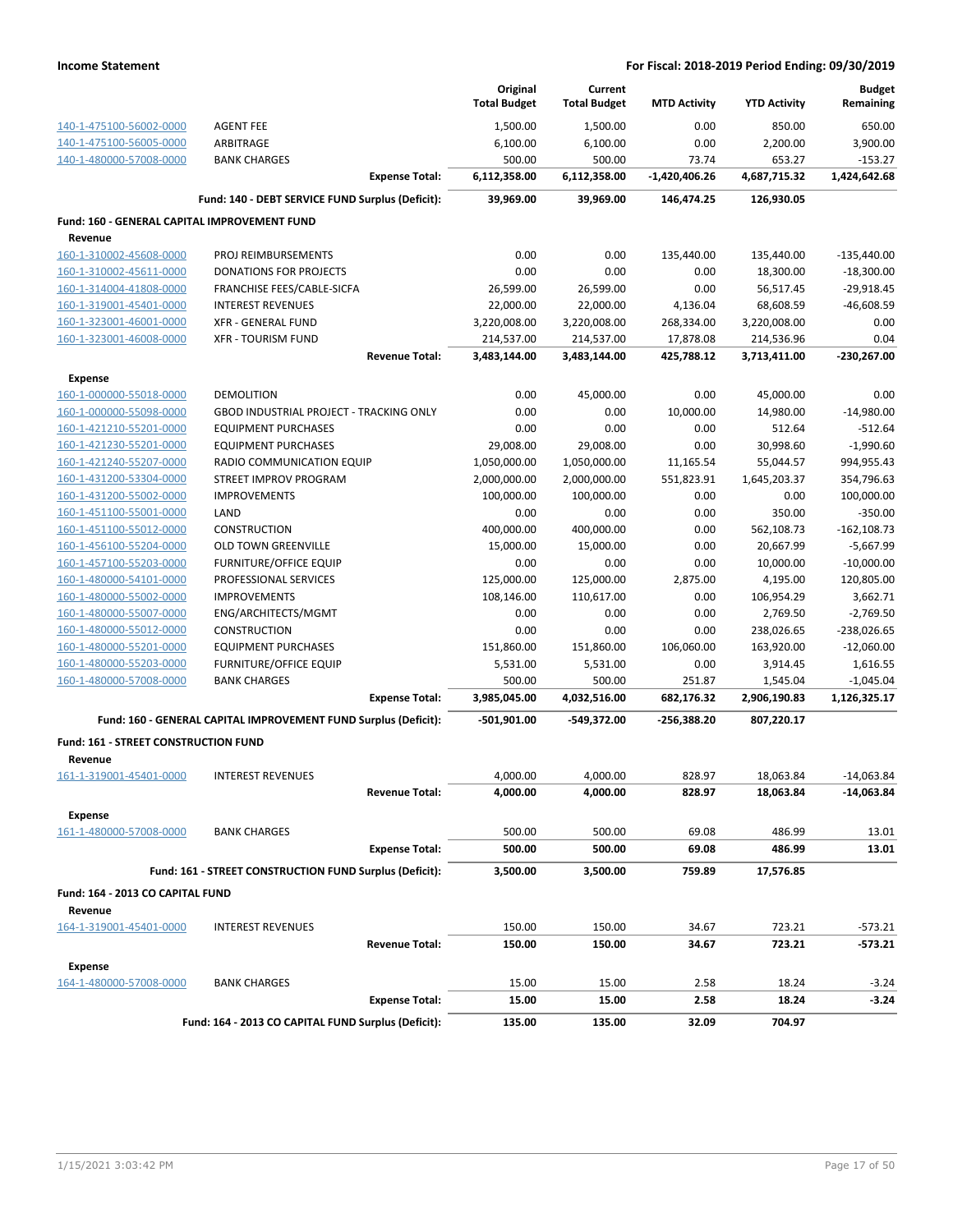**Income Statement** — For Fiscal: 2018-2019 Period Ending: 09/30/2019

| | | Original Total Budget | Current Total Budget | MTD Activity | YTD Activity | Budget Remaining |
|---|---|---|---|---|---|---|
| 140-1-475100-56002-0000 | AGENT FEE | 1,500.00 | 1,500.00 | 0.00 | 850.00 | 650.00 |
| 140-1-475100-56005-0000 | ARBITRAGE | 6,100.00 | 6,100.00 | 0.00 | 2,200.00 | 3,900.00 |
| 140-1-480000-57008-0000 | BANK CHARGES | 500.00 | 500.00 | 73.74 | 653.27 | -153.27 |
| | **Expense Total:** | **6,112,358.00** | **6,112,358.00** | **-1,420,406.26** | **4,687,715.32** | **1,424,642.68** |
| | **Fund: 140 - DEBT SERVICE FUND Surplus (Deficit):** | **39,969.00** | **39,969.00** | **146,474.25** | **126,930.05** | |
| **Fund: 160 - GENERAL CAPITAL IMPROVEMENT FUND** | | | | | | |
| **Revenue** | | | | | | |
| 160-1-310002-45608-0000 | PROJ REIMBURSEMENTS | 0.00 | 0.00 | 135,440.00 | 135,440.00 | -135,440.00 |
| 160-1-310002-45611-0000 | DONATIONS FOR PROJECTS | 0.00 | 0.00 | 0.00 | 18,300.00 | -18,300.00 |
| 160-1-314004-41808-0000 | FRANCHISE FEES/CABLE-SICFA | 26,599.00 | 26,599.00 | 0.00 | 56,517.45 | -29,918.45 |
| 160-1-319001-45401-0000 | INTEREST REVENUES | 22,000.00 | 22,000.00 | 4,136.04 | 68,608.59 | -46,608.59 |
| 160-1-323001-46001-0000 | XFR - GENERAL FUND | 3,220,008.00 | 3,220,008.00 | 268,334.00 | 3,220,008.00 | 0.00 |
| 160-1-323001-46008-0000 | XFR - TOURISM FUND | 214,537.00 | 214,537.00 | 17,878.08 | 214,536.96 | 0.04 |
| | **Revenue Total:** | **3,483,144.00** | **3,483,144.00** | **425,788.12** | **3,713,411.00** | **-230,267.00** |
| **Expense** | | | | | | |
| 160-1-000000-55018-0000 | DEMOLITION | 0.00 | 45,000.00 | 0.00 | 45,000.00 | 0.00 |
| 160-1-000000-55098-0000 | GBOD INDUSTRIAL PROJECT - TRACKING ONLY | 0.00 | 0.00 | 10,000.00 | 14,980.00 | -14,980.00 |
| 160-1-421210-55201-0000 | EQUIPMENT PURCHASES | 0.00 | 0.00 | 0.00 | 512.64 | -512.64 |
| 160-1-421230-55201-0000 | EQUIPMENT PURCHASES | 29,008.00 | 29,008.00 | 0.00 | 30,998.60 | -1,990.60 |
| 160-1-421240-55207-0000 | RADIO COMMUNICATION EQUIP | 1,050,000.00 | 1,050,000.00 | 11,165.54 | 55,044.57 | 994,955.43 |
| 160-1-431200-53304-0000 | STREET IMPROV PROGRAM | 2,000,000.00 | 2,000,000.00 | 551,823.91 | 1,645,203.37 | 354,796.63 |
| 160-1-431200-55002-0000 | IMPROVEMENTS | 100,000.00 | 100,000.00 | 0.00 | 0.00 | 100,000.00 |
| 160-1-451100-55001-0000 | LAND | 0.00 | 0.00 | 0.00 | 350.00 | -350.00 |
| 160-1-451100-55012-0000 | CONSTRUCTION | 400,000.00 | 400,000.00 | 0.00 | 562,108.73 | -162,108.73 |
| 160-1-456100-55204-0000 | OLD TOWN GREENVILLE | 15,000.00 | 15,000.00 | 0.00 | 20,667.99 | -5,667.99 |
| 160-1-457100-55203-0000 | FURNITURE/OFFICE EQUIP | 0.00 | 0.00 | 0.00 | 10,000.00 | -10,000.00 |
| 160-1-480000-54101-0000 | PROFESSIONAL SERVICES | 125,000.00 | 125,000.00 | 2,875.00 | 4,195.00 | 120,805.00 |
| 160-1-480000-55002-0000 | IMPROVEMENTS | 108,146.00 | 110,617.00 | 0.00 | 106,954.29 | 3,662.71 |
| 160-1-480000-55007-0000 | ENG/ARCHITECTS/MGMT | 0.00 | 0.00 | 0.00 | 2,769.50 | -2,769.50 |
| 160-1-480000-55012-0000 | CONSTRUCTION | 0.00 | 0.00 | 0.00 | 238,026.65 | -238,026.65 |
| 160-1-480000-55201-0000 | EQUIPMENT PURCHASES | 151,860.00 | 151,860.00 | 106,060.00 | 163,920.00 | -12,060.00 |
| 160-1-480000-55203-0000 | FURNITURE/OFFICE EQUIP | 5,531.00 | 5,531.00 | 0.00 | 3,914.45 | 1,616.55 |
| 160-1-480000-57008-0000 | BANK CHARGES | 500.00 | 500.00 | 251.87 | 1,545.04 | -1,045.04 |
| | **Expense Total:** | **3,985,045.00** | **4,032,516.00** | **682,176.32** | **2,906,190.83** | **1,126,325.17** |
| | **Fund: 160 - GENERAL CAPITAL IMPROVEMENT FUND Surplus (Deficit):** | **-501,901.00** | **-549,372.00** | **-256,388.20** | **807,220.17** | |
| **Fund: 161 - STREET CONSTRUCTION FUND** | | | | | | |
| **Revenue** | | | | | | |
| 161-1-319001-45401-0000 | INTEREST REVENUES | 4,000.00 | 4,000.00 | 828.97 | 18,063.84 | -14,063.84 |
| | **Revenue Total:** | **4,000.00** | **4,000.00** | **828.97** | **18,063.84** | **-14,063.84** |
| **Expense** | | | | | | |
| 161-1-480000-57008-0000 | BANK CHARGES | 500.00 | 500.00 | 69.08 | 486.99 | 13.01 |
| | **Expense Total:** | **500.00** | **500.00** | **69.08** | **486.99** | **13.01** |
| | **Fund: 161 - STREET CONSTRUCTION FUND Surplus (Deficit):** | **3,500.00** | **3,500.00** | **759.89** | **17,576.85** | |
| **Fund: 164 - 2013 CO CAPITAL FUND** | | | | | | |
| **Revenue** | | | | | | |
| 164-1-319001-45401-0000 | INTEREST REVENUES | 150.00 | 150.00 | 34.67 | 723.21 | -573.21 |
| | **Revenue Total:** | **150.00** | **150.00** | **34.67** | **723.21** | **-573.21** |
| **Expense** | | | | | | |
| 164-1-480000-57008-0000 | BANK CHARGES | 15.00 | 15.00 | 2.58 | 18.24 | -3.24 |
| | **Expense Total:** | **15.00** | **15.00** | **2.58** | **18.24** | **-3.24** |
| | **Fund: 164 - 2013 CO CAPITAL FUND Surplus (Deficit):** | **135.00** | **135.00** | **32.09** | **704.97** | |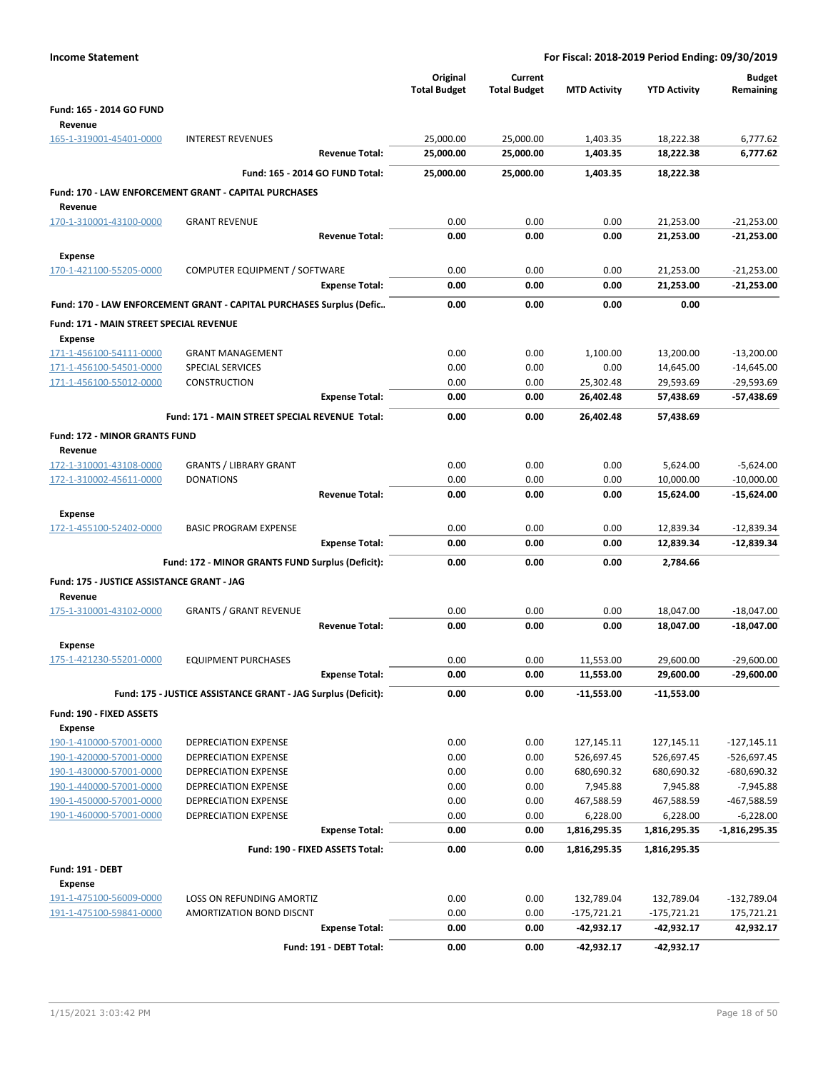**Income Statement** — For Fiscal: 2018-2019 Period Ending: 09/30/2019

| | | Original Total Budget | Current Total Budget | MTD Activity | YTD Activity | Budget Remaining |
|---|---|---|---|---|---|---|
| **Fund: 165 - 2014 GO FUND** | | | | | | |
| **Revenue** | | | | | | |
| 165-1-319001-45401-0000 | INTEREST REVENUES | 25,000.00 | 25,000.00 | 1,403.35 | 18,222.38 | 6,777.62 |
| | **Revenue Total:** | **25,000.00** | **25,000.00** | **1,403.35** | **18,222.38** | **6,777.62** |
| | **Fund: 165 - 2014 GO FUND Total:** | **25,000.00** | **25,000.00** | **1,403.35** | **18,222.38** | |
| **Fund: 170 - LAW ENFORCEMENT GRANT - CAPITAL PURCHASES** | | | | | | |
| **Revenue** | | | | | | |
| 170-1-310001-43100-0000 | GRANT REVENUE | 0.00 | 0.00 | 0.00 | 21,253.00 | -21,253.00 |
| | **Revenue Total:** | **0.00** | **0.00** | **0.00** | **21,253.00** | **-21,253.00** |
| **Expense** | | | | | | |
| 170-1-421100-55205-0000 | COMPUTER EQUIPMENT / SOFTWARE | 0.00 | 0.00 | 0.00 | 21,253.00 | -21,253.00 |
| | **Expense Total:** | **0.00** | **0.00** | **0.00** | **21,253.00** | **-21,253.00** |
| **Fund: 170 - LAW ENFORCEMENT GRANT - CAPITAL PURCHASES Surplus (Defic..** | | **0.00** | **0.00** | **0.00** | **0.00** | |
| **Fund: 171 - MAIN STREET SPECIAL REVENUE** | | | | | | |
| **Expense** | | | | | | |
| 171-1-456100-54111-0000 | GRANT MANAGEMENT | 0.00 | 0.00 | 1,100.00 | 13,200.00 | -13,200.00 |
| 171-1-456100-54501-0000 | SPECIAL SERVICES | 0.00 | 0.00 | 0.00 | 14,645.00 | -14,645.00 |
| 171-1-456100-55012-0000 | CONSTRUCTION | 0.00 | 0.00 | 25,302.48 | 29,593.69 | -29,593.69 |
| | **Expense Total:** | **0.00** | **0.00** | **26,402.48** | **57,438.69** | **-57,438.69** |
| | **Fund: 171 - MAIN STREET SPECIAL REVENUE Total:** | **0.00** | **0.00** | **26,402.48** | **57,438.69** | |
| **Fund: 172 - MINOR GRANTS FUND** | | | | | | |
| **Revenue** | | | | | | |
| 172-1-310001-43108-0000 | GRANTS / LIBRARY GRANT | 0.00 | 0.00 | 0.00 | 5,624.00 | -5,624.00 |
| 172-1-310002-45611-0000 | DONATIONS | 0.00 | 0.00 | 0.00 | 10,000.00 | -10,000.00 |
| | **Revenue Total:** | **0.00** | **0.00** | **0.00** | **15,624.00** | **-15,624.00** |
| **Expense** | | | | | | |
| 172-1-455100-52402-0000 | BASIC PROGRAM EXPENSE | 0.00 | 0.00 | 0.00 | 12,839.34 | -12,839.34 |
| | **Expense Total:** | **0.00** | **0.00** | **0.00** | **12,839.34** | **-12,839.34** |
| | **Fund: 172 - MINOR GRANTS FUND Surplus (Deficit):** | **0.00** | **0.00** | **0.00** | **2,784.66** | |
| **Fund: 175 - JUSTICE ASSISTANCE GRANT - JAG** | | | | | | |
| **Revenue** | | | | | | |
| 175-1-310001-43102-0000 | GRANTS / GRANT REVENUE | 0.00 | 0.00 | 0.00 | 18,047.00 | -18,047.00 |
| | **Revenue Total:** | **0.00** | **0.00** | **0.00** | **18,047.00** | **-18,047.00** |
| **Expense** | | | | | | |
| 175-1-421230-55201-0000 | EQUIPMENT PURCHASES | 0.00 | 0.00 | 11,553.00 | 29,600.00 | -29,600.00 |
| | **Expense Total:** | **0.00** | **0.00** | **11,553.00** | **29,600.00** | **-29,600.00** |
| | **Fund: 175 - JUSTICE ASSISTANCE GRANT - JAG Surplus (Deficit):** | **0.00** | **0.00** | **-11,553.00** | **-11,553.00** | |
| **Fund: 190 - FIXED ASSETS** | | | | | | |
| **Expense** | | | | | | |
| 190-1-410000-57001-0000 | DEPRECIATION EXPENSE | 0.00 | 0.00 | 127,145.11 | 127,145.11 | -127,145.11 |
| 190-1-420000-57001-0000 | DEPRECIATION EXPENSE | 0.00 | 0.00 | 526,697.45 | 526,697.45 | -526,697.45 |
| 190-1-430000-57001-0000 | DEPRECIATION EXPENSE | 0.00 | 0.00 | 680,690.32 | 680,690.32 | -680,690.32 |
| 190-1-440000-57001-0000 | DEPRECIATION EXPENSE | 0.00 | 0.00 | 7,945.88 | 7,945.88 | -7,945.88 |
| 190-1-450000-57001-0000 | DEPRECIATION EXPENSE | 0.00 | 0.00 | 467,588.59 | 467,588.59 | -467,588.59 |
| 190-1-460000-57001-0000 | DEPRECIATION EXPENSE | 0.00 | 0.00 | 6,228.00 | 6,228.00 | -6,228.00 |
| | **Expense Total:** | **0.00** | **0.00** | **1,816,295.35** | **1,816,295.35** | **-1,816,295.35** |
| | **Fund: 190 - FIXED ASSETS Total:** | **0.00** | **0.00** | **1,816,295.35** | **1,816,295.35** | |
| **Fund: 191 - DEBT** | | | | | | |
| **Expense** | | | | | | |
| 191-1-475100-56009-0000 | LOSS ON REFUNDING AMORTIZ | 0.00 | 0.00 | 132,789.04 | 132,789.04 | -132,789.04 |
| 191-1-475100-59841-0000 | AMORTIZATION BOND DISCNT | 0.00 | 0.00 | -175,721.21 | -175,721.21 | 175,721.21 |
| | **Expense Total:** | **0.00** | **0.00** | **-42,932.17** | **-42,932.17** | **42,932.17** |
| | **Fund: 191 - DEBT Total:** | **0.00** | **0.00** | **-42,932.17** | **-42,932.17** | |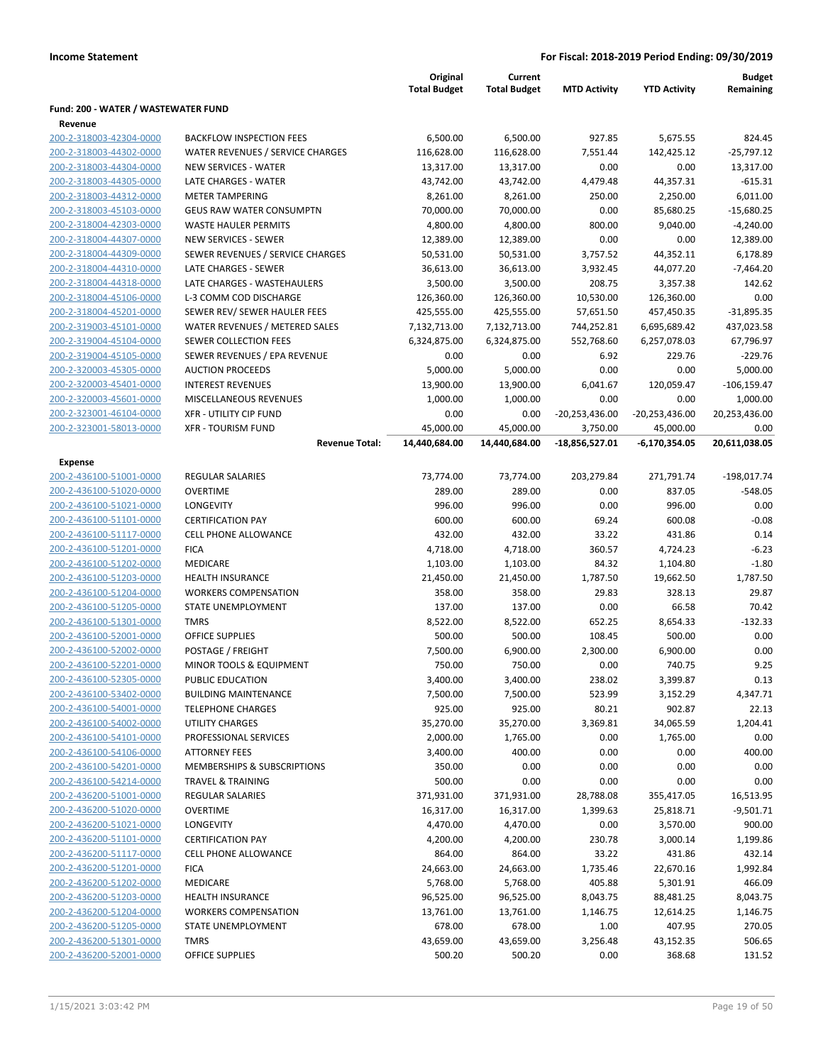**Income Statement** | **For Fiscal: 2018-2019 Period Ending: 09/30/2019**

| | | Original Total Budget | Current Total Budget | MTD Activity | YTD Activity | Budget Remaining |
|---|---|---|---|---|---|---|
| **Fund: 200 - WATER / WASTEWATER FUND** | | | | | | |
| **Revenue** | | | | | | |
| 200-2-318003-42304-0000 | BACKFLOW INSPECTION FEES | 6,500.00 | 6,500.00 | 927.85 | 5,675.55 | 824.45 |
| 200-2-318003-44302-0000 | WATER REVENUES / SERVICE CHARGES | 116,628.00 | 116,628.00 | 7,551.44 | 142,425.12 | -25,797.12 |
| 200-2-318003-44304-0000 | NEW SERVICES - WATER | 13,317.00 | 13,317.00 | 0.00 | 0.00 | 13,317.00 |
| 200-2-318003-44305-0000 | LATE CHARGES - WATER | 43,742.00 | 43,742.00 | 4,479.48 | 44,357.31 | -615.31 |
| 200-2-318003-44312-0000 | METER TAMPERING | 8,261.00 | 8,261.00 | 250.00 | 2,250.00 | 6,011.00 |
| 200-2-318003-45103-0000 | GEUS RAW WATER CONSUMPTN | 70,000.00 | 70,000.00 | 0.00 | 85,680.25 | -15,680.25 |
| 200-2-318004-42303-0000 | WASTE HAULER PERMITS | 4,800.00 | 4,800.00 | 800.00 | 9,040.00 | -4,240.00 |
| 200-2-318004-44307-0000 | NEW SERVICES - SEWER | 12,389.00 | 12,389.00 | 0.00 | 0.00 | 12,389.00 |
| 200-2-318004-44309-0000 | SEWER REVENUES / SERVICE CHARGES | 50,531.00 | 50,531.00 | 3,757.52 | 44,352.11 | 6,178.89 |
| 200-2-318004-44310-0000 | LATE CHARGES - SEWER | 36,613.00 | 36,613.00 | 3,932.45 | 44,077.20 | -7,464.20 |
| 200-2-318004-44318-0000 | LATE CHARGES - WASTEHAULERS | 3,500.00 | 3,500.00 | 208.75 | 3,357.38 | 142.62 |
| 200-2-318004-45106-0000 | L-3 COMM COD DISCHARGE | 126,360.00 | 126,360.00 | 10,530.00 | 126,360.00 | 0.00 |
| 200-2-318004-45201-0000 | SEWER REV/ SEWER HAULER FEES | 425,555.00 | 425,555.00 | 57,651.50 | 457,450.35 | -31,895.35 |
| 200-2-319003-45101-0000 | WATER REVENUES / METERED SALES | 7,132,713.00 | 7,132,713.00 | 744,252.81 | 6,695,689.42 | 437,023.58 |
| 200-2-319004-45104-0000 | SEWER COLLECTION FEES | 6,324,875.00 | 6,324,875.00 | 552,768.60 | 6,257,078.03 | 67,796.97 |
| 200-2-319004-45105-0000 | SEWER REVENUES / EPA REVENUE | 0.00 | 0.00 | 6.92 | 229.76 | -229.76 |
| 200-2-320003-45305-0000 | AUCTION PROCEEDS | 5,000.00 | 5,000.00 | 0.00 | 0.00 | 5,000.00 |
| 200-2-320003-45401-0000 | INTEREST REVENUES | 13,900.00 | 13,900.00 | 6,041.67 | 120,059.47 | -106,159.47 |
| 200-2-320003-45601-0000 | MISCELLANEOUS REVENUES | 1,000.00 | 1,000.00 | 0.00 | 0.00 | 1,000.00 |
| 200-2-323001-46104-0000 | XFR - UTILITY CIP FUND | 0.00 | 0.00 | -20,253,436.00 | -20,253,436.00 | 20,253,436.00 |
| 200-2-323001-58013-0000 | XFR - TOURISM FUND | 45,000.00 | 45,000.00 | 3,750.00 | 45,000.00 | 0.00 |
| | **Revenue Total:** | **14,440,684.00** | **14,440,684.00** | **-18,856,527.01** | **-6,170,354.05** | **20,611,038.05** |
| **Expense** | | | | | | |
| 200-2-436100-51001-0000 | REGULAR SALARIES | 73,774.00 | 73,774.00 | 203,279.84 | 271,791.74 | -198,017.74 |
| 200-2-436100-51020-0000 | OVERTIME | 289.00 | 289.00 | 0.00 | 837.05 | -548.05 |
| 200-2-436100-51021-0000 | LONGEVITY | 996.00 | 996.00 | 0.00 | 996.00 | 0.00 |
| 200-2-436100-51101-0000 | CERTIFICATION PAY | 600.00 | 600.00 | 69.24 | 600.08 | -0.08 |
| 200-2-436100-51117-0000 | CELL PHONE ALLOWANCE | 432.00 | 432.00 | 33.22 | 431.86 | 0.14 |
| 200-2-436100-51201-0000 | FICA | 4,718.00 | 4,718.00 | 360.57 | 4,724.23 | -6.23 |
| 200-2-436100-51202-0000 | MEDICARE | 1,103.00 | 1,103.00 | 84.32 | 1,104.80 | -1.80 |
| 200-2-436100-51203-0000 | HEALTH INSURANCE | 21,450.00 | 21,450.00 | 1,787.50 | 19,662.50 | 1,787.50 |
| 200-2-436100-51204-0000 | WORKERS COMPENSATION | 358.00 | 358.00 | 29.83 | 328.13 | 29.87 |
| 200-2-436100-51205-0000 | STATE UNEMPLOYMENT | 137.00 | 137.00 | 0.00 | 66.58 | 70.42 |
| 200-2-436100-51301-0000 | TMRS | 8,522.00 | 8,522.00 | 652.25 | 8,654.33 | -132.33 |
| 200-2-436100-52001-0000 | OFFICE SUPPLIES | 500.00 | 500.00 | 108.45 | 500.00 | 0.00 |
| 200-2-436100-52002-0000 | POSTAGE / FREIGHT | 7,500.00 | 6,900.00 | 2,300.00 | 6,900.00 | 0.00 |
| 200-2-436100-52201-0000 | MINOR TOOLS & EQUIPMENT | 750.00 | 750.00 | 0.00 | 740.75 | 9.25 |
| 200-2-436100-52305-0000 | PUBLIC EDUCATION | 3,400.00 | 3,400.00 | 238.02 | 3,399.87 | 0.13 |
| 200-2-436100-53402-0000 | BUILDING MAINTENANCE | 7,500.00 | 7,500.00 | 523.99 | 3,152.29 | 4,347.71 |
| 200-2-436100-54001-0000 | TELEPHONE CHARGES | 925.00 | 925.00 | 80.21 | 902.87 | 22.13 |
| 200-2-436100-54002-0000 | UTILITY CHARGES | 35,270.00 | 35,270.00 | 3,369.81 | 34,065.59 | 1,204.41 |
| 200-2-436100-54101-0000 | PROFESSIONAL SERVICES | 2,000.00 | 1,765.00 | 0.00 | 1,765.00 | 0.00 |
| 200-2-436100-54106-0000 | ATTORNEY FEES | 3,400.00 | 400.00 | 0.00 | 0.00 | 400.00 |
| 200-2-436100-54201-0000 | MEMBERSHIPS & SUBSCRIPTIONS | 350.00 | 0.00 | 0.00 | 0.00 | 0.00 |
| 200-2-436100-54214-0000 | TRAVEL & TRAINING | 500.00 | 0.00 | 0.00 | 0.00 | 0.00 |
| 200-2-436200-51001-0000 | REGULAR SALARIES | 371,931.00 | 371,931.00 | 28,788.08 | 355,417.05 | 16,513.95 |
| 200-2-436200-51020-0000 | OVERTIME | 16,317.00 | 16,317.00 | 1,399.63 | 25,818.71 | -9,501.71 |
| 200-2-436200-51021-0000 | LONGEVITY | 4,470.00 | 4,470.00 | 0.00 | 3,570.00 | 900.00 |
| 200-2-436200-51101-0000 | CERTIFICATION PAY | 4,200.00 | 4,200.00 | 230.78 | 3,000.14 | 1,199.86 |
| 200-2-436200-51117-0000 | CELL PHONE ALLOWANCE | 864.00 | 864.00 | 33.22 | 431.86 | 432.14 |
| 200-2-436200-51201-0000 | FICA | 24,663.00 | 24,663.00 | 1,735.46 | 22,670.16 | 1,992.84 |
| 200-2-436200-51202-0000 | MEDICARE | 5,768.00 | 5,768.00 | 405.88 | 5,301.91 | 466.09 |
| 200-2-436200-51203-0000 | HEALTH INSURANCE | 96,525.00 | 96,525.00 | 8,043.75 | 88,481.25 | 8,043.75 |
| 200-2-436200-51204-0000 | WORKERS COMPENSATION | 13,761.00 | 13,761.00 | 1,146.75 | 12,614.25 | 1,146.75 |
| 200-2-436200-51205-0000 | STATE UNEMPLOYMENT | 678.00 | 678.00 | 1.00 | 407.95 | 270.05 |
| 200-2-436200-51301-0000 | TMRS | 43,659.00 | 43,659.00 | 3,256.48 | 43,152.35 | 506.65 |
| 200-2-436200-52001-0000 | OFFICE SUPPLIES | 500.20 | 500.20 | 0.00 | 368.68 | 131.52 |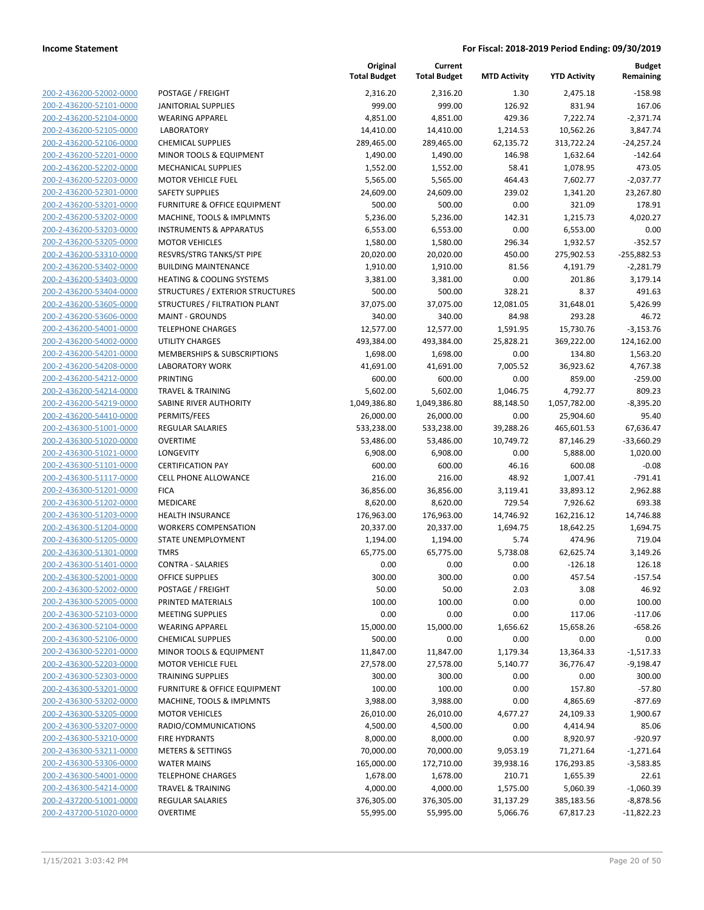**Income Statement** **For Fiscal: 2018-2019 Period Ending: 09/30/2019**

| | | Original Total Budget | Current Total Budget | MTD Activity | YTD Activity | Budget Remaining |
|---|---|---|---|---|---|---|
| 200-2-436200-52002-0000 | POSTAGE / FREIGHT | 2,316.20 | 2,316.20 | 1.30 | 2,475.18 | -158.98 |
| 200-2-436200-52101-0000 | JANITORIAL SUPPLIES | 999.00 | 999.00 | 126.92 | 831.94 | 167.06 |
| 200-2-436200-52104-0000 | WEARING APPAREL | 4,851.00 | 4,851.00 | 429.36 | 7,222.74 | -2,371.74 |
| 200-2-436200-52105-0000 | LABORATORY | 14,410.00 | 14,410.00 | 1,214.53 | 10,562.26 | 3,847.74 |
| 200-2-436200-52106-0000 | CHEMICAL SUPPLIES | 289,465.00 | 289,465.00 | 62,135.72 | 313,722.24 | -24,257.24 |
| 200-2-436200-52201-0000 | MINOR TOOLS & EQUIPMENT | 1,490.00 | 1,490.00 | 146.98 | 1,632.64 | -142.64 |
| 200-2-436200-52202-0000 | MECHANICAL SUPPLIES | 1,552.00 | 1,552.00 | 58.41 | 1,078.95 | 473.05 |
| 200-2-436200-52203-0000 | MOTOR VEHICLE FUEL | 5,565.00 | 5,565.00 | 464.43 | 7,602.77 | -2,037.77 |
| 200-2-436200-52301-0000 | SAFETY SUPPLIES | 24,609.00 | 24,609.00 | 239.02 | 1,341.20 | 23,267.80 |
| 200-2-436200-53201-0000 | FURNITURE & OFFICE EQUIPMENT | 500.00 | 500.00 | 0.00 | 321.09 | 178.91 |
| 200-2-436200-53202-0000 | MACHINE, TOOLS & IMPLMNTS | 5,236.00 | 5,236.00 | 142.31 | 1,215.73 | 4,020.27 |
| 200-2-436200-53203-0000 | INSTRUMENTS & APPARATUS | 6,553.00 | 6,553.00 | 0.00 | 6,553.00 | 0.00 |
| 200-2-436200-53205-0000 | MOTOR VEHICLES | 1,580.00 | 1,580.00 | 296.34 | 1,932.57 | -352.57 |
| 200-2-436200-53310-0000 | RESVRS/STRG TANKS/ST PIPE | 20,020.00 | 20,020.00 | 450.00 | 275,902.53 | -255,882.53 |
| 200-2-436200-53402-0000 | BUILDING MAINTENANCE | 1,910.00 | 1,910.00 | 81.56 | 4,191.79 | -2,281.79 |
| 200-2-436200-53403-0000 | HEATING & COOLING SYSTEMS | 3,381.00 | 3,381.00 | 0.00 | 201.86 | 3,179.14 |
| 200-2-436200-53404-0000 | STRUCTURES / EXTERIOR STRUCTURES | 500.00 | 500.00 | 328.21 | 8.37 | 491.63 |
| 200-2-436200-53605-0000 | STRUCTURES / FILTRATION PLANT | 37,075.00 | 37,075.00 | 12,081.05 | 31,648.01 | 5,426.99 |
| 200-2-436200-53606-0000 | MAINT - GROUNDS | 340.00 | 340.00 | 84.98 | 293.28 | 46.72 |
| 200-2-436200-54001-0000 | TELEPHONE CHARGES | 12,577.00 | 12,577.00 | 1,591.95 | 15,730.76 | -3,153.76 |
| 200-2-436200-54002-0000 | UTILITY CHARGES | 493,384.00 | 493,384.00 | 25,828.21 | 369,222.00 | 124,162.00 |
| 200-2-436200-54201-0000 | MEMBERSHIPS & SUBSCRIPTIONS | 1,698.00 | 1,698.00 | 0.00 | 134.80 | 1,563.20 |
| 200-2-436200-54208-0000 | LABORATORY WORK | 41,691.00 | 41,691.00 | 7,005.52 | 36,923.62 | 4,767.38 |
| 200-2-436200-54212-0000 | PRINTING | 600.00 | 600.00 | 0.00 | 859.00 | -259.00 |
| 200-2-436200-54214-0000 | TRAVEL & TRAINING | 5,602.00 | 5,602.00 | 1,046.75 | 4,792.77 | 809.23 |
| 200-2-436200-54219-0000 | SABINE RIVER AUTHORITY | 1,049,386.80 | 1,049,386.80 | 88,148.50 | 1,057,782.00 | -8,395.20 |
| 200-2-436200-54410-0000 | PERMITS/FEES | 26,000.00 | 26,000.00 | 0.00 | 25,904.60 | 95.40 |
| 200-2-436300-51001-0000 | REGULAR SALARIES | 533,238.00 | 533,238.00 | 39,288.26 | 465,601.53 | 67,636.47 |
| 200-2-436300-51020-0000 | OVERTIME | 53,486.00 | 53,486.00 | 10,749.72 | 87,146.29 | -33,660.29 |
| 200-2-436300-51021-0000 | LONGEVITY | 6,908.00 | 6,908.00 | 0.00 | 5,888.00 | 1,020.00 |
| 200-2-436300-51101-0000 | CERTIFICATION PAY | 600.00 | 600.00 | 46.16 | 600.08 | -0.08 |
| 200-2-436300-51117-0000 | CELL PHONE ALLOWANCE | 216.00 | 216.00 | 48.92 | 1,007.41 | -791.41 |
| 200-2-436300-51201-0000 | FICA | 36,856.00 | 36,856.00 | 3,119.41 | 33,893.12 | 2,962.88 |
| 200-2-436300-51202-0000 | MEDICARE | 8,620.00 | 8,620.00 | 729.54 | 7,926.62 | 693.38 |
| 200-2-436300-51203-0000 | HEALTH INSURANCE | 176,963.00 | 176,963.00 | 14,746.92 | 162,216.12 | 14,746.88 |
| 200-2-436300-51204-0000 | WORKERS COMPENSATION | 20,337.00 | 20,337.00 | 1,694.75 | 18,642.25 | 1,694.75 |
| 200-2-436300-51205-0000 | STATE UNEMPLOYMENT | 1,194.00 | 1,194.00 | 5.74 | 474.96 | 719.04 |
| 200-2-436300-51301-0000 | TMRS | 65,775.00 | 65,775.00 | 5,738.08 | 62,625.74 | 3,149.26 |
| 200-2-436300-51401-0000 | CONTRA - SALARIES | 0.00 | 0.00 | 0.00 | -126.18 | 126.18 |
| 200-2-436300-52001-0000 | OFFICE SUPPLIES | 300.00 | 300.00 | 0.00 | 457.54 | -157.54 |
| 200-2-436300-52002-0000 | POSTAGE / FREIGHT | 50.00 | 50.00 | 2.03 | 3.08 | 46.92 |
| 200-2-436300-52005-0000 | PRINTED MATERIALS | 100.00 | 100.00 | 0.00 | 0.00 | 100.00 |
| 200-2-436300-52103-0000 | MEETING SUPPLIES | 0.00 | 0.00 | 0.00 | 117.06 | -117.06 |
| 200-2-436300-52104-0000 | WEARING APPAREL | 15,000.00 | 15,000.00 | 1,656.62 | 15,658.26 | -658.26 |
| 200-2-436300-52106-0000 | CHEMICAL SUPPLIES | 500.00 | 0.00 | 0.00 | 0.00 | 0.00 |
| 200-2-436300-52201-0000 | MINOR TOOLS & EQUIPMENT | 11,847.00 | 11,847.00 | 1,179.34 | 13,364.33 | -1,517.33 |
| 200-2-436300-52203-0000 | MOTOR VEHICLE FUEL | 27,578.00 | 27,578.00 | 5,140.77 | 36,776.47 | -9,198.47 |
| 200-2-436300-52303-0000 | TRAINING SUPPLIES | 300.00 | 300.00 | 0.00 | 0.00 | 300.00 |
| 200-2-436300-53201-0000 | FURNITURE & OFFICE EQUIPMENT | 100.00 | 100.00 | 0.00 | 157.80 | -57.80 |
| 200-2-436300-53202-0000 | MACHINE, TOOLS & IMPLMNTS | 3,988.00 | 3,988.00 | 0.00 | 4,865.69 | -877.69 |
| 200-2-436300-53205-0000 | MOTOR VEHICLES | 26,010.00 | 26,010.00 | 4,677.27 | 24,109.33 | 1,900.67 |
| 200-2-436300-53207-0000 | RADIO/COMMUNICATIONS | 4,500.00 | 4,500.00 | 0.00 | 4,414.94 | 85.06 |
| 200-2-436300-53210-0000 | FIRE HYDRANTS | 8,000.00 | 8,000.00 | 0.00 | 8,920.97 | -920.97 |
| 200-2-436300-53211-0000 | METERS & SETTINGS | 70,000.00 | 70,000.00 | 9,053.19 | 71,271.64 | -1,271.64 |
| 200-2-436300-53306-0000 | WATER MAINS | 165,000.00 | 172,710.00 | 39,938.16 | 176,293.85 | -3,583.85 |
| 200-2-436300-54001-0000 | TELEPHONE CHARGES | 1,678.00 | 1,678.00 | 210.71 | 1,655.39 | 22.61 |
| 200-2-436300-54214-0000 | TRAVEL & TRAINING | 4,000.00 | 4,000.00 | 1,575.00 | 5,060.39 | -1,060.39 |
| 200-2-437200-51001-0000 | REGULAR SALARIES | 376,305.00 | 376,305.00 | 31,137.29 | 385,183.56 | -8,878.56 |
| 200-2-437200-51020-0000 | OVERTIME | 55,995.00 | 55,995.00 | 5,066.76 | 67,817.23 | -11,822.23 |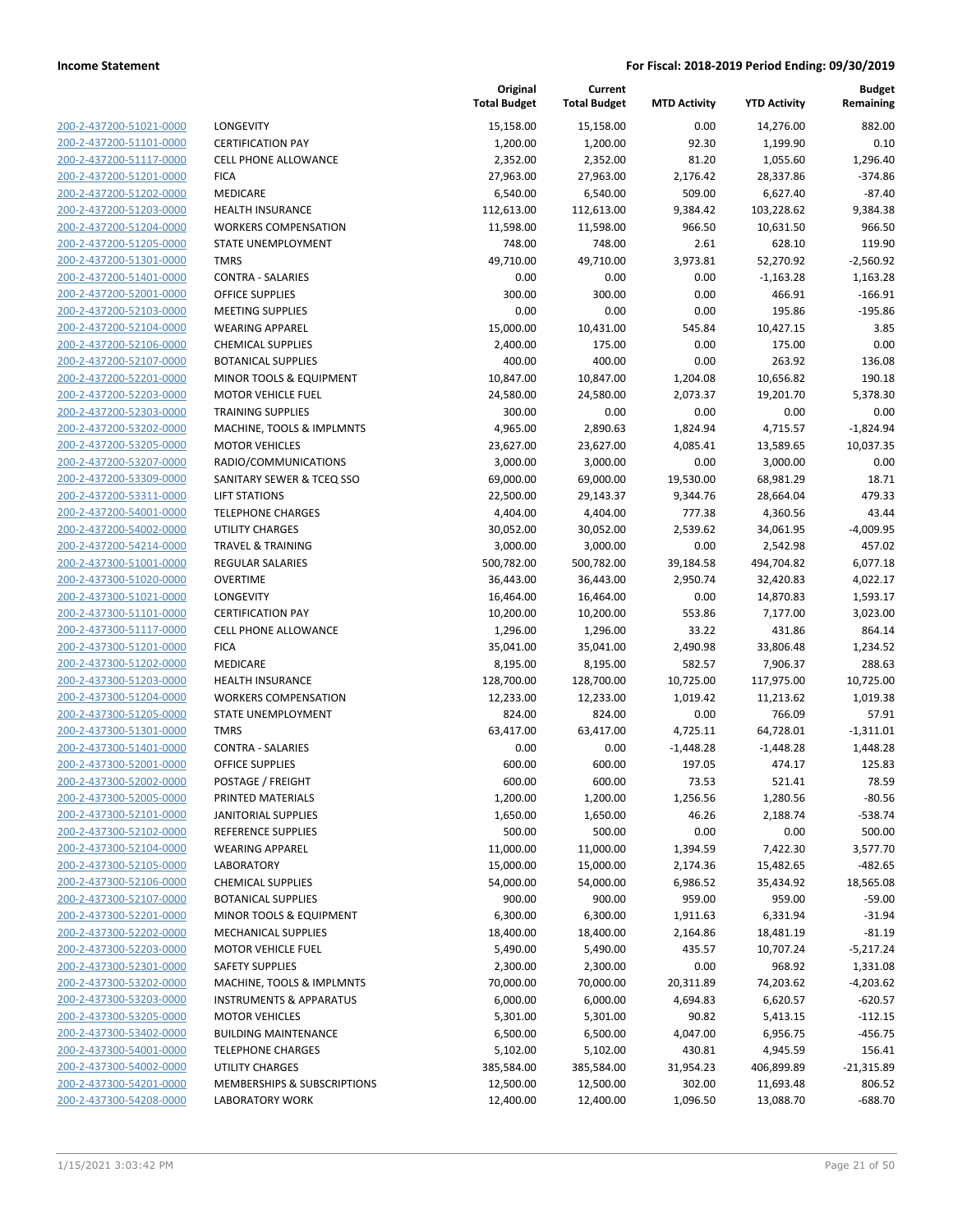| | | Original Total Budget | Current Total Budget | MTD Activity | YTD Activity | Budget Remaining |
|---|---|---|---|---|---|---|
| 200-2-437200-51021-0000 | LONGEVITY | 15,158.00 | 15,158.00 | 0.00 | 14,276.00 | 882.00 |
| 200-2-437200-51101-0000 | CERTIFICATION PAY | 1,200.00 | 1,200.00 | 92.30 | 1,199.90 | 0.10 |
| 200-2-437200-51117-0000 | CELL PHONE ALLOWANCE | 2,352.00 | 2,352.00 | 81.20 | 1,055.60 | 1,296.40 |
| 200-2-437200-51201-0000 | FICA | 27,963.00 | 27,963.00 | 2,176.42 | 28,337.86 | -374.86 |
| 200-2-437200-51202-0000 | MEDICARE | 6,540.00 | 6,540.00 | 509.00 | 6,627.40 | -87.40 |
| 200-2-437200-51203-0000 | HEALTH INSURANCE | 112,613.00 | 112,613.00 | 9,384.42 | 103,228.62 | 9,384.38 |
| 200-2-437200-51204-0000 | WORKERS COMPENSATION | 11,598.00 | 11,598.00 | 966.50 | 10,631.50 | 966.50 |
| 200-2-437200-51205-0000 | STATE UNEMPLOYMENT | 748.00 | 748.00 | 2.61 | 628.10 | 119.90 |
| 200-2-437200-51301-0000 | TMRS | 49,710.00 | 49,710.00 | 3,973.81 | 52,270.92 | -2,560.92 |
| 200-2-437200-51401-0000 | CONTRA - SALARIES | 0.00 | 0.00 | 0.00 | -1,163.28 | 1,163.28 |
| 200-2-437200-52001-0000 | OFFICE SUPPLIES | 300.00 | 300.00 | 0.00 | 466.91 | -166.91 |
| 200-2-437200-52103-0000 | MEETING SUPPLIES | 0.00 | 0.00 | 0.00 | 195.86 | -195.86 |
| 200-2-437200-52104-0000 | WEARING APPAREL | 15,000.00 | 10,431.00 | 545.84 | 10,427.15 | 3.85 |
| 200-2-437200-52106-0000 | CHEMICAL SUPPLIES | 2,400.00 | 175.00 | 0.00 | 175.00 | 0.00 |
| 200-2-437200-52107-0000 | BOTANICAL SUPPLIES | 400.00 | 400.00 | 0.00 | 263.92 | 136.08 |
| 200-2-437200-52201-0000 | MINOR TOOLS & EQUIPMENT | 10,847.00 | 10,847.00 | 1,204.08 | 10,656.82 | 190.18 |
| 200-2-437200-52203-0000 | MOTOR VEHICLE FUEL | 24,580.00 | 24,580.00 | 2,073.37 | 19,201.70 | 5,378.30 |
| 200-2-437200-52303-0000 | TRAINING SUPPLIES | 300.00 | 0.00 | 0.00 | 0.00 | 0.00 |
| 200-2-437200-53202-0000 | MACHINE, TOOLS & IMPLMNTS | 4,965.00 | 2,890.63 | 1,824.94 | 4,715.57 | -1,824.94 |
| 200-2-437200-53205-0000 | MOTOR VEHICLES | 23,627.00 | 23,627.00 | 4,085.41 | 13,589.65 | 10,037.35 |
| 200-2-437200-53207-0000 | RADIO/COMMUNICATIONS | 3,000.00 | 3,000.00 | 0.00 | 3,000.00 | 0.00 |
| 200-2-437200-53309-0000 | SANITARY SEWER & TCEQ SSO | 69,000.00 | 69,000.00 | 19,530.00 | 68,981.29 | 18.71 |
| 200-2-437200-53311-0000 | LIFT STATIONS | 22,500.00 | 29,143.37 | 9,344.76 | 28,664.04 | 479.33 |
| 200-2-437200-54001-0000 | TELEPHONE CHARGES | 4,404.00 | 4,404.00 | 777.38 | 4,360.56 | 43.44 |
| 200-2-437200-54002-0000 | UTILITY CHARGES | 30,052.00 | 30,052.00 | 2,539.62 | 34,061.95 | -4,009.95 |
| 200-2-437200-54214-0000 | TRAVEL & TRAINING | 3,000.00 | 3,000.00 | 0.00 | 2,542.98 | 457.02 |
| 200-2-437300-51001-0000 | REGULAR SALARIES | 500,782.00 | 500,782.00 | 39,184.58 | 494,704.82 | 6,077.18 |
| 200-2-437300-51020-0000 | OVERTIME | 36,443.00 | 36,443.00 | 2,950.74 | 32,420.83 | 4,022.17 |
| 200-2-437300-51021-0000 | LONGEVITY | 16,464.00 | 16,464.00 | 0.00 | 14,870.83 | 1,593.17 |
| 200-2-437300-51101-0000 | CERTIFICATION PAY | 10,200.00 | 10,200.00 | 553.86 | 7,177.00 | 3,023.00 |
| 200-2-437300-51117-0000 | CELL PHONE ALLOWANCE | 1,296.00 | 1,296.00 | 33.22 | 431.86 | 864.14 |
| 200-2-437300-51201-0000 | FICA | 35,041.00 | 35,041.00 | 2,490.98 | 33,806.48 | 1,234.52 |
| 200-2-437300-51202-0000 | MEDICARE | 8,195.00 | 8,195.00 | 582.57 | 7,906.37 | 288.63 |
| 200-2-437300-51203-0000 | HEALTH INSURANCE | 128,700.00 | 128,700.00 | 10,725.00 | 117,975.00 | 10,725.00 |
| 200-2-437300-51204-0000 | WORKERS COMPENSATION | 12,233.00 | 12,233.00 | 1,019.42 | 11,213.62 | 1,019.38 |
| 200-2-437300-51205-0000 | STATE UNEMPLOYMENT | 824.00 | 824.00 | 0.00 | 766.09 | 57.91 |
| 200-2-437300-51301-0000 | TMRS | 63,417.00 | 63,417.00 | 4,725.11 | 64,728.01 | -1,311.01 |
| 200-2-437300-51401-0000 | CONTRA - SALARIES | 0.00 | 0.00 | -1,448.28 | -1,448.28 | 1,448.28 |
| 200-2-437300-52001-0000 | OFFICE SUPPLIES | 600.00 | 600.00 | 197.05 | 474.17 | 125.83 |
| 200-2-437300-52002-0000 | POSTAGE / FREIGHT | 600.00 | 600.00 | 73.53 | 521.41 | 78.59 |
| 200-2-437300-52005-0000 | PRINTED MATERIALS | 1,200.00 | 1,200.00 | 1,256.56 | 1,280.56 | -80.56 |
| 200-2-437300-52101-0000 | JANITORIAL SUPPLIES | 1,650.00 | 1,650.00 | 46.26 | 2,188.74 | -538.74 |
| 200-2-437300-52102-0000 | REFERENCE SUPPLIES | 500.00 | 500.00 | 0.00 | 0.00 | 500.00 |
| 200-2-437300-52104-0000 | WEARING APPAREL | 11,000.00 | 11,000.00 | 1,394.59 | 7,422.30 | 3,577.70 |
| 200-2-437300-52105-0000 | LABORATORY | 15,000.00 | 15,000.00 | 2,174.36 | 15,482.65 | -482.65 |
| 200-2-437300-52106-0000 | CHEMICAL SUPPLIES | 54,000.00 | 54,000.00 | 6,986.52 | 35,434.92 | 18,565.08 |
| 200-2-437300-52107-0000 | BOTANICAL SUPPLIES | 900.00 | 900.00 | 959.00 | 959.00 | -59.00 |
| 200-2-437300-52201-0000 | MINOR TOOLS & EQUIPMENT | 6,300.00 | 6,300.00 | 1,911.63 | 6,331.94 | -31.94 |
| 200-2-437300-52202-0000 | MECHANICAL SUPPLIES | 18,400.00 | 18,400.00 | 2,164.86 | 18,481.19 | -81.19 |
| 200-2-437300-52203-0000 | MOTOR VEHICLE FUEL | 5,490.00 | 5,490.00 | 435.57 | 10,707.24 | -5,217.24 |
| 200-2-437300-52301-0000 | SAFETY SUPPLIES | 2,300.00 | 2,300.00 | 0.00 | 968.92 | 1,331.08 |
| 200-2-437300-53202-0000 | MACHINE, TOOLS & IMPLMNTS | 70,000.00 | 70,000.00 | 20,311.89 | 74,203.62 | -4,203.62 |
| 200-2-437300-53203-0000 | INSTRUMENTS & APPARATUS | 6,000.00 | 6,000.00 | 4,694.83 | 6,620.57 | -620.57 |
| 200-2-437300-53205-0000 | MOTOR VEHICLES | 5,301.00 | 5,301.00 | 90.82 | 5,413.15 | -112.15 |
| 200-2-437300-53402-0000 | BUILDING MAINTENANCE | 6,500.00 | 6,500.00 | 4,047.00 | 6,956.75 | -456.75 |
| 200-2-437300-54001-0000 | TELEPHONE CHARGES | 5,102.00 | 5,102.00 | 430.81 | 4,945.59 | 156.41 |
| 200-2-437300-54002-0000 | UTILITY CHARGES | 385,584.00 | 385,584.00 | 31,954.23 | 406,899.89 | -21,315.89 |
| 200-2-437300-54201-0000 | MEMBERSHIPS & SUBSCRIPTIONS | 12,500.00 | 12,500.00 | 302.00 | 11,693.48 | 806.52 |
| 200-2-437300-54208-0000 | LABORATORY WORK | 12,400.00 | 12,400.00 | 1,096.50 | 13,088.70 | -688.70 |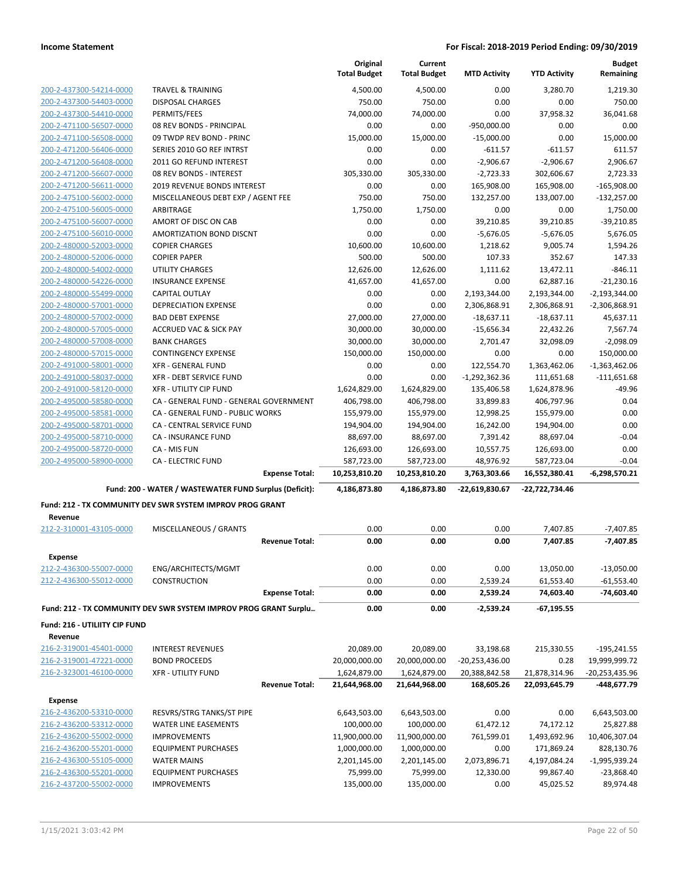| | | Original Total Budget | Current Total Budget | MTD Activity | YTD Activity | Budget Remaining |
|---|---|---|---|---|---|---|
| 200-2-437300-54214-0000 | TRAVEL & TRAINING | 4,500.00 | 4,500.00 | 0.00 | 3,280.70 | 1,219.30 |
| 200-2-437300-54403-0000 | DISPOSAL CHARGES | 750.00 | 750.00 | 0.00 | 0.00 | 750.00 |
| 200-2-437300-54410-0000 | PERMITS/FEES | 74,000.00 | 74,000.00 | 0.00 | 37,958.32 | 36,041.68 |
| 200-2-471100-56507-0000 | 08 REV BONDS - PRINCIPAL | 0.00 | 0.00 | -950,000.00 | 0.00 | 0.00 |
| 200-2-471100-56508-0000 | 09 TWDP REV BOND - PRINC | 15,000.00 | 15,000.00 | -15,000.00 | 0.00 | 15,000.00 |
| 200-2-471200-56406-0000 | SERIES 2010 GO REF INTRST | 0.00 | 0.00 | -611.57 | -611.57 | 611.57 |
| 200-2-471200-56408-0000 | 2011 GO REFUND INTEREST | 0.00 | 0.00 | -2,906.67 | -2,906.67 | 2,906.67 |
| 200-2-471200-56607-0000 | 08 REV BONDS - INTEREST | 305,330.00 | 305,330.00 | -2,723.33 | 302,606.67 | 2,723.33 |
| 200-2-471200-56611-0000 | 2019 REVENUE BONDS INTEREST | 0.00 | 0.00 | 165,908.00 | 165,908.00 | -165,908.00 |
| 200-2-475100-56002-0000 | MISCELLANEOUS DEBT EXP / AGENT FEE | 750.00 | 750.00 | 132,257.00 | 133,007.00 | -132,257.00 |
| 200-2-475100-56005-0000 | ARBITRAGE | 1,750.00 | 1,750.00 | 0.00 | 0.00 | 1,750.00 |
| 200-2-475100-56007-0000 | AMORT OF DISC ON CAB | 0.00 | 0.00 | 39,210.85 | 39,210.85 | -39,210.85 |
| 200-2-475100-56010-0000 | AMORTIZATION BOND DISCNT | 0.00 | 0.00 | -5,676.05 | -5,676.05 | 5,676.05 |
| 200-2-480000-52003-0000 | COPIER CHARGES | 10,600.00 | 10,600.00 | 1,218.62 | 9,005.74 | 1,594.26 |
| 200-2-480000-52006-0000 | COPIER PAPER | 500.00 | 500.00 | 107.33 | 352.67 | 147.33 |
| 200-2-480000-54002-0000 | UTILITY CHARGES | 12,626.00 | 12,626.00 | 1,111.62 | 13,472.11 | -846.11 |
| 200-2-480000-54226-0000 | INSURANCE EXPENSE | 41,657.00 | 41,657.00 | 0.00 | 62,887.16 | -21,230.16 |
| 200-2-480000-55499-0000 | CAPITAL OUTLAY | 0.00 | 0.00 | 2,193,344.00 | 2,193,344.00 | -2,193,344.00 |
| 200-2-480000-57001-0000 | DEPRECIATION EXPENSE | 0.00 | 0.00 | 2,306,868.91 | 2,306,868.91 | -2,306,868.91 |
| 200-2-480000-57002-0000 | BAD DEBT EXPENSE | 27,000.00 | 27,000.00 | -18,637.11 | -18,637.11 | 45,637.11 |
| 200-2-480000-57005-0000 | ACCRUED VAC & SICK PAY | 30,000.00 | 30,000.00 | -15,656.34 | 22,432.26 | 7,567.74 |
| 200-2-480000-57008-0000 | BANK CHARGES | 30,000.00 | 30,000.00 | 2,701.47 | 32,098.09 | -2,098.09 |
| 200-2-480000-57015-0000 | CONTINGENCY EXPENSE | 150,000.00 | 150,000.00 | 0.00 | 0.00 | 150,000.00 |
| 200-2-491000-58001-0000 | XFR - GENERAL FUND | 0.00 | 0.00 | 122,554.70 | 1,363,462.06 | -1,363,462.06 |
| 200-2-491000-58037-0000 | XFR - DEBT SERVICE FUND | 0.00 | 0.00 | -1,292,362.36 | 111,651.68 | -111,651.68 |
| 200-2-491000-58120-0000 | XFR - UTILITY CIP FUND | 1,624,829.00 | 1,624,829.00 | 135,406.58 | 1,624,878.96 | -49.96 |
| 200-2-495000-58580-0000 | CA - GENERAL FUND - GENERAL GOVERNMENT | 406,798.00 | 406,798.00 | 33,899.83 | 406,797.96 | 0.04 |
| 200-2-495000-58581-0000 | CA - GENERAL FUND - PUBLIC WORKS | 155,979.00 | 155,979.00 | 12,998.25 | 155,979.00 | 0.00 |
| 200-2-495000-58701-0000 | CA - CENTRAL SERVICE FUND | 194,904.00 | 194,904.00 | 16,242.00 | 194,904.00 | 0.00 |
| 200-2-495000-58710-0000 | CA - INSURANCE FUND | 88,697.00 | 88,697.00 | 7,391.42 | 88,697.04 | -0.04 |
| 200-2-495000-58720-0000 | CA - MIS FUN | 126,693.00 | 126,693.00 | 10,557.75 | 126,693.00 | 0.00 |
| 200-2-495000-58900-0000 | CA - ELECTRIC FUND | 587,723.00 | 587,723.00 | 48,976.92 | 587,723.04 | -0.04 |
| | **Expense Total:** | **10,253,810.20** | **10,253,810.20** | **3,763,303.66** | **16,552,380.41** | **-6,298,570.21** |
| | **Fund: 200 - WATER / WASTEWATER FUND Surplus (Deficit):** | **4,186,873.80** | **4,186,873.80** | **-22,619,830.67** | **-22,722,734.46** | |

**Fund: 212 - TX COMMUNITY DEV SWR SYSTEM IMPROV PROG GRANT**

**Revenue**

| | | Original Total Budget | Current Total Budget | MTD Activity | YTD Activity | Budget Remaining |
|---|---|---|---|---|---|---|
| 212-2-310001-43105-0000 | MISCELLANEOUS / GRANTS | 0.00 | 0.00 | 0.00 | 7,407.85 | -7,407.85 |
| | **Revenue Total:** | **0.00** | **0.00** | **0.00** | **7,407.85** | **-7,407.85** |

**Expense**

| | | Original Total Budget | Current Total Budget | MTD Activity | YTD Activity | Budget Remaining |
|---|---|---|---|---|---|---|
| 212-2-436300-55007-0000 | ENG/ARCHITECTS/MGMT | 0.00 | 0.00 | 0.00 | 13,050.00 | -13,050.00 |
| 212-2-436300-55012-0000 | CONSTRUCTION | 0.00 | 0.00 | 2,539.24 | 61,553.40 | -61,553.40 |
| | **Expense Total:** | **0.00** | **0.00** | **2,539.24** | **74,603.40** | **-74,603.40** |
| | **Fund: 212 - TX COMMUNITY DEV SWR SYSTEM IMPROV PROG GRANT Surplu..** | **0.00** | **0.00** | **-2,539.24** | **-67,195.55** | |

**Fund: 216 - UTILIITY CIP FUND**

**Revenue**

| | | Original Total Budget | Current Total Budget | MTD Activity | YTD Activity | Budget Remaining |
|---|---|---|---|---|---|---|
| 216-2-319001-45401-0000 | INTEREST REVENUES | 20,089.00 | 20,089.00 | 33,198.68 | 215,330.55 | -195,241.55 |
| 216-2-319001-47221-0000 | BOND PROCEEDS | 20,000,000.00 | 20,000,000.00 | -20,253,436.00 | 0.28 | 19,999,999.72 |
| 216-2-323001-46100-0000 | XFR - UTILITY FUND | 1,624,879.00 | 1,624,879.00 | 20,388,842.58 | 21,878,314.96 | -20,253,435.96 |
| | **Revenue Total:** | **21,644,968.00** | **21,644,968.00** | **168,605.26** | **22,093,645.79** | **-448,677.79** |

**Expense**

| | | Original Total Budget | Current Total Budget | MTD Activity | YTD Activity | Budget Remaining |
|---|---|---|---|---|---|---|
| 216-2-436200-53310-0000 | RESVRS/STRG TANKS/ST PIPE | 6,643,503.00 | 6,643,503.00 | 0.00 | 0.00 | 6,643,503.00 |
| 216-2-436200-53312-0000 | WATER LINE EASEMENTS | 100,000.00 | 100,000.00 | 61,472.12 | 74,172.12 | 25,827.88 |
| 216-2-436200-55002-0000 | IMPROVEMENTS | 11,900,000.00 | 11,900,000.00 | 761,599.01 | 1,493,692.96 | 10,406,307.04 |
| 216-2-436200-55201-0000 | EQUIPMENT PURCHASES | 1,000,000.00 | 1,000,000.00 | 0.00 | 171,869.24 | 828,130.76 |
| 216-2-436300-55105-0000 | WATER MAINS | 2,201,145.00 | 2,201,145.00 | 2,073,896.71 | 4,197,084.24 | -1,995,939.24 |
| 216-2-436300-55201-0000 | EQUIPMENT PURCHASES | 75,999.00 | 75,999.00 | 12,330.00 | 99,867.40 | -23,868.40 |
| 216-2-437200-55002-0000 | IMPROVEMENTS | 135,000.00 | 135,000.00 | 0.00 | 45,025.52 | 89,974.48 |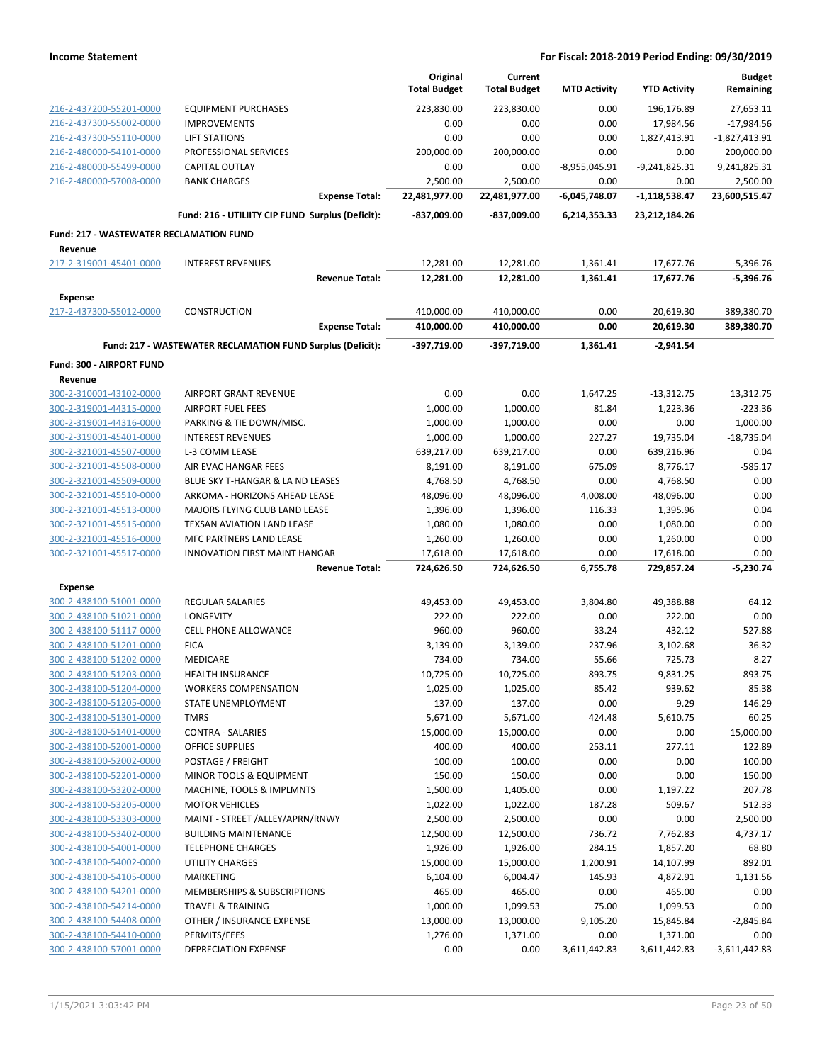**Income Statement** — **For Fiscal: 2018-2019 Period Ending: 09/30/2019**

| | | Original Total Budget | Current Total Budget | MTD Activity | YTD Activity | Budget Remaining |
|---|---|---|---|---|---|---|
| 216-2-437200-55201-0000 | EQUIPMENT PURCHASES | 223,830.00 | 223,830.00 | 0.00 | 196,176.89 | 27,653.11 |
| 216-2-437300-55002-0000 | IMPROVEMENTS | 0.00 | 0.00 | 0.00 | 17,984.56 | -17,984.56 |
| 216-2-437300-55110-0000 | LIFT STATIONS | 0.00 | 0.00 | 0.00 | 1,827,413.91 | -1,827,413.91 |
| 216-2-480000-54101-0000 | PROFESSIONAL SERVICES | 200,000.00 | 200,000.00 | 0.00 | 0.00 | 200,000.00 |
| 216-2-480000-55499-0000 | CAPITAL OUTLAY | 0.00 | 0.00 | -8,955,045.91 | -9,241,825.31 | 9,241,825.31 |
| 216-2-480000-57008-0000 | BANK CHARGES | 2,500.00 | 2,500.00 | 0.00 | 0.00 | 2,500.00 |
| | **Expense Total:** | **22,481,977.00** | **22,481,977.00** | **-6,045,748.07** | **-1,118,538.47** | **23,600,515.47** |
| | **Fund: 216 - UTILIITY CIP FUND Surplus (Deficit):** | **-837,009.00** | **-837,009.00** | **6,214,353.33** | **23,212,184.26** | |
| **Fund: 217 - WASTEWATER RECLAMATION FUND** | | | | | | |
| **Revenue** | | | | | | |
| 217-2-319001-45401-0000 | INTEREST REVENUES | 12,281.00 | 12,281.00 | 1,361.41 | 17,677.76 | -5,396.76 |
| | **Revenue Total:** | **12,281.00** | **12,281.00** | **1,361.41** | **17,677.76** | **-5,396.76** |
| **Expense** | | | | | | |
| 217-2-437300-55012-0000 | CONSTRUCTION | 410,000.00 | 410,000.00 | 0.00 | 20,619.30 | 389,380.70 |
| | **Expense Total:** | **410,000.00** | **410,000.00** | **0.00** | **20,619.30** | **389,380.70** |
| | **Fund: 217 - WASTEWATER RECLAMATION FUND Surplus (Deficit):** | **-397,719.00** | **-397,719.00** | **1,361.41** | **-2,941.54** | |
| **Fund: 300 - AIRPORT FUND** | | | | | | |
| **Revenue** | | | | | | |
| 300-2-310001-43102-0000 | AIRPORT GRANT REVENUE | 0.00 | 0.00 | 1,647.25 | -13,312.75 | 13,312.75 |
| 300-2-319001-44315-0000 | AIRPORT FUEL FEES | 1,000.00 | 1,000.00 | 81.84 | 1,223.36 | -223.36 |
| 300-2-319001-44316-0000 | PARKING & TIE DOWN/MISC. | 1,000.00 | 1,000.00 | 0.00 | 0.00 | 1,000.00 |
| 300-2-319001-45401-0000 | INTEREST REVENUES | 1,000.00 | 1,000.00 | 227.27 | 19,735.04 | -18,735.04 |
| 300-2-321001-45507-0000 | L-3 COMM LEASE | 639,217.00 | 639,217.00 | 0.00 | 639,216.96 | 0.04 |
| 300-2-321001-45508-0000 | AIR EVAC HANGAR FEES | 8,191.00 | 8,191.00 | 675.09 | 8,776.17 | -585.17 |
| 300-2-321001-45509-0000 | BLUE SKY T-HANGAR & LA ND LEASES | 4,768.50 | 4,768.50 | 0.00 | 4,768.50 | 0.00 |
| 300-2-321001-45510-0000 | ARKOMA - HORIZONS AHEAD LEASE | 48,096.00 | 48,096.00 | 4,008.00 | 48,096.00 | 0.00 |
| 300-2-321001-45513-0000 | MAJORS FLYING CLUB LAND LEASE | 1,396.00 | 1,396.00 | 116.33 | 1,395.96 | 0.04 |
| 300-2-321001-45515-0000 | TEXSAN AVIATION LAND LEASE | 1,080.00 | 1,080.00 | 0.00 | 1,080.00 | 0.00 |
| 300-2-321001-45516-0000 | MFC PARTNERS LAND LEASE | 1,260.00 | 1,260.00 | 0.00 | 1,260.00 | 0.00 |
| 300-2-321001-45517-0000 | INNOVATION FIRST MAINT HANGAR | 17,618.00 | 17,618.00 | 0.00 | 17,618.00 | 0.00 |
| | **Revenue Total:** | **724,626.50** | **724,626.50** | **6,755.78** | **729,857.24** | **-5,230.74** |
| **Expense** | | | | | | |
| 300-2-438100-51001-0000 | REGULAR SALARIES | 49,453.00 | 49,453.00 | 3,804.80 | 49,388.88 | 64.12 |
| 300-2-438100-51021-0000 | LONGEVITY | 222.00 | 222.00 | 0.00 | 222.00 | 0.00 |
| 300-2-438100-51117-0000 | CELL PHONE ALLOWANCE | 960.00 | 960.00 | 33.24 | 432.12 | 527.88 |
| 300-2-438100-51201-0000 | FICA | 3,139.00 | 3,139.00 | 237.96 | 3,102.68 | 36.32 |
| 300-2-438100-51202-0000 | MEDICARE | 734.00 | 734.00 | 55.66 | 725.73 | 8.27 |
| 300-2-438100-51203-0000 | HEALTH INSURANCE | 10,725.00 | 10,725.00 | 893.75 | 9,831.25 | 893.75 |
| 300-2-438100-51204-0000 | WORKERS COMPENSATION | 1,025.00 | 1,025.00 | 85.42 | 939.62 | 85.38 |
| 300-2-438100-51205-0000 | STATE UNEMPLOYMENT | 137.00 | 137.00 | 0.00 | -9.29 | 146.29 |
| 300-2-438100-51301-0000 | TMRS | 5,671.00 | 5,671.00 | 424.48 | 5,610.75 | 60.25 |
| 300-2-438100-51401-0000 | CONTRA - SALARIES | 15,000.00 | 15,000.00 | 0.00 | 0.00 | 15,000.00 |
| 300-2-438100-52001-0000 | OFFICE SUPPLIES | 400.00 | 400.00 | 253.11 | 277.11 | 122.89 |
| 300-2-438100-52002-0000 | POSTAGE / FREIGHT | 100.00 | 100.00 | 0.00 | 0.00 | 100.00 |
| 300-2-438100-52201-0000 | MINOR TOOLS & EQUIPMENT | 150.00 | 150.00 | 0.00 | 0.00 | 150.00 |
| 300-2-438100-53202-0000 | MACHINE, TOOLS & IMPLMNTS | 1,500.00 | 1,405.00 | 0.00 | 1,197.22 | 207.78 |
| 300-2-438100-53205-0000 | MOTOR VEHICLES | 1,022.00 | 1,022.00 | 187.28 | 509.67 | 512.33 |
| 300-2-438100-53303-0000 | MAINT - STREET /ALLEY/APRN/RNWY | 2,500.00 | 2,500.00 | 0.00 | 0.00 | 2,500.00 |
| 300-2-438100-53402-0000 | BUILDING MAINTENANCE | 12,500.00 | 12,500.00 | 736.72 | 7,762.83 | 4,737.17 |
| 300-2-438100-54001-0000 | TELEPHONE CHARGES | 1,926.00 | 1,926.00 | 284.15 | 1,857.20 | 68.80 |
| 300-2-438100-54002-0000 | UTILITY CHARGES | 15,000.00 | 15,000.00 | 1,200.91 | 14,107.99 | 892.01 |
| 300-2-438100-54105-0000 | MARKETING | 6,104.00 | 6,004.47 | 145.93 | 4,872.91 | 1,131.56 |
| 300-2-438100-54201-0000 | MEMBERSHIPS & SUBSCRIPTIONS | 465.00 | 465.00 | 0.00 | 465.00 | 0.00 |
| 300-2-438100-54214-0000 | TRAVEL & TRAINING | 1,000.00 | 1,099.53 | 75.00 | 1,099.53 | 0.00 |
| 300-2-438100-54408-0000 | OTHER / INSURANCE EXPENSE | 13,000.00 | 13,000.00 | 9,105.20 | 15,845.84 | -2,845.84 |
| 300-2-438100-54410-0000 | PERMITS/FEES | 1,276.00 | 1,371.00 | 0.00 | 1,371.00 | 0.00 |
| 300-2-438100-57001-0000 | DEPRECIATION EXPENSE | 0.00 | 0.00 | 3,611,442.83 | 3,611,442.83 | -3,611,442.83 |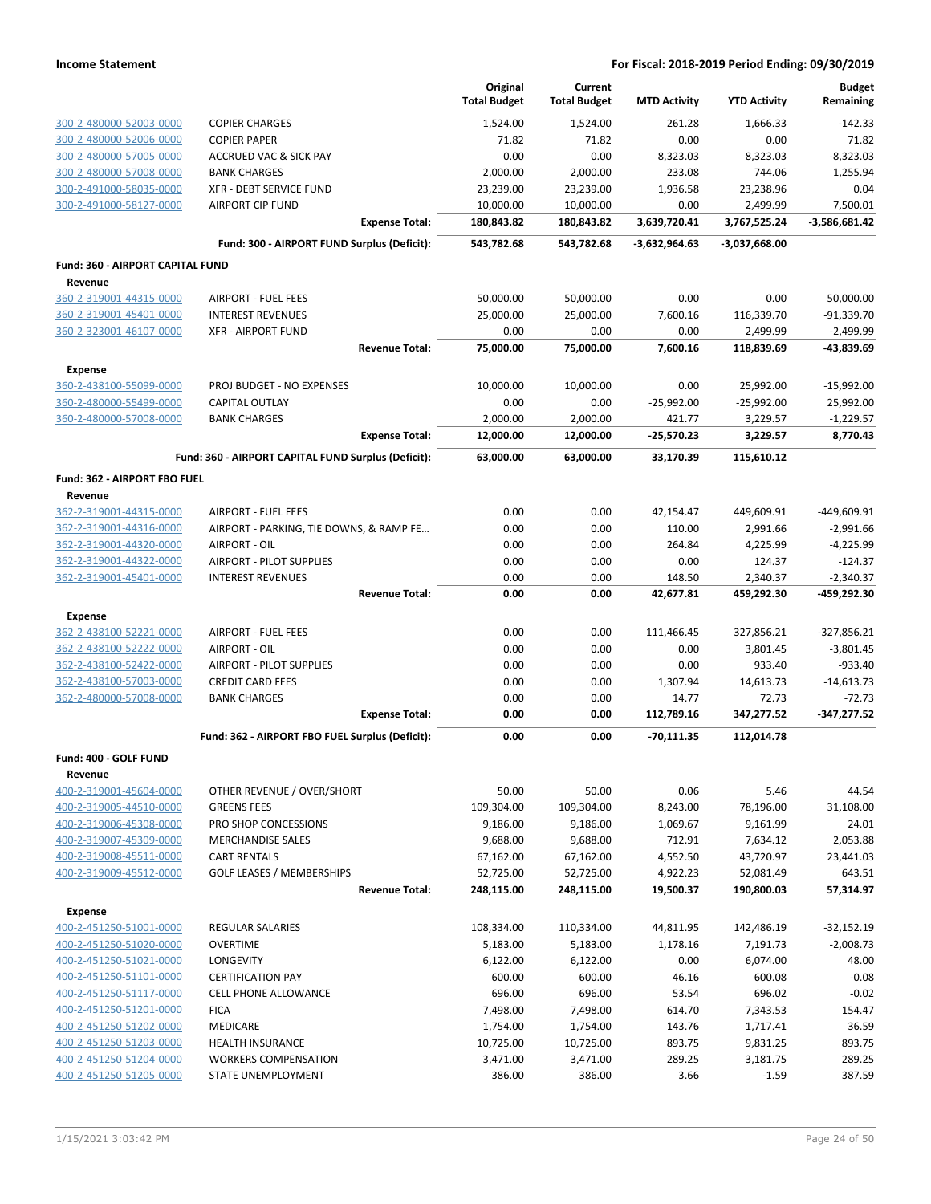| | | Original Total Budget | Current Total Budget | MTD Activity | YTD Activity | Budget Remaining |
|---|---|---|---|---|---|---|
| 300-2-480000-52003-0000 | COPIER CHARGES | 1,524.00 | 1,524.00 | 261.28 | 1,666.33 | -142.33 |
| 300-2-480000-52006-0000 | COPIER PAPER | 71.82 | 71.82 | 0.00 | 0.00 | 71.82 |
| 300-2-480000-57005-0000 | ACCRUED VAC & SICK PAY | 0.00 | 0.00 | 8,323.03 | 8,323.03 | -8,323.03 |
| 300-2-480000-57008-0000 | BANK CHARGES | 2,000.00 | 2,000.00 | 233.08 | 744.06 | 1,255.94 |
| 300-2-491000-58035-0000 | XFR - DEBT SERVICE FUND | 23,239.00 | 23,239.00 | 1,936.58 | 23,238.96 | 0.04 |
| 300-2-491000-58127-0000 | AIRPORT CIP FUND | 10,000.00 | 10,000.00 | 0.00 | 2,499.99 | 7,500.01 |
| | **Expense Total:** | **180,843.82** | **180,843.82** | **3,639,720.41** | **3,767,525.24** | **-3,586,681.42** |
| | **Fund: 300 - AIRPORT FUND Surplus (Deficit):** | **543,782.68** | **543,782.68** | **-3,632,964.63** | **-3,037,668.00** | |
| **Fund: 360 - AIRPORT CAPITAL FUND** | | | | | | |
| **Revenue** | | | | | | |
| 360-2-319001-44315-0000 | AIRPORT - FUEL FEES | 50,000.00 | 50,000.00 | 0.00 | 0.00 | 50,000.00 |
| 360-2-319001-45401-0000 | INTEREST REVENUES | 25,000.00 | 25,000.00 | 7,600.16 | 116,339.70 | -91,339.70 |
| 360-2-323001-46107-0000 | XFR - AIRPORT FUND | 0.00 | 0.00 | 0.00 | 2,499.99 | -2,499.99 |
| | **Revenue Total:** | **75,000.00** | **75,000.00** | **7,600.16** | **118,839.69** | **-43,839.69** |
| **Expense** | | | | | | |
| 360-2-438100-55099-0000 | PROJ BUDGET - NO EXPENSES | 10,000.00 | 10,000.00 | 0.00 | 25,992.00 | -15,992.00 |
| 360-2-480000-55499-0000 | CAPITAL OUTLAY | 0.00 | 0.00 | -25,992.00 | -25,992.00 | 25,992.00 |
| 360-2-480000-57008-0000 | BANK CHARGES | 2,000.00 | 2,000.00 | 421.77 | 3,229.57 | -1,229.57 |
| | **Expense Total:** | **12,000.00** | **12,000.00** | **-25,570.23** | **3,229.57** | **8,770.43** |
| | **Fund: 360 - AIRPORT CAPITAL FUND Surplus (Deficit):** | **63,000.00** | **63,000.00** | **33,170.39** | **115,610.12** | |
| **Fund: 362 - AIRPORT FBO FUEL** | | | | | | |
| **Revenue** | | | | | | |
| 362-2-319001-44315-0000 | AIRPORT - FUEL FEES | 0.00 | 0.00 | 42,154.47 | 449,609.91 | -449,609.91 |
| 362-2-319001-44316-0000 | AIRPORT - PARKING, TIE DOWNS, & RAMP FE... | 0.00 | 0.00 | 110.00 | 2,991.66 | -2,991.66 |
| 362-2-319001-44320-0000 | AIRPORT - OIL | 0.00 | 0.00 | 264.84 | 4,225.99 | -4,225.99 |
| 362-2-319001-44322-0000 | AIRPORT - PILOT SUPPLIES | 0.00 | 0.00 | 0.00 | 124.37 | -124.37 |
| 362-2-319001-45401-0000 | INTEREST REVENUES | 0.00 | 0.00 | 148.50 | 2,340.37 | -2,340.37 |
| | **Revenue Total:** | **0.00** | **0.00** | **42,677.81** | **459,292.30** | **-459,292.30** |
| **Expense** | | | | | | |
| 362-2-438100-52221-0000 | AIRPORT - FUEL FEES | 0.00 | 0.00 | 111,466.45 | 327,856.21 | -327,856.21 |
| 362-2-438100-52222-0000 | AIRPORT - OIL | 0.00 | 0.00 | 0.00 | 3,801.45 | -3,801.45 |
| 362-2-438100-52422-0000 | AIRPORT - PILOT SUPPLIES | 0.00 | 0.00 | 0.00 | 933.40 | -933.40 |
| 362-2-438100-57003-0000 | CREDIT CARD FEES | 0.00 | 0.00 | 1,307.94 | 14,613.73 | -14,613.73 |
| 362-2-480000-57008-0000 | BANK CHARGES | 0.00 | 0.00 | 14.77 | 72.73 | -72.73 |
| | **Expense Total:** | **0.00** | **0.00** | **112,789.16** | **347,277.52** | **-347,277.52** |
| | **Fund: 362 - AIRPORT FBO FUEL Surplus (Deficit):** | **0.00** | **0.00** | **-70,111.35** | **112,014.78** | |
| **Fund: 400 - GOLF FUND** | | | | | | |
| **Revenue** | | | | | | |
| 400-2-319001-45604-0000 | OTHER REVENUE / OVER/SHORT | 50.00 | 50.00 | 0.06 | 5.46 | 44.54 |
| 400-2-319005-44510-0000 | GREENS FEES | 109,304.00 | 109,304.00 | 8,243.00 | 78,196.00 | 31,108.00 |
| 400-2-319006-45308-0000 | PRO SHOP CONCESSIONS | 9,186.00 | 9,186.00 | 1,069.67 | 9,161.99 | 24.01 |
| 400-2-319007-45309-0000 | MERCHANDISE SALES | 9,688.00 | 9,688.00 | 712.91 | 7,634.12 | 2,053.88 |
| 400-2-319008-45511-0000 | CART RENTALS | 67,162.00 | 67,162.00 | 4,552.50 | 43,720.97 | 23,441.03 |
| 400-2-319009-45512-0000 | GOLF LEASES / MEMBERSHIPS | 52,725.00 | 52,725.00 | 4,922.23 | 52,081.49 | 643.51 |
| | **Revenue Total:** | **248,115.00** | **248,115.00** | **19,500.37** | **190,800.03** | **57,314.97** |
| **Expense** | | | | | | |
| 400-2-451250-51001-0000 | REGULAR SALARIES | 108,334.00 | 110,334.00 | 44,811.95 | 142,486.19 | -32,152.19 |
| 400-2-451250-51020-0000 | OVERTIME | 5,183.00 | 5,183.00 | 1,178.16 | 7,191.73 | -2,008.73 |
| 400-2-451250-51021-0000 | LONGEVITY | 6,122.00 | 6,122.00 | 0.00 | 6,074.00 | 48.00 |
| 400-2-451250-51101-0000 | CERTIFICATION PAY | 600.00 | 600.00 | 46.16 | 600.08 | -0.08 |
| 400-2-451250-51117-0000 | CELL PHONE ALLOWANCE | 696.00 | 696.00 | 53.54 | 696.02 | -0.02 |
| 400-2-451250-51201-0000 | FICA | 7,498.00 | 7,498.00 | 614.70 | 7,343.53 | 154.47 |
| 400-2-451250-51202-0000 | MEDICARE | 1,754.00 | 1,754.00 | 143.76 | 1,717.41 | 36.59 |
| 400-2-451250-51203-0000 | HEALTH INSURANCE | 10,725.00 | 10,725.00 | 893.75 | 9,831.25 | 893.75 |
| 400-2-451250-51204-0000 | WORKERS COMPENSATION | 3,471.00 | 3,471.00 | 289.25 | 3,181.75 | 289.25 |
| 400-2-451250-51205-0000 | STATE UNEMPLOYMENT | 386.00 | 386.00 | 3.66 | -1.59 | 387.59 |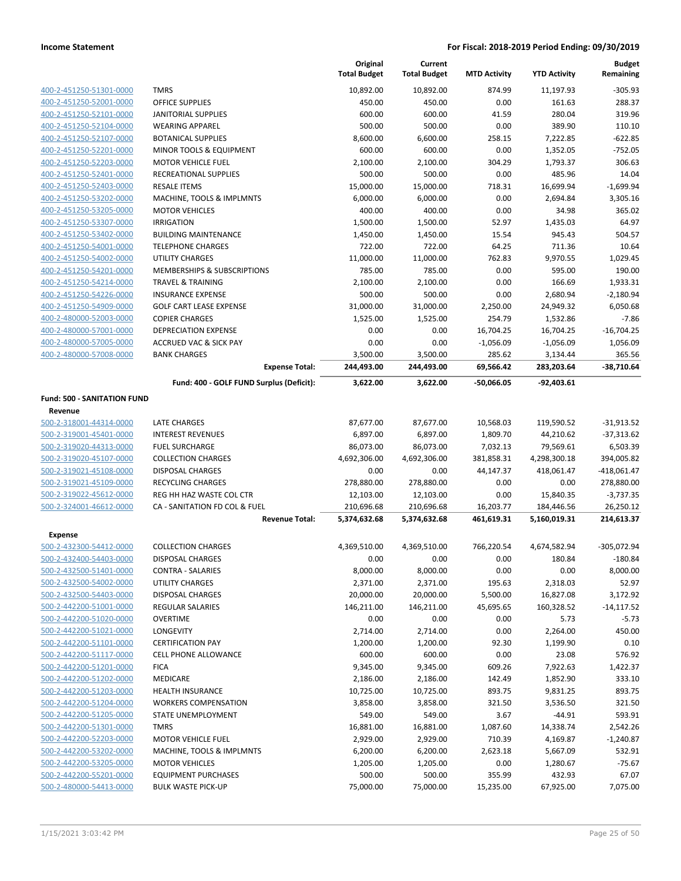| | | Original Total Budget | Current Total Budget | MTD Activity | YTD Activity | Budget Remaining |
|---|---|---|---|---|---|---|
| 400-2-451250-51301-0000 | TMRS | 10,892.00 | 10,892.00 | 874.99 | 11,197.93 | -305.93 |
| 400-2-451250-52001-0000 | OFFICE SUPPLIES | 450.00 | 450.00 | 0.00 | 161.63 | 288.37 |
| 400-2-451250-52101-0000 | JANITORIAL SUPPLIES | 600.00 | 600.00 | 41.59 | 280.04 | 319.96 |
| 400-2-451250-52104-0000 | WEARING APPAREL | 500.00 | 500.00 | 0.00 | 389.90 | 110.10 |
| 400-2-451250-52107-0000 | BOTANICAL SUPPLIES | 8,600.00 | 6,600.00 | 258.15 | 7,222.85 | -622.85 |
| 400-2-451250-52201-0000 | MINOR TOOLS & EQUIPMENT | 600.00 | 600.00 | 0.00 | 1,352.05 | -752.05 |
| 400-2-451250-52203-0000 | MOTOR VEHICLE FUEL | 2,100.00 | 2,100.00 | 304.29 | 1,793.37 | 306.63 |
| 400-2-451250-52401-0000 | RECREATIONAL SUPPLIES | 500.00 | 500.00 | 0.00 | 485.96 | 14.04 |
| 400-2-451250-52403-0000 | RESALE ITEMS | 15,000.00 | 15,000.00 | 718.31 | 16,699.94 | -1,699.94 |
| 400-2-451250-53202-0000 | MACHINE, TOOLS & IMPLMNTS | 6,000.00 | 6,000.00 | 0.00 | 2,694.84 | 3,305.16 |
| 400-2-451250-53205-0000 | MOTOR VEHICLES | 400.00 | 400.00 | 0.00 | 34.98 | 365.02 |
| 400-2-451250-53307-0000 | IRRIGATION | 1,500.00 | 1,500.00 | 52.97 | 1,435.03 | 64.97 |
| 400-2-451250-53402-0000 | BUILDING MAINTENANCE | 1,450.00 | 1,450.00 | 15.54 | 945.43 | 504.57 |
| 400-2-451250-54001-0000 | TELEPHONE CHARGES | 722.00 | 722.00 | 64.25 | 711.36 | 10.64 |
| 400-2-451250-54002-0000 | UTILITY CHARGES | 11,000.00 | 11,000.00 | 762.83 | 9,970.55 | 1,029.45 |
| 400-2-451250-54201-0000 | MEMBERSHIPS & SUBSCRIPTIONS | 785.00 | 785.00 | 0.00 | 595.00 | 190.00 |
| 400-2-451250-54214-0000 | TRAVEL & TRAINING | 2,100.00 | 2,100.00 | 0.00 | 166.69 | 1,933.31 |
| 400-2-451250-54226-0000 | INSURANCE EXPENSE | 500.00 | 500.00 | 0.00 | 2,680.94 | -2,180.94 |
| 400-2-451250-54909-0000 | GOLF CART LEASE EXPENSE | 31,000.00 | 31,000.00 | 2,250.00 | 24,949.32 | 6,050.68 |
| 400-2-480000-52003-0000 | COPIER CHARGES | 1,525.00 | 1,525.00 | 254.79 | 1,532.86 | -7.86 |
| 400-2-480000-57001-0000 | DEPRECIATION EXPENSE | 0.00 | 0.00 | 16,704.25 | 16,704.25 | -16,704.25 |
| 400-2-480000-57005-0000 | ACCRUED VAC & SICK PAY | 0.00 | 0.00 | -1,056.09 | -1,056.09 | 1,056.09 |
| 400-2-480000-57008-0000 | BANK CHARGES | 3,500.00 | 3,500.00 | 285.62 | 3,134.44 | 365.56 |
| | **Expense Total:** | **244,493.00** | **244,493.00** | **69,566.42** | **283,203.64** | **-38,710.64** |
| | **Fund: 400 - GOLF FUND Surplus (Deficit):** | **3,622.00** | **3,622.00** | **-50,066.05** | **-92,403.61** | |
| **Fund: 500 - SANITATION FUND** | | | | | | |
| **Revenue** | | | | | | |
| 500-2-318001-44314-0000 | LATE CHARGES | 87,677.00 | 87,677.00 | 10,568.03 | 119,590.52 | -31,913.52 |
| 500-2-319001-45401-0000 | INTEREST REVENUES | 6,897.00 | 6,897.00 | 1,809.70 | 44,210.62 | -37,313.62 |
| 500-2-319020-44313-0000 | FUEL SURCHARGE | 86,073.00 | 86,073.00 | 7,032.13 | 79,569.61 | 6,503.39 |
| 500-2-319020-45107-0000 | COLLECTION CHARGES | 4,692,306.00 | 4,692,306.00 | 381,858.31 | 4,298,300.18 | 394,005.82 |
| 500-2-319021-45108-0000 | DISPOSAL CHARGES | 0.00 | 0.00 | 44,147.37 | 418,061.47 | -418,061.47 |
| 500-2-319021-45109-0000 | RECYCLING CHARGES | 278,880.00 | 278,880.00 | 0.00 | 0.00 | 278,880.00 |
| 500-2-319022-45612-0000 | REG HH HAZ WASTE COL CTR | 12,103.00 | 12,103.00 | 0.00 | 15,840.35 | -3,737.35 |
| 500-2-324001-46612-0000 | CA - SANITATION FD COL & FUEL | 210,696.68 | 210,696.68 | 16,203.77 | 184,446.56 | 26,250.12 |
| | **Revenue Total:** | **5,374,632.68** | **5,374,632.68** | **461,619.31** | **5,160,019.31** | **214,613.37** |
| **Expense** | | | | | | |
| 500-2-432300-54412-0000 | COLLECTION CHARGES | 4,369,510.00 | 4,369,510.00 | 766,220.54 | 4,674,582.94 | -305,072.94 |
| 500-2-432400-54403-0000 | DISPOSAL CHARGES | 0.00 | 0.00 | 0.00 | 180.84 | -180.84 |
| 500-2-432500-51401-0000 | CONTRA - SALARIES | 8,000.00 | 8,000.00 | 0.00 | 0.00 | 8,000.00 |
| 500-2-432500-54002-0000 | UTILITY CHARGES | 2,371.00 | 2,371.00 | 195.63 | 2,318.03 | 52.97 |
| 500-2-432500-54403-0000 | DISPOSAL CHARGES | 20,000.00 | 20,000.00 | 5,500.00 | 16,827.08 | 3,172.92 |
| 500-2-442200-51001-0000 | REGULAR SALARIES | 146,211.00 | 146,211.00 | 45,695.65 | 160,328.52 | -14,117.52 |
| 500-2-442200-51020-0000 | OVERTIME | 0.00 | 0.00 | 0.00 | 5.73 | -5.73 |
| 500-2-442200-51021-0000 | LONGEVITY | 2,714.00 | 2,714.00 | 0.00 | 2,264.00 | 450.00 |
| 500-2-442200-51101-0000 | CERTIFICATION PAY | 1,200.00 | 1,200.00 | 92.30 | 1,199.90 | 0.10 |
| 500-2-442200-51117-0000 | CELL PHONE ALLOWANCE | 600.00 | 600.00 | 0.00 | 23.08 | 576.92 |
| 500-2-442200-51201-0000 | FICA | 9,345.00 | 9,345.00 | 609.26 | 7,922.63 | 1,422.37 |
| 500-2-442200-51202-0000 | MEDICARE | 2,186.00 | 2,186.00 | 142.49 | 1,852.90 | 333.10 |
| 500-2-442200-51203-0000 | HEALTH INSURANCE | 10,725.00 | 10,725.00 | 893.75 | 9,831.25 | 893.75 |
| 500-2-442200-51204-0000 | WORKERS COMPENSATION | 3,858.00 | 3,858.00 | 321.50 | 3,536.50 | 321.50 |
| 500-2-442200-51205-0000 | STATE UNEMPLOYMENT | 549.00 | 549.00 | 3.67 | -44.91 | 593.91 |
| 500-2-442200-51301-0000 | TMRS | 16,881.00 | 16,881.00 | 1,087.60 | 14,338.74 | 2,542.26 |
| 500-2-442200-52203-0000 | MOTOR VEHICLE FUEL | 2,929.00 | 2,929.00 | 710.39 | 4,169.87 | -1,240.87 |
| 500-2-442200-53202-0000 | MACHINE, TOOLS & IMPLMNTS | 6,200.00 | 6,200.00 | 2,623.18 | 5,667.09 | 532.91 |
| 500-2-442200-53205-0000 | MOTOR VEHICLES | 1,205.00 | 1,205.00 | 0.00 | 1,280.67 | -75.67 |
| 500-2-442200-55201-0000 | EQUIPMENT PURCHASES | 500.00 | 500.00 | 355.99 | 432.93 | 67.07 |
| 500-2-480000-54413-0000 | BULK WASTE PICK-UP | 75,000.00 | 75,000.00 | 15,235.00 | 67,925.00 | 7,075.00 |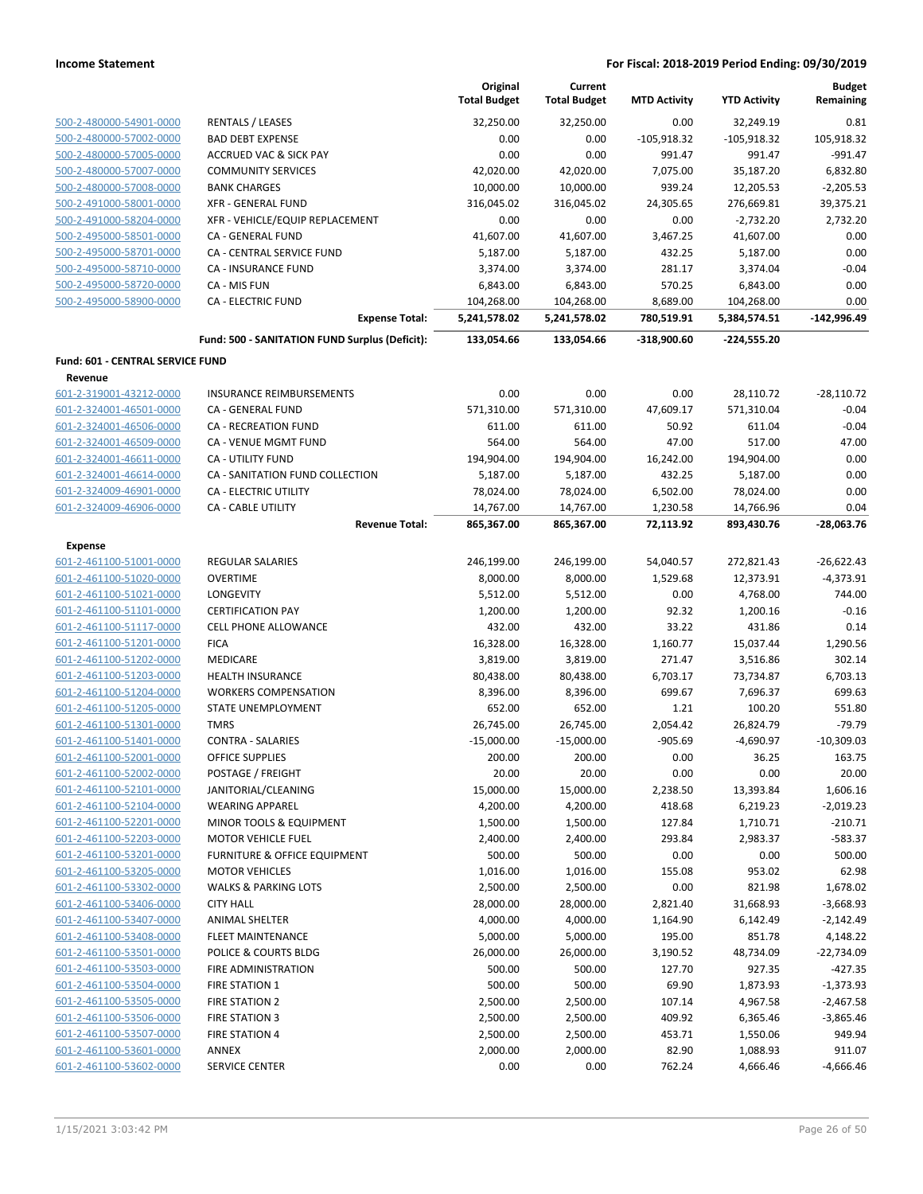| | | Original Total Budget | Current Total Budget | MTD Activity | YTD Activity | Budget Remaining |
|---|---|---|---|---|---|---|
| 500-2-480000-54901-0000 | RENTALS / LEASES | 32,250.00 | 32,250.00 | 0.00 | 32,249.19 | 0.81 |
| 500-2-480000-57002-0000 | BAD DEBT EXPENSE | 0.00 | 0.00 | -105,918.32 | -105,918.32 | 105,918.32 |
| 500-2-480000-57005-0000 | ACCRUED VAC & SICK PAY | 0.00 | 0.00 | 991.47 | 991.47 | -991.47 |
| 500-2-480000-57007-0000 | COMMUNITY SERVICES | 42,020.00 | 42,020.00 | 7,075.00 | 35,187.20 | 6,832.80 |
| 500-2-480000-57008-0000 | BANK CHARGES | 10,000.00 | 10,000.00 | 939.24 | 12,205.53 | -2,205.53 |
| 500-2-491000-58001-0000 | XFR - GENERAL FUND | 316,045.02 | 316,045.02 | 24,305.65 | 276,669.81 | 39,375.21 |
| 500-2-491000-58204-0000 | XFR - VEHICLE/EQUIP REPLACEMENT | 0.00 | 0.00 | 0.00 | -2,732.20 | 2,732.20 |
| 500-2-495000-58501-0000 | CA - GENERAL FUND | 41,607.00 | 41,607.00 | 3,467.25 | 41,607.00 | 0.00 |
| 500-2-495000-58701-0000 | CA - CENTRAL SERVICE FUND | 5,187.00 | 5,187.00 | 432.25 | 5,187.00 | 0.00 |
| 500-2-495000-58710-0000 | CA - INSURANCE FUND | 3,374.00 | 3,374.00 | 281.17 | 3,374.04 | -0.04 |
| 500-2-495000-58720-0000 | CA - MIS FUN | 6,843.00 | 6,843.00 | 570.25 | 6,843.00 | 0.00 |
| 500-2-495000-58900-0000 | CA - ELECTRIC FUND | 104,268.00 | 104,268.00 | 8,689.00 | 104,268.00 | 0.00 |
| | **Expense Total:** | **5,241,578.02** | **5,241,578.02** | **780,519.91** | **5,384,574.51** | **-142,996.49** |
| | **Fund: 500 - SANITATION FUND Surplus (Deficit):** | **133,054.66** | **133,054.66** | **-318,900.60** | **-224,555.20** | |
| **Fund: 601 - CENTRAL SERVICE FUND** | | | | | | |
| **Revenue** | | | | | | |
| 601-2-319001-43212-0000 | INSURANCE REIMBURSEMENTS | 0.00 | 0.00 | 0.00 | 28,110.72 | -28,110.72 |
| 601-2-324001-46501-0000 | CA - GENERAL FUND | 571,310.00 | 571,310.00 | 47,609.17 | 571,310.04 | -0.04 |
| 601-2-324001-46506-0000 | CA - RECREATION FUND | 611.00 | 611.00 | 50.92 | 611.04 | -0.04 |
| 601-2-324001-46509-0000 | CA - VENUE MGMT FUND | 564.00 | 564.00 | 47.00 | 517.00 | 47.00 |
| 601-2-324001-46611-0000 | CA - UTILITY FUND | 194,904.00 | 194,904.00 | 16,242.00 | 194,904.00 | 0.00 |
| 601-2-324001-46614-0000 | CA - SANITATION FUND COLLECTION | 5,187.00 | 5,187.00 | 432.25 | 5,187.00 | 0.00 |
| 601-2-324009-46901-0000 | CA - ELECTRIC UTILITY | 78,024.00 | 78,024.00 | 6,502.00 | 78,024.00 | 0.00 |
| 601-2-324009-46906-0000 | CA - CABLE UTILITY | 14,767.00 | 14,767.00 | 1,230.58 | 14,766.96 | 0.04 |
| | **Revenue Total:** | **865,367.00** | **865,367.00** | **72,113.92** | **893,430.76** | **-28,063.76** |
| **Expense** | | | | | | |
| 601-2-461100-51001-0000 | REGULAR SALARIES | 246,199.00 | 246,199.00 | 54,040.57 | 272,821.43 | -26,622.43 |
| 601-2-461100-51020-0000 | OVERTIME | 8,000.00 | 8,000.00 | 1,529.68 | 12,373.91 | -4,373.91 |
| 601-2-461100-51021-0000 | LONGEVITY | 5,512.00 | 5,512.00 | 0.00 | 4,768.00 | 744.00 |
| 601-2-461100-51101-0000 | CERTIFICATION PAY | 1,200.00 | 1,200.00 | 92.32 | 1,200.16 | -0.16 |
| 601-2-461100-51117-0000 | CELL PHONE ALLOWANCE | 432.00 | 432.00 | 33.22 | 431.86 | 0.14 |
| 601-2-461100-51201-0000 | FICA | 16,328.00 | 16,328.00 | 1,160.77 | 15,037.44 | 1,290.56 |
| 601-2-461100-51202-0000 | MEDICARE | 3,819.00 | 3,819.00 | 271.47 | 3,516.86 | 302.14 |
| 601-2-461100-51203-0000 | HEALTH INSURANCE | 80,438.00 | 80,438.00 | 6,703.17 | 73,734.87 | 6,703.13 |
| 601-2-461100-51204-0000 | WORKERS COMPENSATION | 8,396.00 | 8,396.00 | 699.67 | 7,696.37 | 699.63 |
| 601-2-461100-51205-0000 | STATE UNEMPLOYMENT | 652.00 | 652.00 | 1.21 | 100.20 | 551.80 |
| 601-2-461100-51301-0000 | TMRS | 26,745.00 | 26,745.00 | 2,054.42 | 26,824.79 | -79.79 |
| 601-2-461100-51401-0000 | CONTRA - SALARIES | -15,000.00 | -15,000.00 | -905.69 | -4,690.97 | -10,309.03 |
| 601-2-461100-52001-0000 | OFFICE SUPPLIES | 200.00 | 200.00 | 0.00 | 36.25 | 163.75 |
| 601-2-461100-52002-0000 | POSTAGE / FREIGHT | 20.00 | 20.00 | 0.00 | 0.00 | 20.00 |
| 601-2-461100-52101-0000 | JANITORIAL/CLEANING | 15,000.00 | 15,000.00 | 2,238.50 | 13,393.84 | 1,606.16 |
| 601-2-461100-52104-0000 | WEARING APPAREL | 4,200.00 | 4,200.00 | 418.68 | 6,219.23 | -2,019.23 |
| 601-2-461100-52201-0000 | MINOR TOOLS & EQUIPMENT | 1,500.00 | 1,500.00 | 127.84 | 1,710.71 | -210.71 |
| 601-2-461100-52203-0000 | MOTOR VEHICLE FUEL | 2,400.00 | 2,400.00 | 293.84 | 2,983.37 | -583.37 |
| 601-2-461100-53201-0000 | FURNITURE & OFFICE EQUIPMENT | 500.00 | 500.00 | 0.00 | 0.00 | 500.00 |
| 601-2-461100-53205-0000 | MOTOR VEHICLES | 1,016.00 | 1,016.00 | 155.08 | 953.02 | 62.98 |
| 601-2-461100-53302-0000 | WALKS & PARKING LOTS | 2,500.00 | 2,500.00 | 0.00 | 821.98 | 1,678.02 |
| 601-2-461100-53406-0000 | CITY HALL | 28,000.00 | 28,000.00 | 2,821.40 | 31,668.93 | -3,668.93 |
| 601-2-461100-53407-0000 | ANIMAL SHELTER | 4,000.00 | 4,000.00 | 1,164.90 | 6,142.49 | -2,142.49 |
| 601-2-461100-53408-0000 | FLEET MAINTENANCE | 5,000.00 | 5,000.00 | 195.00 | 851.78 | 4,148.22 |
| 601-2-461100-53501-0000 | POLICE & COURTS BLDG | 26,000.00 | 26,000.00 | 3,190.52 | 48,734.09 | -22,734.09 |
| 601-2-461100-53503-0000 | FIRE ADMINISTRATION | 500.00 | 500.00 | 127.70 | 927.35 | -427.35 |
| 601-2-461100-53504-0000 | FIRE STATION 1 | 500.00 | 500.00 | 69.90 | 1,873.93 | -1,373.93 |
| 601-2-461100-53505-0000 | FIRE STATION 2 | 2,500.00 | 2,500.00 | 107.14 | 4,967.58 | -2,467.58 |
| 601-2-461100-53506-0000 | FIRE STATION 3 | 2,500.00 | 2,500.00 | 409.92 | 6,365.46 | -3,865.46 |
| 601-2-461100-53507-0000 | FIRE STATION 4 | 2,500.00 | 2,500.00 | 453.71 | 1,550.06 | 949.94 |
| 601-2-461100-53601-0000 | ANNEX | 2,000.00 | 2,000.00 | 82.90 | 1,088.93 | 911.07 |
| 601-2-461100-53602-0000 | SERVICE CENTER | 0.00 | 0.00 | 762.24 | 4,666.46 | -4,666.46 |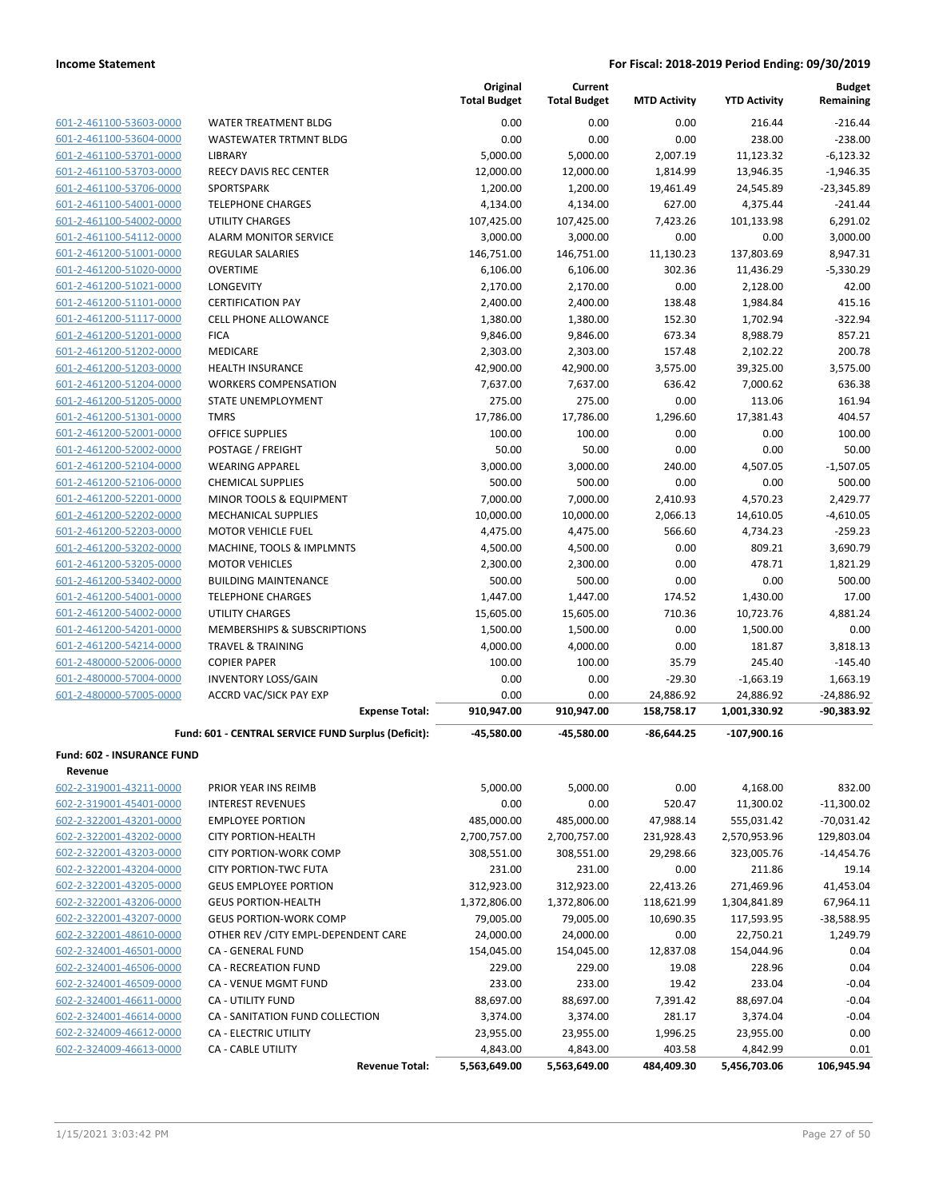| | | Original Total Budget | Current Total Budget | MTD Activity | YTD Activity | Budget Remaining |
|---|---|---|---|---|---|---|
| 601-2-461100-53603-0000 | WATER TREATMENT BLDG | 0.00 | 0.00 | 0.00 | 216.44 | -216.44 |
| 601-2-461100-53604-0000 | WASTEWATER TRTMNT BLDG | 0.00 | 0.00 | 0.00 | 238.00 | -238.00 |
| 601-2-461100-53701-0000 | LIBRARY | 5,000.00 | 5,000.00 | 2,007.19 | 11,123.32 | -6,123.32 |
| 601-2-461100-53703-0000 | REECY DAVIS REC CENTER | 12,000.00 | 12,000.00 | 1,814.99 | 13,946.35 | -1,946.35 |
| 601-2-461100-53706-0000 | SPORTSPARK | 1,200.00 | 1,200.00 | 19,461.49 | 24,545.89 | -23,345.89 |
| 601-2-461100-54001-0000 | TELEPHONE CHARGES | 4,134.00 | 4,134.00 | 627.00 | 4,375.44 | -241.44 |
| 601-2-461100-54002-0000 | UTILITY CHARGES | 107,425.00 | 107,425.00 | 7,423.26 | 101,133.98 | 6,291.02 |
| 601-2-461100-54112-0000 | ALARM MONITOR SERVICE | 3,000.00 | 3,000.00 | 0.00 | 0.00 | 3,000.00 |
| 601-2-461200-51001-0000 | REGULAR SALARIES | 146,751.00 | 146,751.00 | 11,130.23 | 137,803.69 | 8,947.31 |
| 601-2-461200-51020-0000 | OVERTIME | 6,106.00 | 6,106.00 | 302.36 | 11,436.29 | -5,330.29 |
| 601-2-461200-51021-0000 | LONGEVITY | 2,170.00 | 2,170.00 | 0.00 | 2,128.00 | 42.00 |
| 601-2-461200-51101-0000 | CERTIFICATION PAY | 2,400.00 | 2,400.00 | 138.48 | 1,984.84 | 415.16 |
| 601-2-461200-51117-0000 | CELL PHONE ALLOWANCE | 1,380.00 | 1,380.00 | 152.30 | 1,702.94 | -322.94 |
| 601-2-461200-51201-0000 | FICA | 9,846.00 | 9,846.00 | 673.34 | 8,988.79 | 857.21 |
| 601-2-461200-51202-0000 | MEDICARE | 2,303.00 | 2,303.00 | 157.48 | 2,102.22 | 200.78 |
| 601-2-461200-51203-0000 | HEALTH INSURANCE | 42,900.00 | 42,900.00 | 3,575.00 | 39,325.00 | 3,575.00 |
| 601-2-461200-51204-0000 | WORKERS COMPENSATION | 7,637.00 | 7,637.00 | 636.42 | 7,000.62 | 636.38 |
| 601-2-461200-51205-0000 | STATE UNEMPLOYMENT | 275.00 | 275.00 | 0.00 | 113.06 | 161.94 |
| 601-2-461200-51301-0000 | TMRS | 17,786.00 | 17,786.00 | 1,296.60 | 17,381.43 | 404.57 |
| 601-2-461200-52001-0000 | OFFICE SUPPLIES | 100.00 | 100.00 | 0.00 | 0.00 | 100.00 |
| 601-2-461200-52002-0000 | POSTAGE / FREIGHT | 50.00 | 50.00 | 0.00 | 0.00 | 50.00 |
| 601-2-461200-52104-0000 | WEARING APPAREL | 3,000.00 | 3,000.00 | 240.00 | 4,507.05 | -1,507.05 |
| 601-2-461200-52106-0000 | CHEMICAL SUPPLIES | 500.00 | 500.00 | 0.00 | 0.00 | 500.00 |
| 601-2-461200-52201-0000 | MINOR TOOLS & EQUIPMENT | 7,000.00 | 7,000.00 | 2,410.93 | 4,570.23 | 2,429.77 |
| 601-2-461200-52202-0000 | MECHANICAL SUPPLIES | 10,000.00 | 10,000.00 | 2,066.13 | 14,610.05 | -4,610.05 |
| 601-2-461200-52203-0000 | MOTOR VEHICLE FUEL | 4,475.00 | 4,475.00 | 566.60 | 4,734.23 | -259.23 |
| 601-2-461200-53202-0000 | MACHINE, TOOLS & IMPLMNTS | 4,500.00 | 4,500.00 | 0.00 | 809.21 | 3,690.79 |
| 601-2-461200-53205-0000 | MOTOR VEHICLES | 2,300.00 | 2,300.00 | 0.00 | 478.71 | 1,821.29 |
| 601-2-461200-53402-0000 | BUILDING MAINTENANCE | 500.00 | 500.00 | 0.00 | 0.00 | 500.00 |
| 601-2-461200-54001-0000 | TELEPHONE CHARGES | 1,447.00 | 1,447.00 | 174.52 | 1,430.00 | 17.00 |
| 601-2-461200-54002-0000 | UTILITY CHARGES | 15,605.00 | 15,605.00 | 710.36 | 10,723.76 | 4,881.24 |
| 601-2-461200-54201-0000 | MEMBERSHIPS & SUBSCRIPTIONS | 1,500.00 | 1,500.00 | 0.00 | 1,500.00 | 0.00 |
| 601-2-461200-54214-0000 | TRAVEL & TRAINING | 4,000.00 | 4,000.00 | 0.00 | 181.87 | 3,818.13 |
| 601-2-480000-52006-0000 | COPIER PAPER | 100.00 | 100.00 | 35.79 | 245.40 | -145.40 |
| 601-2-480000-57004-0000 | INVENTORY LOSS/GAIN | 0.00 | 0.00 | -29.30 | -1,663.19 | 1,663.19 |
| 601-2-480000-57005-0000 | ACCRD VAC/SICK PAY EXP | 0.00 | 0.00 | 24,886.92 | 24,886.92 | -24,886.92 |
| | **Expense Total:** | **910,947.00** | **910,947.00** | **158,758.17** | **1,001,330.92** | **-90,383.92** |
| | **Fund: 601 - CENTRAL SERVICE FUND Surplus (Deficit):** | **-45,580.00** | **-45,580.00** | **-86,644.25** | **-107,900.16** | |

**Fund: 602 - INSURANCE FUND**

**Revenue**

| | | Original Total Budget | Current Total Budget | MTD Activity | YTD Activity | Budget Remaining |
|---|---|---|---|---|---|---|
| 602-2-319001-43211-0000 | PRIOR YEAR INS REIMB | 5,000.00 | 5,000.00 | 0.00 | 4,168.00 | 832.00 |
| 602-2-319001-45401-0000 | INTEREST REVENUES | 0.00 | 0.00 | 520.47 | 11,300.02 | -11,300.02 |
| 602-2-322001-43201-0000 | EMPLOYEE PORTION | 485,000.00 | 485,000.00 | 47,988.14 | 555,031.42 | -70,031.42 |
| 602-2-322001-43202-0000 | CITY PORTION-HEALTH | 2,700,757.00 | 2,700,757.00 | 231,928.43 | 2,570,953.96 | 129,803.04 |
| 602-2-322001-43203-0000 | CITY PORTION-WORK COMP | 308,551.00 | 308,551.00 | 29,298.66 | 323,005.76 | -14,454.76 |
| 602-2-322001-43204-0000 | CITY PORTION-TWC FUTA | 231.00 | 231.00 | 0.00 | 211.86 | 19.14 |
| 602-2-322001-43205-0000 | GEUS EMPLOYEE PORTION | 312,923.00 | 312,923.00 | 22,413.26 | 271,469.96 | 41,453.04 |
| 602-2-322001-43206-0000 | GEUS PORTION-HEALTH | 1,372,806.00 | 1,372,806.00 | 118,621.99 | 1,304,841.89 | 67,964.11 |
| 602-2-322001-43207-0000 | GEUS PORTION-WORK COMP | 79,005.00 | 79,005.00 | 10,690.35 | 117,593.95 | -38,588.95 |
| 602-2-322001-48610-0000 | OTHER REV /CITY EMPL-DEPENDENT CARE | 24,000.00 | 24,000.00 | 0.00 | 22,750.21 | 1,249.79 |
| 602-2-324001-46501-0000 | CA - GENERAL FUND | 154,045.00 | 154,045.00 | 12,837.08 | 154,044.96 | 0.04 |
| 602-2-324001-46506-0000 | CA - RECREATION FUND | 229.00 | 229.00 | 19.08 | 228.96 | 0.04 |
| 602-2-324001-46509-0000 | CA - VENUE MGMT FUND | 233.00 | 233.00 | 19.42 | 233.04 | -0.04 |
| 602-2-324001-46611-0000 | CA - UTILITY FUND | 88,697.00 | 88,697.00 | 7,391.42 | 88,697.04 | -0.04 |
| 602-2-324001-46614-0000 | CA - SANITATION FUND COLLECTION | 3,374.00 | 3,374.00 | 281.17 | 3,374.04 | -0.04 |
| 602-2-324009-46612-0000 | CA - ELECTRIC UTILITY | 23,955.00 | 23,955.00 | 1,996.25 | 23,955.00 | 0.00 |
| 602-2-324009-46613-0000 | CA - CABLE UTILITY | 4,843.00 | 4,843.00 | 403.58 | 4,842.99 | 0.01 |
| | **Revenue Total:** | **5,563,649.00** | **5,563,649.00** | **484,409.30** | **5,456,703.06** | **106,945.94** |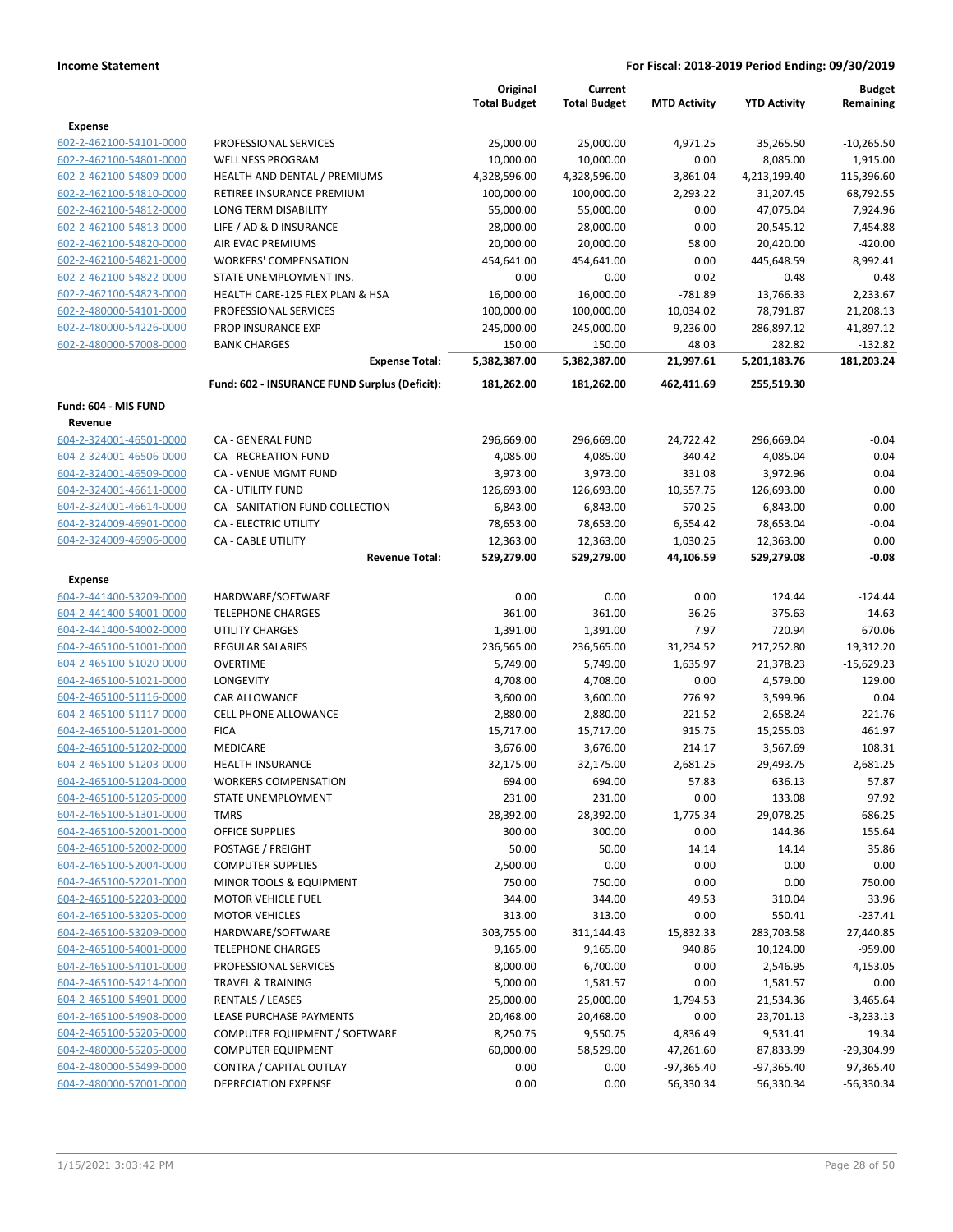| | | Original Total Budget | Current Total Budget | MTD Activity | YTD Activity | Budget Remaining |
|---|---|---|---|---|---|---|
| **Expense** | | | | | | |
| 602-2-462100-54101-0000 | PROFESSIONAL SERVICES | 25,000.00 | 25,000.00 | 4,971.25 | 35,265.50 | -10,265.50 |
| 602-2-462100-54801-0000 | WELLNESS PROGRAM | 10,000.00 | 10,000.00 | 0.00 | 8,085.00 | 1,915.00 |
| 602-2-462100-54809-0000 | HEALTH AND DENTAL / PREMIUMS | 4,328,596.00 | 4,328,596.00 | -3,861.04 | 4,213,199.40 | 115,396.60 |
| 602-2-462100-54810-0000 | RETIREE INSURANCE PREMIUM | 100,000.00 | 100,000.00 | 2,293.22 | 31,207.45 | 68,792.55 |
| 602-2-462100-54812-0000 | LONG TERM DISABILITY | 55,000.00 | 55,000.00 | 0.00 | 47,075.04 | 7,924.96 |
| 602-2-462100-54813-0000 | LIFE / AD & D INSURANCE | 28,000.00 | 28,000.00 | 0.00 | 20,545.12 | 7,454.88 |
| 602-2-462100-54820-0000 | AIR EVAC PREMIUMS | 20,000.00 | 20,000.00 | 58.00 | 20,420.00 | -420.00 |
| 602-2-462100-54821-0000 | WORKERS' COMPENSATION | 454,641.00 | 454,641.00 | 0.00 | 445,648.59 | 8,992.41 |
| 602-2-462100-54822-0000 | STATE UNEMPLOYMENT INS. | 0.00 | 0.00 | 0.02 | -0.48 | 0.48 |
| 602-2-462100-54823-0000 | HEALTH CARE-125 FLEX PLAN & HSA | 16,000.00 | 16,000.00 | -781.89 | 13,766.33 | 2,233.67 |
| 602-2-480000-54101-0000 | PROFESSIONAL SERVICES | 100,000.00 | 100,000.00 | 10,034.02 | 78,791.87 | 21,208.13 |
| 602-2-480000-54226-0000 | PROP INSURANCE EXP | 245,000.00 | 245,000.00 | 9,236.00 | 286,897.12 | -41,897.12 |
| 602-2-480000-57008-0000 | BANK CHARGES | 150.00 | 150.00 | 48.03 | 282.82 | -132.82 |
| | **Expense Total:** | **5,382,387.00** | **5,382,387.00** | **21,997.61** | **5,201,183.76** | **181,203.24** |
| | **Fund: 602 - INSURANCE FUND Surplus (Deficit):** | **181,262.00** | **181,262.00** | **462,411.69** | **255,519.30** | |
| **Fund: 604 - MIS FUND** | | | | | | |
| **Revenue** | | | | | | |
| 604-2-324001-46501-0000 | CA - GENERAL FUND | 296,669.00 | 296,669.00 | 24,722.42 | 296,669.04 | -0.04 |
| 604-2-324001-46506-0000 | CA - RECREATION FUND | 4,085.00 | 4,085.00 | 340.42 | 4,085.04 | -0.04 |
| 604-2-324001-46509-0000 | CA - VENUE MGMT FUND | 3,973.00 | 3,973.00 | 331.08 | 3,972.96 | 0.04 |
| 604-2-324001-46611-0000 | CA - UTILITY FUND | 126,693.00 | 126,693.00 | 10,557.75 | 126,693.00 | 0.00 |
| 604-2-324001-46614-0000 | CA - SANITATION FUND COLLECTION | 6,843.00 | 6,843.00 | 570.25 | 6,843.00 | 0.00 |
| 604-2-324009-46901-0000 | CA - ELECTRIC UTILITY | 78,653.00 | 78,653.00 | 6,554.42 | 78,653.04 | -0.04 |
| 604-2-324009-46906-0000 | CA - CABLE UTILITY | 12,363.00 | 12,363.00 | 1,030.25 | 12,363.00 | 0.00 |
| | **Revenue Total:** | **529,279.00** | **529,279.00** | **44,106.59** | **529,279.08** | **-0.08** |
| **Expense** | | | | | | |
| 604-2-441400-53209-0000 | HARDWARE/SOFTWARE | 0.00 | 0.00 | 0.00 | 124.44 | -124.44 |
| 604-2-441400-54001-0000 | TELEPHONE CHARGES | 361.00 | 361.00 | 36.26 | 375.63 | -14.63 |
| 604-2-441400-54002-0000 | UTILITY CHARGES | 1,391.00 | 1,391.00 | 7.97 | 720.94 | 670.06 |
| 604-2-465100-51001-0000 | REGULAR SALARIES | 236,565.00 | 236,565.00 | 31,234.52 | 217,252.80 | 19,312.20 |
| 604-2-465100-51020-0000 | OVERTIME | 5,749.00 | 5,749.00 | 1,635.97 | 21,378.23 | -15,629.23 |
| 604-2-465100-51021-0000 | LONGEVITY | 4,708.00 | 4,708.00 | 0.00 | 4,579.00 | 129.00 |
| 604-2-465100-51116-0000 | CAR ALLOWANCE | 3,600.00 | 3,600.00 | 276.92 | 3,599.96 | 0.04 |
| 604-2-465100-51117-0000 | CELL PHONE ALLOWANCE | 2,880.00 | 2,880.00 | 221.52 | 2,658.24 | 221.76 |
| 604-2-465100-51201-0000 | FICA | 15,717.00 | 15,717.00 | 915.75 | 15,255.03 | 461.97 |
| 604-2-465100-51202-0000 | MEDICARE | 3,676.00 | 3,676.00 | 214.17 | 3,567.69 | 108.31 |
| 604-2-465100-51203-0000 | HEALTH INSURANCE | 32,175.00 | 32,175.00 | 2,681.25 | 29,493.75 | 2,681.25 |
| 604-2-465100-51204-0000 | WORKERS COMPENSATION | 694.00 | 694.00 | 57.83 | 636.13 | 57.87 |
| 604-2-465100-51205-0000 | STATE UNEMPLOYMENT | 231.00 | 231.00 | 0.00 | 133.08 | 97.92 |
| 604-2-465100-51301-0000 | TMRS | 28,392.00 | 28,392.00 | 1,775.34 | 29,078.25 | -686.25 |
| 604-2-465100-52001-0000 | OFFICE SUPPLIES | 300.00 | 300.00 | 0.00 | 144.36 | 155.64 |
| 604-2-465100-52002-0000 | POSTAGE / FREIGHT | 50.00 | 50.00 | 14.14 | 14.14 | 35.86 |
| 604-2-465100-52004-0000 | COMPUTER SUPPLIES | 2,500.00 | 0.00 | 0.00 | 0.00 | 0.00 |
| 604-2-465100-52201-0000 | MINOR TOOLS & EQUIPMENT | 750.00 | 750.00 | 0.00 | 0.00 | 750.00 |
| 604-2-465100-52203-0000 | MOTOR VEHICLE FUEL | 344.00 | 344.00 | 49.53 | 310.04 | 33.96 |
| 604-2-465100-53205-0000 | MOTOR VEHICLES | 313.00 | 313.00 | 0.00 | 550.41 | -237.41 |
| 604-2-465100-53209-0000 | HARDWARE/SOFTWARE | 303,755.00 | 311,144.43 | 15,832.33 | 283,703.58 | 27,440.85 |
| 604-2-465100-54001-0000 | TELEPHONE CHARGES | 9,165.00 | 9,165.00 | 940.86 | 10,124.00 | -959.00 |
| 604-2-465100-54101-0000 | PROFESSIONAL SERVICES | 8,000.00 | 6,700.00 | 0.00 | 2,546.95 | 4,153.05 |
| 604-2-465100-54214-0000 | TRAVEL & TRAINING | 5,000.00 | 1,581.57 | 0.00 | 1,581.57 | 0.00 |
| 604-2-465100-54901-0000 | RENTALS / LEASES | 25,000.00 | 25,000.00 | 1,794.53 | 21,534.36 | 3,465.64 |
| 604-2-465100-54908-0000 | LEASE PURCHASE PAYMENTS | 20,468.00 | 20,468.00 | 0.00 | 23,701.13 | -3,233.13 |
| 604-2-465100-55205-0000 | COMPUTER EQUIPMENT / SOFTWARE | 8,250.75 | 9,550.75 | 4,836.49 | 9,531.41 | 19.34 |
| 604-2-480000-55205-0000 | COMPUTER EQUIPMENT | 60,000.00 | 58,529.00 | 47,261.60 | 87,833.99 | -29,304.99 |
| 604-2-480000-55499-0000 | CONTRA / CAPITAL OUTLAY | 0.00 | 0.00 | -97,365.40 | -97,365.40 | 97,365.40 |
| 604-2-480000-57001-0000 | DEPRECIATION EXPENSE | 0.00 | 0.00 | 56,330.34 | 56,330.34 | -56,330.34 |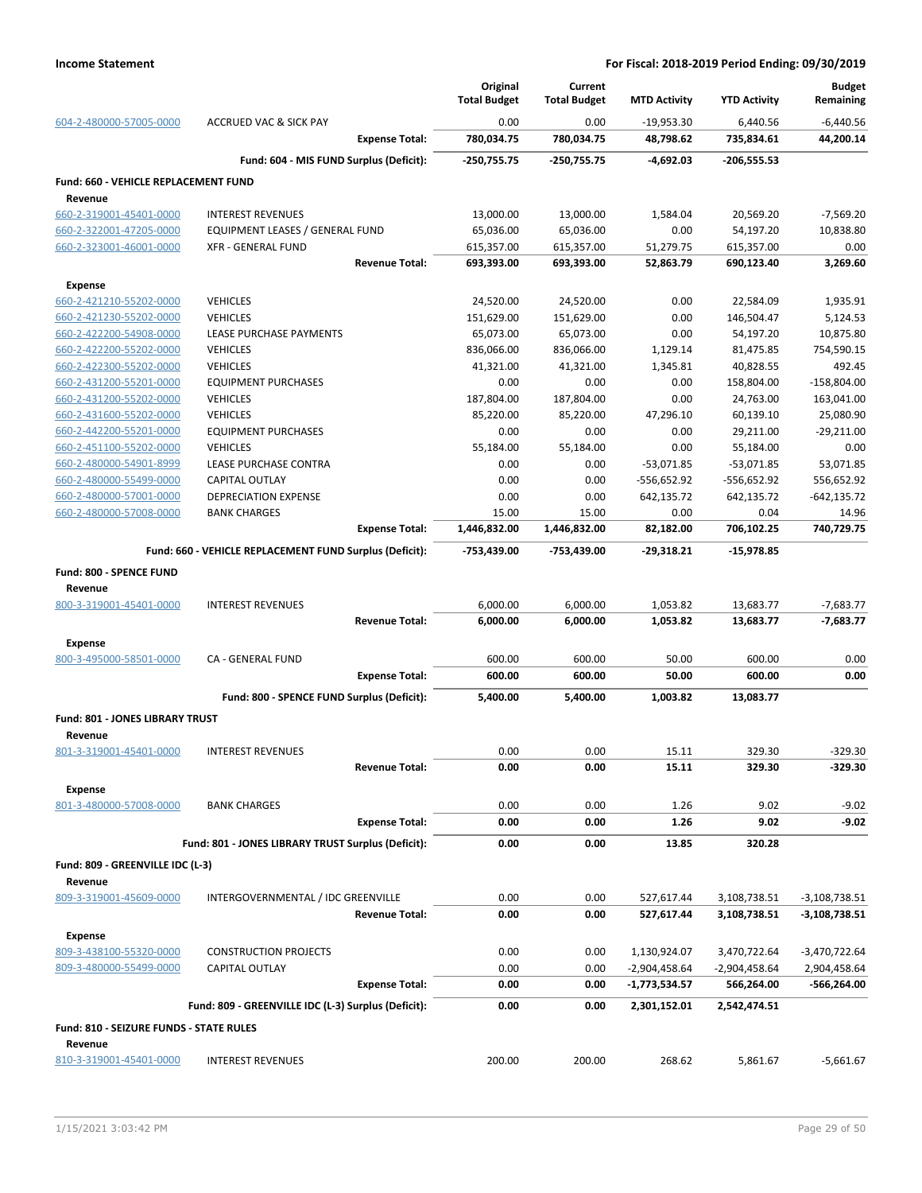**Income Statement** — **For Fiscal: 2018-2019 Period Ending: 09/30/2019**

| | | Original Total Budget | Current Total Budget | MTD Activity | YTD Activity | Budget Remaining |
|---|---|---|---|---|---|---|
| 604-2-480000-57005-0000 | ACCRUED VAC & SICK PAY | 0.00 | 0.00 | -19,953.30 | 6,440.56 | -6,440.56 |
| | **Expense Total:** | **780,034.75** | **780,034.75** | **48,798.62** | **735,834.61** | **44,200.14** |
| | **Fund: 604 - MIS FUND Surplus (Deficit):** | **-250,755.75** | **-250,755.75** | **-4,692.03** | **-206,555.53** | |
| **Fund: 660 - VEHICLE REPLACEMENT FUND** | | | | | | |
| **Revenue** | | | | | | |
| 660-2-319001-45401-0000 | INTEREST REVENUES | 13,000.00 | 13,000.00 | 1,584.04 | 20,569.20 | -7,569.20 |
| 660-2-322001-47205-0000 | EQUIPMENT LEASES / GENERAL FUND | 65,036.00 | 65,036.00 | 0.00 | 54,197.20 | 10,838.80 |
| 660-2-323001-46001-0000 | XFR - GENERAL FUND | 615,357.00 | 615,357.00 | 51,279.75 | 615,357.00 | 0.00 |
| | **Revenue Total:** | **693,393.00** | **693,393.00** | **52,863.79** | **690,123.40** | **3,269.60** |
| **Expense** | | | | | | |
| 660-2-421210-55202-0000 | VEHICLES | 24,520.00 | 24,520.00 | 0.00 | 22,584.09 | 1,935.91 |
| 660-2-421230-55202-0000 | VEHICLES | 151,629.00 | 151,629.00 | 0.00 | 146,504.47 | 5,124.53 |
| 660-2-422200-54908-0000 | LEASE PURCHASE PAYMENTS | 65,073.00 | 65,073.00 | 0.00 | 54,197.20 | 10,875.80 |
| 660-2-422200-55202-0000 | VEHICLES | 836,066.00 | 836,066.00 | 1,129.14 | 81,475.85 | 754,590.15 |
| 660-2-422300-55202-0000 | VEHICLES | 41,321.00 | 41,321.00 | 1,345.81 | 40,828.55 | 492.45 |
| 660-2-431200-55201-0000 | EQUIPMENT PURCHASES | 0.00 | 0.00 | 0.00 | 158,804.00 | -158,804.00 |
| 660-2-431200-55202-0000 | VEHICLES | 187,804.00 | 187,804.00 | 0.00 | 24,763.00 | 163,041.00 |
| 660-2-431600-55202-0000 | VEHICLES | 85,220.00 | 85,220.00 | 47,296.10 | 60,139.10 | 25,080.90 |
| 660-2-442200-55201-0000 | EQUIPMENT PURCHASES | 0.00 | 0.00 | 0.00 | 29,211.00 | -29,211.00 |
| 660-2-451100-55202-0000 | VEHICLES | 55,184.00 | 55,184.00 | 0.00 | 55,184.00 | 0.00 |
| 660-2-480000-54901-8999 | LEASE PURCHASE CONTRA | 0.00 | 0.00 | -53,071.85 | -53,071.85 | 53,071.85 |
| 660-2-480000-55499-0000 | CAPITAL OUTLAY | 0.00 | 0.00 | -556,652.92 | -556,652.92 | 556,652.92 |
| 660-2-480000-57001-0000 | DEPRECIATION EXPENSE | 0.00 | 0.00 | 642,135.72 | 642,135.72 | -642,135.72 |
| 660-2-480000-57008-0000 | BANK CHARGES | 15.00 | 15.00 | 0.00 | 0.04 | 14.96 |
| | **Expense Total:** | **1,446,832.00** | **1,446,832.00** | **82,182.00** | **706,102.25** | **740,729.75** |
| | **Fund: 660 - VEHICLE REPLACEMENT FUND Surplus (Deficit):** | **-753,439.00** | **-753,439.00** | **-29,318.21** | **-15,978.85** | |
| **Fund: 800 - SPENCE FUND** | | | | | | |
| **Revenue** | | | | | | |
| 800-3-319001-45401-0000 | INTEREST REVENUES | 6,000.00 | 6,000.00 | 1,053.82 | 13,683.77 | -7,683.77 |
| | **Revenue Total:** | **6,000.00** | **6,000.00** | **1,053.82** | **13,683.77** | **-7,683.77** |
| **Expense** | | | | | | |
| 800-3-495000-58501-0000 | CA - GENERAL FUND | 600.00 | 600.00 | 50.00 | 600.00 | 0.00 |
| | **Expense Total:** | **600.00** | **600.00** | **50.00** | **600.00** | **0.00** |
| | **Fund: 800 - SPENCE FUND Surplus (Deficit):** | **5,400.00** | **5,400.00** | **1,003.82** | **13,083.77** | |
| **Fund: 801 - JONES LIBRARY TRUST** | | | | | | |
| **Revenue** | | | | | | |
| 801-3-319001-45401-0000 | INTEREST REVENUES | 0.00 | 0.00 | 15.11 | 329.30 | -329.30 |
| | **Revenue Total:** | **0.00** | **0.00** | **15.11** | **329.30** | **-329.30** |
| **Expense** | | | | | | |
| 801-3-480000-57008-0000 | BANK CHARGES | 0.00 | 0.00 | 1.26 | 9.02 | -9.02 |
| | **Expense Total:** | **0.00** | **0.00** | **1.26** | **9.02** | **-9.02** |
| | **Fund: 801 - JONES LIBRARY TRUST Surplus (Deficit):** | **0.00** | **0.00** | **13.85** | **320.28** | |
| **Fund: 809 - GREENVILLE IDC (L-3)** | | | | | | |
| **Revenue** | | | | | | |
| 809-3-319001-45609-0000 | INTERGOVERNMENTAL / IDC GREENVILLE | 0.00 | 0.00 | 527,617.44 | 3,108,738.51 | -3,108,738.51 |
| | **Revenue Total:** | **0.00** | **0.00** | **527,617.44** | **3,108,738.51** | **-3,108,738.51** |
| **Expense** | | | | | | |
| 809-3-438100-55320-0000 | CONSTRUCTION PROJECTS | 0.00 | 0.00 | 1,130,924.07 | 3,470,722.64 | -3,470,722.64 |
| 809-3-480000-55499-0000 | CAPITAL OUTLAY | 0.00 | 0.00 | -2,904,458.64 | -2,904,458.64 | 2,904,458.64 |
| | **Expense Total:** | **0.00** | **0.00** | **-1,773,534.57** | **566,264.00** | **-566,264.00** |
| | **Fund: 809 - GREENVILLE IDC (L-3) Surplus (Deficit):** | **0.00** | **0.00** | **2,301,152.01** | **2,542,474.51** | |
| **Fund: 810 - SEIZURE FUNDS - STATE RULES** | | | | | | |
| **Revenue** | | | | | | |
| 810-3-319001-45401-0000 | INTEREST REVENUES | 200.00 | 200.00 | 268.62 | 5,861.67 | -5,661.67 |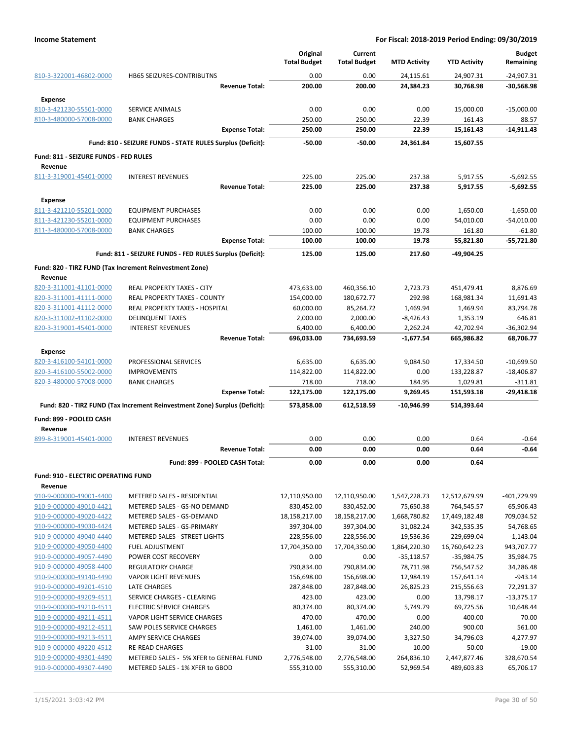**Income Statement** — **For Fiscal: 2018-2019 Period Ending: 09/30/2019**

| | | Original Total Budget | Current Total Budget | MTD Activity | YTD Activity | Budget Remaining |
|---|---|---|---|---|---|---|
| 810-3-322001-46802-0000 | HB65 SEIZURES-CONTRIBUTNS | 0.00 | 0.00 | 24,115.61 | 24,907.31 | -24,907.31 |
| | **Revenue Total:** | **200.00** | **200.00** | **24,384.23** | **30,768.98** | **-30,568.98** |
| **Expense** | | | | | | |
| 810-3-421230-55501-0000 | SERVICE ANIMALS | 0.00 | 0.00 | 0.00 | 15,000.00 | -15,000.00 |
| 810-3-480000-57008-0000 | BANK CHARGES | 250.00 | 250.00 | 22.39 | 161.43 | 88.57 |
| | **Expense Total:** | **250.00** | **250.00** | **22.39** | **15,161.43** | **-14,911.43** |
| | **Fund: 810 - SEIZURE FUNDS - STATE RULES Surplus (Deficit):** | **-50.00** | **-50.00** | **24,361.84** | **15,607.55** | |
| **Fund: 811 - SEIZURE FUNDS - FED RULES** | | | | | | |
| **Revenue** | | | | | | |
| 811-3-319001-45401-0000 | INTEREST REVENUES | 225.00 | 225.00 | 237.38 | 5,917.55 | -5,692.55 |
| | **Revenue Total:** | **225.00** | **225.00** | **237.38** | **5,917.55** | **-5,692.55** |
| **Expense** | | | | | | |
| 811-3-421210-55201-0000 | EQUIPMENT PURCHASES | 0.00 | 0.00 | 0.00 | 1,650.00 | -1,650.00 |
| 811-3-421230-55201-0000 | EQUIPMENT PURCHASES | 0.00 | 0.00 | 0.00 | 54,010.00 | -54,010.00 |
| 811-3-480000-57008-0000 | BANK CHARGES | 100.00 | 100.00 | 19.78 | 161.80 | -61.80 |
| | **Expense Total:** | **100.00** | **100.00** | **19.78** | **55,821.80** | **-55,721.80** |
| | **Fund: 811 - SEIZURE FUNDS - FED RULES Surplus (Deficit):** | **125.00** | **125.00** | **217.60** | **-49,904.25** | |
| **Fund: 820 - TIRZ FUND (Tax Increment Reinvestment Zone)** | | | | | | |
| **Revenue** | | | | | | |
| 820-3-311001-41101-0000 | REAL PROPERTY TAXES - CITY | 473,633.00 | 460,356.10 | 2,723.73 | 451,479.41 | 8,876.69 |
| 820-3-311001-41111-0000 | REAL PROPERTY TAXES - COUNTY | 154,000.00 | 180,672.77 | 292.98 | 168,981.34 | 11,691.43 |
| 820-3-311001-41112-0000 | REAL PROPERTY TAXES - HOSPITAL | 60,000.00 | 85,264.72 | 1,469.94 | 1,469.94 | 83,794.78 |
| 820-3-311002-41102-0000 | DELINQUENT TAXES | 2,000.00 | 2,000.00 | -8,426.43 | 1,353.19 | 646.81 |
| 820-3-319001-45401-0000 | INTEREST REVENUES | 6,400.00 | 6,400.00 | 2,262.24 | 42,702.94 | -36,302.94 |
| | **Revenue Total:** | **696,033.00** | **734,693.59** | **-1,677.54** | **665,986.82** | **68,706.77** |
| **Expense** | | | | | | |
| 820-3-416100-54101-0000 | PROFESSIONAL SERVICES | 6,635.00 | 6,635.00 | 9,084.50 | 17,334.50 | -10,699.50 |
| 820-3-416100-55002-0000 | IMPROVEMENTS | 114,822.00 | 114,822.00 | 0.00 | 133,228.87 | -18,406.87 |
| 820-3-480000-57008-0000 | BANK CHARGES | 718.00 | 718.00 | 184.95 | 1,029.81 | -311.81 |
| | **Expense Total:** | **122,175.00** | **122,175.00** | **9,269.45** | **151,593.18** | **-29,418.18** |
| | **Fund: 820 - TIRZ FUND (Tax Increment Reinvestment Zone) Surplus (Deficit):** | **573,858.00** | **612,518.59** | **-10,946.99** | **514,393.64** | |
| **Fund: 899 - POOLED CASH** | | | | | | |
| **Revenue** | | | | | | |
| 899-8-319001-45401-0000 | INTEREST REVENUES | 0.00 | 0.00 | 0.00 | 0.64 | -0.64 |
| | **Revenue Total:** | **0.00** | **0.00** | **0.00** | **0.64** | **-0.64** |
| | **Fund: 899 - POOLED CASH Total:** | **0.00** | **0.00** | **0.00** | **0.64** | |
| **Fund: 910 - ELECTRIC OPERATING FUND** | | | | | | |
| **Revenue** | | | | | | |
| 910-9-000000-49001-4400 | METERED SALES - RESIDENTIAL | 12,110,950.00 | 12,110,950.00 | 1,547,228.73 | 12,512,679.99 | -401,729.99 |
| 910-9-000000-49010-4421 | METERED SALES - GS-NO DEMAND | 830,452.00 | 830,452.00 | 75,650.38 | 764,545.57 | 65,906.43 |
| 910-9-000000-49020-4422 | METERED SALES - GS-DEMAND | 18,158,217.00 | 18,158,217.00 | 1,668,780.82 | 17,449,182.48 | 709,034.52 |
| 910-9-000000-49030-4424 | METERED SALES - GS-PRIMARY | 397,304.00 | 397,304.00 | 31,082.24 | 342,535.35 | 54,768.65 |
| 910-9-000000-49040-4440 | METERED SALES - STREET LIGHTS | 228,556.00 | 228,556.00 | 19,536.36 | 229,699.04 | -1,143.04 |
| 910-9-000000-49050-4400 | FUEL ADJUSTMENT | 17,704,350.00 | 17,704,350.00 | 1,864,220.30 | 16,760,642.23 | 943,707.77 |
| 910-9-000000-49057-4490 | POWER COST RECOVERY | 0.00 | 0.00 | -35,118.57 | -35,984.75 | 35,984.75 |
| 910-9-000000-49058-4400 | REGULATORY CHARGE | 790,834.00 | 790,834.00 | 78,711.98 | 756,547.52 | 34,286.48 |
| 910-9-000000-49140-4490 | VAPOR LIGHT REVENUES | 156,698.00 | 156,698.00 | 12,984.19 | 157,641.14 | -943.14 |
| 910-9-000000-49201-4510 | LATE CHARGES | 287,848.00 | 287,848.00 | 26,825.23 | 215,556.63 | 72,291.37 |
| 910-9-000000-49209-4511 | SERVICE CHARGES - CLEARING | 423.00 | 423.00 | 0.00 | 13,798.17 | -13,375.17 |
| 910-9-000000-49210-4511 | ELECTRIC SERVICE CHARGES | 80,374.00 | 80,374.00 | 5,749.79 | 69,725.56 | 10,648.44 |
| 910-9-000000-49211-4511 | VAPOR LIGHT SERVICE CHARGES | 470.00 | 470.00 | 0.00 | 400.00 | 70.00 |
| 910-9-000000-49212-4511 | SAW POLES SERVICE CHARGES | 1,461.00 | 1,461.00 | 240.00 | 900.00 | 561.00 |
| 910-9-000000-49213-4511 | AMPY SERVICE CHARGES | 39,074.00 | 39,074.00 | 3,327.50 | 34,796.03 | 4,277.97 |
| 910-9-000000-49220-4512 | RE-READ CHARGES | 31.00 | 31.00 | 10.00 | 50.00 | -19.00 |
| 910-9-000000-49301-4490 | METERED SALES - 5% XFER to GENERAL FUND | 2,776,548.00 | 2,776,548.00 | 264,836.10 | 2,447,877.46 | 328,670.54 |
| 910-9-000000-49307-4490 | METERED SALES - 1% XFER to GBOD | 555,310.00 | 555,310.00 | 52,969.54 | 489,603.83 | 65,706.17 |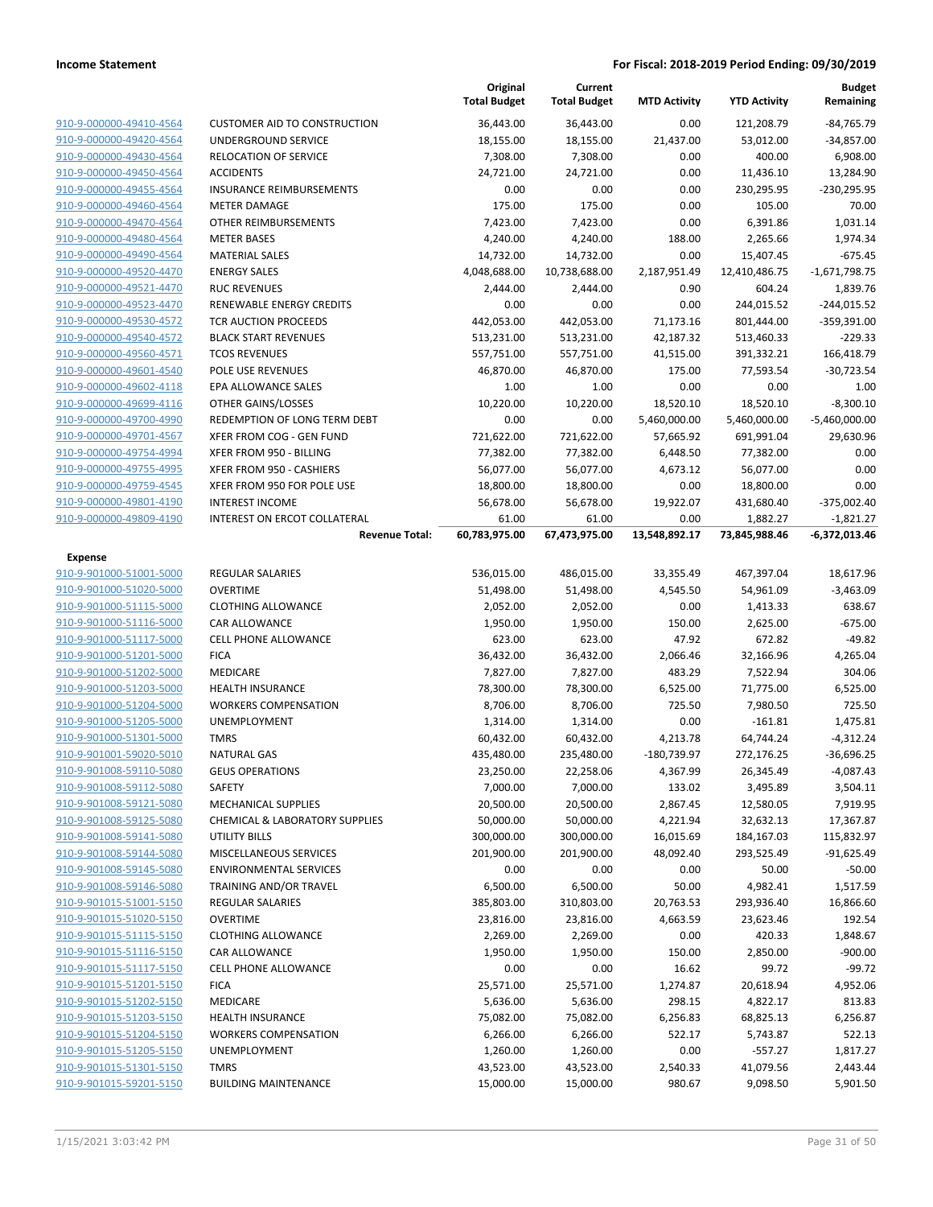| | | Original Total Budget | Current Total Budget | MTD Activity | YTD Activity | Budget Remaining |
|---|---|---|---|---|---|---|
| 910-9-000000-49410-4564 | CUSTOMER AID TO CONSTRUCTION | 36,443.00 | 36,443.00 | 0.00 | 121,208.79 | -84,765.79 |
| 910-9-000000-49420-4564 | UNDERGROUND SERVICE | 18,155.00 | 18,155.00 | 21,437.00 | 53,012.00 | -34,857.00 |
| 910-9-000000-49430-4564 | RELOCATION OF SERVICE | 7,308.00 | 7,308.00 | 0.00 | 400.00 | 6,908.00 |
| 910-9-000000-49450-4564 | ACCIDENTS | 24,721.00 | 24,721.00 | 0.00 | 11,436.10 | 13,284.90 |
| 910-9-000000-49455-4564 | INSURANCE REIMBURSEMENTS | 0.00 | 0.00 | 0.00 | 230,295.95 | -230,295.95 |
| 910-9-000000-49460-4564 | METER DAMAGE | 175.00 | 175.00 | 0.00 | 105.00 | 70.00 |
| 910-9-000000-49470-4564 | OTHER REIMBURSEMENTS | 7,423.00 | 7,423.00 | 0.00 | 6,391.86 | 1,031.14 |
| 910-9-000000-49480-4564 | METER BASES | 4,240.00 | 4,240.00 | 188.00 | 2,265.66 | 1,974.34 |
| 910-9-000000-49490-4564 | MATERIAL SALES | 14,732.00 | 14,732.00 | 0.00 | 15,407.45 | -675.45 |
| 910-9-000000-49520-4470 | ENERGY SALES | 4,048,688.00 | 10,738,688.00 | 2,187,951.49 | 12,410,486.75 | -1,671,798.75 |
| 910-9-000000-49521-4470 | RUC REVENUES | 2,444.00 | 2,444.00 | 0.90 | 604.24 | 1,839.76 |
| 910-9-000000-49523-4470 | RENEWABLE ENERGY CREDITS | 0.00 | 0.00 | 0.00 | 244,015.52 | -244,015.52 |
| 910-9-000000-49530-4572 | TCR AUCTION PROCEEDS | 442,053.00 | 442,053.00 | 71,173.16 | 801,444.00 | -359,391.00 |
| 910-9-000000-49540-4572 | BLACK START REVENUES | 513,231.00 | 513,231.00 | 42,187.32 | 513,460.33 | -229.33 |
| 910-9-000000-49560-4571 | TCOS REVENUES | 557,751.00 | 557,751.00 | 41,515.00 | 391,332.21 | 166,418.79 |
| 910-9-000000-49601-4540 | POLE USE REVENUES | 46,870.00 | 46,870.00 | 175.00 | 77,593.54 | -30,723.54 |
| 910-9-000000-49602-4118 | EPA ALLOWANCE SALES | 1.00 | 1.00 | 0.00 | 0.00 | 1.00 |
| 910-9-000000-49699-4116 | OTHER GAINS/LOSSES | 10,220.00 | 10,220.00 | 18,520.10 | 18,520.10 | -8,300.10 |
| 910-9-000000-49700-4990 | REDEMPTION OF LONG TERM DEBT | 0.00 | 0.00 | 5,460,000.00 | 5,460,000.00 | -5,460,000.00 |
| 910-9-000000-49701-4567 | XFER FROM COG - GEN FUND | 721,622.00 | 721,622.00 | 57,665.92 | 691,991.04 | 29,630.96 |
| 910-9-000000-49754-4994 | XFER FROM 950 - BILLING | 77,382.00 | 77,382.00 | 6,448.50 | 77,382.00 | 0.00 |
| 910-9-000000-49755-4995 | XFER FROM 950 - CASHIERS | 56,077.00 | 56,077.00 | 4,673.12 | 56,077.00 | 0.00 |
| 910-9-000000-49759-4545 | XFER FROM 950 FOR POLE USE | 18,800.00 | 18,800.00 | 0.00 | 18,800.00 | 0.00 |
| 910-9-000000-49801-4190 | INTEREST INCOME | 56,678.00 | 56,678.00 | 19,922.07 | 431,680.40 | -375,002.40 |
| 910-9-000000-49809-4190 | INTEREST ON ERCOT COLLATERAL | 61.00 | 61.00 | 0.00 | 1,882.27 | -1,821.27 |
| | **Revenue Total:** | **60,783,975.00** | **67,473,975.00** | **13,548,892.17** | **73,845,988.46** | **-6,372,013.46** |
| **Expense** | | | | | | |
| 910-9-901000-51001-5000 | REGULAR SALARIES | 536,015.00 | 486,015.00 | 33,355.49 | 467,397.04 | 18,617.96 |
| 910-9-901000-51020-5000 | OVERTIME | 51,498.00 | 51,498.00 | 4,545.50 | 54,961.09 | -3,463.09 |
| 910-9-901000-51115-5000 | CLOTHING ALLOWANCE | 2,052.00 | 2,052.00 | 0.00 | 1,413.33 | 638.67 |
| 910-9-901000-51116-5000 | CAR ALLOWANCE | 1,950.00 | 1,950.00 | 150.00 | 2,625.00 | -675.00 |
| 910-9-901000-51117-5000 | CELL PHONE ALLOWANCE | 623.00 | 623.00 | 47.92 | 672.82 | -49.82 |
| 910-9-901000-51201-5000 | FICA | 36,432.00 | 36,432.00 | 2,066.46 | 32,166.96 | 4,265.04 |
| 910-9-901000-51202-5000 | MEDICARE | 7,827.00 | 7,827.00 | 483.29 | 7,522.94 | 304.06 |
| 910-9-901000-51203-5000 | HEALTH INSURANCE | 78,300.00 | 78,300.00 | 6,525.00 | 71,775.00 | 6,525.00 |
| 910-9-901000-51204-5000 | WORKERS COMPENSATION | 8,706.00 | 8,706.00 | 725.50 | 7,980.50 | 725.50 |
| 910-9-901000-51205-5000 | UNEMPLOYMENT | 1,314.00 | 1,314.00 | 0.00 | -161.81 | 1,475.81 |
| 910-9-901000-51301-5000 | TMRS | 60,432.00 | 60,432.00 | 4,213.78 | 64,744.24 | -4,312.24 |
| 910-9-901001-59020-5010 | NATURAL GAS | 435,480.00 | 235,480.00 | -180,739.97 | 272,176.25 | -36,696.25 |
| 910-9-901008-59110-5080 | GEUS OPERATIONS | 23,250.00 | 22,258.06 | 4,367.99 | 26,345.49 | -4,087.43 |
| 910-9-901008-59112-5080 | SAFETY | 7,000.00 | 7,000.00 | 133.02 | 3,495.89 | 3,504.11 |
| 910-9-901008-59121-5080 | MECHANICAL SUPPLIES | 20,500.00 | 20,500.00 | 2,867.45 | 12,580.05 | 7,919.95 |
| 910-9-901008-59125-5080 | CHEMICAL & LABORATORY SUPPLIES | 50,000.00 | 50,000.00 | 4,221.94 | 32,632.13 | 17,367.87 |
| 910-9-901008-59141-5080 | UTILITY BILLS | 300,000.00 | 300,000.00 | 16,015.69 | 184,167.03 | 115,832.97 |
| 910-9-901008-59144-5080 | MISCELLANEOUS SERVICES | 201,900.00 | 201,900.00 | 48,092.40 | 293,525.49 | -91,625.49 |
| 910-9-901008-59145-5080 | ENVIRONMENTAL SERVICES | 0.00 | 0.00 | 0.00 | 50.00 | -50.00 |
| 910-9-901008-59146-5080 | TRAINING AND/OR TRAVEL | 6,500.00 | 6,500.00 | 50.00 | 4,982.41 | 1,517.59 |
| 910-9-901015-51001-5150 | REGULAR SALARIES | 385,803.00 | 310,803.00 | 20,763.53 | 293,936.40 | 16,866.60 |
| 910-9-901015-51020-5150 | OVERTIME | 23,816.00 | 23,816.00 | 4,663.59 | 23,623.46 | 192.54 |
| 910-9-901015-51115-5150 | CLOTHING ALLOWANCE | 2,269.00 | 2,269.00 | 0.00 | 420.33 | 1,848.67 |
| 910-9-901015-51116-5150 | CAR ALLOWANCE | 1,950.00 | 1,950.00 | 150.00 | 2,850.00 | -900.00 |
| 910-9-901015-51117-5150 | CELL PHONE ALLOWANCE | 0.00 | 0.00 | 16.62 | 99.72 | -99.72 |
| 910-9-901015-51201-5150 | FICA | 25,571.00 | 25,571.00 | 1,274.87 | 20,618.94 | 4,952.06 |
| 910-9-901015-51202-5150 | MEDICARE | 5,636.00 | 5,636.00 | 298.15 | 4,822.17 | 813.83 |
| 910-9-901015-51203-5150 | HEALTH INSURANCE | 75,082.00 | 75,082.00 | 6,256.83 | 68,825.13 | 6,256.87 |
| 910-9-901015-51204-5150 | WORKERS COMPENSATION | 6,266.00 | 6,266.00 | 522.17 | 5,743.87 | 522.13 |
| 910-9-901015-51205-5150 | UNEMPLOYMENT | 1,260.00 | 1,260.00 | 0.00 | -557.27 | 1,817.27 |
| 910-9-901015-51301-5150 | TMRS | 43,523.00 | 43,523.00 | 2,540.33 | 41,079.56 | 2,443.44 |
| 910-9-901015-59201-5150 | BUILDING MAINTENANCE | 15,000.00 | 15,000.00 | 980.67 | 9,098.50 | 5,901.50 |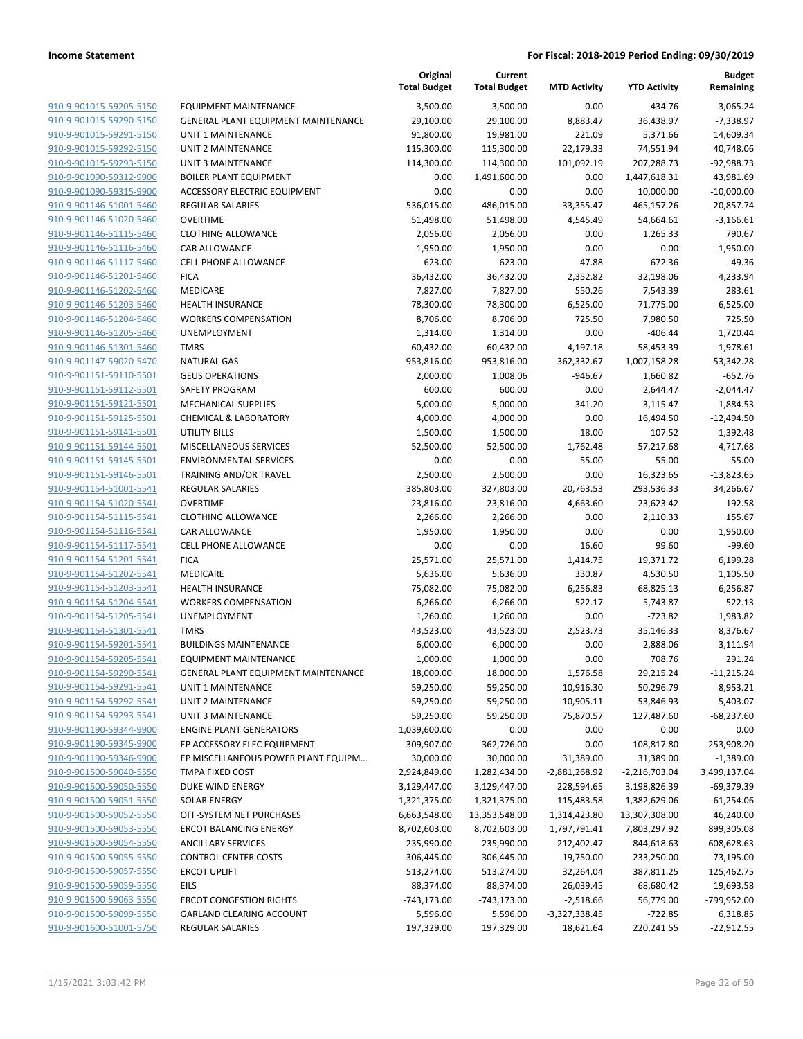**Income Statement** **For Fiscal: 2018-2019 Period Ending: 09/30/2019**

| | | Original Total Budget | Current Total Budget | MTD Activity | YTD Activity | Budget Remaining |
|---|---|---|---|---|---|---|
| 910-9-901015-59205-5150 | EQUIPMENT MAINTENANCE | 3,500.00 | 3,500.00 | 0.00 | 434.76 | 3,065.24 |
| 910-9-901015-59290-5150 | GENERAL PLANT EQUIPMENT MAINTENANCE | 29,100.00 | 29,100.00 | 8,883.47 | 36,438.97 | -7,338.97 |
| 910-9-901015-59291-5150 | UNIT 1 MAINTENANCE | 91,800.00 | 19,981.00 | 221.09 | 5,371.66 | 14,609.34 |
| 910-9-901015-59292-5150 | UNIT 2 MAINTENANCE | 115,300.00 | 115,300.00 | 22,179.33 | 74,551.94 | 40,748.06 |
| 910-9-901015-59293-5150 | UNIT 3 MAINTENANCE | 114,300.00 | 114,300.00 | 101,092.19 | 207,288.73 | -92,988.73 |
| 910-9-901090-59312-9900 | BOILER PLANT EQUIPMENT | 0.00 | 1,491,600.00 | 0.00 | 1,447,618.31 | 43,981.69 |
| 910-9-901090-59315-9900 | ACCESSORY ELECTRIC EQUIPMENT | 0.00 | 0.00 | 0.00 | 10,000.00 | -10,000.00 |
| 910-9-901146-51001-5460 | REGULAR SALARIES | 536,015.00 | 486,015.00 | 33,355.47 | 465,157.26 | 20,857.74 |
| 910-9-901146-51020-5460 | OVERTIME | 51,498.00 | 51,498.00 | 4,545.49 | 54,664.61 | -3,166.61 |
| 910-9-901146-51115-5460 | CLOTHING ALLOWANCE | 2,056.00 | 2,056.00 | 0.00 | 1,265.33 | 790.67 |
| 910-9-901146-51116-5460 | CAR ALLOWANCE | 1,950.00 | 1,950.00 | 0.00 | 0.00 | 1,950.00 |
| 910-9-901146-51117-5460 | CELL PHONE ALLOWANCE | 623.00 | 623.00 | 47.88 | 672.36 | -49.36 |
| 910-9-901146-51201-5460 | FICA | 36,432.00 | 36,432.00 | 2,352.82 | 32,198.06 | 4,233.94 |
| 910-9-901146-51202-5460 | MEDICARE | 7,827.00 | 7,827.00 | 550.26 | 7,543.39 | 283.61 |
| 910-9-901146-51203-5460 | HEALTH INSURANCE | 78,300.00 | 78,300.00 | 6,525.00 | 71,775.00 | 6,525.00 |
| 910-9-901146-51204-5460 | WORKERS COMPENSATION | 8,706.00 | 8,706.00 | 725.50 | 7,980.50 | 725.50 |
| 910-9-901146-51205-5460 | UNEMPLOYMENT | 1,314.00 | 1,314.00 | 0.00 | -406.44 | 1,720.44 |
| 910-9-901146-51301-5460 | TMRS | 60,432.00 | 60,432.00 | 4,197.18 | 58,453.39 | 1,978.61 |
| 910-9-901147-59020-5470 | NATURAL GAS | 953,816.00 | 953,816.00 | 362,332.67 | 1,007,158.28 | -53,342.28 |
| 910-9-901151-59110-5501 | GEUS OPERATIONS | 2,000.00 | 1,008.06 | -946.67 | 1,660.82 | -652.76 |
| 910-9-901151-59112-5501 | SAFETY PROGRAM | 600.00 | 600.00 | 0.00 | 2,644.47 | -2,044.47 |
| 910-9-901151-59121-5501 | MECHANICAL SUPPLIES | 5,000.00 | 5,000.00 | 341.20 | 3,115.47 | 1,884.53 |
| 910-9-901151-59125-5501 | CHEMICAL & LABORATORY | 4,000.00 | 4,000.00 | 0.00 | 16,494.50 | -12,494.50 |
| 910-9-901151-59141-5501 | UTILITY BILLS | 1,500.00 | 1,500.00 | 18.00 | 107.52 | 1,392.48 |
| 910-9-901151-59144-5501 | MISCELLANEOUS SERVICES | 52,500.00 | 52,500.00 | 1,762.48 | 57,217.68 | -4,717.68 |
| 910-9-901151-59145-5501 | ENVIRONMENTAL SERVICES | 0.00 | 0.00 | 55.00 | 55.00 | -55.00 |
| 910-9-901151-59146-5501 | TRAINING AND/OR TRAVEL | 2,500.00 | 2,500.00 | 0.00 | 16,323.65 | -13,823.65 |
| 910-9-901154-51001-5541 | REGULAR SALARIES | 385,803.00 | 327,803.00 | 20,763.53 | 293,536.33 | 34,266.67 |
| 910-9-901154-51020-5541 | OVERTIME | 23,816.00 | 23,816.00 | 4,663.60 | 23,623.42 | 192.58 |
| 910-9-901154-51115-5541 | CLOTHING ALLOWANCE | 2,266.00 | 2,266.00 | 0.00 | 2,110.33 | 155.67 |
| 910-9-901154-51116-5541 | CAR ALLOWANCE | 1,950.00 | 1,950.00 | 0.00 | 0.00 | 1,950.00 |
| 910-9-901154-51117-5541 | CELL PHONE ALLOWANCE | 0.00 | 0.00 | 16.60 | 99.60 | -99.60 |
| 910-9-901154-51201-5541 | FICA | 25,571.00 | 25,571.00 | 1,414.75 | 19,371.72 | 6,199.28 |
| 910-9-901154-51202-5541 | MEDICARE | 5,636.00 | 5,636.00 | 330.87 | 4,530.50 | 1,105.50 |
| 910-9-901154-51203-5541 | HEALTH INSURANCE | 75,082.00 | 75,082.00 | 6,256.83 | 68,825.13 | 6,256.87 |
| 910-9-901154-51204-5541 | WORKERS COMPENSATION | 6,266.00 | 6,266.00 | 522.17 | 5,743.87 | 522.13 |
| 910-9-901154-51205-5541 | UNEMPLOYMENT | 1,260.00 | 1,260.00 | 0.00 | -723.82 | 1,983.82 |
| 910-9-901154-51301-5541 | TMRS | 43,523.00 | 43,523.00 | 2,523.73 | 35,146.33 | 8,376.67 |
| 910-9-901154-59201-5541 | BUILDINGS MAINTENANCE | 6,000.00 | 6,000.00 | 0.00 | 2,888.06 | 3,111.94 |
| 910-9-901154-59205-5541 | EQUIPMENT MAINTENANCE | 1,000.00 | 1,000.00 | 0.00 | 708.76 | 291.24 |
| 910-9-901154-59290-5541 | GENERAL PLANT EQUIPMENT MAINTENANCE | 18,000.00 | 18,000.00 | 1,576.58 | 29,215.24 | -11,215.24 |
| 910-9-901154-59291-5541 | UNIT 1 MAINTENANCE | 59,250.00 | 59,250.00 | 10,916.30 | 50,296.79 | 8,953.21 |
| 910-9-901154-59292-5541 | UNIT 2 MAINTENANCE | 59,250.00 | 59,250.00 | 10,905.11 | 53,846.93 | 5,403.07 |
| 910-9-901154-59293-5541 | UNIT 3 MAINTENANCE | 59,250.00 | 59,250.00 | 75,870.57 | 127,487.60 | -68,237.60 |
| 910-9-901190-59344-9900 | ENGINE PLANT GENERATORS | 1,039,600.00 | 0.00 | 0.00 | 0.00 | 0.00 |
| 910-9-901190-59345-9900 | EP ACCESSORY ELEC EQUIPMENT | 309,907.00 | 362,726.00 | 0.00 | 108,817.80 | 253,908.20 |
| 910-9-901190-59346-9900 | EP MISCELLANEOUS POWER PLANT EQUIPM... | 30,000.00 | 30,000.00 | 31,389.00 | 31,389.00 | -1,389.00 |
| 910-9-901500-59040-5550 | TMPA FIXED COST | 2,924,849.00 | 1,282,434.00 | -2,881,268.92 | -2,216,703.04 | 3,499,137.04 |
| 910-9-901500-59050-5550 | DUKE WIND ENERGY | 3,129,447.00 | 3,129,447.00 | 228,594.65 | 3,198,826.39 | -69,379.39 |
| 910-9-901500-59051-5550 | SOLAR ENERGY | 1,321,375.00 | 1,321,375.00 | 115,483.58 | 1,382,629.06 | -61,254.06 |
| 910-9-901500-59052-5550 | OFF-SYSTEM NET PURCHASES | 6,663,548.00 | 13,353,548.00 | 1,314,423.80 | 13,307,308.00 | 46,240.00 |
| 910-9-901500-59053-5550 | ERCOT BALANCING ENERGY | 8,702,603.00 | 8,702,603.00 | 1,797,791.41 | 7,803,297.92 | 899,305.08 |
| 910-9-901500-59054-5550 | ANCILLARY SERVICES | 235,990.00 | 235,990.00 | 212,402.47 | 844,618.63 | -608,628.63 |
| 910-9-901500-59055-5550 | CONTROL CENTER COSTS | 306,445.00 | 306,445.00 | 19,750.00 | 233,250.00 | 73,195.00 |
| 910-9-901500-59057-5550 | ERCOT UPLIFT | 513,274.00 | 513,274.00 | 32,264.04 | 387,811.25 | 125,462.75 |
| 910-9-901500-59059-5550 | EILS | 88,374.00 | 88,374.00 | 26,039.45 | 68,680.42 | 19,693.58 |
| 910-9-901500-59063-5550 | ERCOT CONGESTION RIGHTS | -743,173.00 | -743,173.00 | -2,518.66 | 56,779.00 | -799,952.00 |
| 910-9-901500-59099-5550 | GARLAND CLEARING ACCOUNT | 5,596.00 | 5,596.00 | -3,327,338.45 | -722.85 | 6,318.85 |
| 910-9-901600-51001-5750 | REGULAR SALARIES | 197,329.00 | 197,329.00 | 18,621.64 | 220,241.55 | -22,912.55 |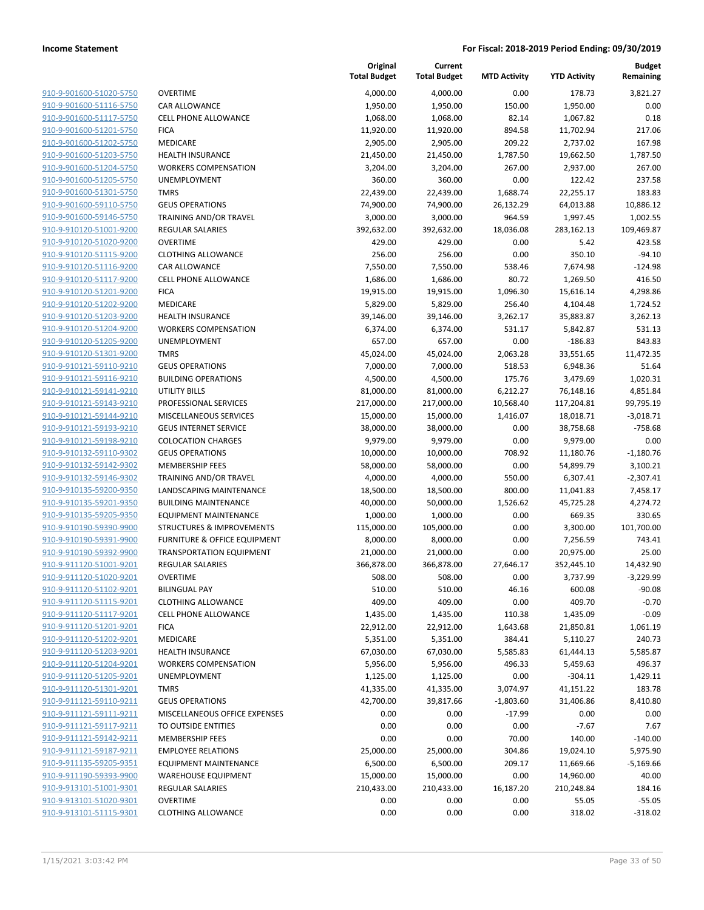| | | Original Total Budget | Current Total Budget | MTD Activity | YTD Activity | Budget Remaining |
|---|---|---|---|---|---|---|
| 910-9-901600-51020-5750 | OVERTIME | 4,000.00 | 4,000.00 | 0.00 | 178.73 | 3,821.27 |
| 910-9-901600-51116-5750 | CAR ALLOWANCE | 1,950.00 | 1,950.00 | 150.00 | 1,950.00 | 0.00 |
| 910-9-901600-51117-5750 | CELL PHONE ALLOWANCE | 1,068.00 | 1,068.00 | 82.14 | 1,067.82 | 0.18 |
| 910-9-901600-51201-5750 | FICA | 11,920.00 | 11,920.00 | 894.58 | 11,702.94 | 217.06 |
| 910-9-901600-51202-5750 | MEDICARE | 2,905.00 | 2,905.00 | 209.22 | 2,737.02 | 167.98 |
| 910-9-901600-51203-5750 | HEALTH INSURANCE | 21,450.00 | 21,450.00 | 1,787.50 | 19,662.50 | 1,787.50 |
| 910-9-901600-51204-5750 | WORKERS COMPENSATION | 3,204.00 | 3,204.00 | 267.00 | 2,937.00 | 267.00 |
| 910-9-901600-51205-5750 | UNEMPLOYMENT | 360.00 | 360.00 | 0.00 | 122.42 | 237.58 |
| 910-9-901600-51301-5750 | TMRS | 22,439.00 | 22,439.00 | 1,688.74 | 22,255.17 | 183.83 |
| 910-9-901600-59110-5750 | GEUS OPERATIONS | 74,900.00 | 74,900.00 | 26,132.29 | 64,013.88 | 10,886.12 |
| 910-9-901600-59146-5750 | TRAINING AND/OR TRAVEL | 3,000.00 | 3,000.00 | 964.59 | 1,997.45 | 1,002.55 |
| 910-9-910120-51001-9200 | REGULAR SALARIES | 392,632.00 | 392,632.00 | 18,036.08 | 283,162.13 | 109,469.87 |
| 910-9-910120-51020-9200 | OVERTIME | 429.00 | 429.00 | 0.00 | 5.42 | 423.58 |
| 910-9-910120-51115-9200 | CLOTHING ALLOWANCE | 256.00 | 256.00 | 0.00 | 350.10 | -94.10 |
| 910-9-910120-51116-9200 | CAR ALLOWANCE | 7,550.00 | 7,550.00 | 538.46 | 7,674.98 | -124.98 |
| 910-9-910120-51117-9200 | CELL PHONE ALLOWANCE | 1,686.00 | 1,686.00 | 80.72 | 1,269.50 | 416.50 |
| 910-9-910120-51201-9200 | FICA | 19,915.00 | 19,915.00 | 1,096.30 | 15,616.14 | 4,298.86 |
| 910-9-910120-51202-9200 | MEDICARE | 5,829.00 | 5,829.00 | 256.40 | 4,104.48 | 1,724.52 |
| 910-9-910120-51203-9200 | HEALTH INSURANCE | 39,146.00 | 39,146.00 | 3,262.17 | 35,883.87 | 3,262.13 |
| 910-9-910120-51204-9200 | WORKERS COMPENSATION | 6,374.00 | 6,374.00 | 531.17 | 5,842.87 | 531.13 |
| 910-9-910120-51205-9200 | UNEMPLOYMENT | 657.00 | 657.00 | 0.00 | -186.83 | 843.83 |
| 910-9-910120-51301-9200 | TMRS | 45,024.00 | 45,024.00 | 2,063.28 | 33,551.65 | 11,472.35 |
| 910-9-910121-59110-9210 | GEUS OPERATIONS | 7,000.00 | 7,000.00 | 518.53 | 6,948.36 | 51.64 |
| 910-9-910121-59116-9210 | BUILDING OPERATIONS | 4,500.00 | 4,500.00 | 175.76 | 3,479.69 | 1,020.31 |
| 910-9-910121-59141-9210 | UTILITY BILLS | 81,000.00 | 81,000.00 | 6,212.27 | 76,148.16 | 4,851.84 |
| 910-9-910121-59143-9210 | PROFESSIONAL SERVICES | 217,000.00 | 217,000.00 | 10,568.40 | 117,204.81 | 99,795.19 |
| 910-9-910121-59144-9210 | MISCELLANEOUS SERVICES | 15,000.00 | 15,000.00 | 1,416.07 | 18,018.71 | -3,018.71 |
| 910-9-910121-59193-9210 | GEUS INTERNET SERVICE | 38,000.00 | 38,000.00 | 0.00 | 38,758.68 | -758.68 |
| 910-9-910121-59198-9210 | COLOCATION CHARGES | 9,979.00 | 9,979.00 | 0.00 | 9,979.00 | 0.00 |
| 910-9-910132-59110-9302 | GEUS OPERATIONS | 10,000.00 | 10,000.00 | 708.92 | 11,180.76 | -1,180.76 |
| 910-9-910132-59142-9302 | MEMBERSHIP FEES | 58,000.00 | 58,000.00 | 0.00 | 54,899.79 | 3,100.21 |
| 910-9-910132-59146-9302 | TRAINING AND/OR TRAVEL | 4,000.00 | 4,000.00 | 550.00 | 6,307.41 | -2,307.41 |
| 910-9-910135-59200-9350 | LANDSCAPING MAINTENANCE | 18,500.00 | 18,500.00 | 800.00 | 11,041.83 | 7,458.17 |
| 910-9-910135-59201-9350 | BUILDING MAINTENANCE | 40,000.00 | 50,000.00 | 1,526.62 | 45,725.28 | 4,274.72 |
| 910-9-910135-59205-9350 | EQUIPMENT MAINTENANCE | 1,000.00 | 1,000.00 | 0.00 | 669.35 | 330.65 |
| 910-9-910190-59390-9900 | STRUCTURES & IMPROVEMENTS | 115,000.00 | 105,000.00 | 0.00 | 3,300.00 | 101,700.00 |
| 910-9-910190-59391-9900 | FURNITURE & OFFICE EQUIPMENT | 8,000.00 | 8,000.00 | 0.00 | 7,256.59 | 743.41 |
| 910-9-910190-59392-9900 | TRANSPORTATION EQUIPMENT | 21,000.00 | 21,000.00 | 0.00 | 20,975.00 | 25.00 |
| 910-9-911120-51001-9201 | REGULAR SALARIES | 366,878.00 | 366,878.00 | 27,646.17 | 352,445.10 | 14,432.90 |
| 910-9-911120-51020-9201 | OVERTIME | 508.00 | 508.00 | 0.00 | 3,737.99 | -3,229.99 |
| 910-9-911120-51102-9201 | BILINGUAL PAY | 510.00 | 510.00 | 46.16 | 600.08 | -90.08 |
| 910-9-911120-51115-9201 | CLOTHING ALLOWANCE | 409.00 | 409.00 | 0.00 | 409.70 | -0.70 |
| 910-9-911120-51117-9201 | CELL PHONE ALLOWANCE | 1,435.00 | 1,435.00 | 110.38 | 1,435.09 | -0.09 |
| 910-9-911120-51201-9201 | FICA | 22,912.00 | 22,912.00 | 1,643.68 | 21,850.81 | 1,061.19 |
| 910-9-911120-51202-9201 | MEDICARE | 5,351.00 | 5,351.00 | 384.41 | 5,110.27 | 240.73 |
| 910-9-911120-51203-9201 | HEALTH INSURANCE | 67,030.00 | 67,030.00 | 5,585.83 | 61,444.13 | 5,585.87 |
| 910-9-911120-51204-9201 | WORKERS COMPENSATION | 5,956.00 | 5,956.00 | 496.33 | 5,459.63 | 496.37 |
| 910-9-911120-51205-9201 | UNEMPLOYMENT | 1,125.00 | 1,125.00 | 0.00 | -304.11 | 1,429.11 |
| 910-9-911120-51301-9201 | TMRS | 41,335.00 | 41,335.00 | 3,074.97 | 41,151.22 | 183.78 |
| 910-9-911121-59110-9211 | GEUS OPERATIONS | 42,700.00 | 39,817.66 | -1,803.60 | 31,406.86 | 8,410.80 |
| 910-9-911121-59111-9211 | MISCELLANEOUS OFFICE EXPENSES | 0.00 | 0.00 | -17.99 | 0.00 | 0.00 |
| 910-9-911121-59117-9211 | TO OUTSIDE ENTITIES | 0.00 | 0.00 | 0.00 | -7.67 | 7.67 |
| 910-9-911121-59142-9211 | MEMBERSHIP FEES | 0.00 | 0.00 | 70.00 | 140.00 | -140.00 |
| 910-9-911121-59187-9211 | EMPLOYEE RELATIONS | 25,000.00 | 25,000.00 | 304.86 | 19,024.10 | 5,975.90 |
| 910-9-911135-59205-9351 | EQUIPMENT MAINTENANCE | 6,500.00 | 6,500.00 | 209.17 | 11,669.66 | -5,169.66 |
| 910-9-911190-59393-9900 | WAREHOUSE EQUIPMENT | 15,000.00 | 15,000.00 | 0.00 | 14,960.00 | 40.00 |
| 910-9-913101-51001-9301 | REGULAR SALARIES | 210,433.00 | 210,433.00 | 16,187.20 | 210,248.84 | 184.16 |
| 910-9-913101-51020-9301 | OVERTIME | 0.00 | 0.00 | 0.00 | 55.05 | -55.05 |
| 910-9-913101-51115-9301 | CLOTHING ALLOWANCE | 0.00 | 0.00 | 0.00 | 318.02 | -318.02 |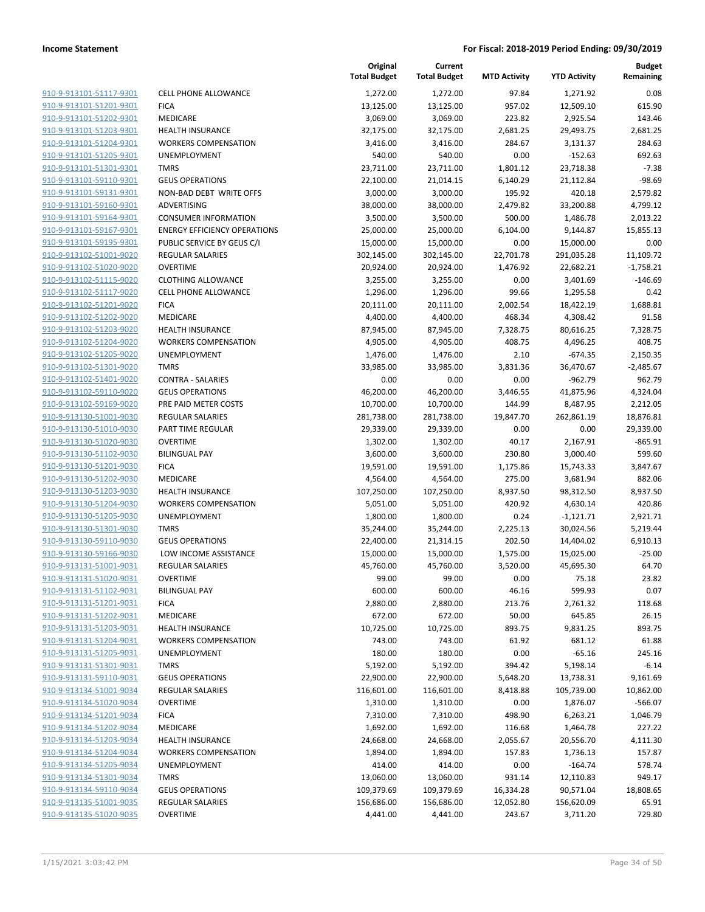| | | Original Total Budget | Current Total Budget | MTD Activity | YTD Activity | Budget Remaining |
|---|---|---|---|---|---|---|
| 910-9-913101-51117-9301 | CELL PHONE ALLOWANCE | 1,272.00 | 1,272.00 | 97.84 | 1,271.92 | 0.08 |
| 910-9-913101-51201-9301 | FICA | 13,125.00 | 13,125.00 | 957.02 | 12,509.10 | 615.90 |
| 910-9-913101-51202-9301 | MEDICARE | 3,069.00 | 3,069.00 | 223.82 | 2,925.54 | 143.46 |
| 910-9-913101-51203-9301 | HEALTH INSURANCE | 32,175.00 | 32,175.00 | 2,681.25 | 29,493.75 | 2,681.25 |
| 910-9-913101-51204-9301 | WORKERS COMPENSATION | 3,416.00 | 3,416.00 | 284.67 | 3,131.37 | 284.63 |
| 910-9-913101-51205-9301 | UNEMPLOYMENT | 540.00 | 540.00 | 0.00 | -152.63 | 692.63 |
| 910-9-913101-51301-9301 | TMRS | 23,711.00 | 23,711.00 | 1,801.12 | 23,718.38 | -7.38 |
| 910-9-913101-59110-9301 | GEUS OPERATIONS | 22,100.00 | 21,014.15 | 6,140.29 | 21,112.84 | -98.69 |
| 910-9-913101-59131-9301 | NON-BAD DEBT WRITE OFFS | 3,000.00 | 3,000.00 | 195.92 | 420.18 | 2,579.82 |
| 910-9-913101-59160-9301 | ADVERTISING | 38,000.00 | 38,000.00 | 2,479.82 | 33,200.88 | 4,799.12 |
| 910-9-913101-59164-9301 | CONSUMER INFORMATION | 3,500.00 | 3,500.00 | 500.00 | 1,486.78 | 2,013.22 |
| 910-9-913101-59167-9301 | ENERGY EFFICIENCY OPERATIONS | 25,000.00 | 25,000.00 | 6,104.00 | 9,144.87 | 15,855.13 |
| 910-9-913101-59195-9301 | PUBLIC SERVICE BY GEUS C/I | 15,000.00 | 15,000.00 | 0.00 | 15,000.00 | 0.00 |
| 910-9-913102-51001-9020 | REGULAR SALARIES | 302,145.00 | 302,145.00 | 22,701.78 | 291,035.28 | 11,109.72 |
| 910-9-913102-51020-9020 | OVERTIME | 20,924.00 | 20,924.00 | 1,476.92 | 22,682.21 | -1,758.21 |
| 910-9-913102-51115-9020 | CLOTHING ALLOWANCE | 3,255.00 | 3,255.00 | 0.00 | 3,401.69 | -146.69 |
| 910-9-913102-51117-9020 | CELL PHONE ALLOWANCE | 1,296.00 | 1,296.00 | 99.66 | 1,295.58 | 0.42 |
| 910-9-913102-51201-9020 | FICA | 20,111.00 | 20,111.00 | 2,002.54 | 18,422.19 | 1,688.81 |
| 910-9-913102-51202-9020 | MEDICARE | 4,400.00 | 4,400.00 | 468.34 | 4,308.42 | 91.58 |
| 910-9-913102-51203-9020 | HEALTH INSURANCE | 87,945.00 | 87,945.00 | 7,328.75 | 80,616.25 | 7,328.75 |
| 910-9-913102-51204-9020 | WORKERS COMPENSATION | 4,905.00 | 4,905.00 | 408.75 | 4,496.25 | 408.75 |
| 910-9-913102-51205-9020 | UNEMPLOYMENT | 1,476.00 | 1,476.00 | 2.10 | -674.35 | 2,150.35 |
| 910-9-913102-51301-9020 | TMRS | 33,985.00 | 33,985.00 | 3,831.36 | 36,470.67 | -2,485.67 |
| 910-9-913102-51401-9020 | CONTRA - SALARIES | 0.00 | 0.00 | 0.00 | -962.79 | 962.79 |
| 910-9-913102-59110-9020 | GEUS OPERATIONS | 46,200.00 | 46,200.00 | 3,446.55 | 41,875.96 | 4,324.04 |
| 910-9-913102-59169-9020 | PRE PAID METER COSTS | 10,700.00 | 10,700.00 | 144.99 | 8,487.95 | 2,212.05 |
| 910-9-913130-51001-9030 | REGULAR SALARIES | 281,738.00 | 281,738.00 | 19,847.70 | 262,861.19 | 18,876.81 |
| 910-9-913130-51010-9030 | PART TIME REGULAR | 29,339.00 | 29,339.00 | 0.00 | 0.00 | 29,339.00 |
| 910-9-913130-51020-9030 | OVERTIME | 1,302.00 | 1,302.00 | 40.17 | 2,167.91 | -865.91 |
| 910-9-913130-51102-9030 | BILINGUAL PAY | 3,600.00 | 3,600.00 | 230.80 | 3,000.40 | 599.60 |
| 910-9-913130-51201-9030 | FICA | 19,591.00 | 19,591.00 | 1,175.86 | 15,743.33 | 3,847.67 |
| 910-9-913130-51202-9030 | MEDICARE | 4,564.00 | 4,564.00 | 275.00 | 3,681.94 | 882.06 |
| 910-9-913130-51203-9030 | HEALTH INSURANCE | 107,250.00 | 107,250.00 | 8,937.50 | 98,312.50 | 8,937.50 |
| 910-9-913130-51204-9030 | WORKERS COMPENSATION | 5,051.00 | 5,051.00 | 420.92 | 4,630.14 | 420.86 |
| 910-9-913130-51205-9030 | UNEMPLOYMENT | 1,800.00 | 1,800.00 | 0.24 | -1,121.71 | 2,921.71 |
| 910-9-913130-51301-9030 | TMRS | 35,244.00 | 35,244.00 | 2,225.13 | 30,024.56 | 5,219.44 |
| 910-9-913130-59110-9030 | GEUS OPERATIONS | 22,400.00 | 21,314.15 | 202.50 | 14,404.02 | 6,910.13 |
| 910-9-913130-59166-9030 | LOW INCOME ASSISTANCE | 15,000.00 | 15,000.00 | 1,575.00 | 15,025.00 | -25.00 |
| 910-9-913131-51001-9031 | REGULAR SALARIES | 45,760.00 | 45,760.00 | 3,520.00 | 45,695.30 | 64.70 |
| 910-9-913131-51020-9031 | OVERTIME | 99.00 | 99.00 | 0.00 | 75.18 | 23.82 |
| 910-9-913131-51102-9031 | BILINGUAL PAY | 600.00 | 600.00 | 46.16 | 599.93 | 0.07 |
| 910-9-913131-51201-9031 | FICA | 2,880.00 | 2,880.00 | 213.76 | 2,761.32 | 118.68 |
| 910-9-913131-51202-9031 | MEDICARE | 672.00 | 672.00 | 50.00 | 645.85 | 26.15 |
| 910-9-913131-51203-9031 | HEALTH INSURANCE | 10,725.00 | 10,725.00 | 893.75 | 9,831.25 | 893.75 |
| 910-9-913131-51204-9031 | WORKERS COMPENSATION | 743.00 | 743.00 | 61.92 | 681.12 | 61.88 |
| 910-9-913131-51205-9031 | UNEMPLOYMENT | 180.00 | 180.00 | 0.00 | -65.16 | 245.16 |
| 910-9-913131-51301-9031 | TMRS | 5,192.00 | 5,192.00 | 394.42 | 5,198.14 | -6.14 |
| 910-9-913131-59110-9031 | GEUS OPERATIONS | 22,900.00 | 22,900.00 | 5,648.20 | 13,738.31 | 9,161.69 |
| 910-9-913134-51001-9034 | REGULAR SALARIES | 116,601.00 | 116,601.00 | 8,418.88 | 105,739.00 | 10,862.00 |
| 910-9-913134-51020-9034 | OVERTIME | 1,310.00 | 1,310.00 | 0.00 | 1,876.07 | -566.07 |
| 910-9-913134-51201-9034 | FICA | 7,310.00 | 7,310.00 | 498.90 | 6,263.21 | 1,046.79 |
| 910-9-913134-51202-9034 | MEDICARE | 1,692.00 | 1,692.00 | 116.68 | 1,464.78 | 227.22 |
| 910-9-913134-51203-9034 | HEALTH INSURANCE | 24,668.00 | 24,668.00 | 2,055.67 | 20,556.70 | 4,111.30 |
| 910-9-913134-51204-9034 | WORKERS COMPENSATION | 1,894.00 | 1,894.00 | 157.83 | 1,736.13 | 157.87 |
| 910-9-913134-51205-9034 | UNEMPLOYMENT | 414.00 | 414.00 | 0.00 | -164.74 | 578.74 |
| 910-9-913134-51301-9034 | TMRS | 13,060.00 | 13,060.00 | 931.14 | 12,110.83 | 949.17 |
| 910-9-913134-59110-9034 | GEUS OPERATIONS | 109,379.69 | 109,379.69 | 16,334.28 | 90,571.04 | 18,808.65 |
| 910-9-913135-51001-9035 | REGULAR SALARIES | 156,686.00 | 156,686.00 | 12,052.80 | 156,620.09 | 65.91 |
| 910-9-913135-51020-9035 | OVERTIME | 4,441.00 | 4,441.00 | 243.67 | 3,711.20 | 729.80 |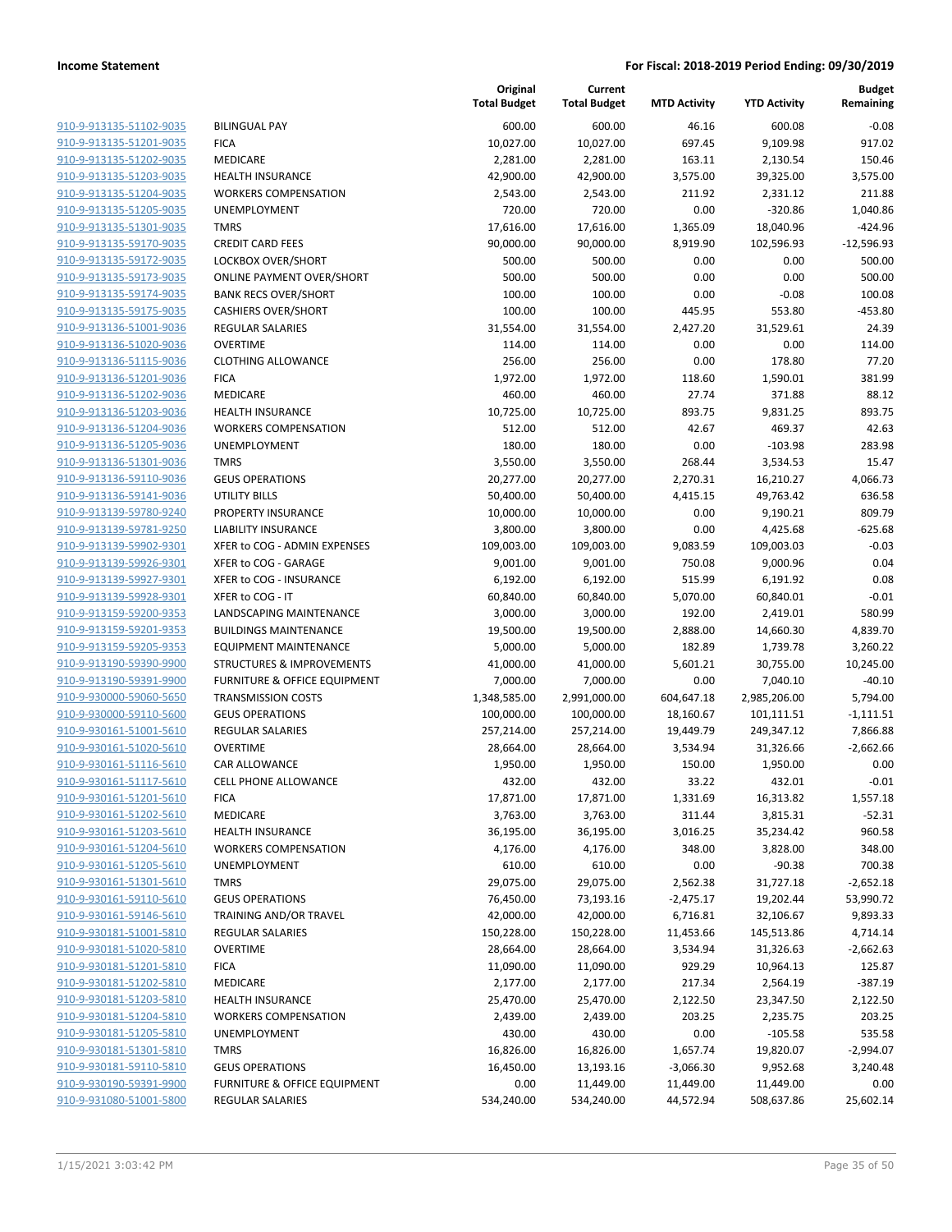| | | Original Total Budget | Current Total Budget | MTD Activity | YTD Activity | Budget Remaining |
|---|---|---|---|---|---|---|
| 910-9-913135-51102-9035 | BILINGUAL PAY | 600.00 | 600.00 | 46.16 | 600.08 | -0.08 |
| 910-9-913135-51201-9035 | FICA | 10,027.00 | 10,027.00 | 697.45 | 9,109.98 | 917.02 |
| 910-9-913135-51202-9035 | MEDICARE | 2,281.00 | 2,281.00 | 163.11 | 2,130.54 | 150.46 |
| 910-9-913135-51203-9035 | HEALTH INSURANCE | 42,900.00 | 42,900.00 | 3,575.00 | 39,325.00 | 3,575.00 |
| 910-9-913135-51204-9035 | WORKERS COMPENSATION | 2,543.00 | 2,543.00 | 211.92 | 2,331.12 | 211.88 |
| 910-9-913135-51205-9035 | UNEMPLOYMENT | 720.00 | 720.00 | 0.00 | -320.86 | 1,040.86 |
| 910-9-913135-51301-9035 | TMRS | 17,616.00 | 17,616.00 | 1,365.09 | 18,040.96 | -424.96 |
| 910-9-913135-59170-9035 | CREDIT CARD FEES | 90,000.00 | 90,000.00 | 8,919.90 | 102,596.93 | -12,596.93 |
| 910-9-913135-59172-9035 | LOCKBOX OVER/SHORT | 500.00 | 500.00 | 0.00 | 0.00 | 500.00 |
| 910-9-913135-59173-9035 | ONLINE PAYMENT OVER/SHORT | 500.00 | 500.00 | 0.00 | 0.00 | 500.00 |
| 910-9-913135-59174-9035 | BANK RECS OVER/SHORT | 100.00 | 100.00 | 0.00 | -0.08 | 100.08 |
| 910-9-913135-59175-9035 | CASHIERS OVER/SHORT | 100.00 | 100.00 | 445.95 | 553.80 | -453.80 |
| 910-9-913136-51001-9036 | REGULAR SALARIES | 31,554.00 | 31,554.00 | 2,427.20 | 31,529.61 | 24.39 |
| 910-9-913136-51020-9036 | OVERTIME | 114.00 | 114.00 | 0.00 | 0.00 | 114.00 |
| 910-9-913136-51115-9036 | CLOTHING ALLOWANCE | 256.00 | 256.00 | 0.00 | 178.80 | 77.20 |
| 910-9-913136-51201-9036 | FICA | 1,972.00 | 1,972.00 | 118.60 | 1,590.01 | 381.99 |
| 910-9-913136-51202-9036 | MEDICARE | 460.00 | 460.00 | 27.74 | 371.88 | 88.12 |
| 910-9-913136-51203-9036 | HEALTH INSURANCE | 10,725.00 | 10,725.00 | 893.75 | 9,831.25 | 893.75 |
| 910-9-913136-51204-9036 | WORKERS COMPENSATION | 512.00 | 512.00 | 42.67 | 469.37 | 42.63 |
| 910-9-913136-51205-9036 | UNEMPLOYMENT | 180.00 | 180.00 | 0.00 | -103.98 | 283.98 |
| 910-9-913136-51301-9036 | TMRS | 3,550.00 | 3,550.00 | 268.44 | 3,534.53 | 15.47 |
| 910-9-913136-59110-9036 | GEUS OPERATIONS | 20,277.00 | 20,277.00 | 2,270.31 | 16,210.27 | 4,066.73 |
| 910-9-913136-59141-9036 | UTILITY BILLS | 50,400.00 | 50,400.00 | 4,415.15 | 49,763.42 | 636.58 |
| 910-9-913139-59780-9240 | PROPERTY INSURANCE | 10,000.00 | 10,000.00 | 0.00 | 9,190.21 | 809.79 |
| 910-9-913139-59781-9250 | LIABILITY INSURANCE | 3,800.00 | 3,800.00 | 0.00 | 4,425.68 | -625.68 |
| 910-9-913139-59902-9301 | XFER to COG - ADMIN EXPENSES | 109,003.00 | 109,003.00 | 9,083.59 | 109,003.03 | -0.03 |
| 910-9-913139-59926-9301 | XFER to COG - GARAGE | 9,001.00 | 9,001.00 | 750.08 | 9,000.96 | 0.04 |
| 910-9-913139-59927-9301 | XFER to COG - INSURANCE | 6,192.00 | 6,192.00 | 515.99 | 6,191.92 | 0.08 |
| 910-9-913139-59928-9301 | XFER to COG - IT | 60,840.00 | 60,840.00 | 5,070.00 | 60,840.01 | -0.01 |
| 910-9-913159-59200-9353 | LANDSCAPING MAINTENANCE | 3,000.00 | 3,000.00 | 192.00 | 2,419.01 | 580.99 |
| 910-9-913159-59201-9353 | BUILDINGS MAINTENANCE | 19,500.00 | 19,500.00 | 2,888.00 | 14,660.30 | 4,839.70 |
| 910-9-913159-59205-9353 | EQUIPMENT MAINTENANCE | 5,000.00 | 5,000.00 | 182.89 | 1,739.78 | 3,260.22 |
| 910-9-913190-59390-9900 | STRUCTURES & IMPROVEMENTS | 41,000.00 | 41,000.00 | 5,601.21 | 30,755.00 | 10,245.00 |
| 910-9-913190-59391-9900 | FURNITURE & OFFICE EQUIPMENT | 7,000.00 | 7,000.00 | 0.00 | 7,040.10 | -40.10 |
| 910-9-930000-59060-5650 | TRANSMISSION COSTS | 1,348,585.00 | 2,991,000.00 | 604,647.18 | 2,985,206.00 | 5,794.00 |
| 910-9-930000-59110-5600 | GEUS OPERATIONS | 100,000.00 | 100,000.00 | 18,160.67 | 101,111.51 | -1,111.51 |
| 910-9-930161-51001-5610 | REGULAR SALARIES | 257,214.00 | 257,214.00 | 19,449.79 | 249,347.12 | 7,866.88 |
| 910-9-930161-51020-5610 | OVERTIME | 28,664.00 | 28,664.00 | 3,534.94 | 31,326.66 | -2,662.66 |
| 910-9-930161-51116-5610 | CAR ALLOWANCE | 1,950.00 | 1,950.00 | 150.00 | 1,950.00 | 0.00 |
| 910-9-930161-51117-5610 | CELL PHONE ALLOWANCE | 432.00 | 432.00 | 33.22 | 432.01 | -0.01 |
| 910-9-930161-51201-5610 | FICA | 17,871.00 | 17,871.00 | 1,331.69 | 16,313.82 | 1,557.18 |
| 910-9-930161-51202-5610 | MEDICARE | 3,763.00 | 3,763.00 | 311.44 | 3,815.31 | -52.31 |
| 910-9-930161-51203-5610 | HEALTH INSURANCE | 36,195.00 | 36,195.00 | 3,016.25 | 35,234.42 | 960.58 |
| 910-9-930161-51204-5610 | WORKERS COMPENSATION | 4,176.00 | 4,176.00 | 348.00 | 3,828.00 | 348.00 |
| 910-9-930161-51205-5610 | UNEMPLOYMENT | 610.00 | 610.00 | 0.00 | -90.38 | 700.38 |
| 910-9-930161-51301-5610 | TMRS | 29,075.00 | 29,075.00 | 2,562.38 | 31,727.18 | -2,652.18 |
| 910-9-930161-59110-5610 | GEUS OPERATIONS | 76,450.00 | 73,193.16 | -2,475.17 | 19,202.44 | 53,990.72 |
| 910-9-930161-59146-5610 | TRAINING AND/OR TRAVEL | 42,000.00 | 42,000.00 | 6,716.81 | 32,106.67 | 9,893.33 |
| 910-9-930181-51001-5810 | REGULAR SALARIES | 150,228.00 | 150,228.00 | 11,453.66 | 145,513.86 | 4,714.14 |
| 910-9-930181-51020-5810 | OVERTIME | 28,664.00 | 28,664.00 | 3,534.94 | 31,326.63 | -2,662.63 |
| 910-9-930181-51201-5810 | FICA | 11,090.00 | 11,090.00 | 929.29 | 10,964.13 | 125.87 |
| 910-9-930181-51202-5810 | MEDICARE | 2,177.00 | 2,177.00 | 217.34 | 2,564.19 | -387.19 |
| 910-9-930181-51203-5810 | HEALTH INSURANCE | 25,470.00 | 25,470.00 | 2,122.50 | 23,347.50 | 2,122.50 |
| 910-9-930181-51204-5810 | WORKERS COMPENSATION | 2,439.00 | 2,439.00 | 203.25 | 2,235.75 | 203.25 |
| 910-9-930181-51205-5810 | UNEMPLOYMENT | 430.00 | 430.00 | 0.00 | -105.58 | 535.58 |
| 910-9-930181-51301-5810 | TMRS | 16,826.00 | 16,826.00 | 1,657.74 | 19,820.07 | -2,994.07 |
| 910-9-930181-59110-5810 | GEUS OPERATIONS | 16,450.00 | 13,193.16 | -3,066.30 | 9,952.68 | 3,240.48 |
| 910-9-930190-59391-9900 | FURNITURE & OFFICE EQUIPMENT | 0.00 | 11,449.00 | 11,449.00 | 11,449.00 | 0.00 |
| 910-9-931080-51001-5800 | REGULAR SALARIES | 534,240.00 | 534,240.00 | 44,572.94 | 508,637.86 | 25,602.14 |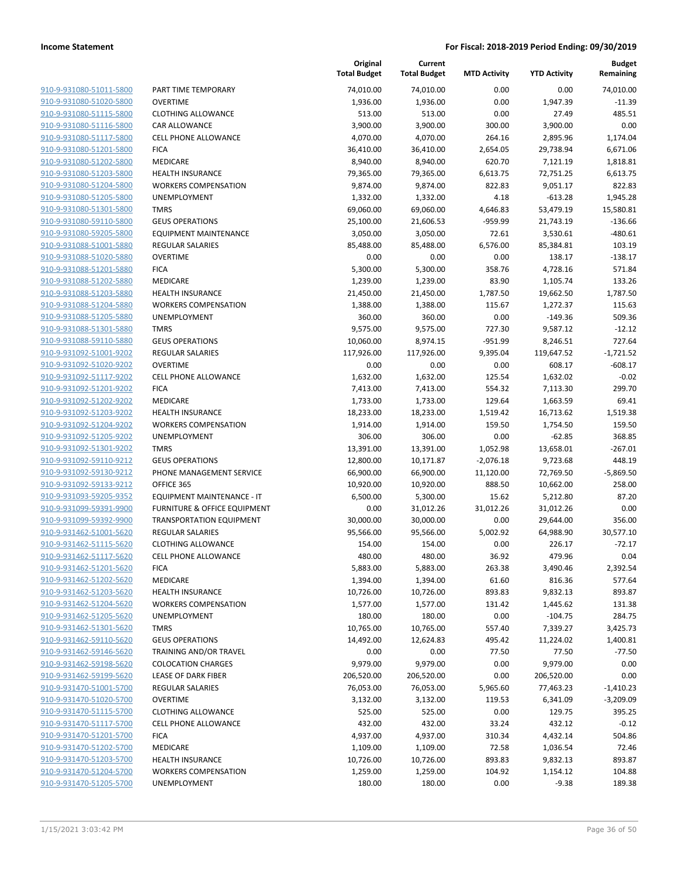**Income Statement** | **For Fiscal: 2018-2019 Period Ending: 09/30/2019**

| | | Original Total Budget | Current Total Budget | MTD Activity | YTD Activity | Budget Remaining |
|---|---|---|---|---|---|---|
| 910-9-931080-51011-5800 | PART TIME TEMPORARY | 74,010.00 | 74,010.00 | 0.00 | 0.00 | 74,010.00 |
| 910-9-931080-51020-5800 | OVERTIME | 1,936.00 | 1,936.00 | 0.00 | 1,947.39 | -11.39 |
| 910-9-931080-51115-5800 | CLOTHING ALLOWANCE | 513.00 | 513.00 | 0.00 | 27.49 | 485.51 |
| 910-9-931080-51116-5800 | CAR ALLOWANCE | 3,900.00 | 3,900.00 | 300.00 | 3,900.00 | 0.00 |
| 910-9-931080-51117-5800 | CELL PHONE ALLOWANCE | 4,070.00 | 4,070.00 | 264.16 | 2,895.96 | 1,174.04 |
| 910-9-931080-51201-5800 | FICA | 36,410.00 | 36,410.00 | 2,654.05 | 29,738.94 | 6,671.06 |
| 910-9-931080-51202-5800 | MEDICARE | 8,940.00 | 8,940.00 | 620.70 | 7,121.19 | 1,818.81 |
| 910-9-931080-51203-5800 | HEALTH INSURANCE | 79,365.00 | 79,365.00 | 6,613.75 | 72,751.25 | 6,613.75 |
| 910-9-931080-51204-5800 | WORKERS COMPENSATION | 9,874.00 | 9,874.00 | 822.83 | 9,051.17 | 822.83 |
| 910-9-931080-51205-5800 | UNEMPLOYMENT | 1,332.00 | 1,332.00 | 4.18 | -613.28 | 1,945.28 |
| 910-9-931080-51301-5800 | TMRS | 69,060.00 | 69,060.00 | 4,646.83 | 53,479.19 | 15,580.81 |
| 910-9-931080-59110-5800 | GEUS OPERATIONS | 25,100.00 | 21,606.53 | -959.99 | 21,743.19 | -136.66 |
| 910-9-931080-59205-5800 | EQUIPMENT MAINTENANCE | 3,050.00 | 3,050.00 | 72.61 | 3,530.61 | -480.61 |
| 910-9-931088-51001-5880 | REGULAR SALARIES | 85,488.00 | 85,488.00 | 6,576.00 | 85,384.81 | 103.19 |
| 910-9-931088-51020-5880 | OVERTIME | 0.00 | 0.00 | 0.00 | 138.17 | -138.17 |
| 910-9-931088-51201-5880 | FICA | 5,300.00 | 5,300.00 | 358.76 | 4,728.16 | 571.84 |
| 910-9-931088-51202-5880 | MEDICARE | 1,239.00 | 1,239.00 | 83.90 | 1,105.74 | 133.26 |
| 910-9-931088-51203-5880 | HEALTH INSURANCE | 21,450.00 | 21,450.00 | 1,787.50 | 19,662.50 | 1,787.50 |
| 910-9-931088-51204-5880 | WORKERS COMPENSATION | 1,388.00 | 1,388.00 | 115.67 | 1,272.37 | 115.63 |
| 910-9-931088-51205-5880 | UNEMPLOYMENT | 360.00 | 360.00 | 0.00 | -149.36 | 509.36 |
| 910-9-931088-51301-5880 | TMRS | 9,575.00 | 9,575.00 | 727.30 | 9,587.12 | -12.12 |
| 910-9-931088-59110-5880 | GEUS OPERATIONS | 10,060.00 | 8,974.15 | -951.99 | 8,246.51 | 727.64 |
| 910-9-931092-51001-9202 | REGULAR SALARIES | 117,926.00 | 117,926.00 | 9,395.04 | 119,647.52 | -1,721.52 |
| 910-9-931092-51020-9202 | OVERTIME | 0.00 | 0.00 | 0.00 | 608.17 | -608.17 |
| 910-9-931092-51117-9202 | CELL PHONE ALLOWANCE | 1,632.00 | 1,632.00 | 125.54 | 1,632.02 | -0.02 |
| 910-9-931092-51201-9202 | FICA | 7,413.00 | 7,413.00 | 554.32 | 7,113.30 | 299.70 |
| 910-9-931092-51202-9202 | MEDICARE | 1,733.00 | 1,733.00 | 129.64 | 1,663.59 | 69.41 |
| 910-9-931092-51203-9202 | HEALTH INSURANCE | 18,233.00 | 18,233.00 | 1,519.42 | 16,713.62 | 1,519.38 |
| 910-9-931092-51204-9202 | WORKERS COMPENSATION | 1,914.00 | 1,914.00 | 159.50 | 1,754.50 | 159.50 |
| 910-9-931092-51205-9202 | UNEMPLOYMENT | 306.00 | 306.00 | 0.00 | -62.85 | 368.85 |
| 910-9-931092-51301-9202 | TMRS | 13,391.00 | 13,391.00 | 1,052.98 | 13,658.01 | -267.01 |
| 910-9-931092-59110-9212 | GEUS OPERATIONS | 12,800.00 | 10,171.87 | -2,076.18 | 9,723.68 | 448.19 |
| 910-9-931092-59130-9212 | PHONE MANAGEMENT SERVICE | 66,900.00 | 66,900.00 | 11,120.00 | 72,769.50 | -5,869.50 |
| 910-9-931092-59133-9212 | OFFICE 365 | 10,920.00 | 10,920.00 | 888.50 | 10,662.00 | 258.00 |
| 910-9-931093-59205-9352 | EQUIPMENT MAINTENANCE - IT | 6,500.00 | 5,300.00 | 15.62 | 5,212.80 | 87.20 |
| 910-9-931099-59391-9900 | FURNITURE & OFFICE EQUIPMENT | 0.00 | 31,012.26 | 31,012.26 | 31,012.26 | 0.00 |
| 910-9-931099-59392-9900 | TRANSPORTATION EQUIPMENT | 30,000.00 | 30,000.00 | 0.00 | 29,644.00 | 356.00 |
| 910-9-931462-51001-5620 | REGULAR SALARIES | 95,566.00 | 95,566.00 | 5,002.92 | 64,988.90 | 30,577.10 |
| 910-9-931462-51115-5620 | CLOTHING ALLOWANCE | 154.00 | 154.00 | 0.00 | 226.17 | -72.17 |
| 910-9-931462-51117-5620 | CELL PHONE ALLOWANCE | 480.00 | 480.00 | 36.92 | 479.96 | 0.04 |
| 910-9-931462-51201-5620 | FICA | 5,883.00 | 5,883.00 | 263.38 | 3,490.46 | 2,392.54 |
| 910-9-931462-51202-5620 | MEDICARE | 1,394.00 | 1,394.00 | 61.60 | 816.36 | 577.64 |
| 910-9-931462-51203-5620 | HEALTH INSURANCE | 10,726.00 | 10,726.00 | 893.83 | 9,832.13 | 893.87 |
| 910-9-931462-51204-5620 | WORKERS COMPENSATION | 1,577.00 | 1,577.00 | 131.42 | 1,445.62 | 131.38 |
| 910-9-931462-51205-5620 | UNEMPLOYMENT | 180.00 | 180.00 | 0.00 | -104.75 | 284.75 |
| 910-9-931462-51301-5620 | TMRS | 10,765.00 | 10,765.00 | 557.40 | 7,339.27 | 3,425.73 |
| 910-9-931462-59110-5620 | GEUS OPERATIONS | 14,492.00 | 12,624.83 | 495.42 | 11,224.02 | 1,400.81 |
| 910-9-931462-59146-5620 | TRAINING AND/OR TRAVEL | 0.00 | 0.00 | 77.50 | 77.50 | -77.50 |
| 910-9-931462-59198-5620 | COLOCATION CHARGES | 9,979.00 | 9,979.00 | 0.00 | 9,979.00 | 0.00 |
| 910-9-931462-59199-5620 | LEASE OF DARK FIBER | 206,520.00 | 206,520.00 | 0.00 | 206,520.00 | 0.00 |
| 910-9-931470-51001-5700 | REGULAR SALARIES | 76,053.00 | 76,053.00 | 5,965.60 | 77,463.23 | -1,410.23 |
| 910-9-931470-51020-5700 | OVERTIME | 3,132.00 | 3,132.00 | 119.53 | 6,341.09 | -3,209.09 |
| 910-9-931470-51115-5700 | CLOTHING ALLOWANCE | 525.00 | 525.00 | 0.00 | 129.75 | 395.25 |
| 910-9-931470-51117-5700 | CELL PHONE ALLOWANCE | 432.00 | 432.00 | 33.24 | 432.12 | -0.12 |
| 910-9-931470-51201-5700 | FICA | 4,937.00 | 4,937.00 | 310.34 | 4,432.14 | 504.86 |
| 910-9-931470-51202-5700 | MEDICARE | 1,109.00 | 1,109.00 | 72.58 | 1,036.54 | 72.46 |
| 910-9-931470-51203-5700 | HEALTH INSURANCE | 10,726.00 | 10,726.00 | 893.83 | 9,832.13 | 893.87 |
| 910-9-931470-51204-5700 | WORKERS COMPENSATION | 1,259.00 | 1,259.00 | 104.92 | 1,154.12 | 104.88 |
| 910-9-931470-51205-5700 | UNEMPLOYMENT | 180.00 | 180.00 | 0.00 | -9.38 | 189.38 |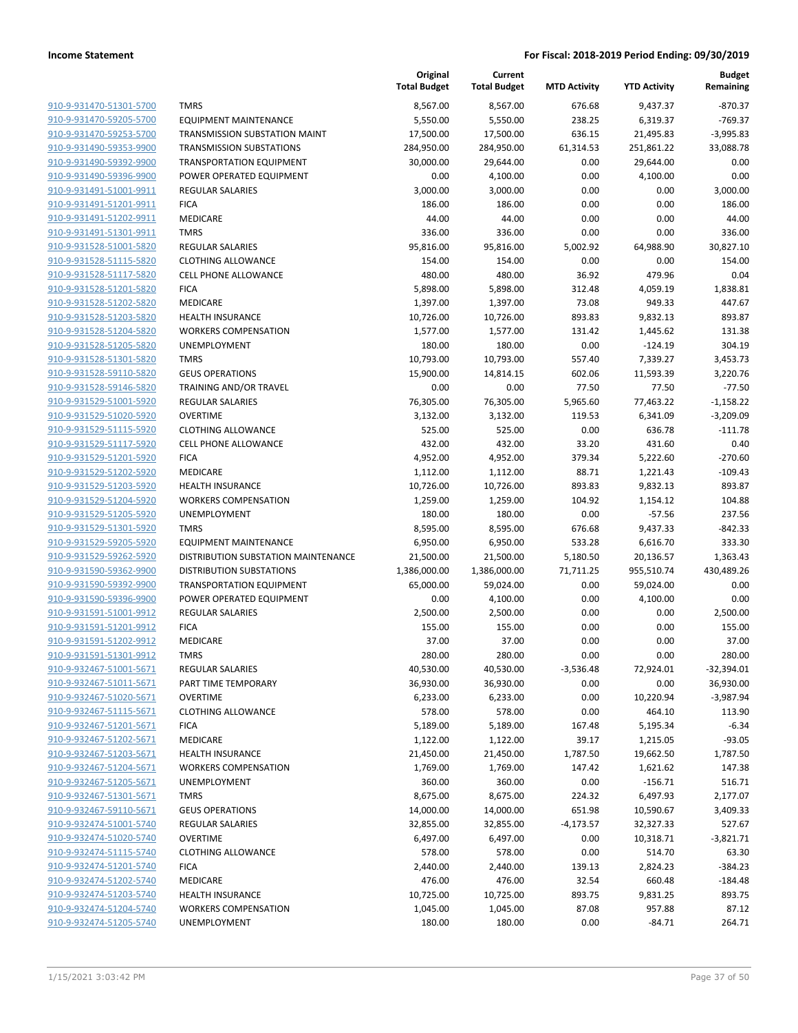| | | Original Total Budget | Current Total Budget | MTD Activity | YTD Activity | Budget Remaining |
|---|---|---|---|---|---|---|
| 910-9-931470-51301-5700 | TMRS | 8,567.00 | 8,567.00 | 676.68 | 9,437.37 | -870.37 |
| 910-9-931470-59205-5700 | EQUIPMENT MAINTENANCE | 5,550.00 | 5,550.00 | 238.25 | 6,319.37 | -769.37 |
| 910-9-931470-59253-5700 | TRANSMISSION SUBSTATION MAINT | 17,500.00 | 17,500.00 | 636.15 | 21,495.83 | -3,995.83 |
| 910-9-931490-59353-9900 | TRANSMISSION SUBSTATIONS | 284,950.00 | 284,950.00 | 61,314.53 | 251,861.22 | 33,088.78 |
| 910-9-931490-59392-9900 | TRANSPORTATION EQUIPMENT | 30,000.00 | 29,644.00 | 0.00 | 29,644.00 | 0.00 |
| 910-9-931490-59396-9900 | POWER OPERATED EQUIPMENT | 0.00 | 4,100.00 | 0.00 | 4,100.00 | 0.00 |
| 910-9-931491-51001-9911 | REGULAR SALARIES | 3,000.00 | 3,000.00 | 0.00 | 0.00 | 3,000.00 |
| 910-9-931491-51201-9911 | FICA | 186.00 | 186.00 | 0.00 | 0.00 | 186.00 |
| 910-9-931491-51202-9911 | MEDICARE | 44.00 | 44.00 | 0.00 | 0.00 | 44.00 |
| 910-9-931491-51301-9911 | TMRS | 336.00 | 336.00 | 0.00 | 0.00 | 336.00 |
| 910-9-931528-51001-5820 | REGULAR SALARIES | 95,816.00 | 95,816.00 | 5,002.92 | 64,988.90 | 30,827.10 |
| 910-9-931528-51115-5820 | CLOTHING ALLOWANCE | 154.00 | 154.00 | 0.00 | 0.00 | 154.00 |
| 910-9-931528-51117-5820 | CELL PHONE ALLOWANCE | 480.00 | 480.00 | 36.92 | 479.96 | 0.04 |
| 910-9-931528-51201-5820 | FICA | 5,898.00 | 5,898.00 | 312.48 | 4,059.19 | 1,838.81 |
| 910-9-931528-51202-5820 | MEDICARE | 1,397.00 | 1,397.00 | 73.08 | 949.33 | 447.67 |
| 910-9-931528-51203-5820 | HEALTH INSURANCE | 10,726.00 | 10,726.00 | 893.83 | 9,832.13 | 893.87 |
| 910-9-931528-51204-5820 | WORKERS COMPENSATION | 1,577.00 | 1,577.00 | 131.42 | 1,445.62 | 131.38 |
| 910-9-931528-51205-5820 | UNEMPLOYMENT | 180.00 | 180.00 | 0.00 | -124.19 | 304.19 |
| 910-9-931528-51301-5820 | TMRS | 10,793.00 | 10,793.00 | 557.40 | 7,339.27 | 3,453.73 |
| 910-9-931528-59110-5820 | GEUS OPERATIONS | 15,900.00 | 14,814.15 | 602.06 | 11,593.39 | 3,220.76 |
| 910-9-931528-59146-5820 | TRAINING AND/OR TRAVEL | 0.00 | 0.00 | 77.50 | 77.50 | -77.50 |
| 910-9-931529-51001-5920 | REGULAR SALARIES | 76,305.00 | 76,305.00 | 5,965.60 | 77,463.22 | -1,158.22 |
| 910-9-931529-51020-5920 | OVERTIME | 3,132.00 | 3,132.00 | 119.53 | 6,341.09 | -3,209.09 |
| 910-9-931529-51115-5920 | CLOTHING ALLOWANCE | 525.00 | 525.00 | 0.00 | 636.78 | -111.78 |
| 910-9-931529-51117-5920 | CELL PHONE ALLOWANCE | 432.00 | 432.00 | 33.20 | 431.60 | 0.40 |
| 910-9-931529-51201-5920 | FICA | 4,952.00 | 4,952.00 | 379.34 | 5,222.60 | -270.60 |
| 910-9-931529-51202-5920 | MEDICARE | 1,112.00 | 1,112.00 | 88.71 | 1,221.43 | -109.43 |
| 910-9-931529-51203-5920 | HEALTH INSURANCE | 10,726.00 | 10,726.00 | 893.83 | 9,832.13 | 893.87 |
| 910-9-931529-51204-5920 | WORKERS COMPENSATION | 1,259.00 | 1,259.00 | 104.92 | 1,154.12 | 104.88 |
| 910-9-931529-51205-5920 | UNEMPLOYMENT | 180.00 | 180.00 | 0.00 | -57.56 | 237.56 |
| 910-9-931529-51301-5920 | TMRS | 8,595.00 | 8,595.00 | 676.68 | 9,437.33 | -842.33 |
| 910-9-931529-59205-5920 | EQUIPMENT MAINTENANCE | 6,950.00 | 6,950.00 | 533.28 | 6,616.70 | 333.30 |
| 910-9-931529-59262-5920 | DISTRIBUTION SUBSTATION MAINTENANCE | 21,500.00 | 21,500.00 | 5,180.50 | 20,136.57 | 1,363.43 |
| 910-9-931590-59362-9900 | DISTRIBUTION SUBSTATIONS | 1,386,000.00 | 1,386,000.00 | 71,711.25 | 955,510.74 | 430,489.26 |
| 910-9-931590-59392-9900 | TRANSPORTATION EQUIPMENT | 65,000.00 | 59,024.00 | 0.00 | 59,024.00 | 0.00 |
| 910-9-931590-59396-9900 | POWER OPERATED EQUIPMENT | 0.00 | 4,100.00 | 0.00 | 4,100.00 | 0.00 |
| 910-9-931591-51001-9912 | REGULAR SALARIES | 2,500.00 | 2,500.00 | 0.00 | 0.00 | 2,500.00 |
| 910-9-931591-51201-9912 | FICA | 155.00 | 155.00 | 0.00 | 0.00 | 155.00 |
| 910-9-931591-51202-9912 | MEDICARE | 37.00 | 37.00 | 0.00 | 0.00 | 37.00 |
| 910-9-931591-51301-9912 | TMRS | 280.00 | 280.00 | 0.00 | 0.00 | 280.00 |
| 910-9-932467-51001-5671 | REGULAR SALARIES | 40,530.00 | 40,530.00 | -3,536.48 | 72,924.01 | -32,394.01 |
| 910-9-932467-51011-5671 | PART TIME TEMPORARY | 36,930.00 | 36,930.00 | 0.00 | 0.00 | 36,930.00 |
| 910-9-932467-51020-5671 | OVERTIME | 6,233.00 | 6,233.00 | 0.00 | 10,220.94 | -3,987.94 |
| 910-9-932467-51115-5671 | CLOTHING ALLOWANCE | 578.00 | 578.00 | 0.00 | 464.10 | 113.90 |
| 910-9-932467-51201-5671 | FICA | 5,189.00 | 5,189.00 | 167.48 | 5,195.34 | -6.34 |
| 910-9-932467-51202-5671 | MEDICARE | 1,122.00 | 1,122.00 | 39.17 | 1,215.05 | -93.05 |
| 910-9-932467-51203-5671 | HEALTH INSURANCE | 21,450.00 | 21,450.00 | 1,787.50 | 19,662.50 | 1,787.50 |
| 910-9-932467-51204-5671 | WORKERS COMPENSATION | 1,769.00 | 1,769.00 | 147.42 | 1,621.62 | 147.38 |
| 910-9-932467-51205-5671 | UNEMPLOYMENT | 360.00 | 360.00 | 0.00 | -156.71 | 516.71 |
| 910-9-932467-51301-5671 | TMRS | 8,675.00 | 8,675.00 | 224.32 | 6,497.93 | 2,177.07 |
| 910-9-932467-59110-5671 | GEUS OPERATIONS | 14,000.00 | 14,000.00 | 651.98 | 10,590.67 | 3,409.33 |
| 910-9-932474-51001-5740 | REGULAR SALARIES | 32,855.00 | 32,855.00 | -4,173.57 | 32,327.33 | 527.67 |
| 910-9-932474-51020-5740 | OVERTIME | 6,497.00 | 6,497.00 | 0.00 | 10,318.71 | -3,821.71 |
| 910-9-932474-51115-5740 | CLOTHING ALLOWANCE | 578.00 | 578.00 | 0.00 | 514.70 | 63.30 |
| 910-9-932474-51201-5740 | FICA | 2,440.00 | 2,440.00 | 139.13 | 2,824.23 | -384.23 |
| 910-9-932474-51202-5740 | MEDICARE | 476.00 | 476.00 | 32.54 | 660.48 | -184.48 |
| 910-9-932474-51203-5740 | HEALTH INSURANCE | 10,725.00 | 10,725.00 | 893.75 | 9,831.25 | 893.75 |
| 910-9-932474-51204-5740 | WORKERS COMPENSATION | 1,045.00 | 1,045.00 | 87.08 | 957.88 | 87.12 |
| 910-9-932474-51205-5740 | UNEMPLOYMENT | 180.00 | 180.00 | 0.00 | -84.71 | 264.71 |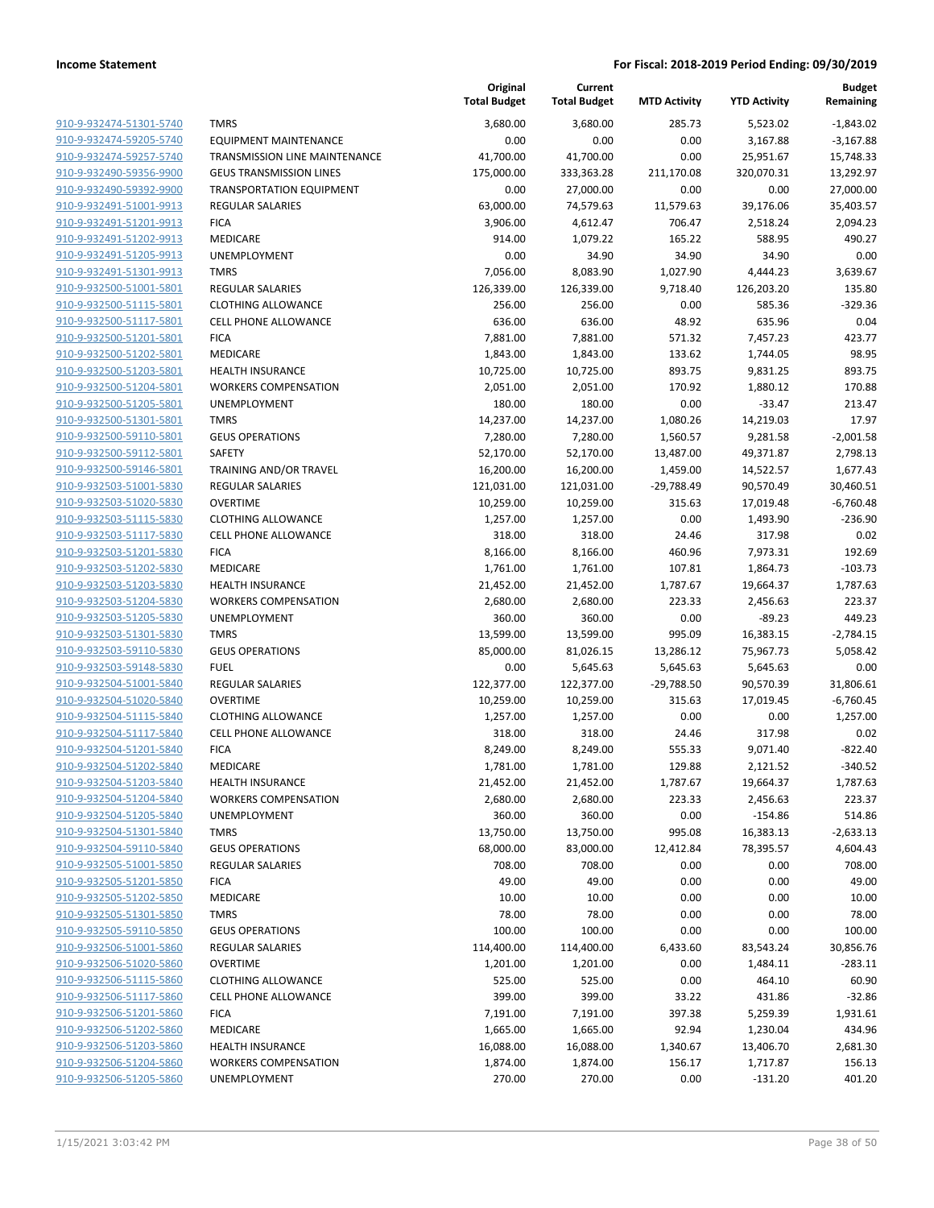| | | Original Total Budget | Current Total Budget | MTD Activity | YTD Activity | Budget Remaining |
|---|---|---|---|---|---|---|
| 910-9-932474-51301-5740 | TMRS | 3,680.00 | 3,680.00 | 285.73 | 5,523.02 | -1,843.02 |
| 910-9-932474-59205-5740 | EQUIPMENT MAINTENANCE | 0.00 | 0.00 | 0.00 | 3,167.88 | -3,167.88 |
| 910-9-932474-59257-5740 | TRANSMISSION LINE MAINTENANCE | 41,700.00 | 41,700.00 | 0.00 | 25,951.67 | 15,748.33 |
| 910-9-932490-59356-9900 | GEUS TRANSMISSION LINES | 175,000.00 | 333,363.28 | 211,170.08 | 320,070.31 | 13,292.97 |
| 910-9-932490-59392-9900 | TRANSPORTATION EQUIPMENT | 0.00 | 27,000.00 | 0.00 | 0.00 | 27,000.00 |
| 910-9-932491-51001-9913 | REGULAR SALARIES | 63,000.00 | 74,579.63 | 11,579.63 | 39,176.06 | 35,403.57 |
| 910-9-932491-51201-9913 | FICA | 3,906.00 | 4,612.47 | 706.47 | 2,518.24 | 2,094.23 |
| 910-9-932491-51202-9913 | MEDICARE | 914.00 | 1,079.22 | 165.22 | 588.95 | 490.27 |
| 910-9-932491-51205-9913 | UNEMPLOYMENT | 0.00 | 34.90 | 34.90 | 34.90 | 0.00 |
| 910-9-932491-51301-9913 | TMRS | 7,056.00 | 8,083.90 | 1,027.90 | 4,444.23 | 3,639.67 |
| 910-9-932500-51001-5801 | REGULAR SALARIES | 126,339.00 | 126,339.00 | 9,718.40 | 126,203.20 | 135.80 |
| 910-9-932500-51115-5801 | CLOTHING ALLOWANCE | 256.00 | 256.00 | 0.00 | 585.36 | -329.36 |
| 910-9-932500-51117-5801 | CELL PHONE ALLOWANCE | 636.00 | 636.00 | 48.92 | 635.96 | 0.04 |
| 910-9-932500-51201-5801 | FICA | 7,881.00 | 7,881.00 | 571.32 | 7,457.23 | 423.77 |
| 910-9-932500-51202-5801 | MEDICARE | 1,843.00 | 1,843.00 | 133.62 | 1,744.05 | 98.95 |
| 910-9-932500-51203-5801 | HEALTH INSURANCE | 10,725.00 | 10,725.00 | 893.75 | 9,831.25 | 893.75 |
| 910-9-932500-51204-5801 | WORKERS COMPENSATION | 2,051.00 | 2,051.00 | 170.92 | 1,880.12 | 170.88 |
| 910-9-932500-51205-5801 | UNEMPLOYMENT | 180.00 | 180.00 | 0.00 | -33.47 | 213.47 |
| 910-9-932500-51301-5801 | TMRS | 14,237.00 | 14,237.00 | 1,080.26 | 14,219.03 | 17.97 |
| 910-9-932500-59110-5801 | GEUS OPERATIONS | 7,280.00 | 7,280.00 | 1,560.57 | 9,281.58 | -2,001.58 |
| 910-9-932500-59112-5801 | SAFETY | 52,170.00 | 52,170.00 | 13,487.00 | 49,371.87 | 2,798.13 |
| 910-9-932500-59146-5801 | TRAINING AND/OR TRAVEL | 16,200.00 | 16,200.00 | 1,459.00 | 14,522.57 | 1,677.43 |
| 910-9-932503-51001-5830 | REGULAR SALARIES | 121,031.00 | 121,031.00 | -29,788.49 | 90,570.49 | 30,460.51 |
| 910-9-932503-51020-5830 | OVERTIME | 10,259.00 | 10,259.00 | 315.63 | 17,019.48 | -6,760.48 |
| 910-9-932503-51115-5830 | CLOTHING ALLOWANCE | 1,257.00 | 1,257.00 | 0.00 | 1,493.90 | -236.90 |
| 910-9-932503-51117-5830 | CELL PHONE ALLOWANCE | 318.00 | 318.00 | 24.46 | 317.98 | 0.02 |
| 910-9-932503-51201-5830 | FICA | 8,166.00 | 8,166.00 | 460.96 | 7,973.31 | 192.69 |
| 910-9-932503-51202-5830 | MEDICARE | 1,761.00 | 1,761.00 | 107.81 | 1,864.73 | -103.73 |
| 910-9-932503-51203-5830 | HEALTH INSURANCE | 21,452.00 | 21,452.00 | 1,787.67 | 19,664.37 | 1,787.63 |
| 910-9-932503-51204-5830 | WORKERS COMPENSATION | 2,680.00 | 2,680.00 | 223.33 | 2,456.63 | 223.37 |
| 910-9-932503-51205-5830 | UNEMPLOYMENT | 360.00 | 360.00 | 0.00 | -89.23 | 449.23 |
| 910-9-932503-51301-5830 | TMRS | 13,599.00 | 13,599.00 | 995.09 | 16,383.15 | -2,784.15 |
| 910-9-932503-59110-5830 | GEUS OPERATIONS | 85,000.00 | 81,026.15 | 13,286.12 | 75,967.73 | 5,058.42 |
| 910-9-932503-59148-5830 | FUEL | 0.00 | 5,645.63 | 5,645.63 | 5,645.63 | 0.00 |
| 910-9-932504-51001-5840 | REGULAR SALARIES | 122,377.00 | 122,377.00 | -29,788.50 | 90,570.39 | 31,806.61 |
| 910-9-932504-51020-5840 | OVERTIME | 10,259.00 | 10,259.00 | 315.63 | 17,019.45 | -6,760.45 |
| 910-9-932504-51115-5840 | CLOTHING ALLOWANCE | 1,257.00 | 1,257.00 | 0.00 | 0.00 | 1,257.00 |
| 910-9-932504-51117-5840 | CELL PHONE ALLOWANCE | 318.00 | 318.00 | 24.46 | 317.98 | 0.02 |
| 910-9-932504-51201-5840 | FICA | 8,249.00 | 8,249.00 | 555.33 | 9,071.40 | -822.40 |
| 910-9-932504-51202-5840 | MEDICARE | 1,781.00 | 1,781.00 | 129.88 | 2,121.52 | -340.52 |
| 910-9-932504-51203-5840 | HEALTH INSURANCE | 21,452.00 | 21,452.00 | 1,787.67 | 19,664.37 | 1,787.63 |
| 910-9-932504-51204-5840 | WORKERS COMPENSATION | 2,680.00 | 2,680.00 | 223.33 | 2,456.63 | 223.37 |
| 910-9-932504-51205-5840 | UNEMPLOYMENT | 360.00 | 360.00 | 0.00 | -154.86 | 514.86 |
| 910-9-932504-51301-5840 | TMRS | 13,750.00 | 13,750.00 | 995.08 | 16,383.13 | -2,633.13 |
| 910-9-932504-59110-5840 | GEUS OPERATIONS | 68,000.00 | 83,000.00 | 12,412.84 | 78,395.57 | 4,604.43 |
| 910-9-932505-51001-5850 | REGULAR SALARIES | 708.00 | 708.00 | 0.00 | 0.00 | 708.00 |
| 910-9-932505-51201-5850 | FICA | 49.00 | 49.00 | 0.00 | 0.00 | 49.00 |
| 910-9-932505-51202-5850 | MEDICARE | 10.00 | 10.00 | 0.00 | 0.00 | 10.00 |
| 910-9-932505-51301-5850 | TMRS | 78.00 | 78.00 | 0.00 | 0.00 | 78.00 |
| 910-9-932505-59110-5850 | GEUS OPERATIONS | 100.00 | 100.00 | 0.00 | 0.00 | 100.00 |
| 910-9-932506-51001-5860 | REGULAR SALARIES | 114,400.00 | 114,400.00 | 6,433.60 | 83,543.24 | 30,856.76 |
| 910-9-932506-51020-5860 | OVERTIME | 1,201.00 | 1,201.00 | 0.00 | 1,484.11 | -283.11 |
| 910-9-932506-51115-5860 | CLOTHING ALLOWANCE | 525.00 | 525.00 | 0.00 | 464.10 | 60.90 |
| 910-9-932506-51117-5860 | CELL PHONE ALLOWANCE | 399.00 | 399.00 | 33.22 | 431.86 | -32.86 |
| 910-9-932506-51201-5860 | FICA | 7,191.00 | 7,191.00 | 397.38 | 5,259.39 | 1,931.61 |
| 910-9-932506-51202-5860 | MEDICARE | 1,665.00 | 1,665.00 | 92.94 | 1,230.04 | 434.96 |
| 910-9-932506-51203-5860 | HEALTH INSURANCE | 16,088.00 | 16,088.00 | 1,340.67 | 13,406.70 | 2,681.30 |
| 910-9-932506-51204-5860 | WORKERS COMPENSATION | 1,874.00 | 1,874.00 | 156.17 | 1,717.87 | 156.13 |
| 910-9-932506-51205-5860 | UNEMPLOYMENT | 270.00 | 270.00 | 0.00 | -131.20 | 401.20 |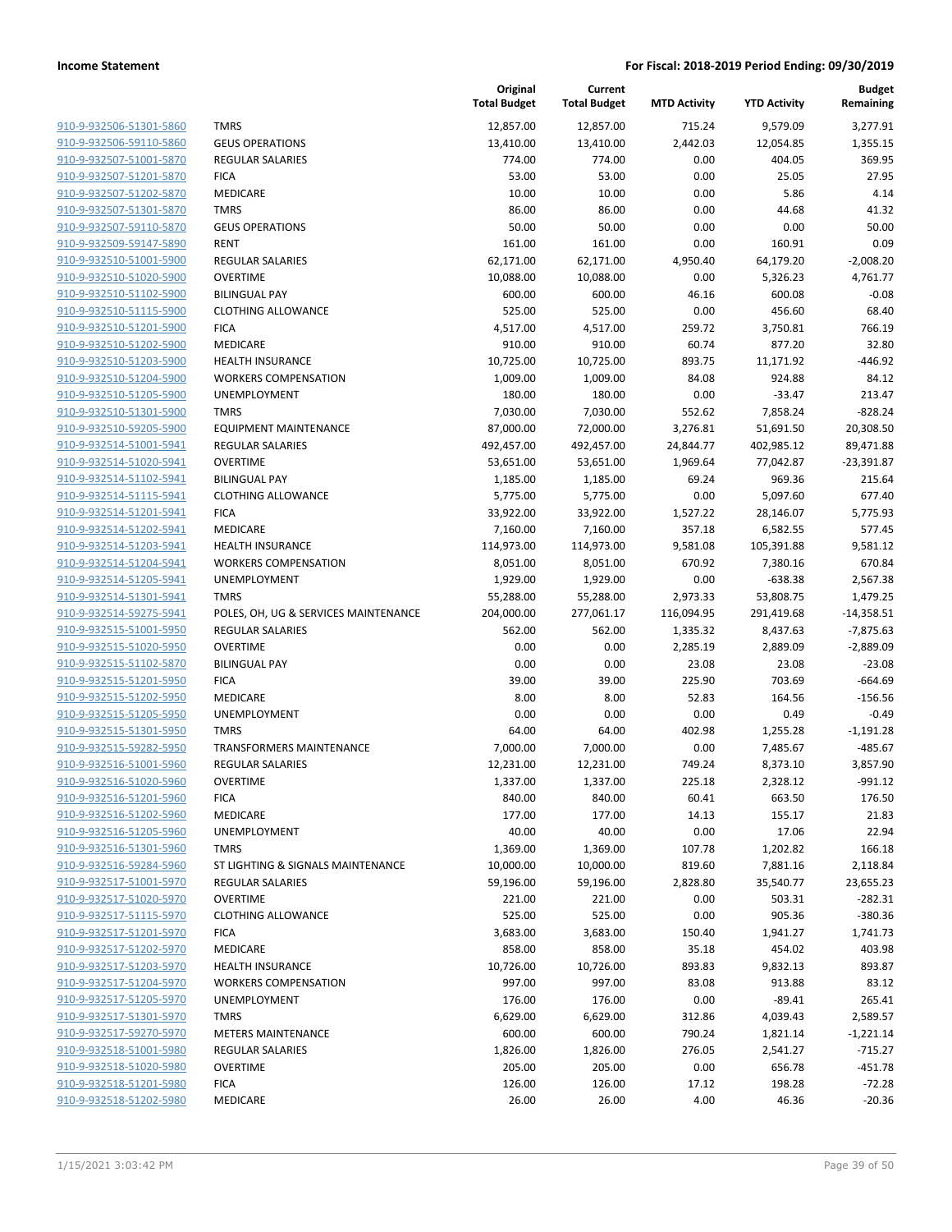**Income Statement** | **For Fiscal: 2018-2019 Period Ending: 09/30/2019**

| | | Original Total Budget | Current Total Budget | MTD Activity | YTD Activity | Budget Remaining |
|---|---|---|---|---|---|---|
| 910-9-932506-51301-5860 | TMRS | 12,857.00 | 12,857.00 | 715.24 | 9,579.09 | 3,277.91 |
| 910-9-932506-59110-5860 | GEUS OPERATIONS | 13,410.00 | 13,410.00 | 2,442.03 | 12,054.85 | 1,355.15 |
| 910-9-932507-51001-5870 | REGULAR SALARIES | 774.00 | 774.00 | 0.00 | 404.05 | 369.95 |
| 910-9-932507-51201-5870 | FICA | 53.00 | 53.00 | 0.00 | 25.05 | 27.95 |
| 910-9-932507-51202-5870 | MEDICARE | 10.00 | 10.00 | 0.00 | 5.86 | 4.14 |
| 910-9-932507-51301-5870 | TMRS | 86.00 | 86.00 | 0.00 | 44.68 | 41.32 |
| 910-9-932507-59110-5870 | GEUS OPERATIONS | 50.00 | 50.00 | 0.00 | 0.00 | 50.00 |
| 910-9-932509-59147-5890 | RENT | 161.00 | 161.00 | 0.00 | 160.91 | 0.09 |
| 910-9-932510-51001-5900 | REGULAR SALARIES | 62,171.00 | 62,171.00 | 4,950.40 | 64,179.20 | -2,008.20 |
| 910-9-932510-51020-5900 | OVERTIME | 10,088.00 | 10,088.00 | 0.00 | 5,326.23 | 4,761.77 |
| 910-9-932510-51102-5900 | BILINGUAL PAY | 600.00 | 600.00 | 46.16 | 600.08 | -0.08 |
| 910-9-932510-51115-5900 | CLOTHING ALLOWANCE | 525.00 | 525.00 | 0.00 | 456.60 | 68.40 |
| 910-9-932510-51201-5900 | FICA | 4,517.00 | 4,517.00 | 259.72 | 3,750.81 | 766.19 |
| 910-9-932510-51202-5900 | MEDICARE | 910.00 | 910.00 | 60.74 | 877.20 | 32.80 |
| 910-9-932510-51203-5900 | HEALTH INSURANCE | 10,725.00 | 10,725.00 | 893.75 | 11,171.92 | -446.92 |
| 910-9-932510-51204-5900 | WORKERS COMPENSATION | 1,009.00 | 1,009.00 | 84.08 | 924.88 | 84.12 |
| 910-9-932510-51205-5900 | UNEMPLOYMENT | 180.00 | 180.00 | 0.00 | -33.47 | 213.47 |
| 910-9-932510-51301-5900 | TMRS | 7,030.00 | 7,030.00 | 552.62 | 7,858.24 | -828.24 |
| 910-9-932510-59205-5900 | EQUIPMENT MAINTENANCE | 87,000.00 | 72,000.00 | 3,276.81 | 51,691.50 | 20,308.50 |
| 910-9-932514-51001-5941 | REGULAR SALARIES | 492,457.00 | 492,457.00 | 24,844.77 | 402,985.12 | 89,471.88 |
| 910-9-932514-51020-5941 | OVERTIME | 53,651.00 | 53,651.00 | 1,969.64 | 77,042.87 | -23,391.87 |
| 910-9-932514-51102-5941 | BILINGUAL PAY | 1,185.00 | 1,185.00 | 69.24 | 969.36 | 215.64 |
| 910-9-932514-51115-5941 | CLOTHING ALLOWANCE | 5,775.00 | 5,775.00 | 0.00 | 5,097.60 | 677.40 |
| 910-9-932514-51201-5941 | FICA | 33,922.00 | 33,922.00 | 1,527.22 | 28,146.07 | 5,775.93 |
| 910-9-932514-51202-5941 | MEDICARE | 7,160.00 | 7,160.00 | 357.18 | 6,582.55 | 577.45 |
| 910-9-932514-51203-5941 | HEALTH INSURANCE | 114,973.00 | 114,973.00 | 9,581.08 | 105,391.88 | 9,581.12 |
| 910-9-932514-51204-5941 | WORKERS COMPENSATION | 8,051.00 | 8,051.00 | 670.92 | 7,380.16 | 670.84 |
| 910-9-932514-51205-5941 | UNEMPLOYMENT | 1,929.00 | 1,929.00 | 0.00 | -638.38 | 2,567.38 |
| 910-9-932514-51301-5941 | TMRS | 55,288.00 | 55,288.00 | 2,973.33 | 53,808.75 | 1,479.25 |
| 910-9-932514-59275-5941 | POLES, OH, UG & SERVICES MAINTENANCE | 204,000.00 | 277,061.17 | 116,094.95 | 291,419.68 | -14,358.51 |
| 910-9-932515-51001-5950 | REGULAR SALARIES | 562.00 | 562.00 | 1,335.32 | 8,437.63 | -7,875.63 |
| 910-9-932515-51020-5950 | OVERTIME | 0.00 | 0.00 | 2,285.19 | 2,889.09 | -2,889.09 |
| 910-9-932515-51102-5870 | BILINGUAL PAY | 0.00 | 0.00 | 23.08 | 23.08 | -23.08 |
| 910-9-932515-51201-5950 | FICA | 39.00 | 39.00 | 225.90 | 703.69 | -664.69 |
| 910-9-932515-51202-5950 | MEDICARE | 8.00 | 8.00 | 52.83 | 164.56 | -156.56 |
| 910-9-932515-51205-5950 | UNEMPLOYMENT | 0.00 | 0.00 | 0.00 | 0.49 | -0.49 |
| 910-9-932515-51301-5950 | TMRS | 64.00 | 64.00 | 402.98 | 1,255.28 | -1,191.28 |
| 910-9-932515-59282-5950 | TRANSFORMERS MAINTENANCE | 7,000.00 | 7,000.00 | 0.00 | 7,485.67 | -485.67 |
| 910-9-932516-51001-5960 | REGULAR SALARIES | 12,231.00 | 12,231.00 | 749.24 | 8,373.10 | 3,857.90 |
| 910-9-932516-51020-5960 | OVERTIME | 1,337.00 | 1,337.00 | 225.18 | 2,328.12 | -991.12 |
| 910-9-932516-51201-5960 | FICA | 840.00 | 840.00 | 60.41 | 663.50 | 176.50 |
| 910-9-932516-51202-5960 | MEDICARE | 177.00 | 177.00 | 14.13 | 155.17 | 21.83 |
| 910-9-932516-51205-5960 | UNEMPLOYMENT | 40.00 | 40.00 | 0.00 | 17.06 | 22.94 |
| 910-9-932516-51301-5960 | TMRS | 1,369.00 | 1,369.00 | 107.78 | 1,202.82 | 166.18 |
| 910-9-932516-59284-5960 | ST LIGHTING & SIGNALS MAINTENANCE | 10,000.00 | 10,000.00 | 819.60 | 7,881.16 | 2,118.84 |
| 910-9-932517-51001-5970 | REGULAR SALARIES | 59,196.00 | 59,196.00 | 2,828.80 | 35,540.77 | 23,655.23 |
| 910-9-932517-51020-5970 | OVERTIME | 221.00 | 221.00 | 0.00 | 503.31 | -282.31 |
| 910-9-932517-51115-5970 | CLOTHING ALLOWANCE | 525.00 | 525.00 | 0.00 | 905.36 | -380.36 |
| 910-9-932517-51201-5970 | FICA | 3,683.00 | 3,683.00 | 150.40 | 1,941.27 | 1,741.73 |
| 910-9-932517-51202-5970 | MEDICARE | 858.00 | 858.00 | 35.18 | 454.02 | 403.98 |
| 910-9-932517-51203-5970 | HEALTH INSURANCE | 10,726.00 | 10,726.00 | 893.83 | 9,832.13 | 893.87 |
| 910-9-932517-51204-5970 | WORKERS COMPENSATION | 997.00 | 997.00 | 83.08 | 913.88 | 83.12 |
| 910-9-932517-51205-5970 | UNEMPLOYMENT | 176.00 | 176.00 | 0.00 | -89.41 | 265.41 |
| 910-9-932517-51301-5970 | TMRS | 6,629.00 | 6,629.00 | 312.86 | 4,039.43 | 2,589.57 |
| 910-9-932517-59270-5970 | METERS MAINTENANCE | 600.00 | 600.00 | 790.24 | 1,821.14 | -1,221.14 |
| 910-9-932518-51001-5980 | REGULAR SALARIES | 1,826.00 | 1,826.00 | 276.05 | 2,541.27 | -715.27 |
| 910-9-932518-51020-5980 | OVERTIME | 205.00 | 205.00 | 0.00 | 656.78 | -451.78 |
| 910-9-932518-51201-5980 | FICA | 126.00 | 126.00 | 17.12 | 198.28 | -72.28 |
| 910-9-932518-51202-5980 | MEDICARE | 26.00 | 26.00 | 4.00 | 46.36 | -20.36 |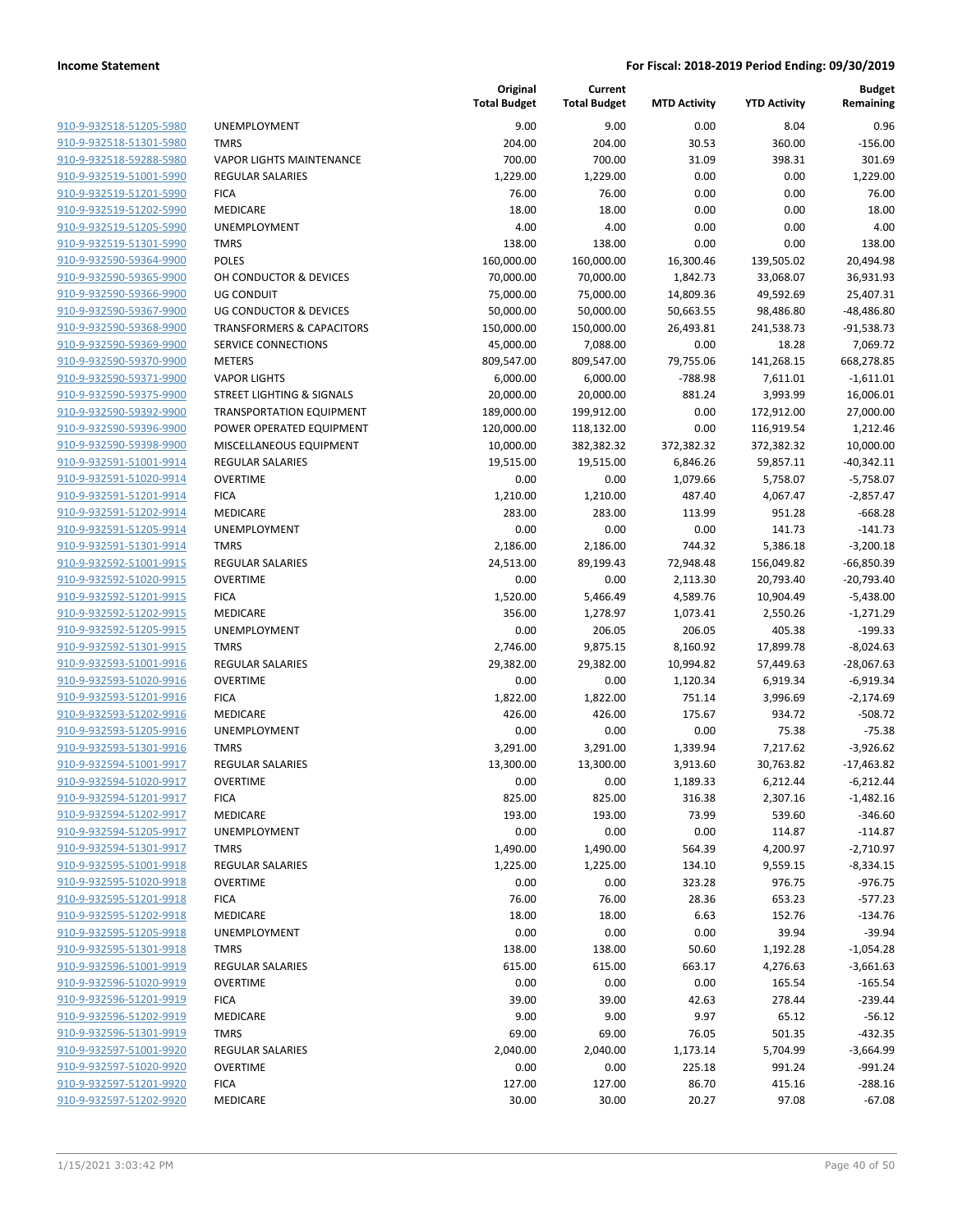**Income Statement** **For Fiscal: 2018-2019 Period Ending: 09/30/2019**

| | | Original Total Budget | Current Total Budget | MTD Activity | YTD Activity | Budget Remaining |
|---|---|---|---|---|---|---|
| 910-9-932518-51205-5980 | UNEMPLOYMENT | 9.00 | 9.00 | 0.00 | 8.04 | 0.96 |
| 910-9-932518-51301-5980 | TMRS | 204.00 | 204.00 | 30.53 | 360.00 | -156.00 |
| 910-9-932518-59288-5980 | VAPOR LIGHTS MAINTENANCE | 700.00 | 700.00 | 31.09 | 398.31 | 301.69 |
| 910-9-932519-51001-5990 | REGULAR SALARIES | 1,229.00 | 1,229.00 | 0.00 | 0.00 | 1,229.00 |
| 910-9-932519-51201-5990 | FICA | 76.00 | 76.00 | 0.00 | 0.00 | 76.00 |
| 910-9-932519-51202-5990 | MEDICARE | 18.00 | 18.00 | 0.00 | 0.00 | 18.00 |
| 910-9-932519-51205-5990 | UNEMPLOYMENT | 4.00 | 4.00 | 0.00 | 0.00 | 4.00 |
| 910-9-932519-51301-5990 | TMRS | 138.00 | 138.00 | 0.00 | 0.00 | 138.00 |
| 910-9-932590-59364-9900 | POLES | 160,000.00 | 160,000.00 | 16,300.46 | 139,505.02 | 20,494.98 |
| 910-9-932590-59365-9900 | OH CONDUCTOR & DEVICES | 70,000.00 | 70,000.00 | 1,842.73 | 33,068.07 | 36,931.93 |
| 910-9-932590-59366-9900 | UG CONDUIT | 75,000.00 | 75,000.00 | 14,809.36 | 49,592.69 | 25,407.31 |
| 910-9-932590-59367-9900 | UG CONDUCTOR & DEVICES | 50,000.00 | 50,000.00 | 50,663.55 | 98,486.80 | -48,486.80 |
| 910-9-932590-59368-9900 | TRANSFORMERS & CAPACITORS | 150,000.00 | 150,000.00 | 26,493.81 | 241,538.73 | -91,538.73 |
| 910-9-932590-59369-9900 | SERVICE CONNECTIONS | 45,000.00 | 7,088.00 | 0.00 | 18.28 | 7,069.72 |
| 910-9-932590-59370-9900 | METERS | 809,547.00 | 809,547.00 | 79,755.06 | 141,268.15 | 668,278.85 |
| 910-9-932590-59371-9900 | VAPOR LIGHTS | 6,000.00 | 6,000.00 | -788.98 | 7,611.01 | -1,611.01 |
| 910-9-932590-59375-9900 | STREET LIGHTING & SIGNALS | 20,000.00 | 20,000.00 | 881.24 | 3,993.99 | 16,006.01 |
| 910-9-932590-59392-9900 | TRANSPORTATION EQUIPMENT | 189,000.00 | 199,912.00 | 0.00 | 172,912.00 | 27,000.00 |
| 910-9-932590-59396-9900 | POWER OPERATED EQUIPMENT | 120,000.00 | 118,132.00 | 0.00 | 116,919.54 | 1,212.46 |
| 910-9-932590-59398-9900 | MISCELLANEOUS EQUIPMENT | 10,000.00 | 382,382.32 | 372,382.32 | 372,382.32 | 10,000.00 |
| 910-9-932591-51001-9914 | REGULAR SALARIES | 19,515.00 | 19,515.00 | 6,846.26 | 59,857.11 | -40,342.11 |
| 910-9-932591-51020-9914 | OVERTIME | 0.00 | 0.00 | 1,079.66 | 5,758.07 | -5,758.07 |
| 910-9-932591-51201-9914 | FICA | 1,210.00 | 1,210.00 | 487.40 | 4,067.47 | -2,857.47 |
| 910-9-932591-51202-9914 | MEDICARE | 283.00 | 283.00 | 113.99 | 951.28 | -668.28 |
| 910-9-932591-51205-9914 | UNEMPLOYMENT | 0.00 | 0.00 | 0.00 | 141.73 | -141.73 |
| 910-9-932591-51301-9914 | TMRS | 2,186.00 | 2,186.00 | 744.32 | 5,386.18 | -3,200.18 |
| 910-9-932592-51001-9915 | REGULAR SALARIES | 24,513.00 | 89,199.43 | 72,948.48 | 156,049.82 | -66,850.39 |
| 910-9-932592-51020-9915 | OVERTIME | 0.00 | 0.00 | 2,113.30 | 20,793.40 | -20,793.40 |
| 910-9-932592-51201-9915 | FICA | 1,520.00 | 5,466.49 | 4,589.76 | 10,904.49 | -5,438.00 |
| 910-9-932592-51202-9915 | MEDICARE | 356.00 | 1,278.97 | 1,073.41 | 2,550.26 | -1,271.29 |
| 910-9-932592-51205-9915 | UNEMPLOYMENT | 0.00 | 206.05 | 206.05 | 405.38 | -199.33 |
| 910-9-932592-51301-9915 | TMRS | 2,746.00 | 9,875.15 | 8,160.92 | 17,899.78 | -8,024.63 |
| 910-9-932593-51001-9916 | REGULAR SALARIES | 29,382.00 | 29,382.00 | 10,994.82 | 57,449.63 | -28,067.63 |
| 910-9-932593-51020-9916 | OVERTIME | 0.00 | 0.00 | 1,120.34 | 6,919.34 | -6,919.34 |
| 910-9-932593-51201-9916 | FICA | 1,822.00 | 1,822.00 | 751.14 | 3,996.69 | -2,174.69 |
| 910-9-932593-51202-9916 | MEDICARE | 426.00 | 426.00 | 175.67 | 934.72 | -508.72 |
| 910-9-932593-51205-9916 | UNEMPLOYMENT | 0.00 | 0.00 | 0.00 | 75.38 | -75.38 |
| 910-9-932593-51301-9916 | TMRS | 3,291.00 | 3,291.00 | 1,339.94 | 7,217.62 | -3,926.62 |
| 910-9-932594-51001-9917 | REGULAR SALARIES | 13,300.00 | 13,300.00 | 3,913.60 | 30,763.82 | -17,463.82 |
| 910-9-932594-51020-9917 | OVERTIME | 0.00 | 0.00 | 1,189.33 | 6,212.44 | -6,212.44 |
| 910-9-932594-51201-9917 | FICA | 825.00 | 825.00 | 316.38 | 2,307.16 | -1,482.16 |
| 910-9-932594-51202-9917 | MEDICARE | 193.00 | 193.00 | 73.99 | 539.60 | -346.60 |
| 910-9-932594-51205-9917 | UNEMPLOYMENT | 0.00 | 0.00 | 0.00 | 114.87 | -114.87 |
| 910-9-932594-51301-9917 | TMRS | 1,490.00 | 1,490.00 | 564.39 | 4,200.97 | -2,710.97 |
| 910-9-932595-51001-9918 | REGULAR SALARIES | 1,225.00 | 1,225.00 | 134.10 | 9,559.15 | -8,334.15 |
| 910-9-932595-51020-9918 | OVERTIME | 0.00 | 0.00 | 323.28 | 976.75 | -976.75 |
| 910-9-932595-51201-9918 | FICA | 76.00 | 76.00 | 28.36 | 653.23 | -577.23 |
| 910-9-932595-51202-9918 | MEDICARE | 18.00 | 18.00 | 6.63 | 152.76 | -134.76 |
| 910-9-932595-51205-9918 | UNEMPLOYMENT | 0.00 | 0.00 | 0.00 | 39.94 | -39.94 |
| 910-9-932595-51301-9918 | TMRS | 138.00 | 138.00 | 50.60 | 1,192.28 | -1,054.28 |
| 910-9-932596-51001-9919 | REGULAR SALARIES | 615.00 | 615.00 | 663.17 | 4,276.63 | -3,661.63 |
| 910-9-932596-51020-9919 | OVERTIME | 0.00 | 0.00 | 0.00 | 165.54 | -165.54 |
| 910-9-932596-51201-9919 | FICA | 39.00 | 39.00 | 42.63 | 278.44 | -239.44 |
| 910-9-932596-51202-9919 | MEDICARE | 9.00 | 9.00 | 9.97 | 65.12 | -56.12 |
| 910-9-932596-51301-9919 | TMRS | 69.00 | 69.00 | 76.05 | 501.35 | -432.35 |
| 910-9-932597-51001-9920 | REGULAR SALARIES | 2,040.00 | 2,040.00 | 1,173.14 | 5,704.99 | -3,664.99 |
| 910-9-932597-51020-9920 | OVERTIME | 0.00 | 0.00 | 225.18 | 991.24 | -991.24 |
| 910-9-932597-51201-9920 | FICA | 127.00 | 127.00 | 86.70 | 415.16 | -288.16 |
| 910-9-932597-51202-9920 | MEDICARE | 30.00 | 30.00 | 20.27 | 97.08 | -67.08 |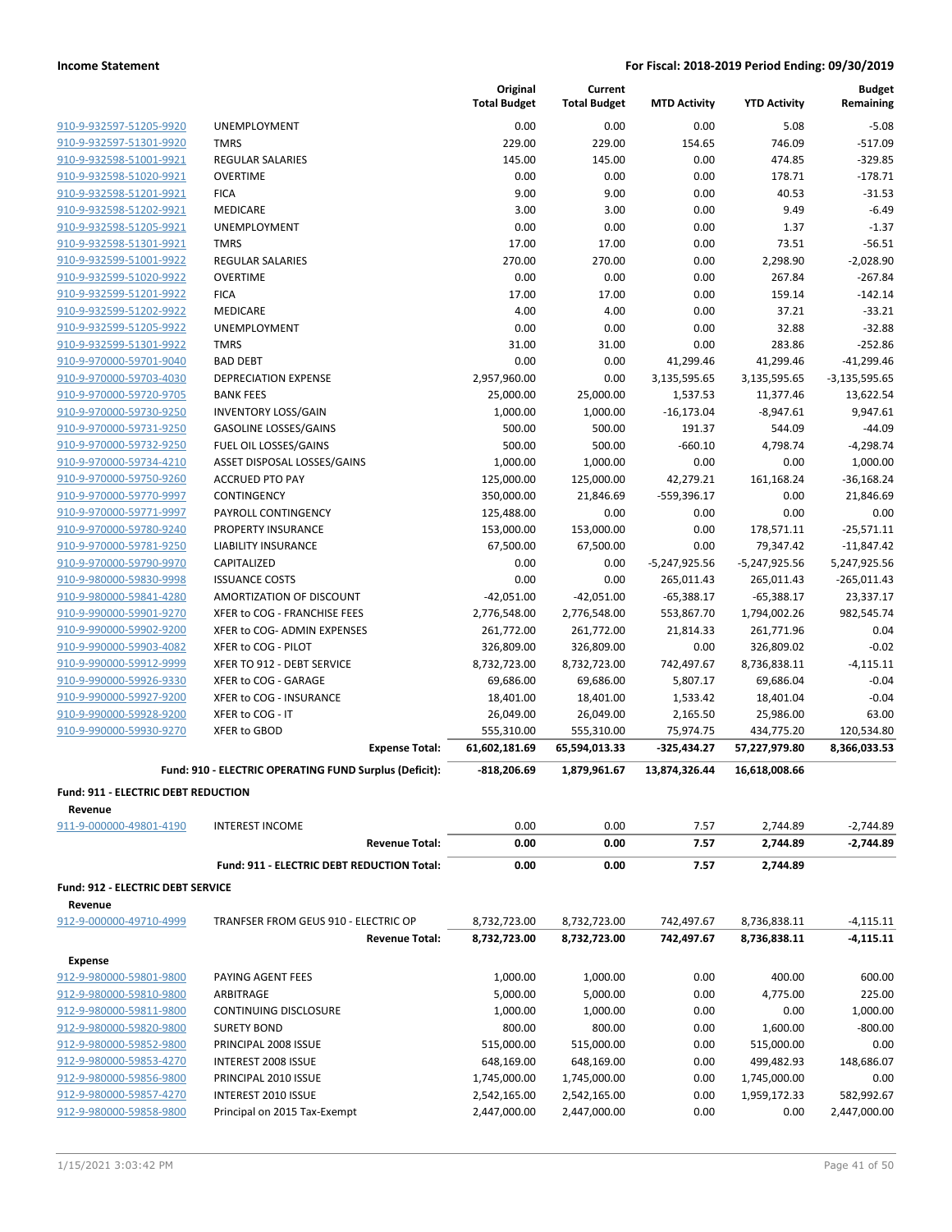| | | Original Total Budget | Current Total Budget | MTD Activity | YTD Activity | Budget Remaining |
|---|---|---|---|---|---|---|
| 910-9-932597-51205-9920 | UNEMPLOYMENT | 0.00 | 0.00 | 0.00 | 5.08 | -5.08 |
| 910-9-932597-51301-9920 | TMRS | 229.00 | 229.00 | 154.65 | 746.09 | -517.09 |
| 910-9-932598-51001-9921 | REGULAR SALARIES | 145.00 | 145.00 | 0.00 | 474.85 | -329.85 |
| 910-9-932598-51020-9921 | OVERTIME | 0.00 | 0.00 | 0.00 | 178.71 | -178.71 |
| 910-9-932598-51201-9921 | FICA | 9.00 | 9.00 | 0.00 | 40.53 | -31.53 |
| 910-9-932598-51202-9921 | MEDICARE | 3.00 | 3.00 | 0.00 | 9.49 | -6.49 |
| 910-9-932598-51205-9921 | UNEMPLOYMENT | 0.00 | 0.00 | 0.00 | 1.37 | -1.37 |
| 910-9-932598-51301-9921 | TMRS | 17.00 | 17.00 | 0.00 | 73.51 | -56.51 |
| 910-9-932599-51001-9922 | REGULAR SALARIES | 270.00 | 270.00 | 0.00 | 2,298.90 | -2,028.90 |
| 910-9-932599-51020-9922 | OVERTIME | 0.00 | 0.00 | 0.00 | 267.84 | -267.84 |
| 910-9-932599-51201-9922 | FICA | 17.00 | 17.00 | 0.00 | 159.14 | -142.14 |
| 910-9-932599-51202-9922 | MEDICARE | 4.00 | 4.00 | 0.00 | 37.21 | -33.21 |
| 910-9-932599-51205-9922 | UNEMPLOYMENT | 0.00 | 0.00 | 0.00 | 32.88 | -32.88 |
| 910-9-932599-51301-9922 | TMRS | 31.00 | 31.00 | 0.00 | 283.86 | -252.86 |
| 910-9-970000-59701-9040 | BAD DEBT | 0.00 | 0.00 | 41,299.46 | 41,299.46 | -41,299.46 |
| 910-9-970000-59703-4030 | DEPRECIATION EXPENSE | 2,957,960.00 | 0.00 | 3,135,595.65 | 3,135,595.65 | -3,135,595.65 |
| 910-9-970000-59720-9705 | BANK FEES | 25,000.00 | 25,000.00 | 1,537.53 | 11,377.46 | 13,622.54 |
| 910-9-970000-59730-9250 | INVENTORY LOSS/GAIN | 1,000.00 | 1,000.00 | -16,173.04 | -8,947.61 | 9,947.61 |
| 910-9-970000-59731-9250 | GASOLINE LOSSES/GAINS | 500.00 | 500.00 | 191.37 | 544.09 | -44.09 |
| 910-9-970000-59732-9250 | FUEL OIL LOSSES/GAINS | 500.00 | 500.00 | -660.10 | 4,798.74 | -4,298.74 |
| 910-9-970000-59734-4210 | ASSET DISPOSAL LOSSES/GAINS | 1,000.00 | 1,000.00 | 0.00 | 0.00 | 1,000.00 |
| 910-9-970000-59750-9260 | ACCRUED PTO PAY | 125,000.00 | 125,000.00 | 42,279.21 | 161,168.24 | -36,168.24 |
| 910-9-970000-59770-9997 | CONTINGENCY | 350,000.00 | 21,846.69 | -559,396.17 | 0.00 | 21,846.69 |
| 910-9-970000-59771-9997 | PAYROLL CONTINGENCY | 125,488.00 | 0.00 | 0.00 | 0.00 | 0.00 |
| 910-9-970000-59780-9240 | PROPERTY INSURANCE | 153,000.00 | 153,000.00 | 0.00 | 178,571.11 | -25,571.11 |
| 910-9-970000-59781-9250 | LIABILITY INSURANCE | 67,500.00 | 67,500.00 | 0.00 | 79,347.42 | -11,847.42 |
| 910-9-970000-59790-9970 | CAPITALIZED | 0.00 | 0.00 | -5,247,925.56 | -5,247,925.56 | 5,247,925.56 |
| 910-9-980000-59830-9998 | ISSUANCE COSTS | 0.00 | 0.00 | 265,011.43 | 265,011.43 | -265,011.43 |
| 910-9-980000-59841-4280 | AMORTIZATION OF DISCOUNT | -42,051.00 | -42,051.00 | -65,388.17 | -65,388.17 | 23,337.17 |
| 910-9-990000-59901-9270 | XFER to COG - FRANCHISE FEES | 2,776,548.00 | 2,776,548.00 | 553,867.70 | 1,794,002.26 | 982,545.74 |
| 910-9-990000-59902-9200 | XFER to COG- ADMIN EXPENSES | 261,772.00 | 261,772.00 | 21,814.33 | 261,771.96 | 0.04 |
| 910-9-990000-59903-4082 | XFER to COG - PILOT | 326,809.00 | 326,809.00 | 0.00 | 326,809.02 | -0.02 |
| 910-9-990000-59912-9999 | XFER TO 912 - DEBT SERVICE | 8,732,723.00 | 8,732,723.00 | 742,497.67 | 8,736,838.11 | -4,115.11 |
| 910-9-990000-59926-9330 | XFER to COG - GARAGE | 69,686.00 | 69,686.00 | 5,807.17 | 69,686.04 | -0.04 |
| 910-9-990000-59927-9200 | XFER to COG - INSURANCE | 18,401.00 | 18,401.00 | 1,533.42 | 18,401.04 | -0.04 |
| 910-9-990000-59928-9200 | XFER to COG - IT | 26,049.00 | 26,049.00 | 2,165.50 | 25,986.00 | 63.00 |
| 910-9-990000-59930-9270 | XFER to GBOD | 555,310.00 | 555,310.00 | 75,974.75 | 434,775.20 | 120,534.80 |
| | **Expense Total:** | **61,602,181.69** | **65,594,013.33** | **-325,434.27** | **57,227,979.80** | **8,366,033.53** |
| | **Fund: 910 - ELECTRIC OPERATING FUND Surplus (Deficit):** | **-818,206.69** | **1,879,961.67** | **13,874,326.44** | **16,618,008.66** | |

**Fund: 911 - ELECTRIC DEBT REDUCTION**

**Revenue**

| | | Original Total Budget | Current Total Budget | MTD Activity | YTD Activity | Budget Remaining |
|---|---|---|---|---|---|---|
| 911-9-000000-49801-4190 | INTEREST INCOME | 0.00 | 0.00 | 7.57 | 2,744.89 | -2,744.89 |
| | **Revenue Total:** | **0.00** | **0.00** | **7.57** | **2,744.89** | **-2,744.89** |
| | **Fund: 911 - ELECTRIC DEBT REDUCTION Total:** | **0.00** | **0.00** | **7.57** | **2,744.89** | |

**Fund: 912 - ELECTRIC DEBT SERVICE**

**Revenue**

| | | Original Total Budget | Current Total Budget | MTD Activity | YTD Activity | Budget Remaining |
|---|---|---|---|---|---|---|
| 912-9-000000-49710-4999 | TRANFSER FROM GEUS 910 - ELECTRIC OP | 8,732,723.00 | 8,732,723.00 | 742,497.67 | 8,736,838.11 | -4,115.11 |
| | **Revenue Total:** | **8,732,723.00** | **8,732,723.00** | **742,497.67** | **8,736,838.11** | **-4,115.11** |

**Expense**

| | | Original Total Budget | Current Total Budget | MTD Activity | YTD Activity | Budget Remaining |
|---|---|---|---|---|---|---|
| 912-9-980000-59801-9800 | PAYING AGENT FEES | 1,000.00 | 1,000.00 | 0.00 | 400.00 | 600.00 |
| 912-9-980000-59810-9800 | ARBITRAGE | 5,000.00 | 5,000.00 | 0.00 | 4,775.00 | 225.00 |
| 912-9-980000-59811-9800 | CONTINUING DISCLOSURE | 1,000.00 | 1,000.00 | 0.00 | 0.00 | 1,000.00 |
| 912-9-980000-59820-9800 | SURETY BOND | 800.00 | 800.00 | 0.00 | 1,600.00 | -800.00 |
| 912-9-980000-59852-9800 | PRINCIPAL 2008 ISSUE | 515,000.00 | 515,000.00 | 0.00 | 515,000.00 | 0.00 |
| 912-9-980000-59853-4270 | INTEREST 2008 ISSUE | 648,169.00 | 648,169.00 | 0.00 | 499,482.93 | 148,686.07 |
| 912-9-980000-59856-9800 | PRINCIPAL 2010 ISSUE | 1,745,000.00 | 1,745,000.00 | 0.00 | 1,745,000.00 | 0.00 |
| 912-9-980000-59857-4270 | INTEREST 2010 ISSUE | 2,542,165.00 | 2,542,165.00 | 0.00 | 1,959,172.33 | 582,992.67 |
| 912-9-980000-59858-9800 | Principal on 2015 Tax-Exempt | 2,447,000.00 | 2,447,000.00 | 0.00 | 0.00 | 2,447,000.00 |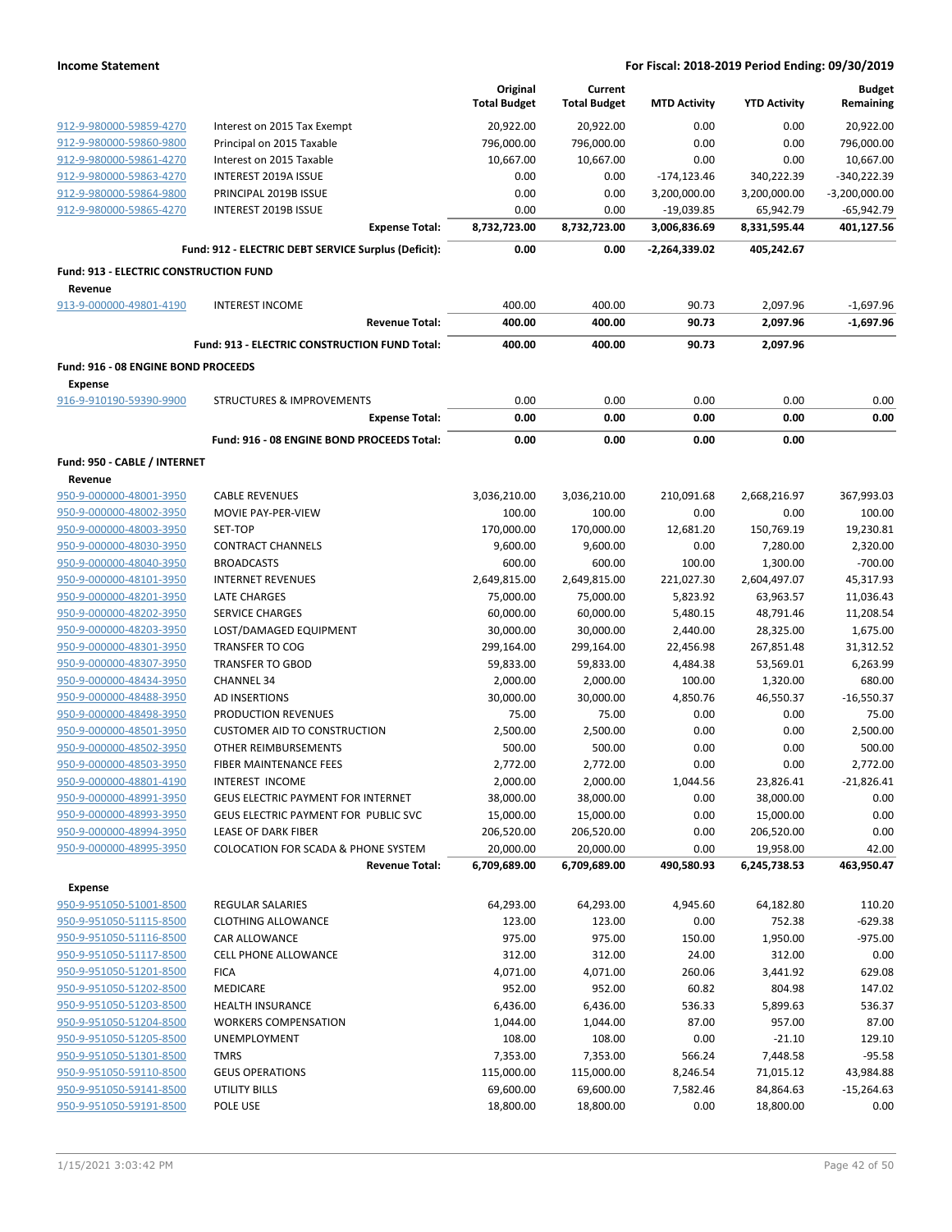| | | Original Total Budget | Current Total Budget | MTD Activity | YTD Activity | Budget Remaining |
|---|---|---|---|---|---|---|
| 912-9-980000-59859-4270 | Interest on 2015 Tax Exempt | 20,922.00 | 20,922.00 | 0.00 | 0.00 | 20,922.00 |
| 912-9-980000-59860-9800 | Principal on 2015 Taxable | 796,000.00 | 796,000.00 | 0.00 | 0.00 | 796,000.00 |
| 912-9-980000-59861-4270 | Interest on 2015 Taxable | 10,667.00 | 10,667.00 | 0.00 | 0.00 | 10,667.00 |
| 912-9-980000-59863-4270 | INTEREST 2019A ISSUE | 0.00 | 0.00 | -174,123.46 | 340,222.39 | -340,222.39 |
| 912-9-980000-59864-9800 | PRINCIPAL 2019B ISSUE | 0.00 | 0.00 | 3,200,000.00 | 3,200,000.00 | -3,200,000.00 |
| 912-9-980000-59865-4270 | INTEREST 2019B ISSUE | 0.00 | 0.00 | -19,039.85 | 65,942.79 | -65,942.79 |
| | **Expense Total:** | **8,732,723.00** | **8,732,723.00** | **3,006,836.69** | **8,331,595.44** | **401,127.56** |
| | **Fund: 912 - ELECTRIC DEBT SERVICE Surplus (Deficit):** | **0.00** | **0.00** | **-2,264,339.02** | **405,242.67** | |
| **Fund: 913 - ELECTRIC CONSTRUCTION FUND** | | | | | | |
| **Revenue** | | | | | | |
| 913-9-000000-49801-4190 | INTEREST INCOME | 400.00 | 400.00 | 90.73 | 2,097.96 | -1,697.96 |
| | **Revenue Total:** | **400.00** | **400.00** | **90.73** | **2,097.96** | **-1,697.96** |
| | **Fund: 913 - ELECTRIC CONSTRUCTION FUND Total:** | **400.00** | **400.00** | **90.73** | **2,097.96** | |
| **Fund: 916 - 08 ENGINE BOND PROCEEDS** | | | | | | |
| **Expense** | | | | | | |
| 916-9-910190-59390-9900 | STRUCTURES & IMPROVEMENTS | 0.00 | 0.00 | 0.00 | 0.00 | 0.00 |
| | **Expense Total:** | **0.00** | **0.00** | **0.00** | **0.00** | **0.00** |
| | **Fund: 916 - 08 ENGINE BOND PROCEEDS Total:** | **0.00** | **0.00** | **0.00** | **0.00** | |
| **Fund: 950 - CABLE / INTERNET** | | | | | | |
| **Revenue** | | | | | | |
| 950-9-000000-48001-3950 | CABLE REVENUES | 3,036,210.00 | 3,036,210.00 | 210,091.68 | 2,668,216.97 | 367,993.03 |
| 950-9-000000-48002-3950 | MOVIE PAY-PER-VIEW | 100.00 | 100.00 | 0.00 | 0.00 | 100.00 |
| 950-9-000000-48003-3950 | SET-TOP | 170,000.00 | 170,000.00 | 12,681.20 | 150,769.19 | 19,230.81 |
| 950-9-000000-48030-3950 | CONTRACT CHANNELS | 9,600.00 | 9,600.00 | 0.00 | 7,280.00 | 2,320.00 |
| 950-9-000000-48040-3950 | BROADCASTS | 600.00 | 600.00 | 100.00 | 1,300.00 | -700.00 |
| 950-9-000000-48101-3950 | INTERNET REVENUES | 2,649,815.00 | 2,649,815.00 | 221,027.30 | 2,604,497.07 | 45,317.93 |
| 950-9-000000-48201-3950 | LATE CHARGES | 75,000.00 | 75,000.00 | 5,823.92 | 63,963.57 | 11,036.43 |
| 950-9-000000-48202-3950 | SERVICE CHARGES | 60,000.00 | 60,000.00 | 5,480.15 | 48,791.46 | 11,208.54 |
| 950-9-000000-48203-3950 | LOST/DAMAGED EQUIPMENT | 30,000.00 | 30,000.00 | 2,440.00 | 28,325.00 | 1,675.00 |
| 950-9-000000-48301-3950 | TRANSFER TO COG | 299,164.00 | 299,164.00 | 22,456.98 | 267,851.48 | 31,312.52 |
| 950-9-000000-48307-3950 | TRANSFER TO GBOD | 59,833.00 | 59,833.00 | 4,484.38 | 53,569.01 | 6,263.99 |
| 950-9-000000-48434-3950 | CHANNEL 34 | 2,000.00 | 2,000.00 | 100.00 | 1,320.00 | 680.00 |
| 950-9-000000-48488-3950 | AD INSERTIONS | 30,000.00 | 30,000.00 | 4,850.76 | 46,550.37 | -16,550.37 |
| 950-9-000000-48498-3950 | PRODUCTION REVENUES | 75.00 | 75.00 | 0.00 | 0.00 | 75.00 |
| 950-9-000000-48501-3950 | CUSTOMER AID TO CONSTRUCTION | 2,500.00 | 2,500.00 | 0.00 | 0.00 | 2,500.00 |
| 950-9-000000-48502-3950 | OTHER REIMBURSEMENTS | 500.00 | 500.00 | 0.00 | 0.00 | 500.00 |
| 950-9-000000-48503-3950 | FIBER MAINTENANCE FEES | 2,772.00 | 2,772.00 | 0.00 | 0.00 | 2,772.00 |
| 950-9-000000-48801-4190 | INTEREST INCOME | 2,000.00 | 2,000.00 | 1,044.56 | 23,826.41 | -21,826.41 |
| 950-9-000000-48991-3950 | GEUS ELECTRIC PAYMENT FOR INTERNET | 38,000.00 | 38,000.00 | 0.00 | 38,000.00 | 0.00 |
| 950-9-000000-48993-3950 | GEUS ELECTRIC PAYMENT FOR PUBLIC SVC | 15,000.00 | 15,000.00 | 0.00 | 15,000.00 | 0.00 |
| 950-9-000000-48994-3950 | LEASE OF DARK FIBER | 206,520.00 | 206,520.00 | 0.00 | 206,520.00 | 0.00 |
| 950-9-000000-48995-3950 | COLOCATION FOR SCADA & PHONE SYSTEM | 20,000.00 | 20,000.00 | 0.00 | 19,958.00 | 42.00 |
| | **Revenue Total:** | **6,709,689.00** | **6,709,689.00** | **490,580.93** | **6,245,738.53** | **463,950.47** |
| **Expense** | | | | | | |
| 950-9-951050-51001-8500 | REGULAR SALARIES | 64,293.00 | 64,293.00 | 4,945.60 | 64,182.80 | 110.20 |
| 950-9-951050-51115-8500 | CLOTHING ALLOWANCE | 123.00 | 123.00 | 0.00 | 752.38 | -629.38 |
| 950-9-951050-51116-8500 | CAR ALLOWANCE | 975.00 | 975.00 | 150.00 | 1,950.00 | -975.00 |
| 950-9-951050-51117-8500 | CELL PHONE ALLOWANCE | 312.00 | 312.00 | 24.00 | 312.00 | 0.00 |
| 950-9-951050-51201-8500 | FICA | 4,071.00 | 4,071.00 | 260.06 | 3,441.92 | 629.08 |
| 950-9-951050-51202-8500 | MEDICARE | 952.00 | 952.00 | 60.82 | 804.98 | 147.02 |
| 950-9-951050-51203-8500 | HEALTH INSURANCE | 6,436.00 | 6,436.00 | 536.33 | 5,899.63 | 536.37 |
| 950-9-951050-51204-8500 | WORKERS COMPENSATION | 1,044.00 | 1,044.00 | 87.00 | 957.00 | 87.00 |
| 950-9-951050-51205-8500 | UNEMPLOYMENT | 108.00 | 108.00 | 0.00 | -21.10 | 129.10 |
| 950-9-951050-51301-8500 | TMRS | 7,353.00 | 7,353.00 | 566.24 | 7,448.58 | -95.58 |
| 950-9-951050-59110-8500 | GEUS OPERATIONS | 115,000.00 | 115,000.00 | 8,246.54 | 71,015.12 | 43,984.88 |
| 950-9-951050-59141-8500 | UTILITY BILLS | 69,600.00 | 69,600.00 | 7,582.46 | 84,864.63 | -15,264.63 |
| 950-9-951050-59191-8500 | POLE USE | 18,800.00 | 18,800.00 | 0.00 | 18,800.00 | 0.00 |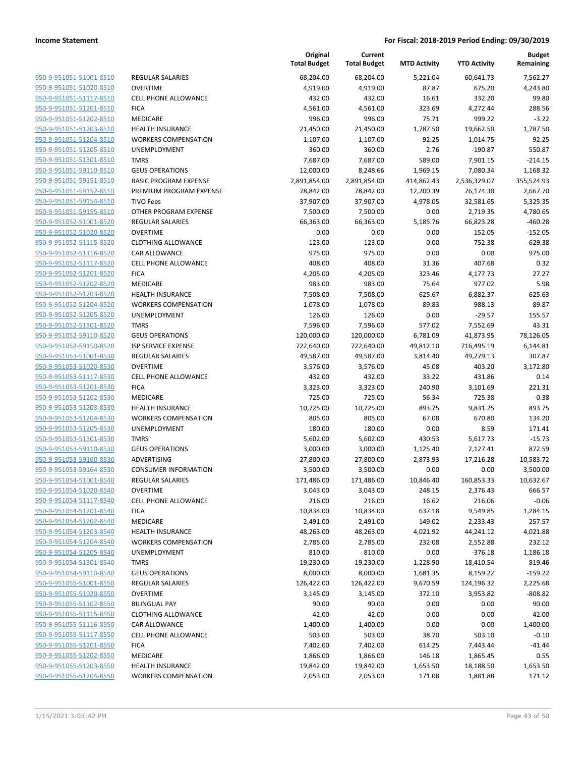| | | Original Total Budget | Current Total Budget | MTD Activity | YTD Activity | Budget Remaining |
|---|---|---|---|---|---|---|
| 950-9-951051-51001-8510 | REGULAR SALARIES | 68,204.00 | 68,204.00 | 5,221.04 | 60,641.73 | 7,562.27 |
| 950-9-951051-51020-8510 | OVERTIME | 4,919.00 | 4,919.00 | 87.87 | 675.20 | 4,243.80 |
| 950-9-951051-51117-8510 | CELL PHONE ALLOWANCE | 432.00 | 432.00 | 16.61 | 332.20 | 99.80 |
| 950-9-951051-51201-8510 | FICA | 4,561.00 | 4,561.00 | 323.69 | 4,272.44 | 288.56 |
| 950-9-951051-51202-8510 | MEDICARE | 996.00 | 996.00 | 75.71 | 999.22 | -3.22 |
| 950-9-951051-51203-8510 | HEALTH INSURANCE | 21,450.00 | 21,450.00 | 1,787.50 | 19,662.50 | 1,787.50 |
| 950-9-951051-51204-8510 | WORKERS COMPENSATION | 1,107.00 | 1,107.00 | 92.25 | 1,014.75 | 92.25 |
| 950-9-951051-51205-8510 | UNEMPLOYMENT | 360.00 | 360.00 | 2.76 | -190.87 | 550.87 |
| 950-9-951051-51301-8510 | TMRS | 7,687.00 | 7,687.00 | 589.00 | 7,901.15 | -214.15 |
| 950-9-951051-59110-8510 | GEUS OPERATIONS | 12,000.00 | 8,248.66 | 1,969.15 | 7,080.34 | 1,168.32 |
| 950-9-951051-59151-8510 | BASIC PROGRAM EXPENSE | 2,891,854.00 | 2,891,854.00 | 414,862.43 | 2,536,329.07 | 355,524.93 |
| 950-9-951051-59152-8510 | PREMIUM PROGRAM EXPENSE | 78,842.00 | 78,842.00 | 12,200.39 | 76,174.30 | 2,667.70 |
| 950-9-951051-59154-8510 | TIVO Fees | 37,907.00 | 37,907.00 | 4,978.05 | 32,581.65 | 5,325.35 |
| 950-9-951051-59155-8510 | OTHER PROGRAM EXPENSE | 7,500.00 | 7,500.00 | 0.00 | 2,719.35 | 4,780.65 |
| 950-9-951052-51001-8520 | REGULAR SALARIES | 66,363.00 | 66,363.00 | 5,185.76 | 66,823.28 | -460.28 |
| 950-9-951052-51020-8520 | OVERTIME | 0.00 | 0.00 | 0.00 | 152.05 | -152.05 |
| 950-9-951052-51115-8520 | CLOTHING ALLOWANCE | 123.00 | 123.00 | 0.00 | 752.38 | -629.38 |
| 950-9-951052-51116-8520 | CAR ALLOWANCE | 975.00 | 975.00 | 0.00 | 0.00 | 975.00 |
| 950-9-951052-51117-8520 | CELL PHONE ALLOWANCE | 408.00 | 408.00 | 31.36 | 407.68 | 0.32 |
| 950-9-951052-51201-8520 | FICA | 4,205.00 | 4,205.00 | 323.46 | 4,177.73 | 27.27 |
| 950-9-951052-51202-8520 | MEDICARE | 983.00 | 983.00 | 75.64 | 977.02 | 5.98 |
| 950-9-951052-51203-8520 | HEALTH INSURANCE | 7,508.00 | 7,508.00 | 625.67 | 6,882.37 | 625.63 |
| 950-9-951052-51204-8520 | WORKERS COMPENSATION | 1,078.00 | 1,078.00 | 89.83 | 988.13 | 89.87 |
| 950-9-951052-51205-8520 | UNEMPLOYMENT | 126.00 | 126.00 | 0.00 | -29.57 | 155.57 |
| 950-9-951052-51301-8520 | TMRS | 7,596.00 | 7,596.00 | 577.02 | 7,552.69 | 43.31 |
| 950-9-951052-59110-8520 | GEUS OPERATIONS | 120,000.00 | 120,000.00 | 6,781.09 | 41,873.95 | 78,126.05 |
| 950-9-951052-59150-8520 | ISP SERVICE EXPENSE | 722,640.00 | 722,640.00 | 49,812.10 | 716,495.19 | 6,144.81 |
| 950-9-951053-51001-8530 | REGULAR SALARIES | 49,587.00 | 49,587.00 | 3,814.40 | 49,279.13 | 307.87 |
| 950-9-951053-51020-8530 | OVERTIME | 3,576.00 | 3,576.00 | 45.08 | 403.20 | 3,172.80 |
| 950-9-951053-51117-8530 | CELL PHONE ALLOWANCE | 432.00 | 432.00 | 33.22 | 431.86 | 0.14 |
| 950-9-951053-51201-8530 | FICA | 3,323.00 | 3,323.00 | 240.90 | 3,101.69 | 221.31 |
| 950-9-951053-51202-8530 | MEDICARE | 725.00 | 725.00 | 56.34 | 725.38 | -0.38 |
| 950-9-951053-51203-8530 | HEALTH INSURANCE | 10,725.00 | 10,725.00 | 893.75 | 9,831.25 | 893.75 |
| 950-9-951053-51204-8530 | WORKERS COMPENSATION | 805.00 | 805.00 | 67.08 | 670.80 | 134.20 |
| 950-9-951053-51205-8530 | UNEMPLOYMENT | 180.00 | 180.00 | 0.00 | 8.59 | 171.41 |
| 950-9-951053-51301-8530 | TMRS | 5,602.00 | 5,602.00 | 430.53 | 5,617.73 | -15.73 |
| 950-9-951053-59110-8530 | GEUS OPERATIONS | 3,000.00 | 3,000.00 | 1,125.40 | 2,127.41 | 872.59 |
| 950-9-951053-59160-8530 | ADVERTISING | 27,800.00 | 27,800.00 | 2,873.93 | 17,216.28 | 10,583.72 |
| 950-9-951053-59164-8530 | CONSUMER INFORMATION | 3,500.00 | 3,500.00 | 0.00 | 0.00 | 3,500.00 |
| 950-9-951054-51001-8540 | REGULAR SALARIES | 171,486.00 | 171,486.00 | 10,846.40 | 160,853.33 | 10,632.67 |
| 950-9-951054-51020-8540 | OVERTIME | 3,043.00 | 3,043.00 | 248.15 | 2,376.43 | 666.57 |
| 950-9-951054-51117-8540 | CELL PHONE ALLOWANCE | 216.00 | 216.00 | 16.62 | 216.06 | -0.06 |
| 950-9-951054-51201-8540 | FICA | 10,834.00 | 10,834.00 | 637.18 | 9,549.85 | 1,284.15 |
| 950-9-951054-51202-8540 | MEDICARE | 2,491.00 | 2,491.00 | 149.02 | 2,233.43 | 257.57 |
| 950-9-951054-51203-8540 | HEALTH INSURANCE | 48,263.00 | 48,263.00 | 4,021.92 | 44,241.12 | 4,021.88 |
| 950-9-951054-51204-8540 | WORKERS COMPENSATION | 2,785.00 | 2,785.00 | 232.08 | 2,552.88 | 232.12 |
| 950-9-951054-51205-8540 | UNEMPLOYMENT | 810.00 | 810.00 | 0.00 | -376.18 | 1,186.18 |
| 950-9-951054-51301-8540 | TMRS | 19,230.00 | 19,230.00 | 1,228.90 | 18,410.54 | 819.46 |
| 950-9-951054-59110-8540 | GEUS OPERATIONS | 8,000.00 | 8,000.00 | 1,681.35 | 8,159.22 | -159.22 |
| 950-9-951055-51001-8550 | REGULAR SALARIES | 126,422.00 | 126,422.00 | 9,670.59 | 124,196.32 | 2,225.68 |
| 950-9-951055-51020-8550 | OVERTIME | 3,145.00 | 3,145.00 | 372.10 | 3,953.82 | -808.82 |
| 950-9-951055-51102-8550 | BILINGUAL PAY | 90.00 | 90.00 | 0.00 | 0.00 | 90.00 |
| 950-9-951055-51115-8550 | CLOTHING ALLOWANCE | 42.00 | 42.00 | 0.00 | 0.00 | 42.00 |
| 950-9-951055-51116-8550 | CAR ALLOWANCE | 1,400.00 | 1,400.00 | 0.00 | 0.00 | 1,400.00 |
| 950-9-951055-51117-8550 | CELL PHONE ALLOWANCE | 503.00 | 503.00 | 38.70 | 503.10 | -0.10 |
| 950-9-951055-51201-8550 | FICA | 7,402.00 | 7,402.00 | 614.25 | 7,443.44 | -41.44 |
| 950-9-951055-51202-8550 | MEDICARE | 1,866.00 | 1,866.00 | 146.18 | 1,865.45 | 0.55 |
| 950-9-951055-51203-8550 | HEALTH INSURANCE | 19,842.00 | 19,842.00 | 1,653.50 | 18,188.50 | 1,653.50 |
| 950-9-951055-51204-8550 | WORKERS COMPENSATION | 2,053.00 | 2,053.00 | 171.08 | 1,881.88 | 171.12 |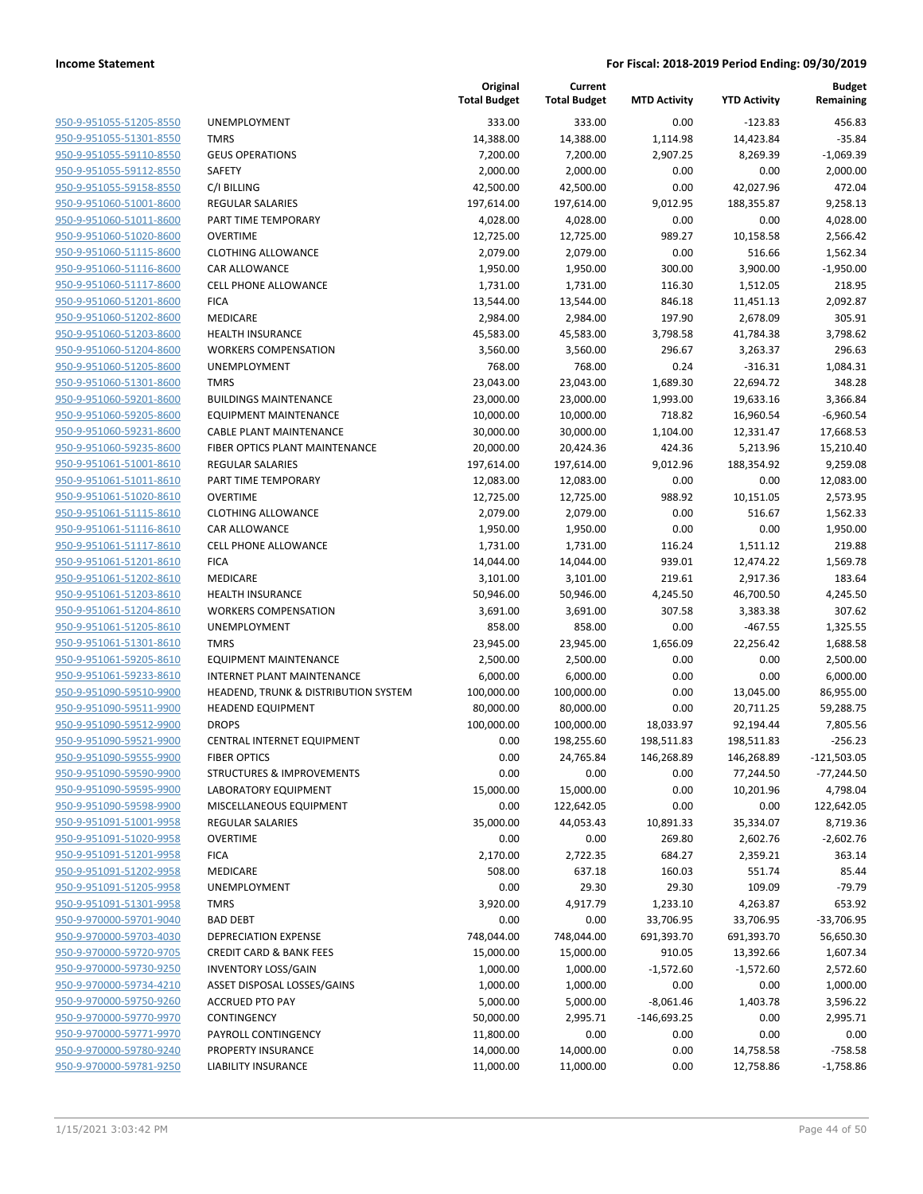| | | Original Total Budget | Current Total Budget | MTD Activity | YTD Activity | Budget Remaining |
|---|---|---|---|---|---|---|
| 950-9-951055-51205-8550 | UNEMPLOYMENT | 333.00 | 333.00 | 0.00 | -123.83 | 456.83 |
| 950-9-951055-51301-8550 | TMRS | 14,388.00 | 14,388.00 | 1,114.98 | 14,423.84 | -35.84 |
| 950-9-951055-59110-8550 | GEUS OPERATIONS | 7,200.00 | 7,200.00 | 2,907.25 | 8,269.39 | -1,069.39 |
| 950-9-951055-59112-8550 | SAFETY | 2,000.00 | 2,000.00 | 0.00 | 0.00 | 2,000.00 |
| 950-9-951055-59158-8550 | C/I BILLING | 42,500.00 | 42,500.00 | 0.00 | 42,027.96 | 472.04 |
| 950-9-951060-51001-8600 | REGULAR SALARIES | 197,614.00 | 197,614.00 | 9,012.95 | 188,355.87 | 9,258.13 |
| 950-9-951060-51011-8600 | PART TIME TEMPORARY | 4,028.00 | 4,028.00 | 0.00 | 0.00 | 4,028.00 |
| 950-9-951060-51020-8600 | OVERTIME | 12,725.00 | 12,725.00 | 989.27 | 10,158.58 | 2,566.42 |
| 950-9-951060-51115-8600 | CLOTHING ALLOWANCE | 2,079.00 | 2,079.00 | 0.00 | 516.66 | 1,562.34 |
| 950-9-951060-51116-8600 | CAR ALLOWANCE | 1,950.00 | 1,950.00 | 300.00 | 3,900.00 | -1,950.00 |
| 950-9-951060-51117-8600 | CELL PHONE ALLOWANCE | 1,731.00 | 1,731.00 | 116.30 | 1,512.05 | 218.95 |
| 950-9-951060-51201-8600 | FICA | 13,544.00 | 13,544.00 | 846.18 | 11,451.13 | 2,092.87 |
| 950-9-951060-51202-8600 | MEDICARE | 2,984.00 | 2,984.00 | 197.90 | 2,678.09 | 305.91 |
| 950-9-951060-51203-8600 | HEALTH INSURANCE | 45,583.00 | 45,583.00 | 3,798.58 | 41,784.38 | 3,798.62 |
| 950-9-951060-51204-8600 | WORKERS COMPENSATION | 3,560.00 | 3,560.00 | 296.67 | 3,263.37 | 296.63 |
| 950-9-951060-51205-8600 | UNEMPLOYMENT | 768.00 | 768.00 | 0.24 | -316.31 | 1,084.31 |
| 950-9-951060-51301-8600 | TMRS | 23,043.00 | 23,043.00 | 1,689.30 | 22,694.72 | 348.28 |
| 950-9-951060-59201-8600 | BUILDINGS MAINTENANCE | 23,000.00 | 23,000.00 | 1,993.00 | 19,633.16 | 3,366.84 |
| 950-9-951060-59205-8600 | EQUIPMENT MAINTENANCE | 10,000.00 | 10,000.00 | 718.82 | 16,960.54 | -6,960.54 |
| 950-9-951060-59231-8600 | CABLE PLANT MAINTENANCE | 30,000.00 | 30,000.00 | 1,104.00 | 12,331.47 | 17,668.53 |
| 950-9-951060-59235-8600 | FIBER OPTICS PLANT MAINTENANCE | 20,000.00 | 20,424.36 | 424.36 | 5,213.96 | 15,210.40 |
| 950-9-951061-51001-8610 | REGULAR SALARIES | 197,614.00 | 197,614.00 | 9,012.96 | 188,354.92 | 9,259.08 |
| 950-9-951061-51011-8610 | PART TIME TEMPORARY | 12,083.00 | 12,083.00 | 0.00 | 0.00 | 12,083.00 |
| 950-9-951061-51020-8610 | OVERTIME | 12,725.00 | 12,725.00 | 988.92 | 10,151.05 | 2,573.95 |
| 950-9-951061-51115-8610 | CLOTHING ALLOWANCE | 2,079.00 | 2,079.00 | 0.00 | 516.67 | 1,562.33 |
| 950-9-951061-51116-8610 | CAR ALLOWANCE | 1,950.00 | 1,950.00 | 0.00 | 0.00 | 1,950.00 |
| 950-9-951061-51117-8610 | CELL PHONE ALLOWANCE | 1,731.00 | 1,731.00 | 116.24 | 1,511.12 | 219.88 |
| 950-9-951061-51201-8610 | FICA | 14,044.00 | 14,044.00 | 939.01 | 12,474.22 | 1,569.78 |
| 950-9-951061-51202-8610 | MEDICARE | 3,101.00 | 3,101.00 | 219.61 | 2,917.36 | 183.64 |
| 950-9-951061-51203-8610 | HEALTH INSURANCE | 50,946.00 | 50,946.00 | 4,245.50 | 46,700.50 | 4,245.50 |
| 950-9-951061-51204-8610 | WORKERS COMPENSATION | 3,691.00 | 3,691.00 | 307.58 | 3,383.38 | 307.62 |
| 950-9-951061-51205-8610 | UNEMPLOYMENT | 858.00 | 858.00 | 0.00 | -467.55 | 1,325.55 |
| 950-9-951061-51301-8610 | TMRS | 23,945.00 | 23,945.00 | 1,656.09 | 22,256.42 | 1,688.58 |
| 950-9-951061-59205-8610 | EQUIPMENT MAINTENANCE | 2,500.00 | 2,500.00 | 0.00 | 0.00 | 2,500.00 |
| 950-9-951061-59233-8610 | INTERNET PLANT MAINTENANCE | 6,000.00 | 6,000.00 | 0.00 | 0.00 | 6,000.00 |
| 950-9-951090-59510-9900 | HEADEND, TRUNK & DISTRIBUTION SYSTEM | 100,000.00 | 100,000.00 | 0.00 | 13,045.00 | 86,955.00 |
| 950-9-951090-59511-9900 | HEADEND EQUIPMENT | 80,000.00 | 80,000.00 | 0.00 | 20,711.25 | 59,288.75 |
| 950-9-951090-59512-9900 | DROPS | 100,000.00 | 100,000.00 | 18,033.97 | 92,194.44 | 7,805.56 |
| 950-9-951090-59521-9900 | CENTRAL INTERNET EQUIPMENT | 0.00 | 198,255.60 | 198,511.83 | 198,511.83 | -256.23 |
| 950-9-951090-59555-9900 | FIBER OPTICS | 0.00 | 24,765.84 | 146,268.89 | 146,268.89 | -121,503.05 |
| 950-9-951090-59590-9900 | STRUCTURES & IMPROVEMENTS | 0.00 | 0.00 | 0.00 | 77,244.50 | -77,244.50 |
| 950-9-951090-59595-9900 | LABORATORY EQUIPMENT | 15,000.00 | 15,000.00 | 0.00 | 10,201.96 | 4,798.04 |
| 950-9-951090-59598-9900 | MISCELLANEOUS EQUIPMENT | 0.00 | 122,642.05 | 0.00 | 0.00 | 122,642.05 |
| 950-9-951091-51001-9958 | REGULAR SALARIES | 35,000.00 | 44,053.43 | 10,891.33 | 35,334.07 | 8,719.36 |
| 950-9-951091-51020-9958 | OVERTIME | 0.00 | 0.00 | 269.80 | 2,602.76 | -2,602.76 |
| 950-9-951091-51201-9958 | FICA | 2,170.00 | 2,722.35 | 684.27 | 2,359.21 | 363.14 |
| 950-9-951091-51202-9958 | MEDICARE | 508.00 | 637.18 | 160.03 | 551.74 | 85.44 |
| 950-9-951091-51205-9958 | UNEMPLOYMENT | 0.00 | 29.30 | 29.30 | 109.09 | -79.79 |
| 950-9-951091-51301-9958 | TMRS | 3,920.00 | 4,917.79 | 1,233.10 | 4,263.87 | 653.92 |
| 950-9-970000-59701-9040 | BAD DEBT | 0.00 | 0.00 | 33,706.95 | 33,706.95 | -33,706.95 |
| 950-9-970000-59703-4030 | DEPRECIATION EXPENSE | 748,044.00 | 748,044.00 | 691,393.70 | 691,393.70 | 56,650.30 |
| 950-9-970000-59720-9705 | CREDIT CARD & BANK FEES | 15,000.00 | 15,000.00 | 910.05 | 13,392.66 | 1,607.34 |
| 950-9-970000-59730-9250 | INVENTORY LOSS/GAIN | 1,000.00 | 1,000.00 | -1,572.60 | -1,572.60 | 2,572.60 |
| 950-9-970000-59734-4210 | ASSET DISPOSAL LOSSES/GAINS | 1,000.00 | 1,000.00 | 0.00 | 0.00 | 1,000.00 |
| 950-9-970000-59750-9260 | ACCRUED PTO PAY | 5,000.00 | 5,000.00 | -8,061.46 | 1,403.78 | 3,596.22 |
| 950-9-970000-59770-9970 | CONTINGENCY | 50,000.00 | 2,995.71 | -146,693.25 | 0.00 | 2,995.71 |
| 950-9-970000-59771-9970 | PAYROLL CONTINGENCY | 11,800.00 | 0.00 | 0.00 | 0.00 | 0.00 |
| 950-9-970000-59780-9240 | PROPERTY INSURANCE | 14,000.00 | 14,000.00 | 0.00 | 14,758.58 | -758.58 |
| 950-9-970000-59781-9250 | LIABILITY INSURANCE | 11,000.00 | 11,000.00 | 0.00 | 12,758.86 | -1,758.86 |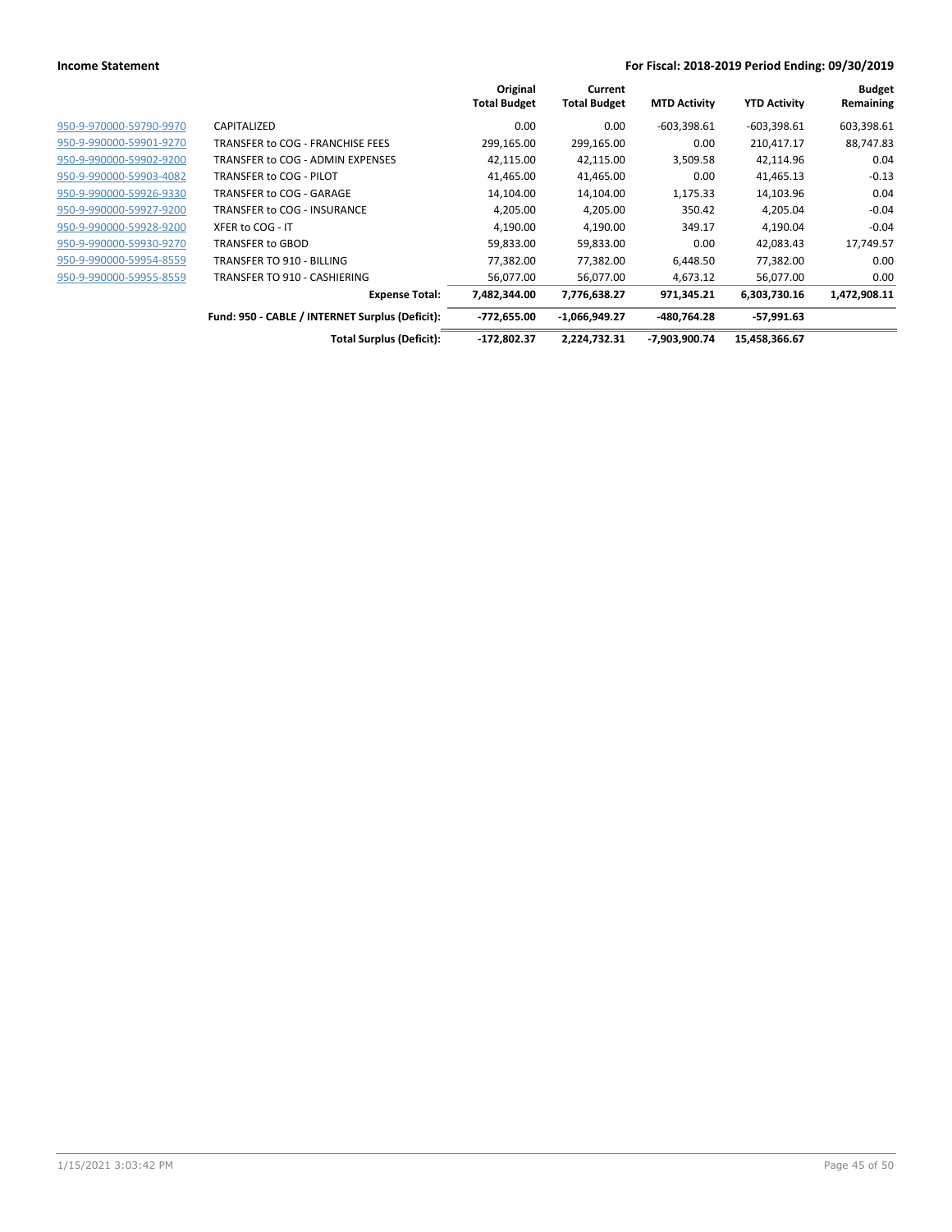**Income Statement** — **For Fiscal: 2018-2019 Period Ending: 09/30/2019**

| | | Original Total Budget | Current Total Budget | MTD Activity | YTD Activity | Budget Remaining |
|---|---|---|---|---|---|---|
| 950-9-970000-59790-9970 | CAPITALIZED | 0.00 | 0.00 | -603,398.61 | -603,398.61 | 603,398.61 |
| 950-9-990000-59901-9270 | TRANSFER to COG - FRANCHISE FEES | 299,165.00 | 299,165.00 | 0.00 | 210,417.17 | 88,747.83 |
| 950-9-990000-59902-9200 | TRANSFER to COG - ADMIN EXPENSES | 42,115.00 | 42,115.00 | 3,509.58 | 42,114.96 | 0.04 |
| 950-9-990000-59903-4082 | TRANSFER to COG - PILOT | 41,465.00 | 41,465.00 | 0.00 | 41,465.13 | -0.13 |
| 950-9-990000-59926-9330 | TRANSFER to COG - GARAGE | 14,104.00 | 14,104.00 | 1,175.33 | 14,103.96 | 0.04 |
| 950-9-990000-59927-9200 | TRANSFER to COG - INSURANCE | 4,205.00 | 4,205.00 | 350.42 | 4,205.04 | -0.04 |
| 950-9-990000-59928-9200 | XFER to COG - IT | 4,190.00 | 4,190.00 | 349.17 | 4,190.04 | -0.04 |
| 950-9-990000-59930-9270 | TRANSFER to GBOD | 59,833.00 | 59,833.00 | 0.00 | 42,083.43 | 17,749.57 |
| 950-9-990000-59954-8559 | TRANSFER TO 910 - BILLING | 77,382.00 | 77,382.00 | 6,448.50 | 77,382.00 | 0.00 |
| 950-9-990000-59955-8559 | TRANSFER TO 910 - CASHIERING | 56,077.00 | 56,077.00 | 4,673.12 | 56,077.00 | 0.00 |
| | **Expense Total:** | **7,482,344.00** | **7,776,638.27** | **971,345.21** | **6,303,730.16** | **1,472,908.11** |
| | **Fund: 950 - CABLE / INTERNET Surplus (Deficit):** | **-772,655.00** | **-1,066,949.27** | **-480,764.28** | **-57,991.63** | |
| | **Total Surplus (Deficit):** | **-172,802.37** | **2,224,732.31** | **-7,903,900.74** | **15,458,366.67** | |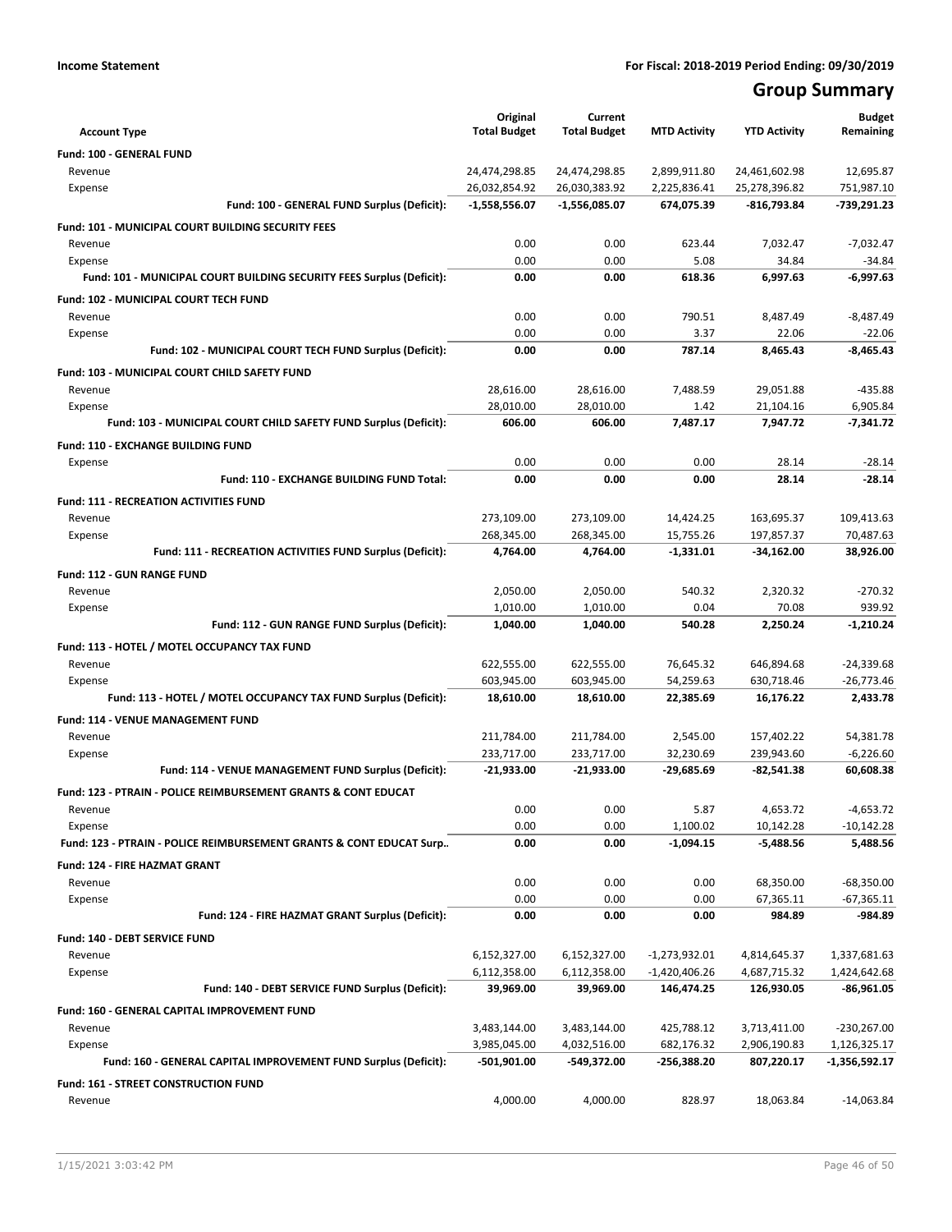**Income Statement** | **For Fiscal: 2018-2019 Period Ending: 09/30/2019**

# Group Summary

| Account Type | Original Total Budget | Current Total Budget | MTD Activity | YTD Activity | Budget Remaining |
|---|---|---|---|---|---|
| **Fund: 100 - GENERAL FUND** | | | | | |
| Revenue | 24,474,298.85 | 24,474,298.85 | 2,899,911.80 | 24,461,602.98 | 12,695.87 |
| Expense | 26,032,854.92 | 26,030,383.92 | 2,225,836.41 | 25,278,396.82 | 751,987.10 |
| **Fund: 100 - GENERAL FUND Surplus (Deficit):** | **-1,558,556.07** | **-1,556,085.07** | **674,075.39** | **-816,793.84** | **-739,291.23** |
| **Fund: 101 - MUNICIPAL COURT BUILDING SECURITY FEES** | | | | | |
| Revenue | 0.00 | 0.00 | 623.44 | 7,032.47 | -7,032.47 |
| Expense | 0.00 | 0.00 | 5.08 | 34.84 | -34.84 |
| **Fund: 101 - MUNICIPAL COURT BUILDING SECURITY FEES Surplus (Deficit):** | **0.00** | **0.00** | **618.36** | **6,997.63** | **-6,997.63** |
| **Fund: 102 - MUNICIPAL COURT TECH FUND** | | | | | |
| Revenue | 0.00 | 0.00 | 790.51 | 8,487.49 | -8,487.49 |
| Expense | 0.00 | 0.00 | 3.37 | 22.06 | -22.06 |
| **Fund: 102 - MUNICIPAL COURT TECH FUND Surplus (Deficit):** | **0.00** | **0.00** | **787.14** | **8,465.43** | **-8,465.43** |
| **Fund: 103 - MUNICIPAL COURT CHILD SAFETY FUND** | | | | | |
| Revenue | 28,616.00 | 28,616.00 | 7,488.59 | 29,051.88 | -435.88 |
| Expense | 28,010.00 | 28,010.00 | 1.42 | 21,104.16 | 6,905.84 |
| **Fund: 103 - MUNICIPAL COURT CHILD SAFETY FUND Surplus (Deficit):** | **606.00** | **606.00** | **7,487.17** | **7,947.72** | **-7,341.72** |
| **Fund: 110 - EXCHANGE BUILDING FUND** | | | | | |
| Expense | 0.00 | 0.00 | 0.00 | 28.14 | -28.14 |
| **Fund: 110 - EXCHANGE BUILDING FUND Total:** | **0.00** | **0.00** | **0.00** | **28.14** | **-28.14** |
| **Fund: 111 - RECREATION ACTIVITIES FUND** | | | | | |
| Revenue | 273,109.00 | 273,109.00 | 14,424.25 | 163,695.37 | 109,413.63 |
| Expense | 268,345.00 | 268,345.00 | 15,755.26 | 197,857.37 | 70,487.63 |
| **Fund: 111 - RECREATION ACTIVITIES FUND Surplus (Deficit):** | **4,764.00** | **4,764.00** | **-1,331.01** | **-34,162.00** | **38,926.00** |
| **Fund: 112 - GUN RANGE FUND** | | | | | |
| Revenue | 2,050.00 | 2,050.00 | 540.32 | 2,320.32 | -270.32 |
| Expense | 1,010.00 | 1,010.00 | 0.04 | 70.08 | 939.92 |
| **Fund: 112 - GUN RANGE FUND Surplus (Deficit):** | **1,040.00** | **1,040.00** | **540.28** | **2,250.24** | **-1,210.24** |
| **Fund: 113 - HOTEL / MOTEL OCCUPANCY TAX FUND** | | | | | |
| Revenue | 622,555.00 | 622,555.00 | 76,645.32 | 646,894.68 | -24,339.68 |
| Expense | 603,945.00 | 603,945.00 | 54,259.63 | 630,718.46 | -26,773.46 |
| **Fund: 113 - HOTEL / MOTEL OCCUPANCY TAX FUND Surplus (Deficit):** | **18,610.00** | **18,610.00** | **22,385.69** | **16,176.22** | **2,433.78** |
| **Fund: 114 - VENUE MANAGEMENT FUND** | | | | | |
| Revenue | 211,784.00 | 211,784.00 | 2,545.00 | 157,402.22 | 54,381.78 |
| Expense | 233,717.00 | 233,717.00 | 32,230.69 | 239,943.60 | -6,226.60 |
| **Fund: 114 - VENUE MANAGEMENT FUND Surplus (Deficit):** | **-21,933.00** | **-21,933.00** | **-29,685.69** | **-82,541.38** | **60,608.38** |
| **Fund: 123 - PTRAIN - POLICE REIMBURSEMENT GRANTS & CONT EDUCAT** | | | | | |
| Revenue | 0.00 | 0.00 | 5.87 | 4,653.72 | -4,653.72 |
| Expense | 0.00 | 0.00 | 1,100.02 | 10,142.28 | -10,142.28 |
| **Fund: 123 - PTRAIN - POLICE REIMBURSEMENT GRANTS & CONT EDUCAT Surp..** | **0.00** | **0.00** | **-1,094.15** | **-5,488.56** | **5,488.56** |
| **Fund: 124 - FIRE HAZMAT GRANT** | | | | | |
| Revenue | 0.00 | 0.00 | 0.00 | 68,350.00 | -68,350.00 |
| Expense | 0.00 | 0.00 | 0.00 | 67,365.11 | -67,365.11 |
| **Fund: 124 - FIRE HAZMAT GRANT Surplus (Deficit):** | **0.00** | **0.00** | **0.00** | **984.89** | **-984.89** |
| **Fund: 140 - DEBT SERVICE FUND** | | | | | |
| Revenue | 6,152,327.00 | 6,152,327.00 | -1,273,932.01 | 4,814,645.37 | 1,337,681.63 |
| Expense | 6,112,358.00 | 6,112,358.00 | -1,420,406.26 | 4,687,715.32 | 1,424,642.68 |
| **Fund: 140 - DEBT SERVICE FUND Surplus (Deficit):** | **39,969.00** | **39,969.00** | **146,474.25** | **126,930.05** | **-86,961.05** |
| **Fund: 160 - GENERAL CAPITAL IMPROVEMENT FUND** | | | | | |
| Revenue | 3,483,144.00 | 3,483,144.00 | 425,788.12 | 3,713,411.00 | -230,267.00 |
| Expense | 3,985,045.00 | 4,032,516.00 | 682,176.32 | 2,906,190.83 | 1,126,325.17 |
| **Fund: 160 - GENERAL CAPITAL IMPROVEMENT FUND Surplus (Deficit):** | **-501,901.00** | **-549,372.00** | **-256,388.20** | **807,220.17** | **-1,356,592.17** |
| **Fund: 161 - STREET CONSTRUCTION FUND** | | | | | |
| Revenue | 4,000.00 | 4,000.00 | 828.97 | 18,063.84 | -14,063.84 |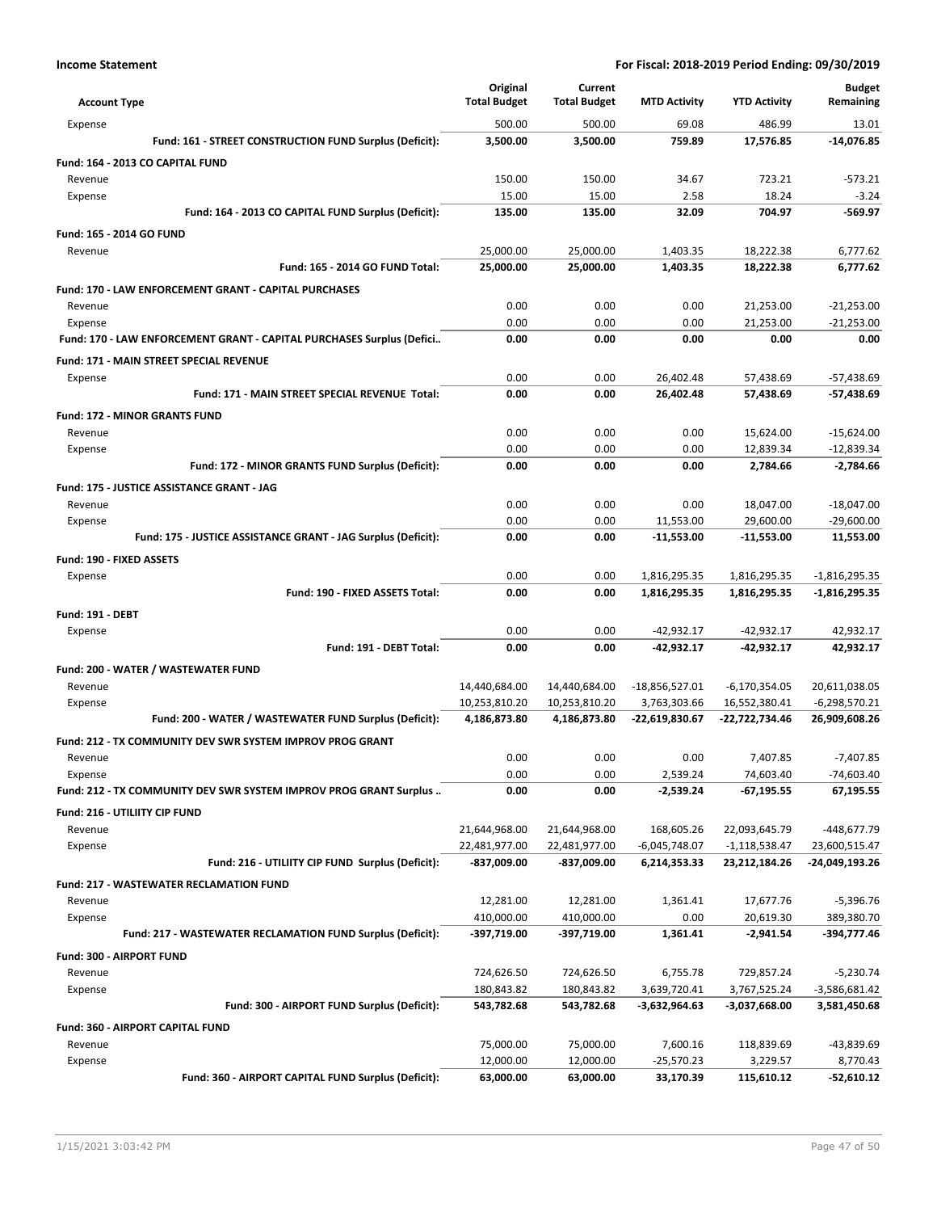**Income Statement** — For Fiscal: 2018-2019 Period Ending: 09/30/2019

| Account Type | Original Total Budget | Current Total Budget | MTD Activity | YTD Activity | Budget Remaining |
|---|---|---|---|---|---|
| Expense | 500.00 | 500.00 | 69.08 | 486.99 | 13.01 |
| **Fund: 161 - STREET CONSTRUCTION FUND Surplus (Deficit):** | **3,500.00** | **3,500.00** | **759.89** | **17,576.85** | **-14,076.85** |
| **Fund: 164 - 2013 CO CAPITAL FUND** | | | | | |
| Revenue | 150.00 | 150.00 | 34.67 | 723.21 | -573.21 |
| Expense | 15.00 | 15.00 | 2.58 | 18.24 | -3.24 |
| **Fund: 164 - 2013 CO CAPITAL FUND Surplus (Deficit):** | **135.00** | **135.00** | **32.09** | **704.97** | **-569.97** |
| **Fund: 165 - 2014 GO FUND** | | | | | |
| Revenue | 25,000.00 | 25,000.00 | 1,403.35 | 18,222.38 | 6,777.62 |
| **Fund: 165 - 2014 GO FUND Total:** | **25,000.00** | **25,000.00** | **1,403.35** | **18,222.38** | **6,777.62** |
| **Fund: 170 - LAW ENFORCEMENT GRANT - CAPITAL PURCHASES** | | | | | |
| Revenue | 0.00 | 0.00 | 0.00 | 21,253.00 | -21,253.00 |
| Expense | 0.00 | 0.00 | 0.00 | 21,253.00 | -21,253.00 |
| **Fund: 170 - LAW ENFORCEMENT GRANT - CAPITAL PURCHASES Surplus (Defici..** | **0.00** | **0.00** | **0.00** | **0.00** | **0.00** |
| **Fund: 171 - MAIN STREET SPECIAL REVENUE** | | | | | |
| Expense | 0.00 | 0.00 | 26,402.48 | 57,438.69 | -57,438.69 |
| **Fund: 171 - MAIN STREET SPECIAL REVENUE Total:** | **0.00** | **0.00** | **26,402.48** | **57,438.69** | **-57,438.69** |
| **Fund: 172 - MINOR GRANTS FUND** | | | | | |
| Revenue | 0.00 | 0.00 | 0.00 | 15,624.00 | -15,624.00 |
| Expense | 0.00 | 0.00 | 0.00 | 12,839.34 | -12,839.34 |
| **Fund: 172 - MINOR GRANTS FUND Surplus (Deficit):** | **0.00** | **0.00** | **0.00** | **2,784.66** | **-2,784.66** |
| **Fund: 175 - JUSTICE ASSISTANCE GRANT - JAG** | | | | | |
| Revenue | 0.00 | 0.00 | 0.00 | 18,047.00 | -18,047.00 |
| Expense | 0.00 | 0.00 | 11,553.00 | 29,600.00 | -29,600.00 |
| **Fund: 175 - JUSTICE ASSISTANCE GRANT - JAG Surplus (Deficit):** | **0.00** | **0.00** | **-11,553.00** | **-11,553.00** | **11,553.00** |
| **Fund: 190 - FIXED ASSETS** | | | | | |
| Expense | 0.00 | 0.00 | 1,816,295.35 | 1,816,295.35 | -1,816,295.35 |
| **Fund: 190 - FIXED ASSETS Total:** | **0.00** | **0.00** | **1,816,295.35** | **1,816,295.35** | **-1,816,295.35** |
| **Fund: 191 - DEBT** | | | | | |
| Expense | 0.00 | 0.00 | -42,932.17 | -42,932.17 | 42,932.17 |
| **Fund: 191 - DEBT Total:** | **0.00** | **0.00** | **-42,932.17** | **-42,932.17** | **42,932.17** |
| **Fund: 200 - WATER / WASTEWATER FUND** | | | | | |
| Revenue | 14,440,684.00 | 14,440,684.00 | -18,856,527.01 | -6,170,354.05 | 20,611,038.05 |
| Expense | 10,253,810.20 | 10,253,810.20 | 3,763,303.66 | 16,552,380.41 | -6,298,570.21 |
| **Fund: 200 - WATER / WASTEWATER FUND Surplus (Deficit):** | **4,186,873.80** | **4,186,873.80** | **-22,619,830.67** | **-22,722,734.46** | **26,909,608.26** |
| **Fund: 212 - TX COMMUNITY DEV SWR SYSTEM IMPROV PROG GRANT** | | | | | |
| Revenue | 0.00 | 0.00 | 0.00 | 7,407.85 | -7,407.85 |
| Expense | 0.00 | 0.00 | 2,539.24 | 74,603.40 | -74,603.40 |
| **Fund: 212 - TX COMMUNITY DEV SWR SYSTEM IMPROV PROG GRANT Surplus ..** | **0.00** | **0.00** | **-2,539.24** | **-67,195.55** | **67,195.55** |
| **Fund: 216 - UTILIITY CIP FUND** | | | | | |
| Revenue | 21,644,968.00 | 21,644,968.00 | 168,605.26 | 22,093,645.79 | -448,677.79 |
| Expense | 22,481,977.00 | 22,481,977.00 | -6,045,748.07 | -1,118,538.47 | 23,600,515.47 |
| **Fund: 216 - UTILIITY CIP FUND Surplus (Deficit):** | **-837,009.00** | **-837,009.00** | **6,214,353.33** | **23,212,184.26** | **-24,049,193.26** |
| **Fund: 217 - WASTEWATER RECLAMATION FUND** | | | | | |
| Revenue | 12,281.00 | 12,281.00 | 1,361.41 | 17,677.76 | -5,396.76 |
| Expense | 410,000.00 | 410,000.00 | 0.00 | 20,619.30 | 389,380.70 |
| **Fund: 217 - WASTEWATER RECLAMATION FUND Surplus (Deficit):** | **-397,719.00** | **-397,719.00** | **1,361.41** | **-2,941.54** | **-394,777.46** |
| **Fund: 300 - AIRPORT FUND** | | | | | |
| Revenue | 724,626.50 | 724,626.50 | 6,755.78 | 729,857.24 | -5,230.74 |
| Expense | 180,843.82 | 180,843.82 | 3,639,720.41 | 3,767,525.24 | -3,586,681.42 |
| **Fund: 300 - AIRPORT FUND Surplus (Deficit):** | **543,782.68** | **543,782.68** | **-3,632,964.63** | **-3,037,668.00** | **3,581,450.68** |
| **Fund: 360 - AIRPORT CAPITAL FUND** | | | | | |
| Revenue | 75,000.00 | 75,000.00 | 7,600.16 | 118,839.69 | -43,839.69 |
| Expense | 12,000.00 | 12,000.00 | -25,570.23 | 3,229.57 | 8,770.43 |
| **Fund: 360 - AIRPORT CAPITAL FUND Surplus (Deficit):** | **63,000.00** | **63,000.00** | **33,170.39** | **115,610.12** | **-52,610.12** |

1/15/2021 3:03:42 PM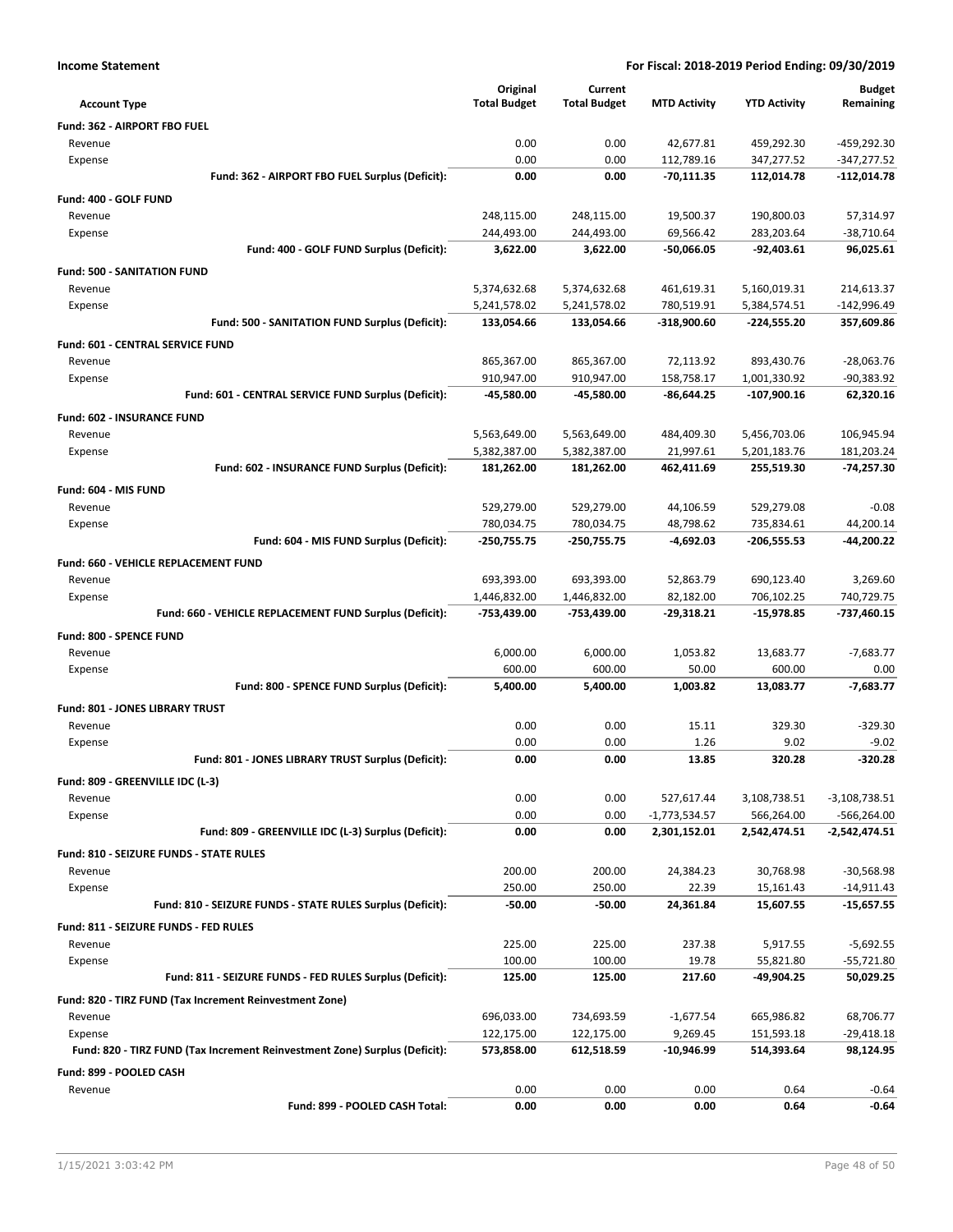**Income Statement** **For Fiscal: 2018-2019 Period Ending: 09/30/2019**

| Account Type | Original Total Budget | Current Total Budget | MTD Activity | YTD Activity | Budget Remaining |
|---|---|---|---|---|---|
| **Fund: 362 - AIRPORT FBO FUEL** | | | | | |
| Revenue | 0.00 | 0.00 | 42,677.81 | 459,292.30 | -459,292.30 |
| Expense | 0.00 | 0.00 | 112,789.16 | 347,277.52 | -347,277.52 |
| **Fund: 362 - AIRPORT FBO FUEL Surplus (Deficit):** | **0.00** | **0.00** | **-70,111.35** | **112,014.78** | **-112,014.78** |
| **Fund: 400 - GOLF FUND** | | | | | |
| Revenue | 248,115.00 | 248,115.00 | 19,500.37 | 190,800.03 | 57,314.97 |
| Expense | 244,493.00 | 244,493.00 | 69,566.42 | 283,203.64 | -38,710.64 |
| **Fund: 400 - GOLF FUND Surplus (Deficit):** | **3,622.00** | **3,622.00** | **-50,066.05** | **-92,403.61** | **96,025.61** |
| **Fund: 500 - SANITATION FUND** | | | | | |
| Revenue | 5,374,632.68 | 5,374,632.68 | 461,619.31 | 5,160,019.31 | 214,613.37 |
| Expense | 5,241,578.02 | 5,241,578.02 | 780,519.91 | 5,384,574.51 | -142,996.49 |
| **Fund: 500 - SANITATION FUND Surplus (Deficit):** | **133,054.66** | **133,054.66** | **-318,900.60** | **-224,555.20** | **357,609.86** |
| **Fund: 601 - CENTRAL SERVICE FUND** | | | | | |
| Revenue | 865,367.00 | 865,367.00 | 72,113.92 | 893,430.76 | -28,063.76 |
| Expense | 910,947.00 | 910,947.00 | 158,758.17 | 1,001,330.92 | -90,383.92 |
| **Fund: 601 - CENTRAL SERVICE FUND Surplus (Deficit):** | **-45,580.00** | **-45,580.00** | **-86,644.25** | **-107,900.16** | **62,320.16** |
| **Fund: 602 - INSURANCE FUND** | | | | | |
| Revenue | 5,563,649.00 | 5,563,649.00 | 484,409.30 | 5,456,703.06 | 106,945.94 |
| Expense | 5,382,387.00 | 5,382,387.00 | 21,997.61 | 5,201,183.76 | 181,203.24 |
| **Fund: 602 - INSURANCE FUND Surplus (Deficit):** | **181,262.00** | **181,262.00** | **462,411.69** | **255,519.30** | **-74,257.30** |
| **Fund: 604 - MIS FUND** | | | | | |
| Revenue | 529,279.00 | 529,279.00 | 44,106.59 | 529,279.08 | -0.08 |
| Expense | 780,034.75 | 780,034.75 | 48,798.62 | 735,834.61 | 44,200.14 |
| **Fund: 604 - MIS FUND Surplus (Deficit):** | **-250,755.75** | **-250,755.75** | **-4,692.03** | **-206,555.53** | **-44,200.22** |
| **Fund: 660 - VEHICLE REPLACEMENT FUND** | | | | | |
| Revenue | 693,393.00 | 693,393.00 | 52,863.79 | 690,123.40 | 3,269.60 |
| Expense | 1,446,832.00 | 1,446,832.00 | 82,182.00 | 706,102.25 | 740,729.75 |
| **Fund: 660 - VEHICLE REPLACEMENT FUND Surplus (Deficit):** | **-753,439.00** | **-753,439.00** | **-29,318.21** | **-15,978.85** | **-737,460.15** |
| **Fund: 800 - SPENCE FUND** | | | | | |
| Revenue | 6,000.00 | 6,000.00 | 1,053.82 | 13,683.77 | -7,683.77 |
| Expense | 600.00 | 600.00 | 50.00 | 600.00 | 0.00 |
| **Fund: 800 - SPENCE FUND Surplus (Deficit):** | **5,400.00** | **5,400.00** | **1,003.82** | **13,083.77** | **-7,683.77** |
| **Fund: 801 - JONES LIBRARY TRUST** | | | | | |
| Revenue | 0.00 | 0.00 | 15.11 | 329.30 | -329.30 |
| Expense | 0.00 | 0.00 | 1.26 | 9.02 | -9.02 |
| **Fund: 801 - JONES LIBRARY TRUST Surplus (Deficit):** | **0.00** | **0.00** | **13.85** | **320.28** | **-320.28** |
| **Fund: 809 - GREENVILLE IDC (L-3)** | | | | | |
| Revenue | 0.00 | 0.00 | 527,617.44 | 3,108,738.51 | -3,108,738.51 |
| Expense | 0.00 | 0.00 | -1,773,534.57 | 566,264.00 | -566,264.00 |
| **Fund: 809 - GREENVILLE IDC (L-3) Surplus (Deficit):** | **0.00** | **0.00** | **2,301,152.01** | **2,542,474.51** | **-2,542,474.51** |
| **Fund: 810 - SEIZURE FUNDS - STATE RULES** | | | | | |
| Revenue | 200.00 | 200.00 | 24,384.23 | 30,768.98 | -30,568.98 |
| Expense | 250.00 | 250.00 | 22.39 | 15,161.43 | -14,911.43 |
| **Fund: 810 - SEIZURE FUNDS - STATE RULES Surplus (Deficit):** | **-50.00** | **-50.00** | **24,361.84** | **15,607.55** | **-15,657.55** |
| **Fund: 811 - SEIZURE FUNDS - FED RULES** | | | | | |
| Revenue | 225.00 | 225.00 | 237.38 | 5,917.55 | -5,692.55 |
| Expense | 100.00 | 100.00 | 19.78 | 55,821.80 | -55,721.80 |
| **Fund: 811 - SEIZURE FUNDS - FED RULES Surplus (Deficit):** | **125.00** | **125.00** | **217.60** | **-49,904.25** | **50,029.25** |
| **Fund: 820 - TIRZ FUND (Tax Increment Reinvestment Zone)** | | | | | |
| Revenue | 696,033.00 | 734,693.59 | -1,677.54 | 665,986.82 | 68,706.77 |
| Expense | 122,175.00 | 122,175.00 | 9,269.45 | 151,593.18 | -29,418.18 |
| **Fund: 820 - TIRZ FUND (Tax Increment Reinvestment Zone) Surplus (Deficit):** | **573,858.00** | **612,518.59** | **-10,946.99** | **514,393.64** | **98,124.95** |
| **Fund: 899 - POOLED CASH** | | | | | |
| Revenue | 0.00 | 0.00 | 0.00 | 0.64 | -0.64 |
| **Fund: 899 - POOLED CASH Total:** | **0.00** | **0.00** | **0.00** | **0.64** | **-0.64** |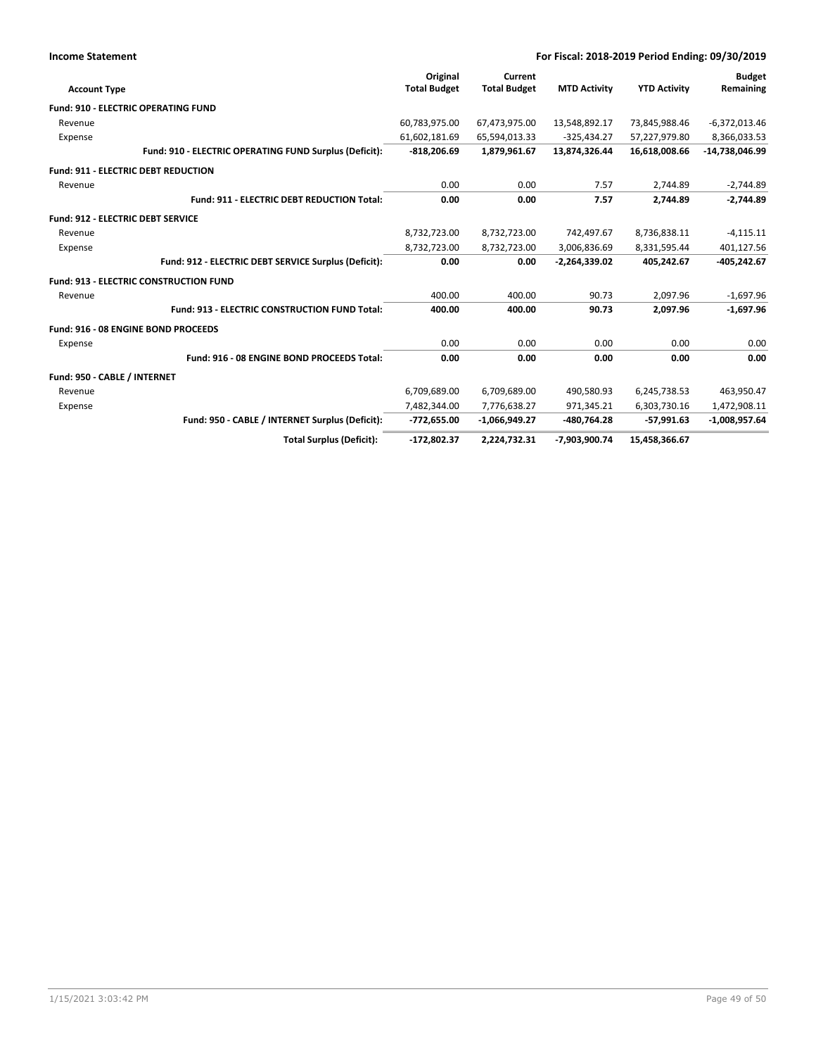**Income Statement** — **For Fiscal: 2018-2019 Period Ending: 09/30/2019**

| Account Type | Original Total Budget | Current Total Budget | MTD Activity | YTD Activity | Budget Remaining |
|---|---|---|---|---|---|
| **Fund: 910 - ELECTRIC OPERATING FUND** | | | | | |
| Revenue | 60,783,975.00 | 67,473,975.00 | 13,548,892.17 | 73,845,988.46 | -6,372,013.46 |
| Expense | 61,602,181.69 | 65,594,013.33 | -325,434.27 | 57,227,979.80 | 8,366,033.53 |
| **Fund: 910 - ELECTRIC OPERATING FUND Surplus (Deficit):** | **-818,206.69** | **1,879,961.67** | **13,874,326.44** | **16,618,008.66** | **-14,738,046.99** |
| **Fund: 911 - ELECTRIC DEBT REDUCTION** | | | | | |
| Revenue | 0.00 | 0.00 | 7.57 | 2,744.89 | -2,744.89 |
| **Fund: 911 - ELECTRIC DEBT REDUCTION Total:** | **0.00** | **0.00** | **7.57** | **2,744.89** | **-2,744.89** |
| **Fund: 912 - ELECTRIC DEBT SERVICE** | | | | | |
| Revenue | 8,732,723.00 | 8,732,723.00 | 742,497.67 | 8,736,838.11 | -4,115.11 |
| Expense | 8,732,723.00 | 8,732,723.00 | 3,006,836.69 | 8,331,595.44 | 401,127.56 |
| **Fund: 912 - ELECTRIC DEBT SERVICE Surplus (Deficit):** | **0.00** | **0.00** | **-2,264,339.02** | **405,242.67** | **-405,242.67** |
| **Fund: 913 - ELECTRIC CONSTRUCTION FUND** | | | | | |
| Revenue | 400.00 | 400.00 | 90.73 | 2,097.96 | -1,697.96 |
| **Fund: 913 - ELECTRIC CONSTRUCTION FUND Total:** | **400.00** | **400.00** | **90.73** | **2,097.96** | **-1,697.96** |
| **Fund: 916 - 08 ENGINE BOND PROCEEDS** | | | | | |
| Expense | 0.00 | 0.00 | 0.00 | 0.00 | 0.00 |
| **Fund: 916 - 08 ENGINE BOND PROCEEDS Total:** | **0.00** | **0.00** | **0.00** | **0.00** | **0.00** |
| **Fund: 950 - CABLE / INTERNET** | | | | | |
| Revenue | 6,709,689.00 | 6,709,689.00 | 490,580.93 | 6,245,738.53 | 463,950.47 |
| Expense | 7,482,344.00 | 7,776,638.27 | 971,345.21 | 6,303,730.16 | 1,472,908.11 |
| **Fund: 950 - CABLE / INTERNET Surplus (Deficit):** | **-772,655.00** | **-1,066,949.27** | **-480,764.28** | **-57,991.63** | **-1,008,957.64** |
| **Total Surplus (Deficit):** | **-172,802.37** | **2,224,732.31** | **-7,903,900.74** | **15,458,366.67** | |

1/15/2021 3:03:42 PM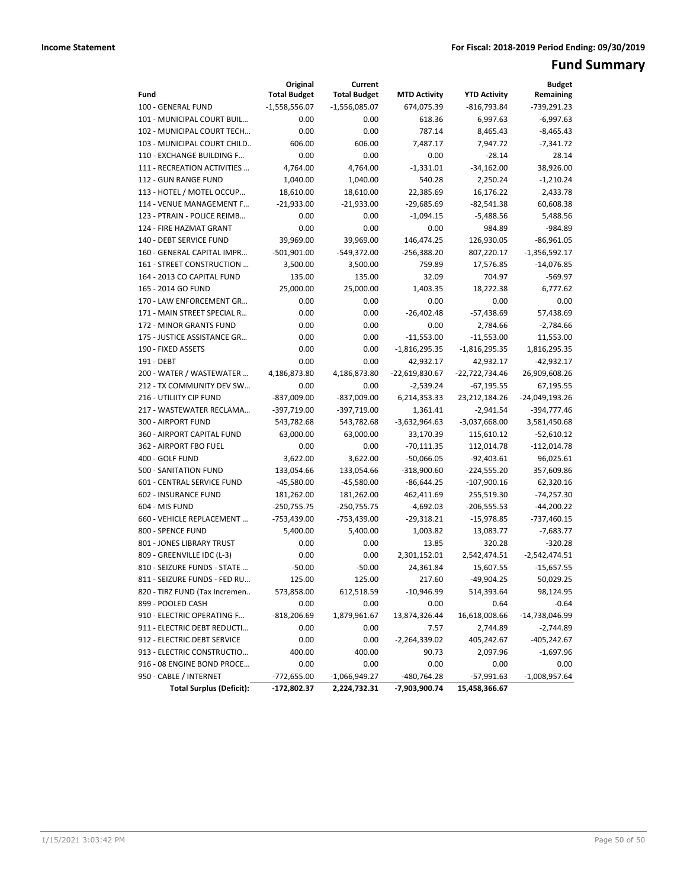**Income Statement** **For Fiscal: 2018-2019 Period Ending: 09/30/2019**

# Fund Summary

| Fund | Original Total Budget | Current Total Budget | MTD Activity | YTD Activity | Budget Remaining |
|---|---|---|---|---|---|
| 100 - GENERAL FUND | -1,558,556.07 | -1,556,085.07 | 674,075.39 | -816,793.84 | -739,291.23 |
| 101 - MUNICIPAL COURT BUIL… | 0.00 | 0.00 | 618.36 | 6,997.63 | -6,997.63 |
| 102 - MUNICIPAL COURT TECH… | 0.00 | 0.00 | 787.14 | 8,465.43 | -8,465.43 |
| 103 - MUNICIPAL COURT CHILD.. | 606.00 | 606.00 | 7,487.17 | 7,947.72 | -7,341.72 |
| 110 - EXCHANGE BUILDING F… | 0.00 | 0.00 | 0.00 | -28.14 | 28.14 |
| 111 - RECREATION ACTIVITIES … | 4,764.00 | 4,764.00 | -1,331.01 | -34,162.00 | 38,926.00 |
| 112 - GUN RANGE FUND | 1,040.00 | 1,040.00 | 540.28 | 2,250.24 | -1,210.24 |
| 113 - HOTEL / MOTEL OCCUP… | 18,610.00 | 18,610.00 | 22,385.69 | 16,176.22 | 2,433.78 |
| 114 - VENUE MANAGEMENT F… | -21,933.00 | -21,933.00 | -29,685.69 | -82,541.38 | 60,608.38 |
| 123 - PTRAIN - POLICE REIMB… | 0.00 | 0.00 | -1,094.15 | -5,488.56 | 5,488.56 |
| 124 - FIRE HAZMAT GRANT | 0.00 | 0.00 | 0.00 | 984.89 | -984.89 |
| 140 - DEBT SERVICE FUND | 39,969.00 | 39,969.00 | 146,474.25 | 126,930.05 | -86,961.05 |
| 160 - GENERAL CAPITAL IMPR… | -501,901.00 | -549,372.00 | -256,388.20 | 807,220.17 | -1,356,592.17 |
| 161 - STREET CONSTRUCTION … | 3,500.00 | 3,500.00 | 759.89 | 17,576.85 | -14,076.85 |
| 164 - 2013 CO CAPITAL FUND | 135.00 | 135.00 | 32.09 | 704.97 | -569.97 |
| 165 - 2014 GO FUND | 25,000.00 | 25,000.00 | 1,403.35 | 18,222.38 | 6,777.62 |
| 170 - LAW ENFORCEMENT GR… | 0.00 | 0.00 | 0.00 | 0.00 | 0.00 |
| 171 - MAIN STREET SPECIAL R… | 0.00 | 0.00 | -26,402.48 | -57,438.69 | 57,438.69 |
| 172 - MINOR GRANTS FUND | 0.00 | 0.00 | 0.00 | 2,784.66 | -2,784.66 |
| 175 - JUSTICE ASSISTANCE GR… | 0.00 | 0.00 | -11,553.00 | -11,553.00 | 11,553.00 |
| 190 - FIXED ASSETS | 0.00 | 0.00 | -1,816,295.35 | -1,816,295.35 | 1,816,295.35 |
| 191 - DEBT | 0.00 | 0.00 | 42,932.17 | 42,932.17 | -42,932.17 |
| 200 - WATER / WASTEWATER … | 4,186,873.80 | 4,186,873.80 | -22,619,830.67 | -22,722,734.46 | 26,909,608.26 |
| 212 - TX COMMUNITY DEV SW… | 0.00 | 0.00 | -2,539.24 | -67,195.55 | 67,195.55 |
| 216 - UTILIITY CIP FUND | -837,009.00 | -837,009.00 | 6,214,353.33 | 23,212,184.26 | -24,049,193.26 |
| 217 - WASTEWATER RECLAMA… | -397,719.00 | -397,719.00 | 1,361.41 | -2,941.54 | -394,777.46 |
| 300 - AIRPORT FUND | 543,782.68 | 543,782.68 | -3,632,964.63 | -3,037,668.00 | 3,581,450.68 |
| 360 - AIRPORT CAPITAL FUND | 63,000.00 | 63,000.00 | 33,170.39 | 115,610.12 | -52,610.12 |
| 362 - AIRPORT FBO FUEL | 0.00 | 0.00 | -70,111.35 | 112,014.78 | -112,014.78 |
| 400 - GOLF FUND | 3,622.00 | 3,622.00 | -50,066.05 | -92,403.61 | 96,025.61 |
| 500 - SANITATION FUND | 133,054.66 | 133,054.66 | -318,900.60 | -224,555.20 | 357,609.86 |
| 601 - CENTRAL SERVICE FUND | -45,580.00 | -45,580.00 | -86,644.25 | -107,900.16 | 62,320.16 |
| 602 - INSURANCE FUND | 181,262.00 | 181,262.00 | 462,411.69 | 255,519.30 | -74,257.30 |
| 604 - MIS FUND | -250,755.75 | -250,755.75 | -4,692.03 | -206,555.53 | -44,200.22 |
| 660 - VEHICLE REPLACEMENT … | -753,439.00 | -753,439.00 | -29,318.21 | -15,978.85 | -737,460.15 |
| 800 - SPENCE FUND | 5,400.00 | 5,400.00 | 1,003.82 | 13,083.77 | -7,683.77 |
| 801 - JONES LIBRARY TRUST | 0.00 | 0.00 | 13.85 | 320.28 | -320.28 |
| 809 - GREENVILLE IDC (L-3) | 0.00 | 0.00 | 2,301,152.01 | 2,542,474.51 | -2,542,474.51 |
| 810 - SEIZURE FUNDS - STATE … | -50.00 | -50.00 | 24,361.84 | 15,607.55 | -15,657.55 |
| 811 - SEIZURE FUNDS - FED RU… | 125.00 | 125.00 | 217.60 | -49,904.25 | 50,029.25 |
| 820 - TIRZ FUND (Tax Incremen.. | 573,858.00 | 612,518.59 | -10,946.99 | 514,393.64 | 98,124.95 |
| 899 - POOLED CASH | 0.00 | 0.00 | 0.00 | 0.64 | -0.64 |
| 910 - ELECTRIC OPERATING F… | -818,206.69 | 1,879,961.67 | 13,874,326.44 | 16,618,008.66 | -14,738,046.99 |
| 911 - ELECTRIC DEBT REDUCTI… | 0.00 | 0.00 | 7.57 | 2,744.89 | -2,744.89 |
| 912 - ELECTRIC DEBT SERVICE | 0.00 | 0.00 | -2,264,339.02 | 405,242.67 | -405,242.67 |
| 913 - ELECTRIC CONSTRUCTIO… | 400.00 | 400.00 | 90.73 | 2,097.96 | -1,697.96 |
| 916 - 08 ENGINE BOND PROCE… | 0.00 | 0.00 | 0.00 | 0.00 | 0.00 |
| 950 - CABLE / INTERNET | -772,655.00 | -1,066,949.27 | -480,764.28 | -57,991.63 | -1,008,957.64 |
| **Total Surplus (Deficit):** | **-172,802.37** | **2,224,732.31** | **-7,903,900.74** | **15,458,366.67** | |